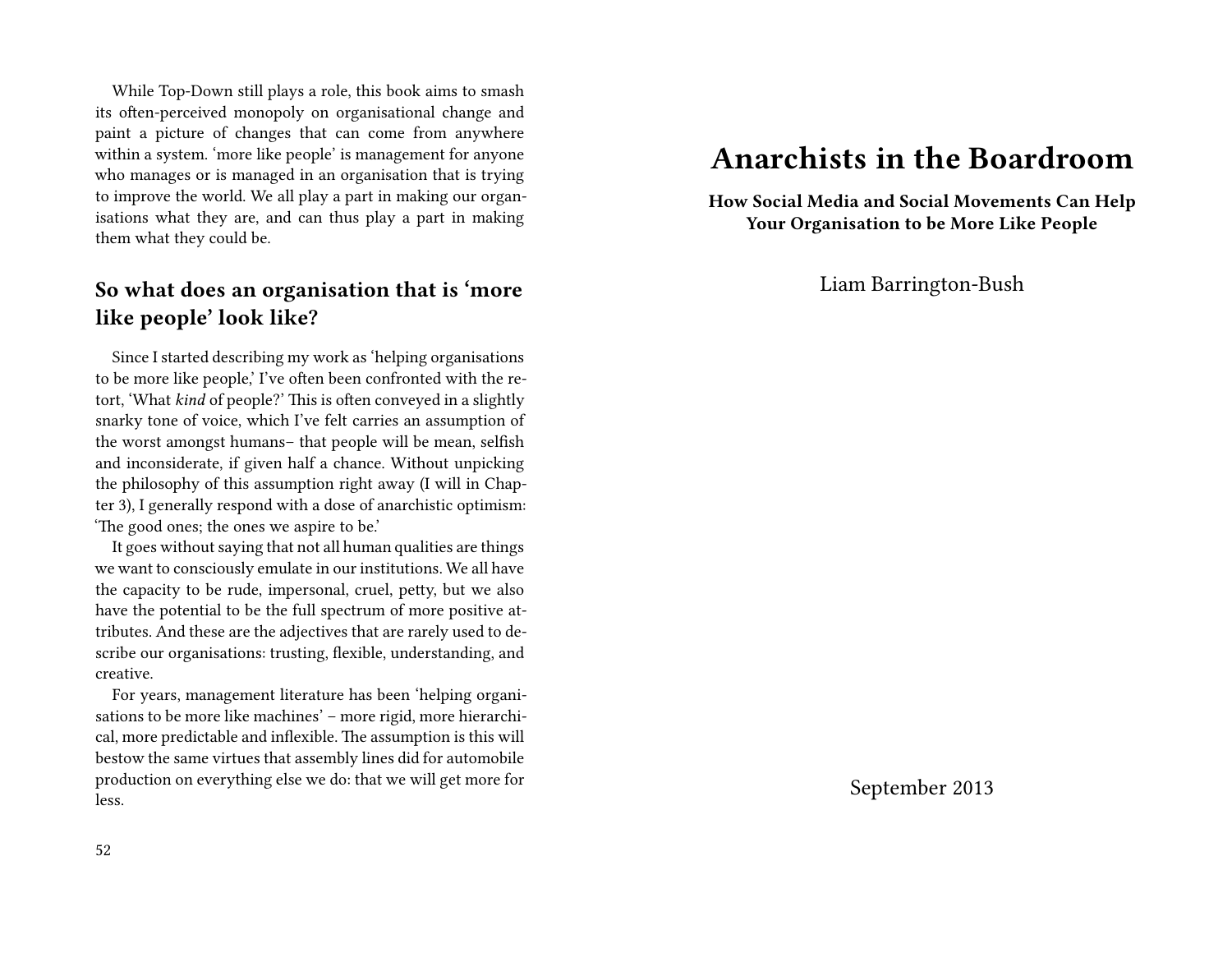While Top-Down still plays a role, this book aims to smash its often-perceived monopoly on organisational change and paint a picture of changes that can come from anywhere within a system. 'more like people' is management for anyone who manages or is managed in an organisation that is trying to improve the world. We all play a part in making our organisations what they are, and can thus play a part in making them what they could be.

## So what does an organisation that is 'more like people' look like?

Since I started describing my work as 'helping organisations to be more like people,' I've often been confronted with the retort, 'What *kind* of people?' This is often conveyed in a slightly snarky tone of voice, which I've felt carries an assumption of the worst amongst humans– that people will be mean, selfish and inconsiderate, if given half a chance. Without unpicking the philosophy of this assumption right away (I will in Chapter 3), I generally respond with a dose of anarchistic optimism: 'The good ones; the ones we aspire to be.'

It goes without saying that not all human qualities are things we want to consciously emulate in our institutions. We all have the capacity to be rude, impersonal, cruel, petty, but we also have the potential to be the full spectrum of more positive attributes. And these are the adjectives that are rarely used to describe our organisations: trusting, flexible, understanding, and creative.

For years, management literature has been 'helping organisations to be more like machines' – more rigid, more hierarchical, more predictable and inflexible. The assumption is this will bestow the same virtues that assembly lines did for automobile production on everything else we do: that we will get more for less.

# Anarchists in the Boardroom

**How Social Media and Social Movements Can Help Your Organisation to be More Like People**

Liam Barrington-Bush

September 2013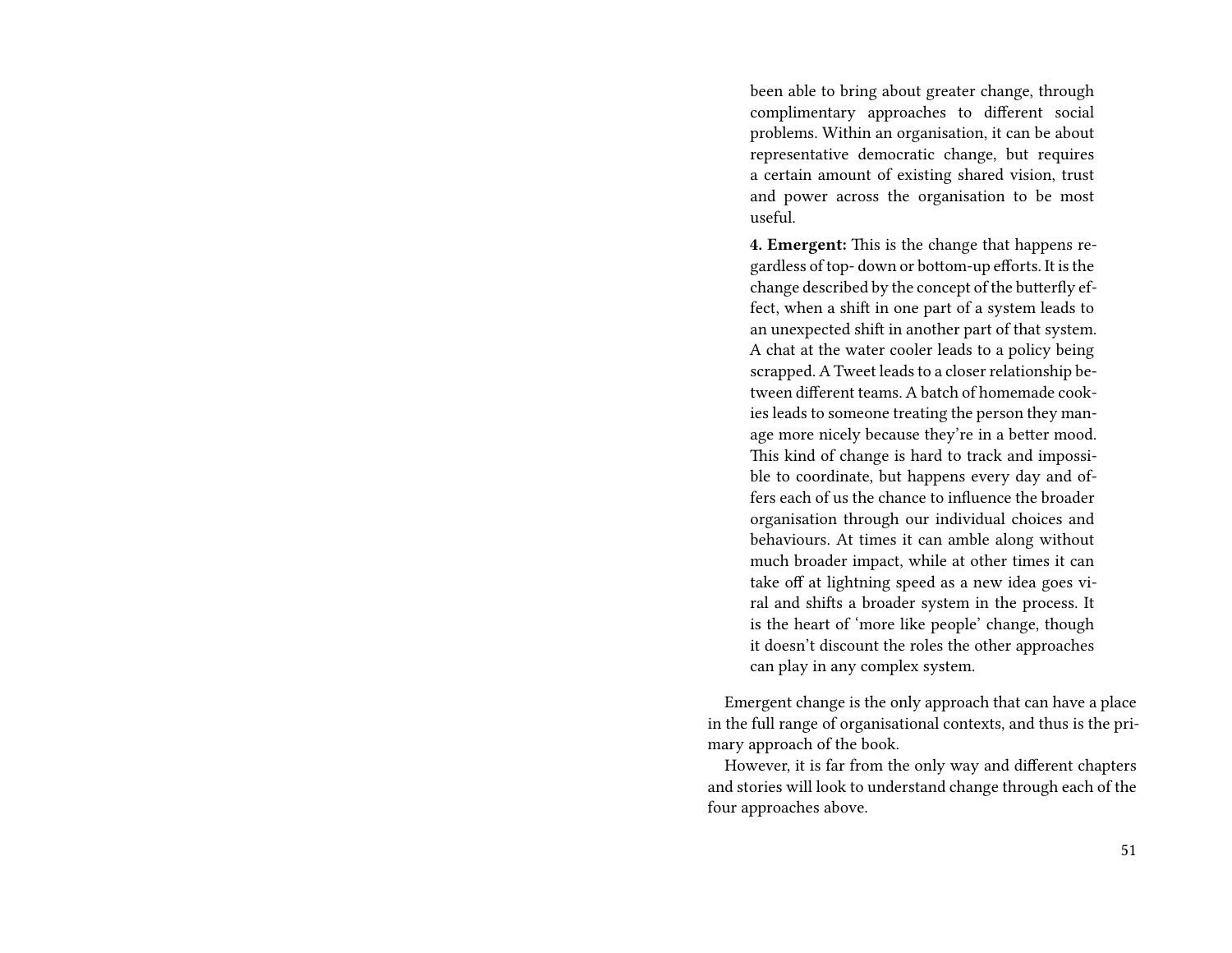been able to bring about greater change, through complimentary approaches to different social problems. Within an organisation, it can be about representative democratic change, but requires a certain amount of existing shared vision, trust and power across the organisation to be most useful.

**4. Emergent:** This is the change that happens regardless of top- down or bottom-up efforts. It is the change described by the concept of the butterfly effect, when a shift in one part of a system leads to an unexpected shift in another part of that system. A chat at the water cooler leads to a policy being scrapped. A Tweet leads to a closer relationship between different teams. A batch of homemade cookies leads to someone treating the person they manage more nicely because they're in a better mood. This kind of change is hard to track and impossible to coordinate, but happens every day and offers each of us the chance to influence the broader organisation through our individual choices and behaviours. At times it can amble along without much broader impact, while at other times it can take off at lightning speed as a new idea goes viral and shifts a broader system in the process. It is the heart of 'more like people' change, though it doesn't discount the roles the other approaches can play in any complex system.

Emergent change is the only approach that can have a place in the full range of organisational contexts, and thus is the primary approach of the book.

However, it is far from the only way and different chapters and stories will look to understand change through each of the four approaches above.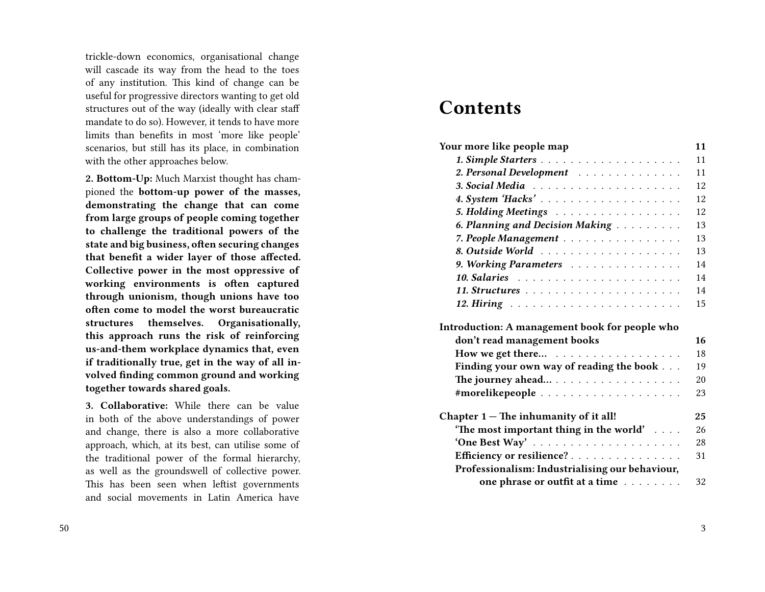trickle-down economics, organisational change will cascade its way from the head to the toes of any institution. This kind of change can be useful for progressive directors wanting to get old structures out of the way (ideally with clear staff mandate to do so). However, it tends to have more limits than benefits in most 'more like people' scenarios, but still has its place, in combination with the other approaches below.

**2. Bottom-Up:** Much Marxist thought has championed the **bottom-up power of the masses, demonstrating the change that can come from large groups of people coming together to challenge the traditional powers of the state and big business, often securing changes that benefit a wider layer of those affected. Collective power in the most oppressive of working environments is often captured through unionism, though unions have too often come to model the worst bureaucratic structures themselves. Organisationally, this approach runs the risk of reinforcing us-and-them workplace dynamics that, even if traditionally true, get in the way of all involved finding common ground and working together towards shared goals.**

**3. Collaborative:** While there can be value in both of the above understandings of power and change, there is also a more collaborative approach, which, at its best, can utilise some of the traditional power of the formal hierarchy, as well as the groundswell of collective power. This has been seen when leftist governments and social movements in Latin America have

# Contents

**Your more like people map** — **11**

- ***1. Simple Starters*** — 11
- ***2. Personal Development*** — 11
- ***3. Social Media*** — 12
- ***4. System 'Hacks'*** — 12
- ***5. Holding Meetings*** — 12
- ***6. Planning and Decision Making*** — 13
- ***7. People Management*** — 13
- ***8. Outside World*** — 13
- ***9. Working Parameters*** — 14
- ***10. Salaries*** — 14
- ***11. Structures*** — 14
- ***12. Hiring*** — 15

**Introduction: A management book for people who don't read management books** — **16**

- **How we get there…** — 18
- **Finding your own way of reading the book** — 19
- **The journey ahead…** — 20
- **#morelikepeople** — 23

**Chapter 1 — The inhumanity of it all!** — **25**

- **'The most important thing in the world'** — 26
- **'One Best Way'** — 28
- **Efficiency or resilience?** — 31
- **Professionalism: Industrialising our behaviour, one phrase or outfit at a time** — 32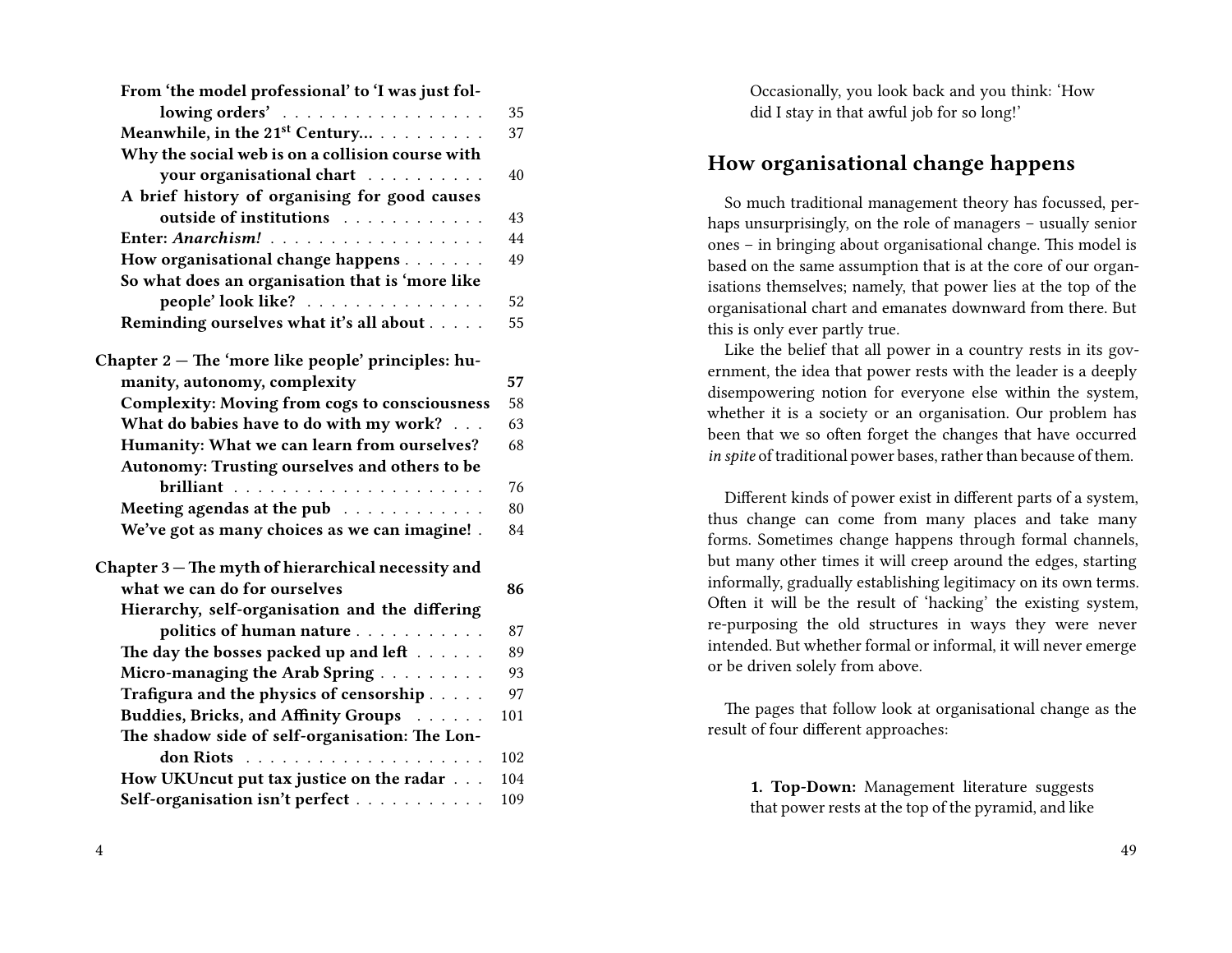From 'the model professional' to 'I was just following orders' . . . . . . . . . . . . . . . . . 35
Meanwhile, in the 21st Century... . . . . . . . . . 37
Why the social web is on a collision course with your organisational chart . . . . . . . . . . 40
A brief history of organising for good causes outside of institutions . . . . . . . . . . . . 43
Enter: *Anarchism!* . . . . . . . . . . . . . . . . . . 44
How organisational change happens . . . . . . . 49
So what does an organisation that is 'more like people' look like? . . . . . . . . . . . . . . . 52
Reminding ourselves what it's all about . . . . . 55

**Chapter 2 — The 'more like people' principles: humanity, autonomy, complexity** **57**
Complexity: Moving from cogs to consciousness 58
What do babies have to do with my work? . . . 63
Humanity: What we can learn from ourselves? 68
Autonomy: Trusting ourselves and others to be brilliant . . . . . . . . . . . . . . . . . . . . . 76
Meeting agendas at the pub . . . . . . . . . . . . 80
We've got as many choices as we can imagine! . 84

**Chapter 3 — The myth of hierarchical necessity and what we can do for ourselves** **86**
Hierarchy, self-organisation and the differing politics of human nature . . . . . . . . . . . 87
The day the bosses packed up and left . . . . . . 89
Micro-managing the Arab Spring . . . . . . . . . 93
Trafigura and the physics of censorship . . . . . 97
Buddies, Bricks, and Affinity Groups . . . . . . 101
The shadow side of self-organisation: The London Riots . . . . . . . . . . . . . . . . . . . . 102
How UKUncut put tax justice on the radar . . . 104
Self-organisation isn't perfect . . . . . . . . . . . 109

Occasionally, you look back and you think: 'How did I stay in that awful job for so long!'

## How organisational change happens

So much traditional management theory has focussed, perhaps unsurprisingly, on the role of managers – usually senior ones – in bringing about organisational change. This model is based on the same assumption that is at the core of our organisations themselves; namely, that power lies at the top of the organisational chart and emanates downward from there. But this is only ever partly true.

Like the belief that all power in a country rests in its government, the idea that power rests with the leader is a deeply disempowering notion for everyone else within the system, whether it is a society or an organisation. Our problem has been that we so often forget the changes that have occurred *in spite* of traditional power bases, rather than because of them.

Different kinds of power exist in different parts of a system, thus change can come from many places and take many forms. Sometimes change happens through formal channels, but many other times it will creep around the edges, starting informally, gradually establishing legitimacy on its own terms. Often it will be the result of 'hacking' the existing system, re-purposing the old structures in ways they were never intended. But whether formal or informal, it will never emerge or be driven solely from above.

The pages that follow look at organisational change as the result of four different approaches:

> **1. Top-Down:** Management literature suggests that power rests at the top of the pyramid, and like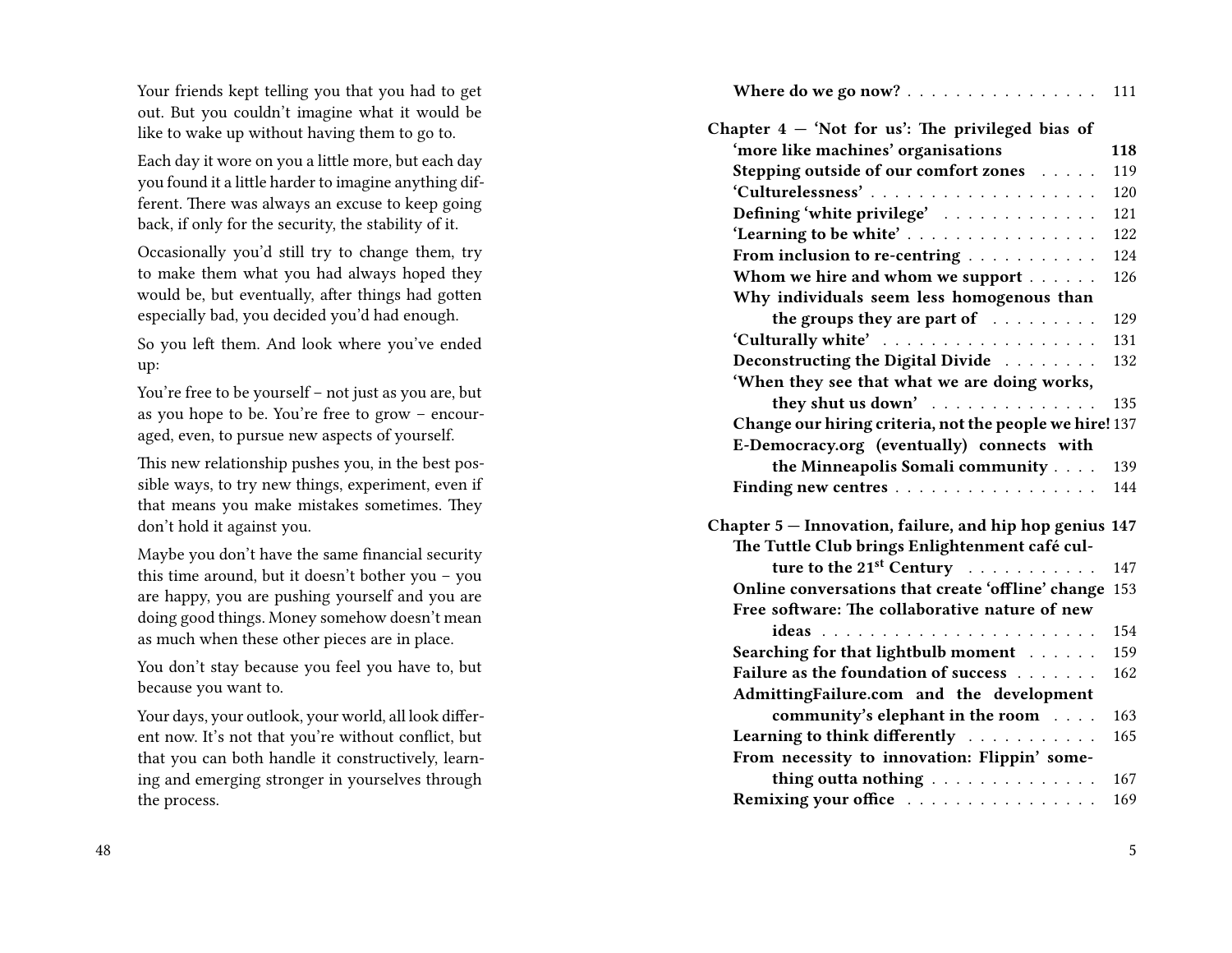Your friends kept telling you that you had to get out. But you couldn't imagine what it would be like to wake up without having them to go to.

Each day it wore on you a little more, but each day you found it a little harder to imagine anything different. There was always an excuse to keep going back, if only for the security, the stability of it.

Occasionally you'd still try to change them, try to make them what you had always hoped they would be, but eventually, after things had gotten especially bad, you decided you'd had enough.

So you left them. And look where you've ended up:

You're free to be yourself – not just as you are, but as you hope to be. You're free to grow – encouraged, even, to pursue new aspects of yourself.

This new relationship pushes you, in the best possible ways, to try new things, experiment, even if that means you make mistakes sometimes. They don't hold it against you.

Maybe you don't have the same financial security this time around, but it doesn't bother you – you are happy, you are pushing yourself and you are doing good things. Money somehow doesn't mean as much when these other pieces are in place.

You don't stay because you feel you have to, but because you want to.

Your days, your outlook, your world, all look different now. It's not that you're without conflict, but that you can both handle it constructively, learning and emerging stronger in yourselves through the process.

**Where do we go now?** . . . . . . . . . . . . . . . . 111

**Chapter 4 — 'Not for us': The privileged bias of 'more like machines' organisations** **118**
- **Stepping outside of our comfort zones** . . . . . 119
- **'Culturelessness'** . . . . . . . . . . . . . . . . . . . 120
- **Defining 'white privilege'** . . . . . . . . . . . . . 121
- **'Learning to be white'** . . . . . . . . . . . . . . . 122
- **From inclusion to re-centring** . . . . . . . . . . . 124
- **Whom we hire and whom we support** . . . . . . 126
- **Why individuals seem less homogenous than the groups they are part of** . . . . . . . . . 129
- **'Culturally white'** . . . . . . . . . . . . . . . . . . 131
- **Deconstructing the Digital Divide** . . . . . . . . 132
- **'When they see that what we are doing works, they shut us down'** . . . . . . . . . . . . . 135
- **Change our hiring criteria, not the people we hire!** 137
- **E-Democracy.org (eventually) connects with the Minneapolis Somali community** . . . . 139
- **Finding new centres** . . . . . . . . . . . . . . . . 144

**Chapter 5 — Innovation, failure, and hip hop genius** **147**
- **The Tuttle Club brings Enlightenment café culture to the 21st Century** . . . . . . . . . . . 147
- **Online conversations that create 'offline' change** 153
- **Free software: The collaborative nature of new ideas** . . . . . . . . . . . . . . . . . . . . . . 154
- **Searching for that lightbulb moment** . . . . . . 159
- **Failure as the foundation of success** . . . . . . . 162
- **AdmittingFailure.com and the development community's elephant in the room** . . . . 163
- **Learning to think differently** . . . . . . . . . . . 165
- **From necessity to innovation: Flippin' something outta nothing** . . . . . . . . . . . . . . 167
- **Remixing your office** . . . . . . . . . . . . . . . . 169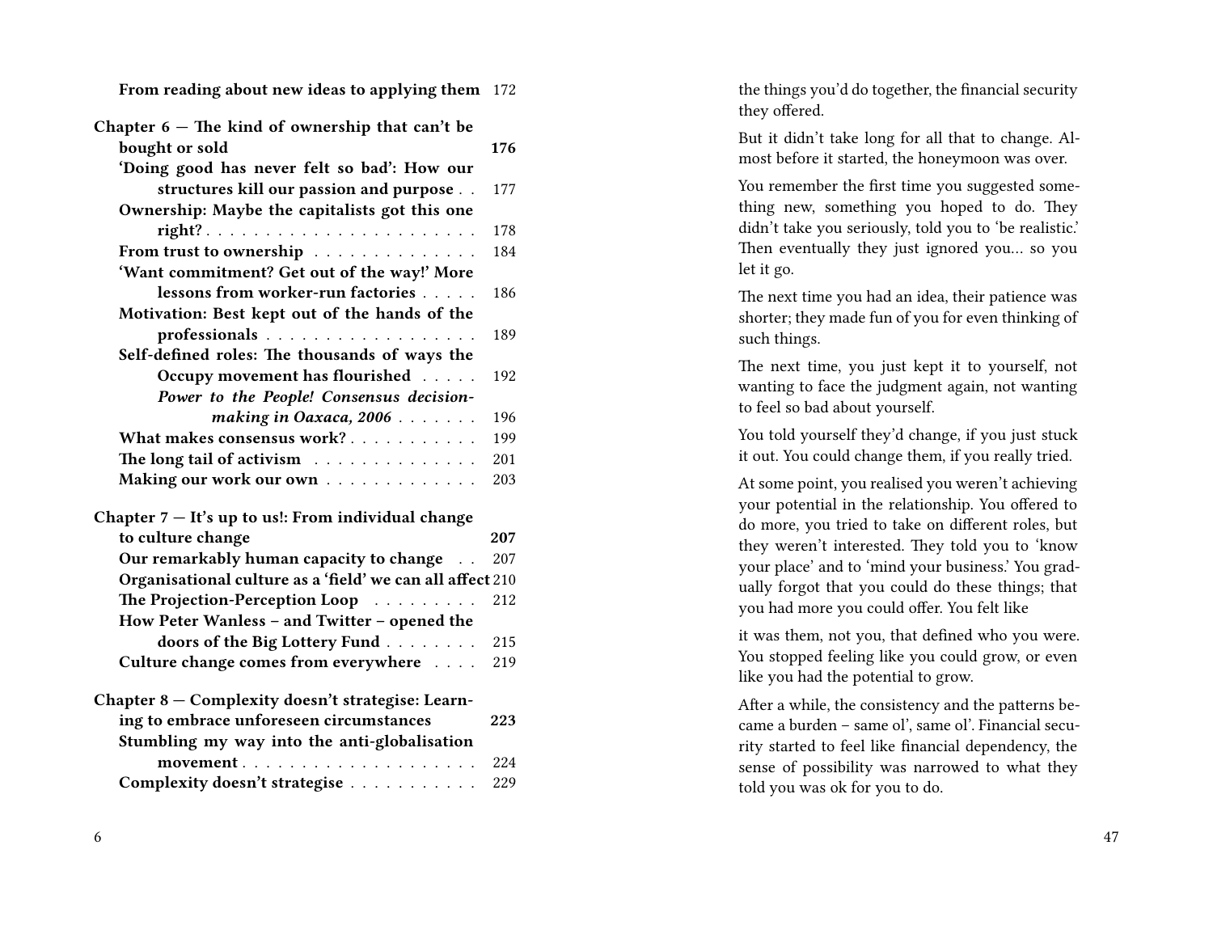**From reading about new ideas to applying them** 172

**Chapter 6 — The kind of ownership that can't be bought or sold** **176**

**'Doing good has never felt so bad': How our structures kill our passion and purpose** 177

**Ownership: Maybe the capitalists got this one right?** 178

**From trust to ownership** 184

**'Want commitment? Get out of the way!' More lessons from worker-run factories** 186

**Motivation: Best kept out of the hands of the professionals** 189

**Self-defined roles: The thousands of ways the Occupy movement has flourished** 192

***Power to the People! Consensus decision-making in Oaxaca, 2006*** 196

**What makes consensus work?** 199

**The long tail of activism** 201

**Making our work our own** 203

**Chapter 7 — It's up to us!: From individual change to culture change** **207**

**Our remarkably human capacity to change** 207

**Organisational culture as a 'field' we can all affect** 210

**The Projection-Perception Loop** 212

**How Peter Wanless – and Twitter – opened the doors of the Big Lottery Fund** 215

**Culture change comes from everywhere** 219

**Chapter 8 — Complexity doesn't strategise: Learning to embrace unforeseen circumstances** **223**

**Stumbling my way into the anti-globalisation movement** 224

**Complexity doesn't strategise** 229

the things you'd do together, the financial security they offered.

But it didn't take long for all that to change. Almost before it started, the honeymoon was over.

You remember the first time you suggested something new, something you hoped to do. They didn't take you seriously, told you to 'be realistic.' Then eventually they just ignored you… so you let it go.

The next time you had an idea, their patience was shorter; they made fun of you for even thinking of such things.

The next time, you just kept it to yourself, not wanting to face the judgment again, not wanting to feel so bad about yourself.

You told yourself they'd change, if you just stuck it out. You could change them, if you really tried.

At some point, you realised you weren't achieving your potential in the relationship. You offered to do more, you tried to take on different roles, but they weren't interested. They told you to 'know your place' and to 'mind your business.' You gradually forgot that you could do these things; that you had more you could offer. You felt like

it was them, not you, that defined who you were. You stopped feeling like you could grow, or even like you had the potential to grow.

After a while, the consistency and the patterns became a burden – same ol', same ol'. Financial security started to feel like financial dependency, the sense of possibility was narrowed to what they told you was ok for you to do.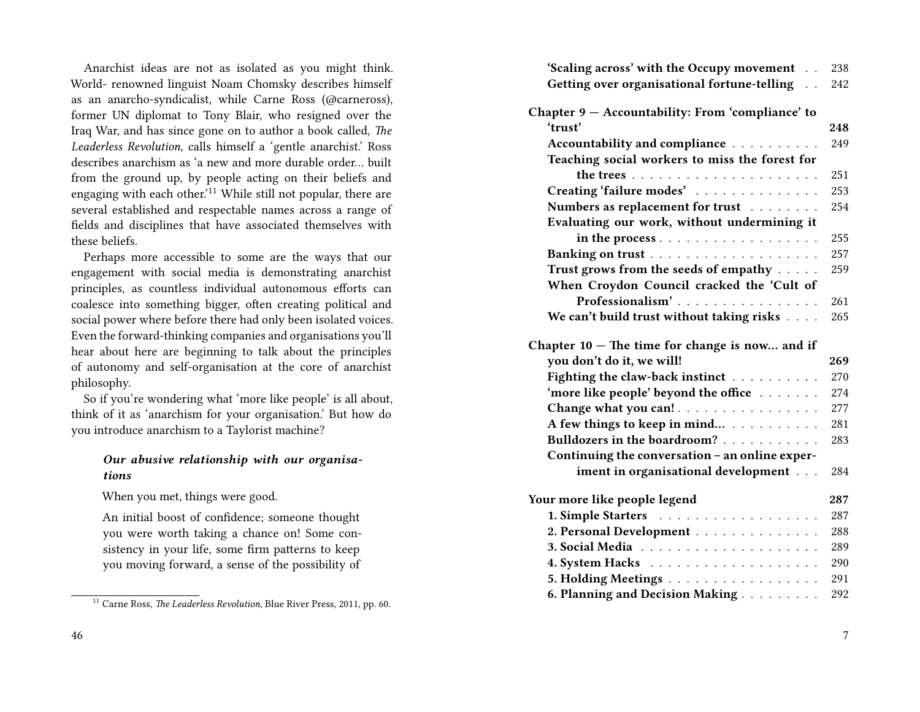Anarchist ideas are not as isolated as you might think. World- renowned linguist Noam Chomsky describes himself as an anarcho-syndicalist, while Carne Ross (@carneross), former UN diplomat to Tony Blair, who resigned over the Iraq War, and has since gone on to author a book called, *The Leaderless Revolution*, calls himself a 'gentle anarchist.' Ross describes anarchism as 'a new and more durable order… built from the ground up, by people acting on their beliefs and engaging with each other.'[11] While still not popular, there are several established and respectable names across a range of fields and disciplines that have associated themselves with these beliefs.

Perhaps more accessible to some are the ways that our engagement with social media is demonstrating anarchist principles, as countless individual autonomous efforts can coalesce into something bigger, often creating political and social power where before there had only been isolated voices. Even the forward-thinking companies and organisations you'll hear about here are beginning to talk about the principles of autonomy and self-organisation at the core of anarchist philosophy.

So if you're wondering what 'more like people' is all about, think of it as 'anarchism for your organisation.' But how do you introduce anarchism to a Taylorist machine?

> ***Our abusive relationship with our organisations***
>
> When you met, things were good.
>
> An initial boost of confidence; someone thought you were worth taking a chance on! Some consistency in your life, some firm patterns to keep you moving forward, a sense of the possibility of

[11] Carne Ross, *The Leaderless Revolution*, Blue River Press, 2011, pp. 60.

- **'Scaling across' with the Occupy movement** . . 238
- **Getting over organisational fortune-telling** . . 242

**Chapter 9 — Accountability: From 'compliance' to 'trust'** **248**

- **Accountability and compliance** . . . . . . . . . . 249
- **Teaching social workers to miss the forest for the trees** . . . . . . . . . . . . . . . . . . . . . 251
- **Creating 'failure modes'** . . . . . . . . . . . . . . 253
- **Numbers as replacement for trust** . . . . . . . . 254
- **Evaluating our work, without undermining it in the process** . . . . . . . . . . . . . . . . . . 255
- **Banking on trust** . . . . . . . . . . . . . . . . . . . 257
- **Trust grows from the seeds of empathy** . . . . . 259
- **When Croydon Council cracked the 'Cult of Professionalism'** . . . . . . . . . . . . . . . . 261
- **We can't build trust without taking risks** . . . . 265

**Chapter 10 — The time for change is now… and if you don't do it, we will!** **269**

- **Fighting the claw-back instinct** . . . . . . . . . . 270
- **'more like people' beyond the office** . . . . . . . 274
- **Change what you can!** . . . . . . . . . . . . . . . . 277
- **A few things to keep in mind…** . . . . . . . . . . 281
- **Bulldozers in the boardroom?** . . . . . . . . . . . 283
- **Continuing the conversation – an online experiment in organisational development** . . . 284

**Your more like people legend** **287**

- **1. Simple Starters** . . . . . . . . . . . . . . . . . . 287
- **2. Personal Development** . . . . . . . . . . . . . . 288
- **3. Social Media** . . . . . . . . . . . . . . . . . . . . 289
- **4. System Hacks** . . . . . . . . . . . . . . . . . . . 290
- **5. Holding Meetings** . . . . . . . . . . . . . . . . . 291
- **6. Planning and Decision Making** . . . . . . . . . 292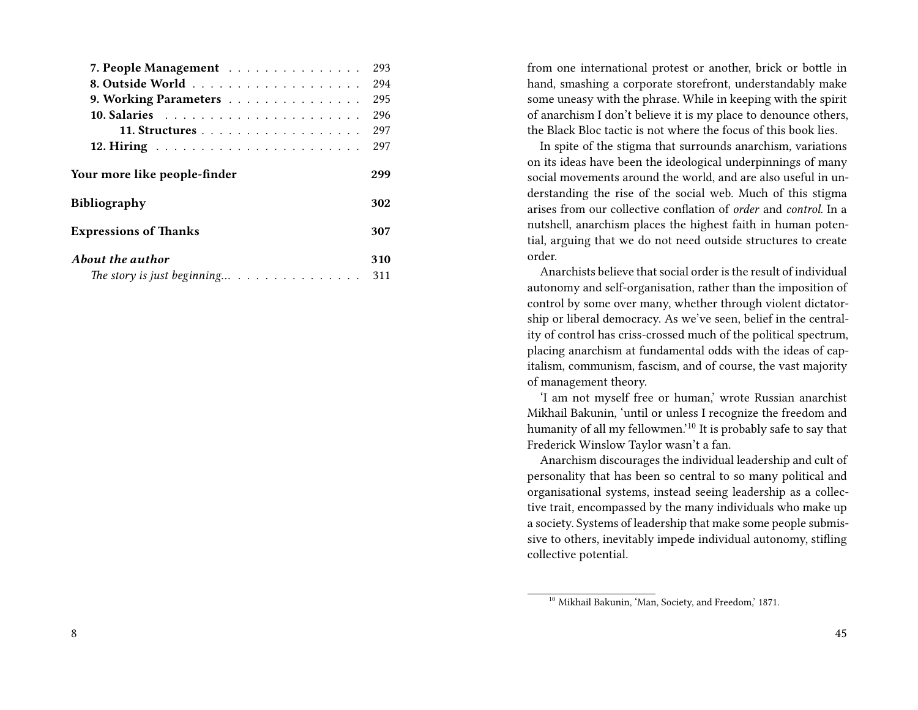**7. People Management** . . . . . . . . . . . . . . . 293
**8. Outside World** . . . . . . . . . . . . . . . . . . . 294
**9. Working Parameters** . . . . . . . . . . . . . . . 295
**10. Salaries** . . . . . . . . . . . . . . . . . . . . . . 296
**11. Structures** . . . . . . . . . . . . . . . . . . 297
**12. Hiring** . . . . . . . . . . . . . . . . . . . . . . . 297

**Your more like people-finder** **299**

**Bibliography** **302**

**Expressions of Thanks** **307**

***About the author*** **310**
*The story is just beginning…* . . . . . . . . . . . . . . . 311

from one international protest or another, brick or bottle in hand, smashing a corporate storefront, understandably make some uneasy with the phrase. While in keeping with the spirit of anarchism I don't believe it is my place to denounce others, the Black Bloc tactic is not where the focus of this book lies.

In spite of the stigma that surrounds anarchism, variations on its ideas have been the ideological underpinnings of many social movements around the world, and are also useful in understanding the rise of the social web. Much of this stigma arises from our collective conflation of *order* and *control*. In a nutshell, anarchism places the highest faith in human potential, arguing that we do not need outside structures to create order.

Anarchists believe that social order is the result of individual autonomy and self-organisation, rather than the imposition of control by some over many, whether through violent dictatorship or liberal democracy. As we've seen, belief in the centrality of control has criss-crossed much of the political spectrum, placing anarchism at fundamental odds with the ideas of capitalism, communism, fascism, and of course, the vast majority of management theory.

'I am not myself free or human,' wrote Russian anarchist Mikhail Bakunin, 'until or unless I recognize the freedom and humanity of all my fellowmen.'[10] It is probably safe to say that Frederick Winslow Taylor wasn't a fan.

Anarchism discourages the individual leadership and cult of personality that has been so central to so many political and organisational systems, instead seeing leadership as a collective trait, encompassed by the many individuals who make up a society. Systems of leadership that make some people submissive to others, inevitably impede individual autonomy, stifling collective potential.

[10] Mikhail Bakunin, 'Man, Society, and Freedom,' 1871.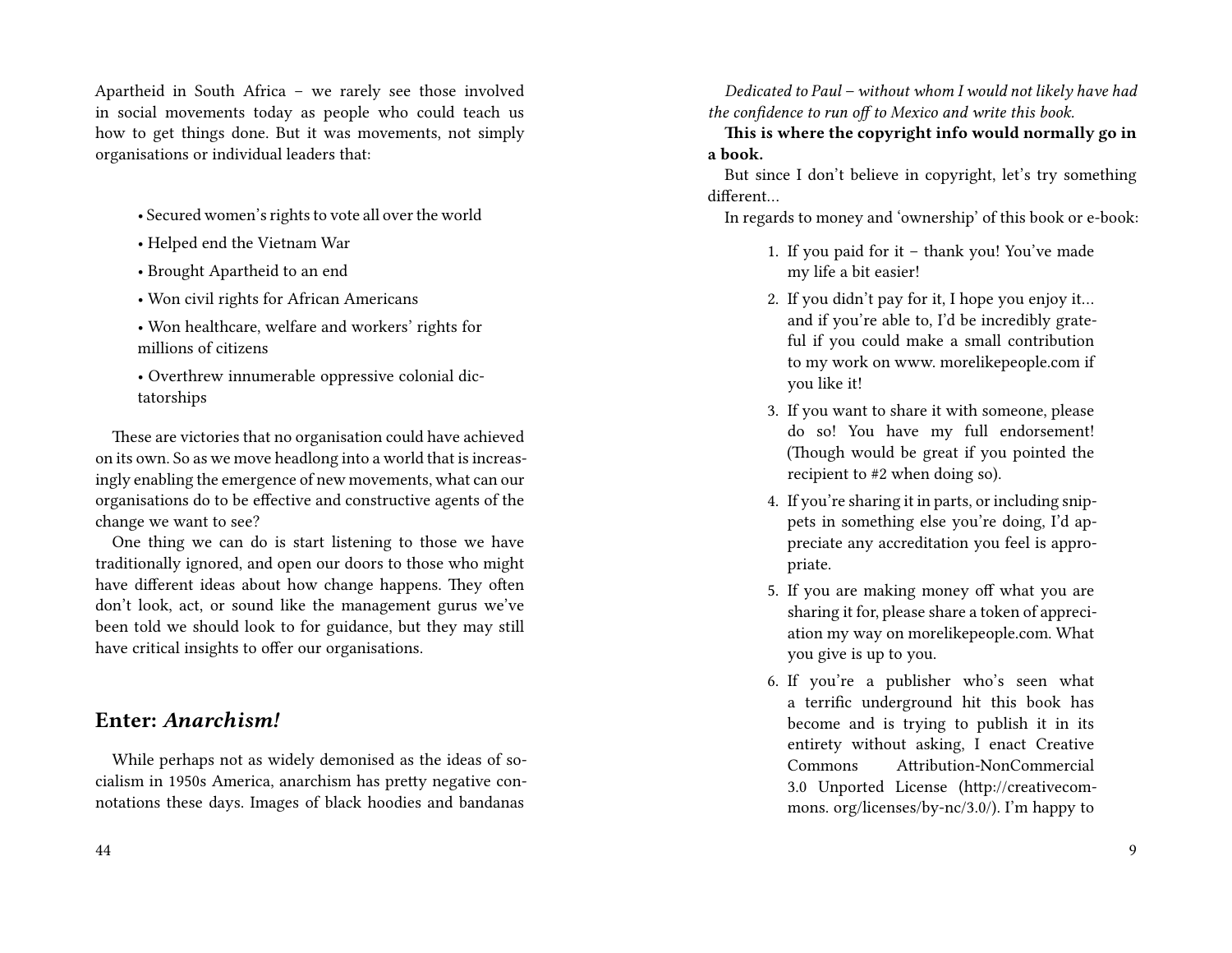Apartheid in South Africa – we rarely see those involved in social movements today as people who could teach us how to get things done. But it was movements, not simply organisations or individual leaders that:

- Secured women's rights to vote all over the world
- Helped end the Vietnam War
- Brought Apartheid to an end
- Won civil rights for African Americans
- Won healthcare, welfare and workers' rights for millions of citizens
- Overthrew innumerable oppressive colonial dictatorships

These are victories that no organisation could have achieved on its own. So as we move headlong into a world that is increasingly enabling the emergence of new movements, what can our organisations do to be effective and constructive agents of the change we want to see?

One thing we can do is start listening to those we have traditionally ignored, and open our doors to those who might have different ideas about how change happens. They often don't look, act, or sound like the management gurus we've been told we should look to for guidance, but they may still have critical insights to offer our organisations.

## Enter: *Anarchism!*

While perhaps not as widely demonised as the ideas of socialism in 1950s America, anarchism has pretty negative connotations these days. Images of black hoodies and bandanas

*Dedicated to Paul – without whom I would not likely have had the confidence to run off to Mexico and write this book.*

**This is where the copyright info would normally go in a book.**

But since I don't believe in copyright, let's try something different…

In regards to money and 'ownership' of this book or e-book:

1. If you paid for it – thank you! You've made my life a bit easier!
2. If you didn't pay for it, I hope you enjoy it… and if you're able to, I'd be incredibly grateful if you could make a small contribution to my work on www. morelikepeople.com if you like it!
3. If you want to share it with someone, please do so! You have my full endorsement! (Though would be great if you pointed the recipient to #2 when doing so).
4. If you're sharing it in parts, or including snippets in something else you're doing, I'd appreciate any accreditation you feel is appropriate.
5. If you are making money off what you are sharing it for, please share a token of appreciation my way on morelikepeople.com. What you give is up to you.
6. If you're a publisher who's seen what a terrific underground hit this book has become and is trying to publish it in its entirety without asking, I enact Creative Commons Attribution-NonCommercial 3.0 Unported License (http://creativecommons. org/licenses/by-nc/3.0/). I'm happy to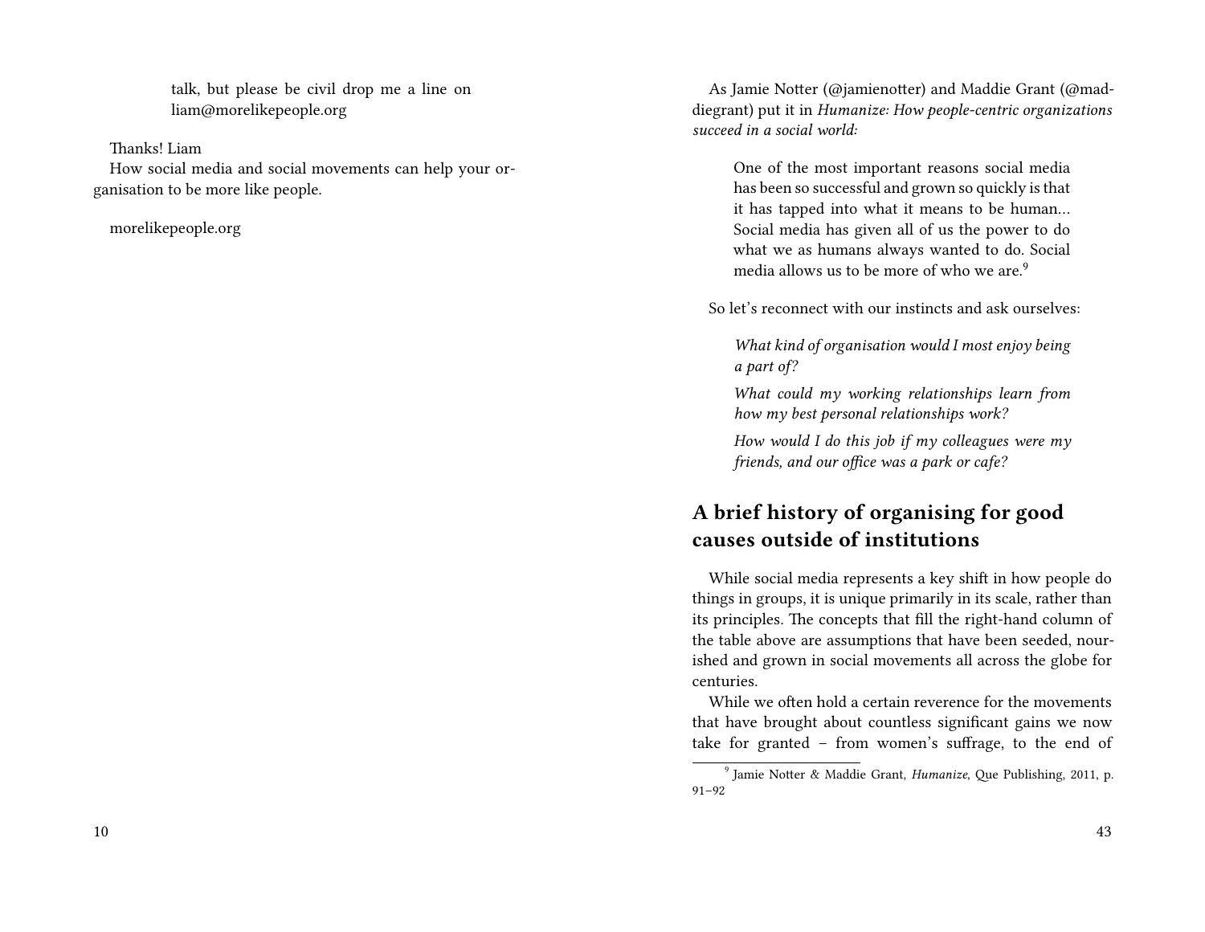talk, but please be civil drop me a line on liam@morelikepeople.org

Thanks! Liam

How social media and social movements can help your organisation to be more like people.

morelikepeople.org

As Jamie Notter (@jamienotter) and Maddie Grant (@maddiegrant) put it in *Humanize: How people-centric organizations succeed in a social world:*

> One of the most important reasons social media has been so successful and grown so quickly is that it has tapped into what it means to be human… Social media has given all of us the power to do what we as humans always wanted to do. Social media allows us to be more of who we are.[9]

So let's reconnect with our instincts and ask ourselves:

> *What kind of organisation would I most enjoy being a part of?*
>
> *What could my working relationships learn from how my best personal relationships work?*
>
> *How would I do this job if my colleagues were my friends, and our office was a park or cafe?*

## A brief history of organising for good causes outside of institutions

While social media represents a key shift in how people do things in groups, it is unique primarily in its scale, rather than its principles. The concepts that fill the right-hand column of the table above are assumptions that have been seeded, nourished and grown in social movements all across the globe for centuries.

While we often hold a certain reverence for the movements that have brought about countless significant gains we now take for granted – from women's suffrage, to the end of

[9] Jamie Notter & Maddie Grant, *Humanize*, Que Publishing, 2011, p. 91–92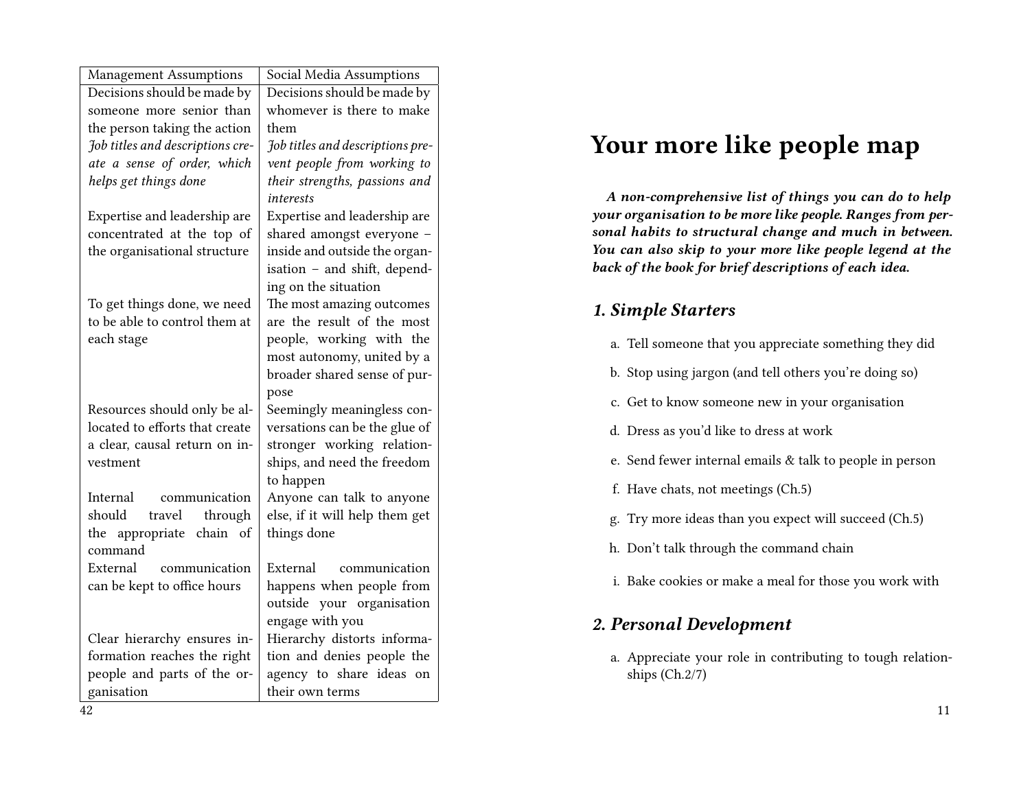| Management Assumptions | Social Media Assumptions |
|---|---|
| Decisions should be made by someone more senior than the person taking the action | Decisions should be made by whomever is there to make them |
| *Job titles and descriptions create a sense of order, which helps get things done* | *Job titles and descriptions prevent people from working to their strengths, passions and interests* |
| Expertise and leadership are concentrated at the top of the organisational structure | Expertise and leadership are shared amongst everyone – inside and outside the organisation – and shift, depending on the situation |
| To get things done, we need to be able to control them at each stage | The most amazing outcomes are the result of the most people, working with the most autonomy, united by a broader shared sense of purpose |
| Resources should only be allocated to efforts that create a clear, causal return on investment | Seemingly meaningless conversations can be the glue of stronger working relationships, and need the freedom to happen |
| Internal communication should travel through the appropriate chain of command | Anyone can talk to anyone else, if it will help them get things done |
| External communication can be kept to office hours | External communication happens when people from outside your organisation engage with you |
| Clear hierarchy ensures information reaches the right people and parts of the organisation | Hierarchy distorts information and denies people the agency to share ideas on their own terms |

# Your more like people map

***A non-comprehensive list of things you can do to help your organisation to be more like people. Ranges from personal habits to structural change and much in between. You can also skip to your more like people legend at the back of the book for brief descriptions of each idea.***

## *1. Simple Starters*

a. Tell someone that you appreciate something they did
b. Stop using jargon (and tell others you're doing so)
c. Get to know someone new in your organisation
d. Dress as you'd like to dress at work
e. Send fewer internal emails & talk to people in person
f. Have chats, not meetings (Ch.5)
g. Try more ideas than you expect will succeed (Ch.5)
h. Don't talk through the command chain
i. Bake cookies or make a meal for those you work with

## *2. Personal Development*

a. Appreciate your role in contributing to tough relationships (Ch.2/7)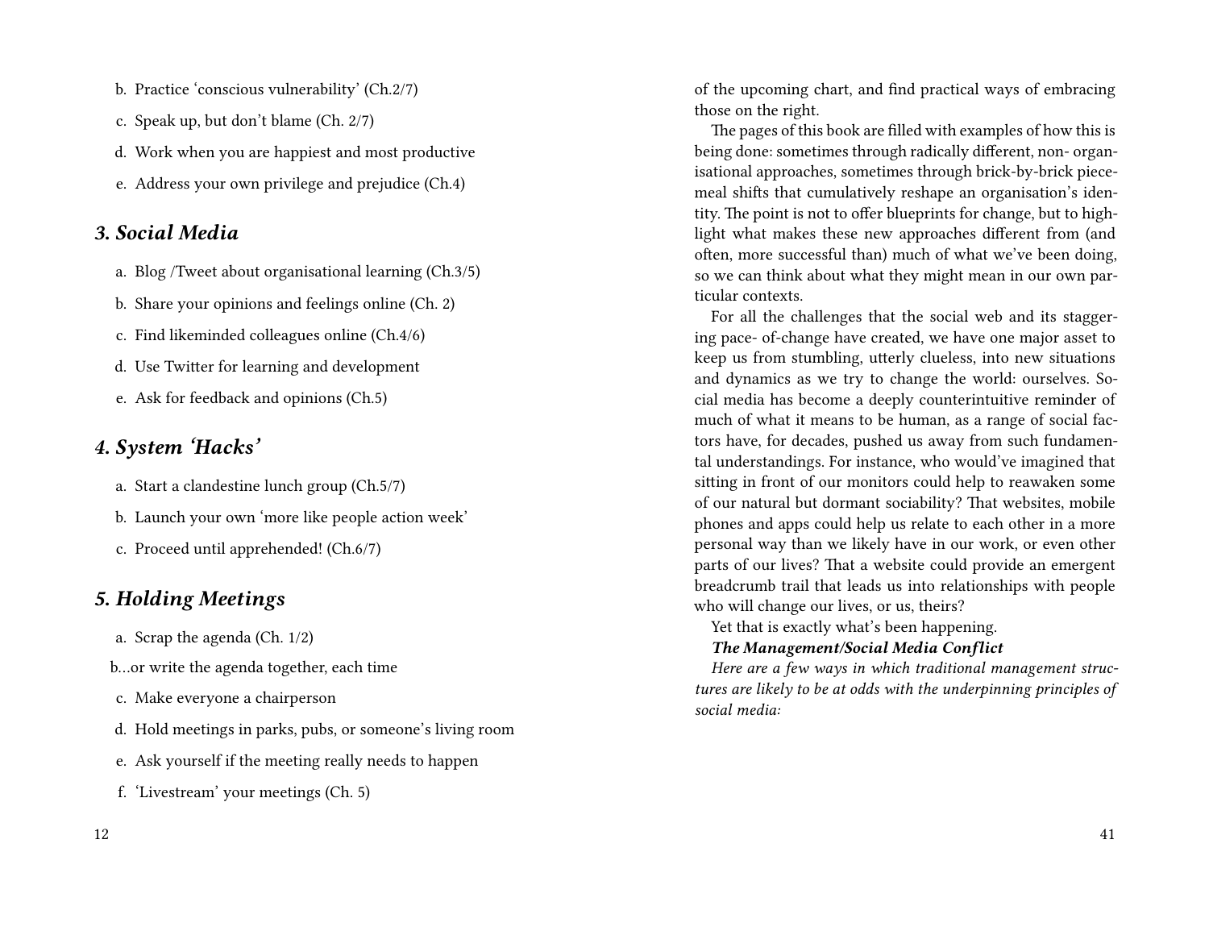b. Practice 'conscious vulnerability' (Ch.2/7)

c. Speak up, but don't blame (Ch. 2/7)

d. Work when you are happiest and most productive

e. Address your own privilege and prejudice (Ch.4)

### *3. Social Media*

a. Blog /Tweet about organisational learning (Ch.3/5)

b. Share your opinions and feelings online (Ch. 2)

c. Find likeminded colleagues online (Ch.4/6)

d. Use Twitter for learning and development

e. Ask for feedback and opinions (Ch.5)

### *4. System 'Hacks'*

a. Start a clandestine lunch group (Ch.5/7)

b. Launch your own 'more like people action week'

c. Proceed until apprehended! (Ch.6/7)

### *5. Holding Meetings*

a. Scrap the agenda (Ch. 1/2)

b…or write the agenda together, each time

c. Make everyone a chairperson

d. Hold meetings in parks, pubs, or someone's living room

e. Ask yourself if the meeting really needs to happen

f. 'Livestream' your meetings (Ch. 5)

of the upcoming chart, and find practical ways of embracing those on the right.

The pages of this book are filled with examples of how this is being done: sometimes through radically different, non- organisational approaches, sometimes through brick-by-brick piecemeal shifts that cumulatively reshape an organisation's identity. The point is not to offer blueprints for change, but to highlight what makes these new approaches different from (and often, more successful than) much of what we've been doing, so we can think about what they might mean in our own particular contexts.

For all the challenges that the social web and its staggering pace- of-change have created, we have one major asset to keep us from stumbling, utterly clueless, into new situations and dynamics as we try to change the world: ourselves. Social media has become a deeply counterintuitive reminder of much of what it means to be human, as a range of social factors have, for decades, pushed us away from such fundamental understandings. For instance, who would've imagined that sitting in front of our monitors could help to reawaken some of our natural but dormant sociability? That websites, mobile phones and apps could help us relate to each other in a more personal way than we likely have in our work, or even other parts of our lives? That a website could provide an emergent breadcrumb trail that leads us into relationships with people who will change our lives, or us, theirs?

Yet that is exactly what's been happening.

***The Management/Social Media Conflict***

*Here are a few ways in which traditional management structures are likely to be at odds with the underpinning principles of social media:*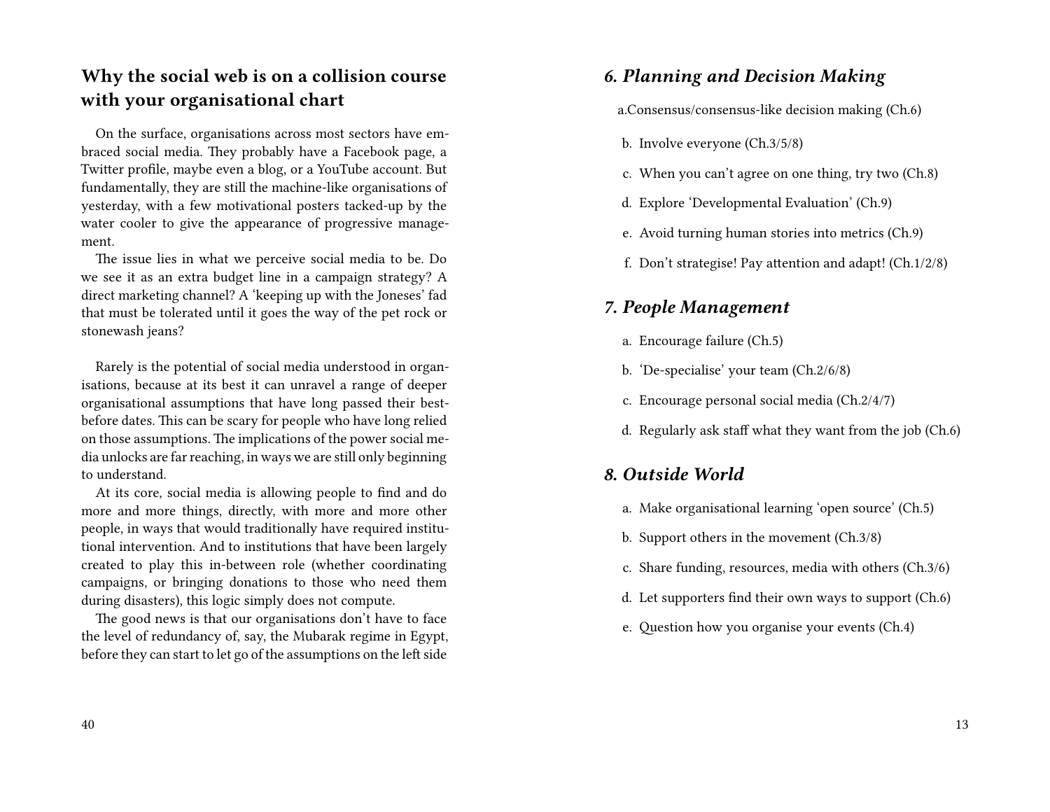## Why the social web is on a collision course with your organisational chart

On the surface, organisations across most sectors have embraced social media. They probably have a Facebook page, a Twitter profile, maybe even a blog, or a YouTube account. But fundamentally, they are still the machine-like organisations of yesterday, with a few motivational posters tacked-up by the water cooler to give the appearance of progressive management.

The issue lies in what we perceive social media to be. Do we see it as an extra budget line in a campaign strategy? A direct marketing channel? A 'keeping up with the Joneses' fad that must be tolerated until it goes the way of the pet rock or stonewash jeans?

Rarely is the potential of social media understood in organisations, because at its best it can unravel a range of deeper organisational assumptions that have long passed their best-before dates. This can be scary for people who have long relied on those assumptions. The implications of the power social media unlocks are far reaching, in ways we are still only beginning to understand.

At its core, social media is allowing people to find and do more and more things, directly, with more and more other people, in ways that would traditionally have required institutional intervention. And to institutions that have been largely created to play this in-between role (whether coordinating campaigns, or bringing donations to those who need them during disasters), this logic simply does not compute.

The good news is that our organisations don't have to face the level of redundancy of, say, the Mubarak regime in Egypt, before they can start to let go of the assumptions on the left side

### *6. Planning and Decision Making*

a. Consensus/consensus-like decision making (Ch.6)

b. Involve everyone (Ch.3/5/8)

c. When you can't agree on one thing, try two (Ch.8)

d. Explore 'Developmental Evaluation' (Ch.9)

e. Avoid turning human stories into metrics (Ch.9)

f. Don't strategise! Pay attention and adapt! (Ch.1/2/8)

### *7. People Management*

a. Encourage failure (Ch.5)

b. 'De-specialise' your team (Ch.2/6/8)

c. Encourage personal social media (Ch.2/4/7)

d. Regularly ask staff what they want from the job (Ch.6)

### *8. Outside World*

a. Make organisational learning 'open source' (Ch.5)

b. Support others in the movement (Ch.3/8)

c. Share funding, resources, media with others (Ch.3/6)

d. Let supporters find their own ways to support (Ch.6)

e. Question how you organise your events (Ch.4)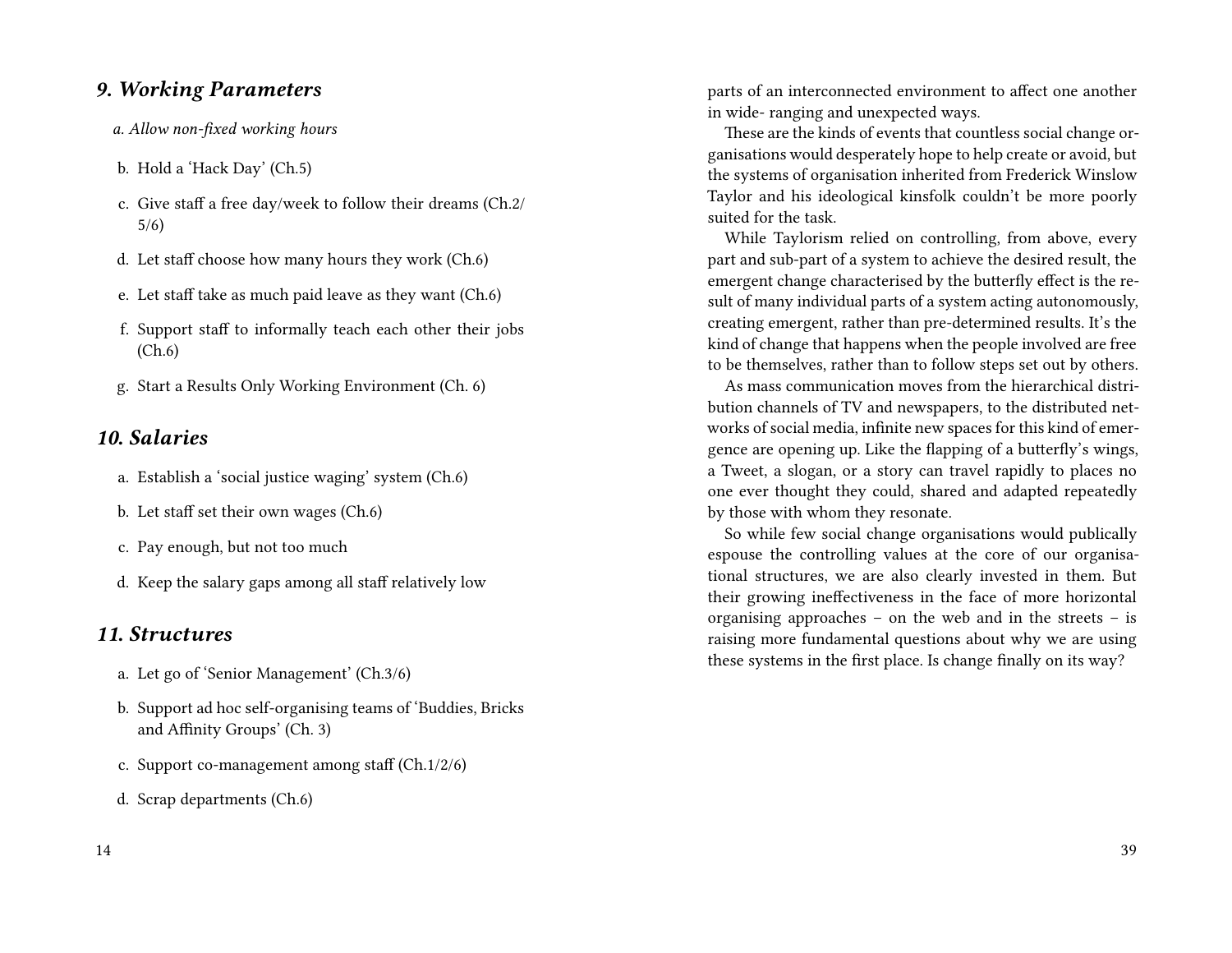## *9. Working Parameters*

a. *Allow non-fixed working hours*
b. Hold a 'Hack Day' (Ch.5)
c. Give staff a free day/week to follow their dreams (Ch.2/5/6)
d. Let staff choose how many hours they work (Ch.6)
e. Let staff take as much paid leave as they want (Ch.6)
f. Support staff to informally teach each other their jobs (Ch.6)
g. Start a Results Only Working Environment (Ch. 6)

## *10. Salaries*

a. Establish a 'social justice waging' system (Ch.6)
b. Let staff set their own wages (Ch.6)
c. Pay enough, but not too much
d. Keep the salary gaps among all staff relatively low

## *11. Structures*

a. Let go of 'Senior Management' (Ch.3/6)
b. Support ad hoc self-organising teams of 'Buddies, Bricks and Affinity Groups' (Ch. 3)
c. Support co-management among staff (Ch.1/2/6)
d. Scrap departments (Ch.6)

parts of an interconnected environment to affect one another in wide- ranging and unexpected ways.

These are the kinds of events that countless social change organisations would desperately hope to help create or avoid, but the systems of organisation inherited from Frederick Winslow Taylor and his ideological kinsfolk couldn't be more poorly suited for the task.

While Taylorism relied on controlling, from above, every part and sub-part of a system to achieve the desired result, the emergent change characterised by the butterfly effect is the result of many individual parts of a system acting autonomously, creating emergent, rather than pre-determined results. It's the kind of change that happens when the people involved are free to be themselves, rather than to follow steps set out by others.

As mass communication moves from the hierarchical distribution channels of TV and newspapers, to the distributed networks of social media, infinite new spaces for this kind of emergence are opening up. Like the flapping of a butterfly's wings, a Tweet, a slogan, or a story can travel rapidly to places no one ever thought they could, shared and adapted repeatedly by those with whom they resonate.

So while few social change organisations would publically espouse the controlling values at the core of our organisational structures, we are also clearly invested in them. But their growing ineffectiveness in the face of more horizontal organising approaches – on the web and in the streets – is raising more fundamental questions about why we are using these systems in the first place. Is change finally on its way?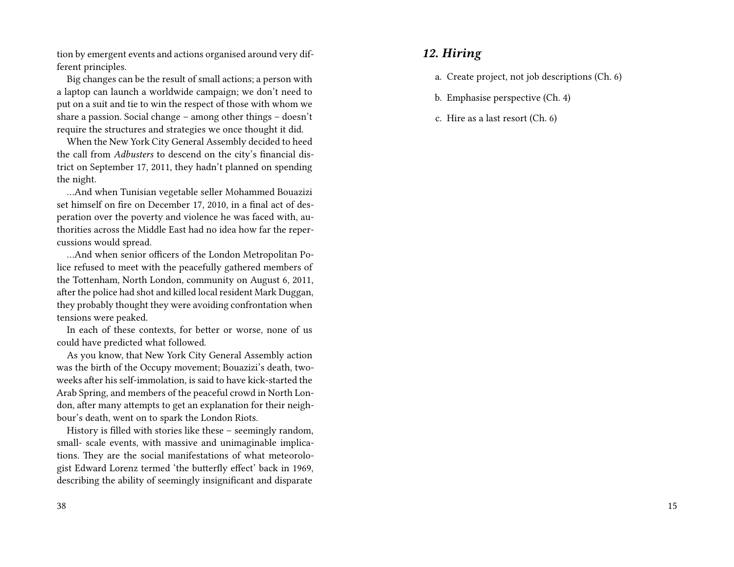tion by emergent events and actions organised around very different principles.

Big changes can be the result of small actions; a person with a laptop can launch a worldwide campaign; we don't need to put on a suit and tie to win the respect of those with whom we share a passion. Social change – among other things – doesn't require the structures and strategies we once thought it did.

When the New York City General Assembly decided to heed the call from *Adbusters* to descend on the city's financial district on September 17, 2011, they hadn't planned on spending the night.

…And when Tunisian vegetable seller Mohammed Bouazizi set himself on fire on December 17, 2010, in a final act of desperation over the poverty and violence he was faced with, authorities across the Middle East had no idea how far the repercussions would spread.

…And when senior officers of the London Metropolitan Police refused to meet with the peacefully gathered members of the Tottenham, North London, community on August 6, 2011, after the police had shot and killed local resident Mark Duggan, they probably thought they were avoiding confrontation when tensions were peaked.

In each of these contexts, for better or worse, none of us could have predicted what followed.

As you know, that New York City General Assembly action was the birth of the Occupy movement; Bouazizi's death, two-weeks after his self-immolation, is said to have kick-started the Arab Spring, and members of the peaceful crowd in North London, after many attempts to get an explanation for their neighbour's death, went on to spark the London Riots.

History is filled with stories like these – seemingly random, small- scale events, with massive and unimaginable implications. They are the social manifestations of what meteorologist Edward Lorenz termed 'the butterfly effect' back in 1969, describing the ability of seemingly insignificant and disparate

## *12. Hiring*

a. Create project, not job descriptions (Ch. 6)

b. Emphasise perspective (Ch. 4)

c. Hire as a last resort (Ch. 6)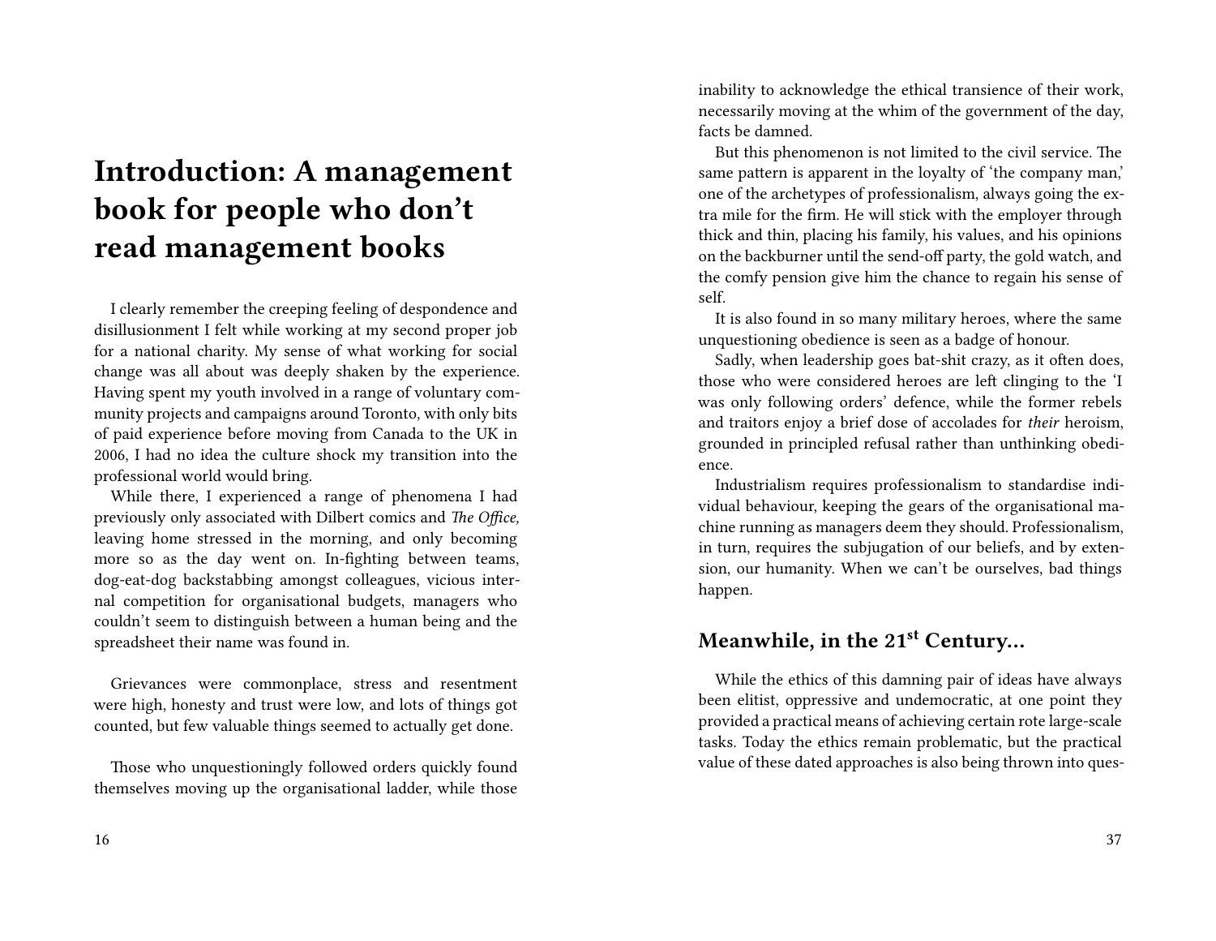# Introduction: A management book for people who don't read management books

I clearly remember the creeping feeling of despondence and disillusionment I felt while working at my second proper job for a national charity. My sense of what working for social change was all about was deeply shaken by the experience. Having spent my youth involved in a range of voluntary community projects and campaigns around Toronto, with only bits of paid experience before moving from Canada to the UK in 2006, I had no idea the culture shock my transition into the professional world would bring.

While there, I experienced a range of phenomena I had previously only associated with Dilbert comics and *The Office,* leaving home stressed in the morning, and only becoming more so as the day went on. In-fighting between teams, dog-eat-dog backstabbing amongst colleagues, vicious internal competition for organisational budgets, managers who couldn't seem to distinguish between a human being and the spreadsheet their name was found in.

Grievances were commonplace, stress and resentment were high, honesty and trust were low, and lots of things got counted, but few valuable things seemed to actually get done.

Those who unquestioningly followed orders quickly found themselves moving up the organisational ladder, while those

inability to acknowledge the ethical transience of their work, necessarily moving at the whim of the government of the day, facts be damned.

But this phenomenon is not limited to the civil service. The same pattern is apparent in the loyalty of 'the company man,' one of the archetypes of professionalism, always going the extra mile for the firm. He will stick with the employer through thick and thin, placing his family, his values, and his opinions on the backburner until the send-off party, the gold watch, and the comfy pension give him the chance to regain his sense of self.

It is also found in so many military heroes, where the same unquestioning obedience is seen as a badge of honour.

Sadly, when leadership goes bat-shit crazy, as it often does, those who were considered heroes are left clinging to the 'I was only following orders' defence, while the former rebels and traitors enjoy a brief dose of accolades for *their* heroism, grounded in principled refusal rather than unthinking obedience.

Industrialism requires professionalism to standardise individual behaviour, keeping the gears of the organisational machine running as managers deem they should. Professionalism, in turn, requires the subjugation of our beliefs, and by extension, our humanity. When we can't be ourselves, bad things happen.

## Meanwhile, in the 21st Century…

While the ethics of this damning pair of ideas have always been elitist, oppressive and undemocratic, at one point they provided a practical means of achieving certain rote large-scale tasks. Today the ethics remain problematic, but the practical value of these dated approaches is also being thrown into ques-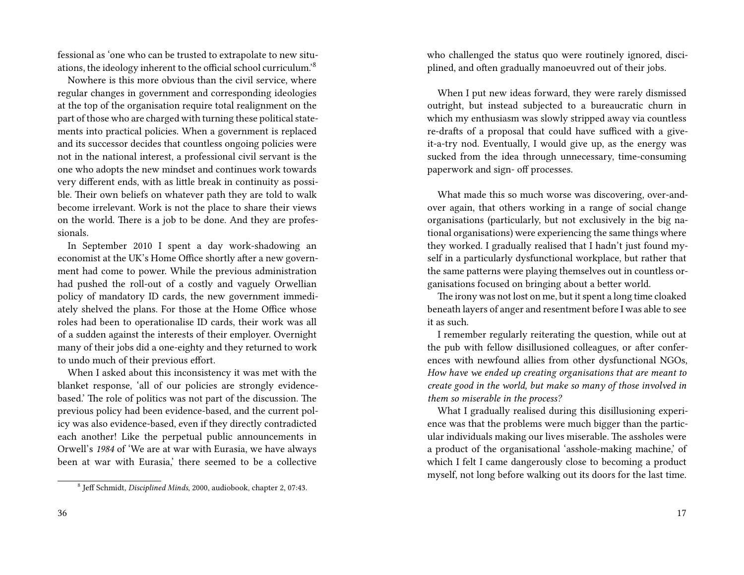fessional as 'one who can be trusted to extrapolate to new situations, the ideology inherent to the official school curriculum.'[8]

Nowhere is this more obvious than the civil service, where regular changes in government and corresponding ideologies at the top of the organisation require total realignment on the part of those who are charged with turning these political statements into practical policies. When a government is replaced and its successor decides that countless ongoing policies were not in the national interest, a professional civil servant is the one who adopts the new mindset and continues work towards very different ends, with as little break in continuity as possible. Their own beliefs on whatever path they are told to walk become irrelevant. Work is not the place to share their views on the world. There is a job to be done. And they are professionals.

In September 2010 I spent a day work-shadowing an economist at the UK's Home Office shortly after a new government had come to power. While the previous administration had pushed the roll-out of a costly and vaguely Orwellian policy of mandatory ID cards, the new government immediately shelved the plans. For those at the Home Office whose roles had been to operationalise ID cards, their work was all of a sudden against the interests of their employer. Overnight many of their jobs did a one-eighty and they returned to work to undo much of their previous effort.

When I asked about this inconsistency it was met with the blanket response, 'all of our policies are strongly evidence-based.' The role of politics was not part of the discussion. The previous policy had been evidence-based, and the current policy was also evidence-based, even if they directly contradicted each another! Like the perpetual public announcements in Orwell's *1984* of 'We are at war with Eurasia, we have always been at war with Eurasia,' there seemed to be a collective

[8] Jeff Schmidt, *Disciplined Minds*, 2000, audiobook, chapter 2, 07:43.

who challenged the status quo were routinely ignored, disciplined, and often gradually manoeuvred out of their jobs.

When I put new ideas forward, they were rarely dismissed outright, but instead subjected to a bureaucratic churn in which my enthusiasm was slowly stripped away via countless re-drafts of a proposal that could have sufficed with a give-it-a-try nod. Eventually, I would give up, as the energy was sucked from the idea through unnecessary, time-consuming paperwork and sign- off processes.

What made this so much worse was discovering, over-and-over again, that others working in a range of social change organisations (particularly, but not exclusively in the big national organisations) were experiencing the same things where they worked. I gradually realised that I hadn't just found myself in a particularly dysfunctional workplace, but rather that the same patterns were playing themselves out in countless organisations focused on bringing about a better world.

The irony was not lost on me, but it spent a long time cloaked beneath layers of anger and resentment before I was able to see it as such.

I remember regularly reiterating the question, while out at the pub with fellow disillusioned colleagues, or after conferences with newfound allies from other dysfunctional NGOs, *How have we ended up creating organisations that are meant to create good in the world, but make so many of those involved in them so miserable in the process?*

What I gradually realised during this disillusioning experience was that the problems were much bigger than the particular individuals making our lives miserable. The assholes were a product of the organisational 'asshole-making machine,' of which I felt I came dangerously close to becoming a product myself, not long before walking out its doors for the last time.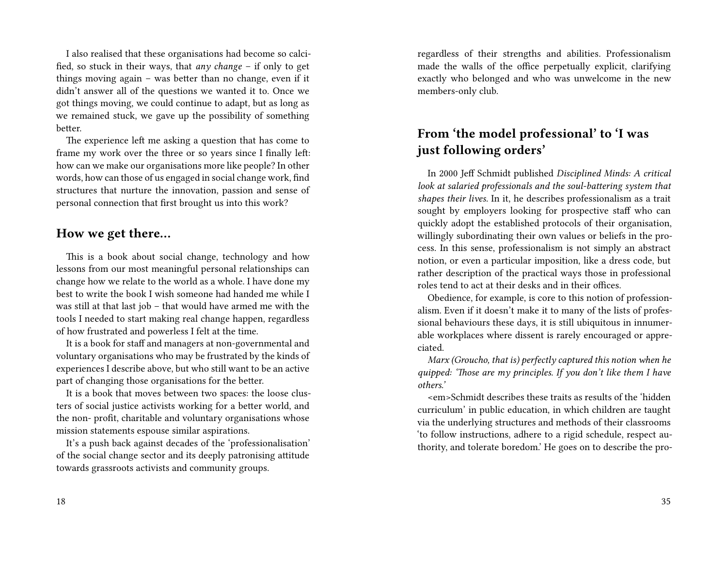I also realised that these organisations had become so calcified, so stuck in their ways, that *any change* – if only to get things moving again – was better than no change, even if it didn't answer all of the questions we wanted it to. Once we got things moving, we could continue to adapt, but as long as we remained stuck, we gave up the possibility of something better.

The experience left me asking a question that has come to frame my work over the three or so years since I finally left: how can we make our organisations more like people? In other words, how can those of us engaged in social change work, find structures that nurture the innovation, passion and sense of personal connection that first brought us into this work?

## How we get there…

This is a book about social change, technology and how lessons from our most meaningful personal relationships can change how we relate to the world as a whole. I have done my best to write the book I wish someone had handed me while I was still at that last job – that would have armed me with the tools I needed to start making real change happen, regardless of how frustrated and powerless I felt at the time.

It is a book for staff and managers at non-governmental and voluntary organisations who may be frustrated by the kinds of experiences I describe above, but who still want to be an active part of changing those organisations for the better.

It is a book that moves between two spaces: the loose clusters of social justice activists working for a better world, and the non- profit, charitable and voluntary organisations whose mission statements espouse similar aspirations.

It's a push back against decades of the 'professionalisation' of the social change sector and its deeply patronising attitude towards grassroots activists and community groups.

regardless of their strengths and abilities. Professionalism made the walls of the office perpetually explicit, clarifying exactly who belonged and who was unwelcome in the new members-only club.

## From 'the model professional' to 'I was just following orders'

In 2000 Jeff Schmidt published *Disciplined Minds: A critical look at salaried professionals and the soul-battering system that shapes their lives.* In it, he describes professionalism as a trait sought by employers looking for prospective staff who can quickly adopt the established protocols of their organisation, willingly subordinating their own values or beliefs in the process. In this sense, professionalism is not simply an abstract notion, or even a particular imposition, like a dress code, but rather description of the practical ways those in professional roles tend to act at their desks and in their offices.

Obedience, for example, is core to this notion of professionalism. Even if it doesn't make it to many of the lists of professional behaviours these days, it is still ubiquitous in innumerable workplaces where dissent is rarely encouraged or appreciated.

*Marx (Groucho, that is) perfectly captured this notion when he quipped: 'Those are my principles. If you don't like them I have others.'*

<em>Schmidt describes these traits as results of the 'hidden curriculum' in public education, in which children are taught via the underlying structures and methods of their classrooms 'to follow instructions, adhere to a rigid schedule, respect authority, and tolerate boredom.' He goes on to describe the pro-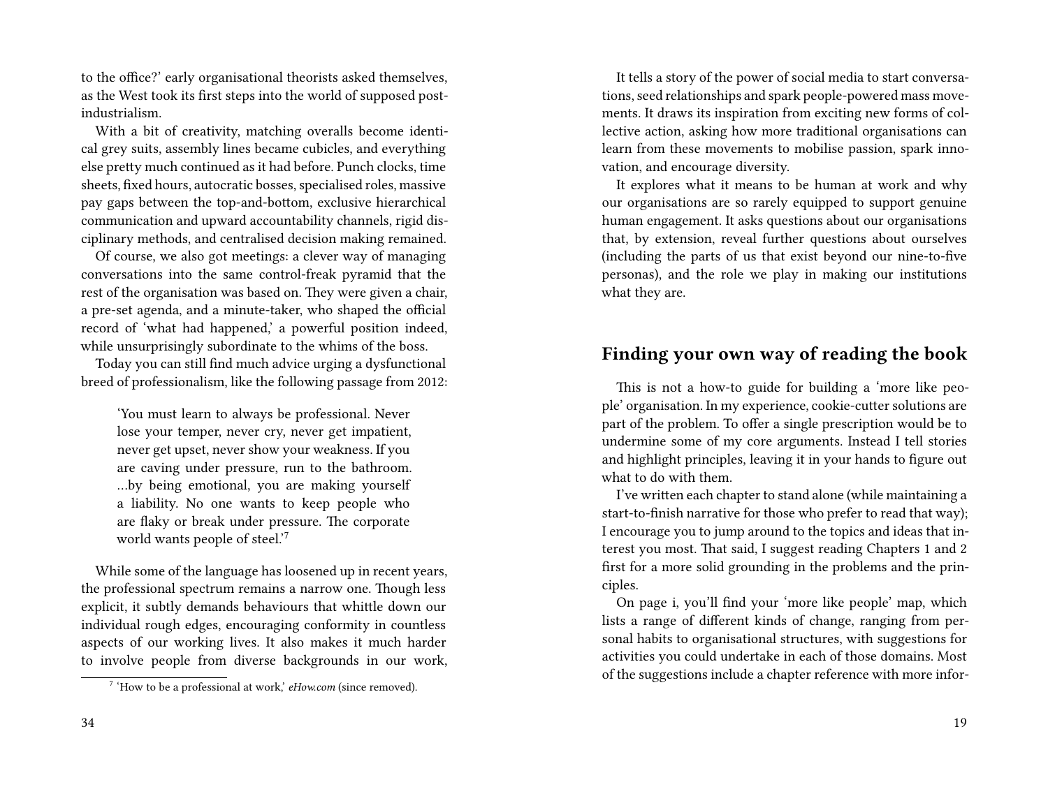to the office?' early organisational theorists asked themselves, as the West took its first steps into the world of supposed post-industrialism.

With a bit of creativity, matching overalls become identical grey suits, assembly lines became cubicles, and everything else pretty much continued as it had before. Punch clocks, time sheets, fixed hours, autocratic bosses, specialised roles, massive pay gaps between the top-and-bottom, exclusive hierarchical communication and upward accountability channels, rigid disciplinary methods, and centralised decision making remained.

Of course, we also got meetings: a clever way of managing conversations into the same control-freak pyramid that the rest of the organisation was based on. They were given a chair, a pre-set agenda, and a minute-taker, who shaped the official record of 'what had happened,' a powerful position indeed, while unsurprisingly subordinate to the whims of the boss.

Today you can still find much advice urging a dysfunctional breed of professionalism, like the following passage from 2012:

> 'You must learn to always be professional. Never lose your temper, never cry, never get impatient, never get upset, never show your weakness. If you are caving under pressure, run to the bathroom. …by being emotional, you are making yourself a liability. No one wants to keep people who are flaky or break under pressure. The corporate world wants people of steel.'[7]

While some of the language has loosened up in recent years, the professional spectrum remains a narrow one. Though less explicit, it subtly demands behaviours that whittle down our individual rough edges, encouraging conformity in countless aspects of our working lives. It also makes it much harder to involve people from diverse backgrounds in our work,

[7] 'How to be a professional at work,' *eHow.com* (since removed).

It tells a story of the power of social media to start conversations, seed relationships and spark people-powered mass movements. It draws its inspiration from exciting new forms of collective action, asking how more traditional organisations can learn from these movements to mobilise passion, spark innovation, and encourage diversity.

It explores what it means to be human at work and why our organisations are so rarely equipped to support genuine human engagement. It asks questions about our organisations that, by extension, reveal further questions about ourselves (including the parts of us that exist beyond our nine-to-five personas), and the role we play in making our institutions what they are.

## Finding your own way of reading the book

This is not a how-to guide for building a 'more like people' organisation. In my experience, cookie-cutter solutions are part of the problem. To offer a single prescription would be to undermine some of my core arguments. Instead I tell stories and highlight principles, leaving it in your hands to figure out what to do with them.

I've written each chapter to stand alone (while maintaining a start-to-finish narrative for those who prefer to read that way); I encourage you to jump around to the topics and ideas that interest you most. That said, I suggest reading Chapters 1 and 2 first for a more solid grounding in the problems and the principles.

On page i, you'll find your 'more like people' map, which lists a range of different kinds of change, ranging from personal habits to organisational structures, with suggestions for activities you could undertake in each of those domains. Most of the suggestions include a chapter reference with more infor-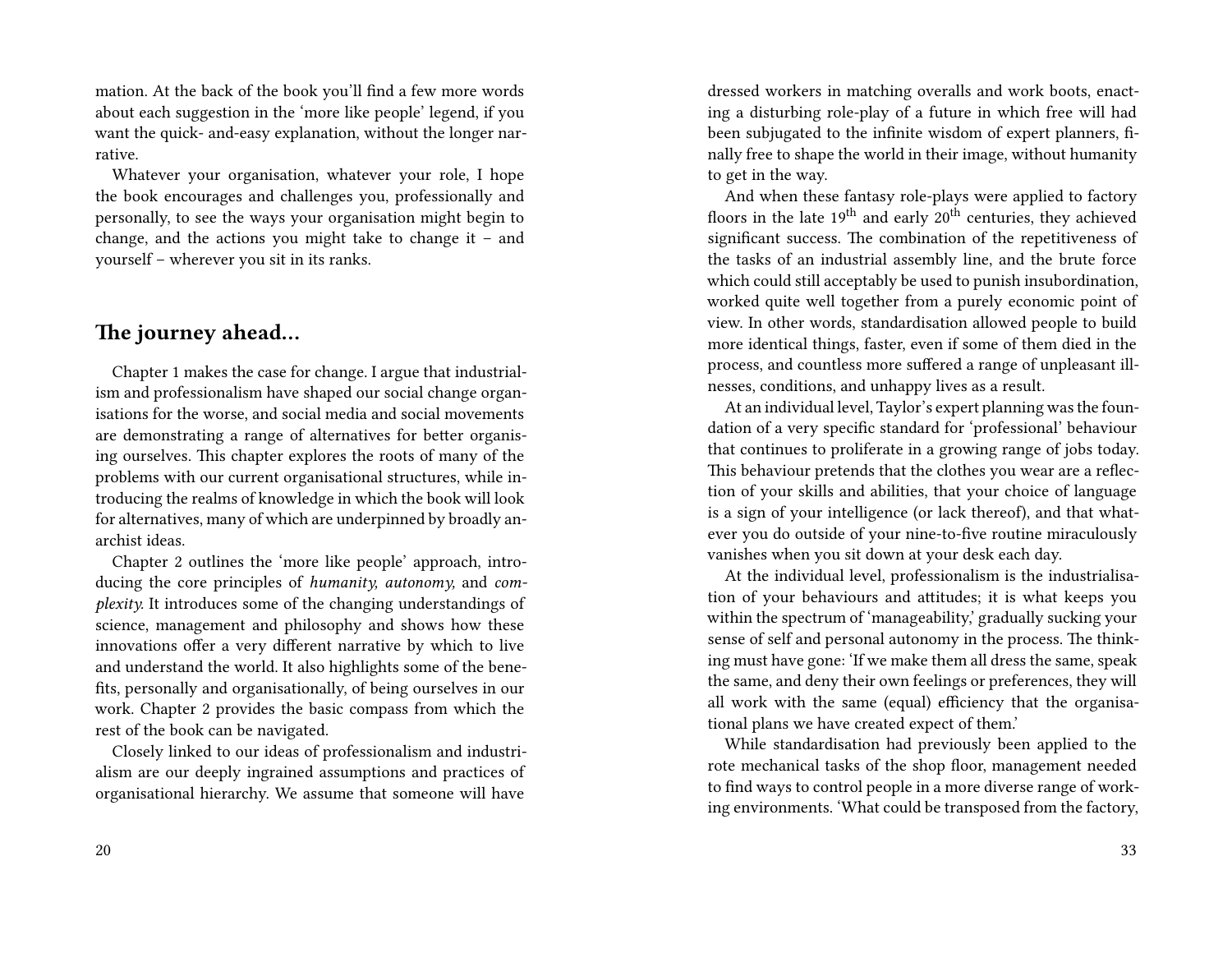mation. At the back of the book you'll find a few more words about each suggestion in the 'more like people' legend, if you want the quick- and-easy explanation, without the longer narrative.

Whatever your organisation, whatever your role, I hope the book encourages and challenges you, professionally and personally, to see the ways your organisation might begin to change, and the actions you might take to change it – and yourself – wherever you sit in its ranks.

## The journey ahead...

Chapter 1 makes the case for change. I argue that industrialism and professionalism have shaped our social change organisations for the worse, and social media and social movements are demonstrating a range of alternatives for better organising ourselves. This chapter explores the roots of many of the problems with our current organisational structures, while introducing the realms of knowledge in which the book will look for alternatives, many of which are underpinned by broadly anarchist ideas.

Chapter 2 outlines the 'more like people' approach, introducing the core principles of *humanity, autonomy,* and *complexity.* It introduces some of the changing understandings of science, management and philosophy and shows how these innovations offer a very different narrative by which to live and understand the world. It also highlights some of the benefits, personally and organisationally, of being ourselves in our work. Chapter 2 provides the basic compass from which the rest of the book can be navigated.

Closely linked to our ideas of professionalism and industrialism are our deeply ingrained assumptions and practices of organisational hierarchy. We assume that someone will have

dressed workers in matching overalls and work boots, enacting a disturbing role-play of a future in which free will had been subjugated to the infinite wisdom of expert planners, finally free to shape the world in their image, without humanity to get in the way.

And when these fantasy role-plays were applied to factory floors in the late 19th and early 20th centuries, they achieved significant success. The combination of the repetitiveness of the tasks of an industrial assembly line, and the brute force which could still acceptably be used to punish insubordination, worked quite well together from a purely economic point of view. In other words, standardisation allowed people to build more identical things, faster, even if some of them died in the process, and countless more suffered a range of unpleasant illnesses, conditions, and unhappy lives as a result.

At an individual level, Taylor's expert planning was the foundation of a very specific standard for 'professional' behaviour that continues to proliferate in a growing range of jobs today. This behaviour pretends that the clothes you wear are a reflection of your skills and abilities, that your choice of language is a sign of your intelligence (or lack thereof), and that whatever you do outside of your nine-to-five routine miraculously vanishes when you sit down at your desk each day.

At the individual level, professionalism is the industrialisation of your behaviours and attitudes; it is what keeps you within the spectrum of 'manageability,' gradually sucking your sense of self and personal autonomy in the process. The thinking must have gone: 'If we make them all dress the same, speak the same, and deny their own feelings or preferences, they will all work with the same (equal) efficiency that the organisational plans we have created expect of them.'

While standardisation had previously been applied to the rote mechanical tasks of the shop floor, management needed to find ways to control people in a more diverse range of working environments. 'What could be transposed from the factory,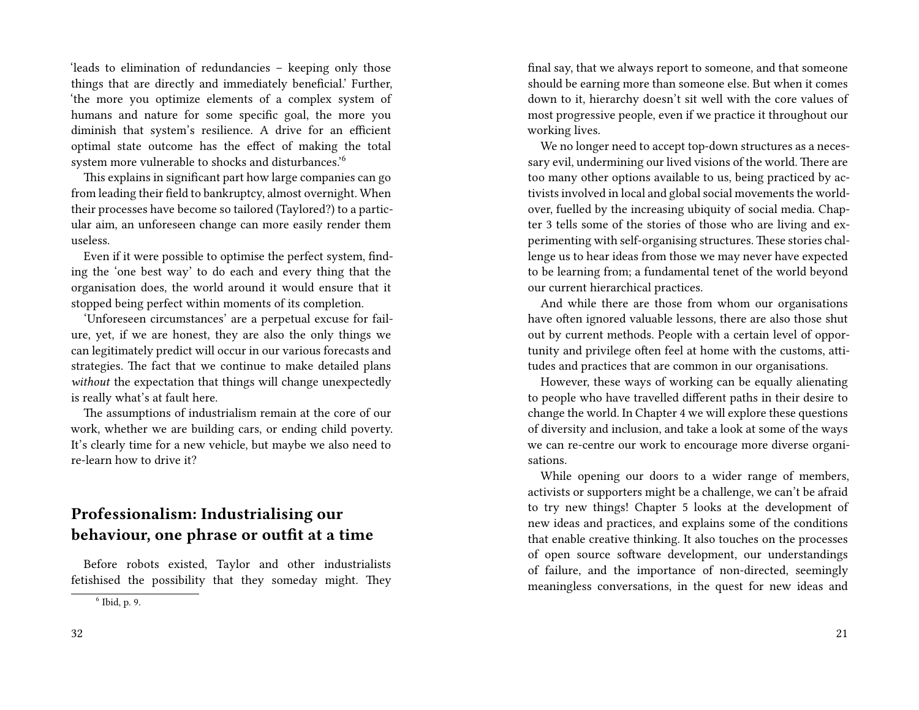'leads to elimination of redundancies – keeping only those things that are directly and immediately beneficial.' Further, 'the more you optimize elements of a complex system of humans and nature for some specific goal, the more you diminish that system's resilience. A drive for an efficient optimal state outcome has the effect of making the total system more vulnerable to shocks and disturbances.'[6]

This explains in significant part how large companies can go from leading their field to bankruptcy, almost overnight. When their processes have become so tailored (Taylored?) to a particular aim, an unforeseen change can more easily render them useless.

Even if it were possible to optimise the perfect system, finding the 'one best way' to do each and every thing that the organisation does, the world around it would ensure that it stopped being perfect within moments of its completion.

'Unforeseen circumstances' are a perpetual excuse for failure, yet, if we are honest, they are also the only things we can legitimately predict will occur in our various forecasts and strategies. The fact that we continue to make detailed plans *without* the expectation that things will change unexpectedly is really what's at fault here.

The assumptions of industrialism remain at the core of our work, whether we are building cars, or ending child poverty. It's clearly time for a new vehicle, but maybe we also need to re-learn how to drive it?

## Professionalism: Industrialising our behaviour, one phrase or outfit at a time

Before robots existed, Taylor and other industrialists fetishised the possibility that they someday might. They

[6] Ibid, p. 9.

final say, that we always report to someone, and that someone should be earning more than someone else. But when it comes down to it, hierarchy doesn't sit well with the core values of most progressive people, even if we practice it throughout our working lives.

We no longer need to accept top-down structures as a necessary evil, undermining our lived visions of the world. There are too many other options available to us, being practiced by activists involved in local and global social movements the world-over, fuelled by the increasing ubiquity of social media. Chapter 3 tells some of the stories of those who are living and experimenting with self-organising structures. These stories challenge us to hear ideas from those we may never have expected to be learning from; a fundamental tenet of the world beyond our current hierarchical practices.

And while there are those from whom our organisations have often ignored valuable lessons, there are also those shut out by current methods. People with a certain level of opportunity and privilege often feel at home with the customs, attitudes and practices that are common in our organisations.

However, these ways of working can be equally alienating to people who have travelled different paths in their desire to change the world. In Chapter 4 we will explore these questions of diversity and inclusion, and take a look at some of the ways we can re-centre our work to encourage more diverse organisations.

While opening our doors to a wider range of members, activists or supporters might be a challenge, we can't be afraid to try new things! Chapter 5 looks at the development of new ideas and practices, and explains some of the conditions that enable creative thinking. It also touches on the processes of open source software development, our understandings of failure, and the importance of non-directed, seemingly meaningless conversations, in the quest for new ideas and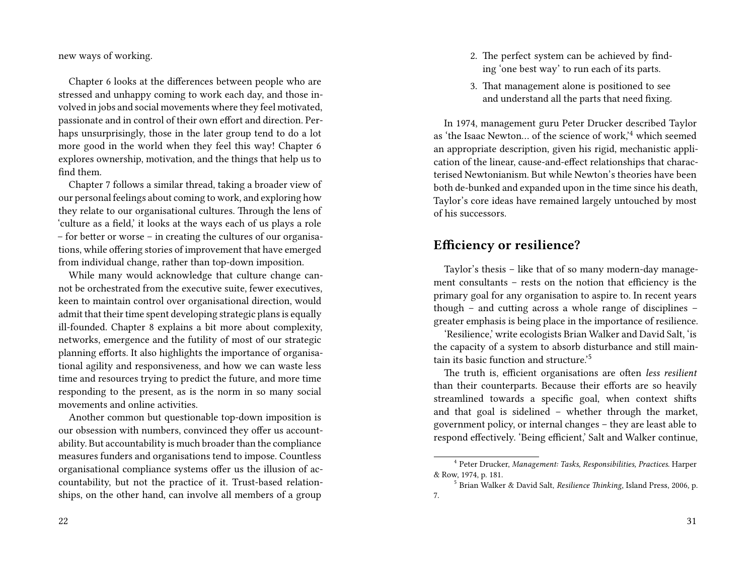new ways of working.

Chapter 6 looks at the differences between people who are stressed and unhappy coming to work each day, and those involved in jobs and social movements where they feel motivated, passionate and in control of their own effort and direction. Perhaps unsurprisingly, those in the later group tend to do a lot more good in the world when they feel this way! Chapter 6 explores ownership, motivation, and the things that help us to find them.

Chapter 7 follows a similar thread, taking a broader view of our personal feelings about coming to work, and exploring how they relate to our organisational cultures. Through the lens of 'culture as a field,' it looks at the ways each of us plays a role – for better or worse – in creating the cultures of our organisations, while offering stories of improvement that have emerged from individual change, rather than top-down imposition.

While many would acknowledge that culture change cannot be orchestrated from the executive suite, fewer executives, keen to maintain control over organisational direction, would admit that their time spent developing strategic plans is equally ill-founded. Chapter 8 explains a bit more about complexity, networks, emergence and the futility of most of our strategic planning efforts. It also highlights the importance of organisational agility and responsiveness, and how we can waste less time and resources trying to predict the future, and more time responding to the present, as is the norm in so many social movements and online activities.

Another common but questionable top-down imposition is our obsession with numbers, convinced they offer us accountability. But accountability is much broader than the compliance measures funders and organisations tend to impose. Countless organisational compliance systems offer us the illusion of accountability, but not the practice of it. Trust-based relationships, on the other hand, can involve all members of a group

2. The perfect system can be achieved by finding 'one best way' to run each of its parts.
3. That management alone is positioned to see and understand all the parts that need fixing.

In 1974, management guru Peter Drucker described Taylor as 'the Isaac Newton… of the science of work,'[4] which seemed an appropriate description, given his rigid, mechanistic application of the linear, cause-and-effect relationships that characterised Newtonianism. But while Newton's theories have been both de-bunked and expanded upon in the time since his death, Taylor's core ideas have remained largely untouched by most of his successors.

## Efficiency or resilience?

Taylor's thesis – like that of so many modern-day management consultants – rests on the notion that efficiency is the primary goal for any organisation to aspire to. In recent years though – and cutting across a whole range of disciplines – greater emphasis is being place in the importance of resilience.

'Resilience,' write ecologists Brian Walker and David Salt, 'is the capacity of a system to absorb disturbance and still maintain its basic function and structure.'[5]

The truth is, efficient organisations are often *less resilient* than their counterparts. Because their efforts are so heavily streamlined towards a specific goal, when context shifts and that goal is sidelined – whether through the market, government policy, or internal changes – they are least able to respond effectively. 'Being efficient,' Salt and Walker continue,

[4] Peter Drucker, *Management: Tasks, Responsibilities, Practices*. Harper & Row, 1974, p. 181.

[5] Brian Walker & David Salt, *Resilience Thinking*, Island Press, 2006, p. 7.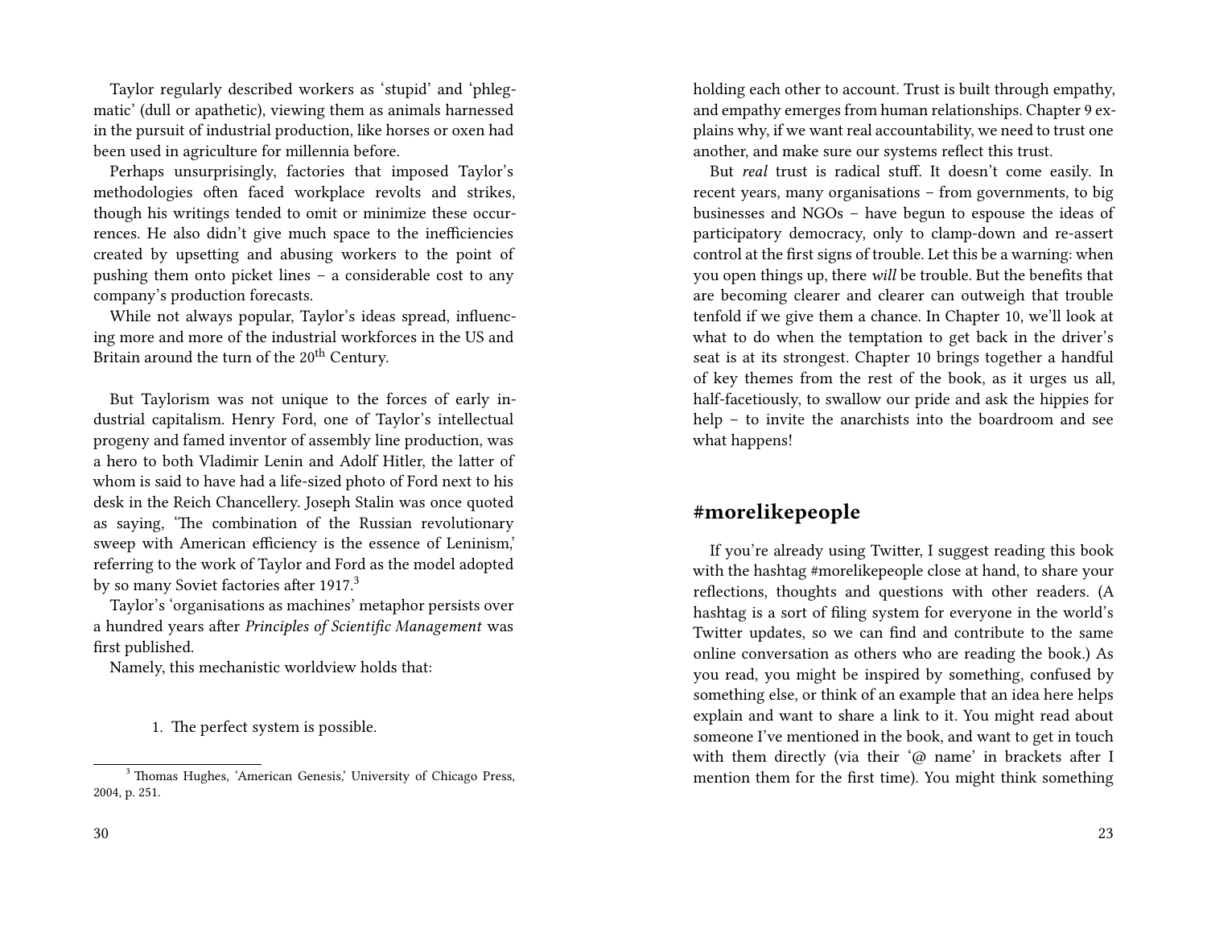Taylor regularly described workers as 'stupid' and 'phlegmatic' (dull or apathetic), viewing them as animals harnessed in the pursuit of industrial production, like horses or oxen had been used in agriculture for millennia before.

Perhaps unsurprisingly, factories that imposed Taylor's methodologies often faced workplace revolts and strikes, though his writings tended to omit or minimize these occurrences. He also didn't give much space to the inefficiencies created by upsetting and abusing workers to the point of pushing them onto picket lines – a considerable cost to any company's production forecasts.

While not always popular, Taylor's ideas spread, influencing more and more of the industrial workforces in the US and Britain around the turn of the 20th Century.

But Taylorism was not unique to the forces of early industrial capitalism. Henry Ford, one of Taylor's intellectual progeny and famed inventor of assembly line production, was a hero to both Vladimir Lenin and Adolf Hitler, the latter of whom is said to have had a life-sized photo of Ford next to his desk in the Reich Chancellery. Joseph Stalin was once quoted as saying, 'The combination of the Russian revolutionary sweep with American efficiency is the essence of Leninism,' referring to the work of Taylor and Ford as the model adopted by so many Soviet factories after 1917.[3]

Taylor's 'organisations as machines' metaphor persists over a hundred years after *Principles of Scientific Management* was first published.

Namely, this mechanistic worldview holds that:

1. The perfect system is possible.

[3] Thomas Hughes, 'American Genesis,' University of Chicago Press, 2004, p. 251.

holding each other to account. Trust is built through empathy, and empathy emerges from human relationships. Chapter 9 explains why, if we want real accountability, we need to trust one another, and make sure our systems reflect this trust.

But *real* trust is radical stuff. It doesn't come easily. In recent years, many organisations – from governments, to big businesses and NGOs – have begun to espouse the ideas of participatory democracy, only to clamp-down and re-assert control at the first signs of trouble. Let this be a warning: when you open things up, there *will* be trouble. But the benefits that are becoming clearer and clearer can outweigh that trouble tenfold if we give them a chance. In Chapter 10, we'll look at what to do when the temptation to get back in the driver's seat is at its strongest. Chapter 10 brings together a handful of key themes from the rest of the book, as it urges us all, half-facetiously, to swallow our pride and ask the hippies for help – to invite the anarchists into the boardroom and see what happens!

## #morelikepeople

If you're already using Twitter, I suggest reading this book with the hashtag #morelikepeople close at hand, to share your reflections, thoughts and questions with other readers. (A hashtag is a sort of filing system for everyone in the world's Twitter updates, so we can find and contribute to the same online conversation as others who are reading the book.) As you read, you might be inspired by something, confused by something else, or think of an example that an idea here helps explain and want to share a link to it. You might read about someone I've mentioned in the book, and want to get in touch with them directly (via their '@ name' in brackets after I mention them for the first time). You might think something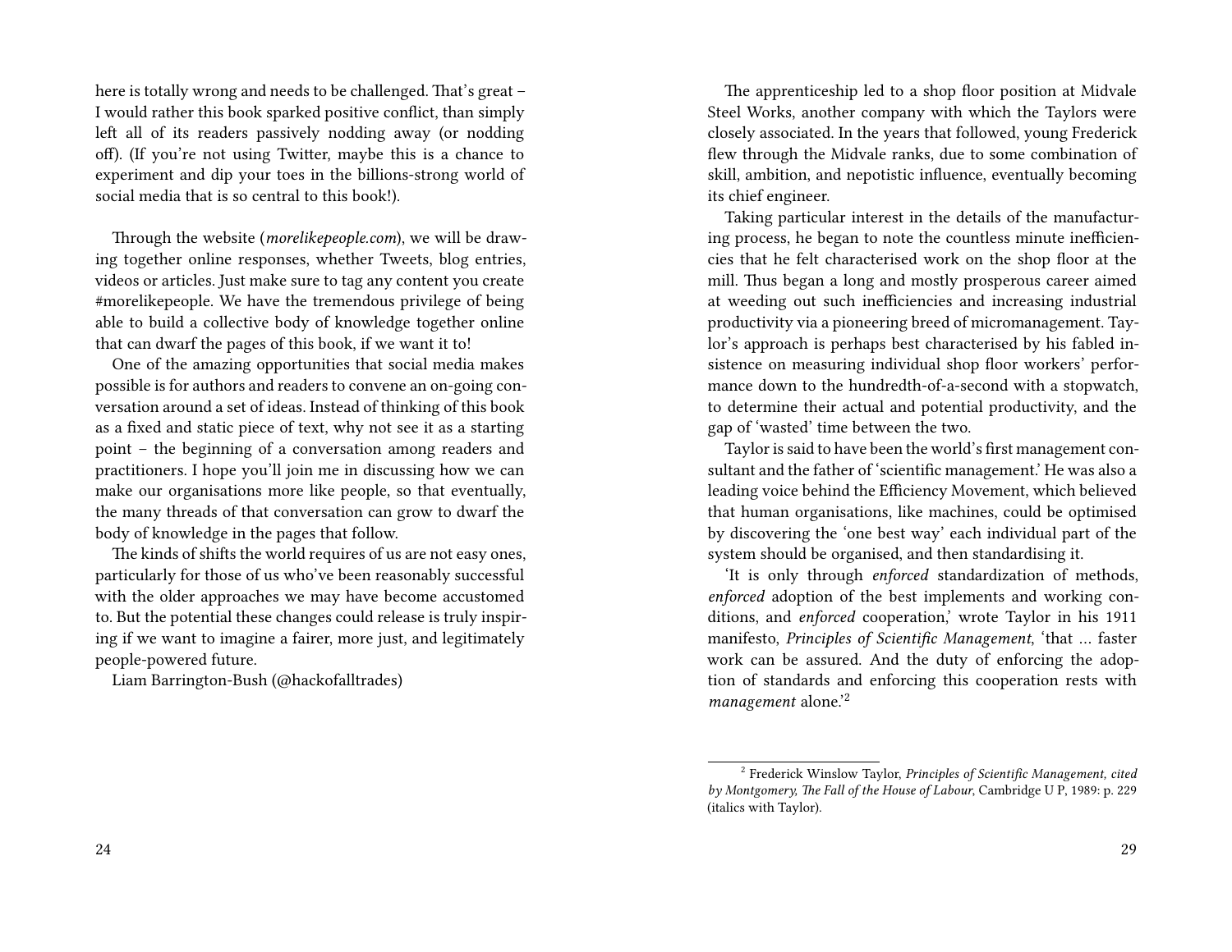here is totally wrong and needs to be challenged. That's great – I would rather this book sparked positive conflict, than simply left all of its readers passively nodding away (or nodding off). (If you're not using Twitter, maybe this is a chance to experiment and dip your toes in the billions-strong world of social media that is so central to this book!).

Through the website (*morelikepeople.com*), we will be drawing together online responses, whether Tweets, blog entries, videos or articles. Just make sure to tag any content you create #morelikepeople. We have the tremendous privilege of being able to build a collective body of knowledge together online that can dwarf the pages of this book, if we want it to!

One of the amazing opportunities that social media makes possible is for authors and readers to convene an on-going conversation around a set of ideas. Instead of thinking of this book as a fixed and static piece of text, why not see it as a starting point – the beginning of a conversation among readers and practitioners. I hope you'll join me in discussing how we can make our organisations more like people, so that eventually, the many threads of that conversation can grow to dwarf the body of knowledge in the pages that follow.

The kinds of shifts the world requires of us are not easy ones, particularly for those of us who've been reasonably successful with the older approaches we may have become accustomed to. But the potential these changes could release is truly inspiring if we want to imagine a fairer, more just, and legitimately people-powered future.

Liam Barrington-Bush (@hackofalltrades)

The apprenticeship led to a shop floor position at Midvale Steel Works, another company with which the Taylors were closely associated. In the years that followed, young Frederick flew through the Midvale ranks, due to some combination of skill, ambition, and nepotistic influence, eventually becoming its chief engineer.

Taking particular interest in the details of the manufacturing process, he began to note the countless minute inefficiencies that he felt characterised work on the shop floor at the mill. Thus began a long and mostly prosperous career aimed at weeding out such inefficiencies and increasing industrial productivity via a pioneering breed of micromanagement. Taylor's approach is perhaps best characterised by his fabled insistence on measuring individual shop floor workers' performance down to the hundredth-of-a-second with a stopwatch, to determine their actual and potential productivity, and the gap of 'wasted' time between the two.

Taylor is said to have been the world's first management consultant and the father of 'scientific management.' He was also a leading voice behind the Efficiency Movement, which believed that human organisations, like machines, could be optimised by discovering the 'one best way' each individual part of the system should be organised, and then standardising it.

'It is only through *enforced* standardization of methods, *enforced* adoption of the best implements and working conditions, and *enforced* cooperation,' wrote Taylor in his 1911 manifesto, *Principles of Scientific Management*, 'that … faster work can be assured. And the duty of enforcing the adoption of standards and enforcing this cooperation rests with *management* alone.'[2]

[2] Frederick Winslow Taylor, *Principles of Scientific Management, cited by Montgomery, The Fall of the House of Labour*, Cambridge U P, 1989: p. 229 (italics with Taylor).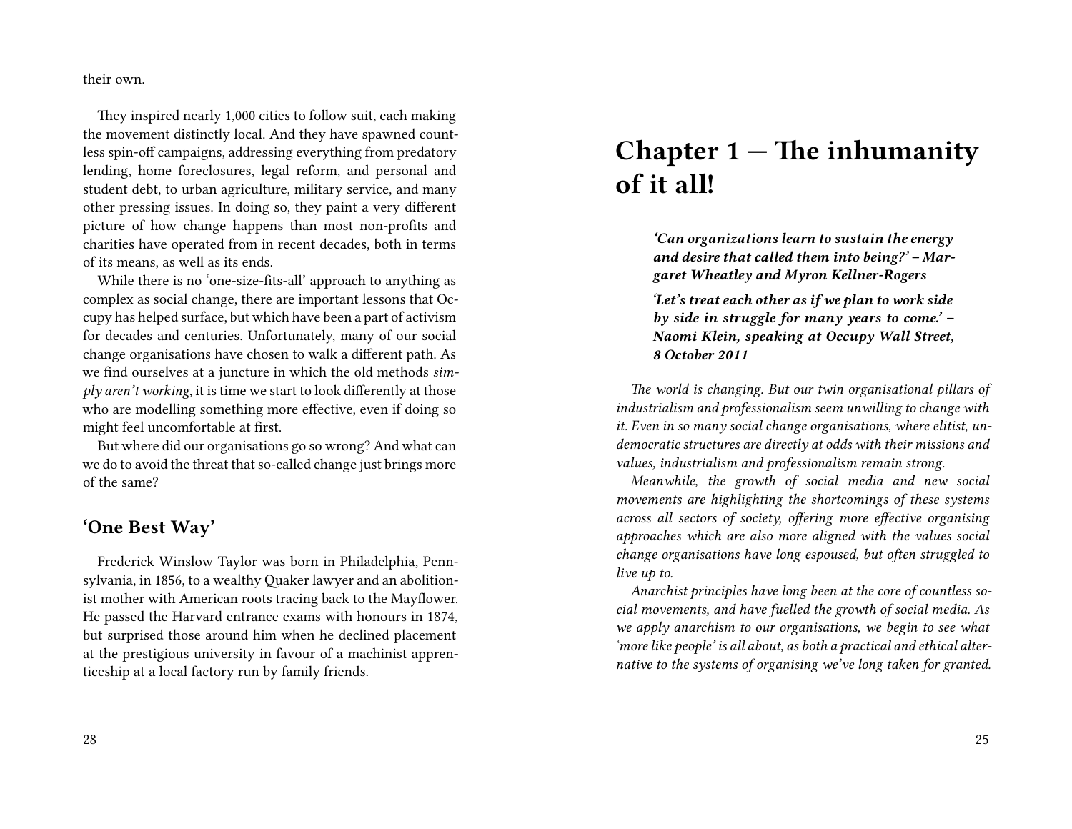their own.

They inspired nearly 1,000 cities to follow suit, each making the movement distinctly local. And they have spawned countless spin-off campaigns, addressing everything from predatory lending, home foreclosures, legal reform, and personal and student debt, to urban agriculture, military service, and many other pressing issues. In doing so, they paint a very different picture of how change happens than most non-profits and charities have operated from in recent decades, both in terms of its means, as well as its ends.

While there is no 'one-size-fits-all' approach to anything as complex as social change, there are important lessons that Occupy has helped surface, but which have been a part of activism for decades and centuries. Unfortunately, many of our social change organisations have chosen to walk a different path. As we find ourselves at a juncture in which the old methods *simply aren't working*, it is time we start to look differently at those who are modelling something more effective, even if doing so might feel uncomfortable at first.

But where did our organisations go so wrong? And what can we do to avoid the threat that so-called change just brings more of the same?

## 'One Best Way'

Frederick Winslow Taylor was born in Philadelphia, Pennsylvania, in 1856, to a wealthy Quaker lawyer and an abolitionist mother with American roots tracing back to the Mayflower. He passed the Harvard entrance exams with honours in 1874, but surprised those around him when he declined placement at the prestigious university in favour of a machinist apprenticeship at a local factory run by family friends.

# Chapter 1 — The inhumanity of it all!

> ***'Can organizations learn to sustain the energy and desire that called them into being?' – Margaret Wheatley and Myron Kellner-Rogers***
>
> ***'Let's treat each other as if we plan to work side by side in struggle for many years to come.' – Naomi Klein, speaking at Occupy Wall Street, 8 October 2011***

*The world is changing. But our twin organisational pillars of industrialism and professionalism seem unwilling to change with it. Even in so many social change organisations, where elitist, undemocratic structures are directly at odds with their missions and values, industrialism and professionalism remain strong.*

*Meanwhile, the growth of social media and new social movements are highlighting the shortcomings of these systems across all sectors of society, offering more effective organising approaches which are also more aligned with the values social change organisations have long espoused, but often struggled to live up to.*

*Anarchist principles have long been at the core of countless social movements, and have fuelled the growth of social media. As we apply anarchism to our organisations, we begin to see what 'more like people' is all about, as both a practical and ethical alternative to the systems of organising we've long taken for granted.*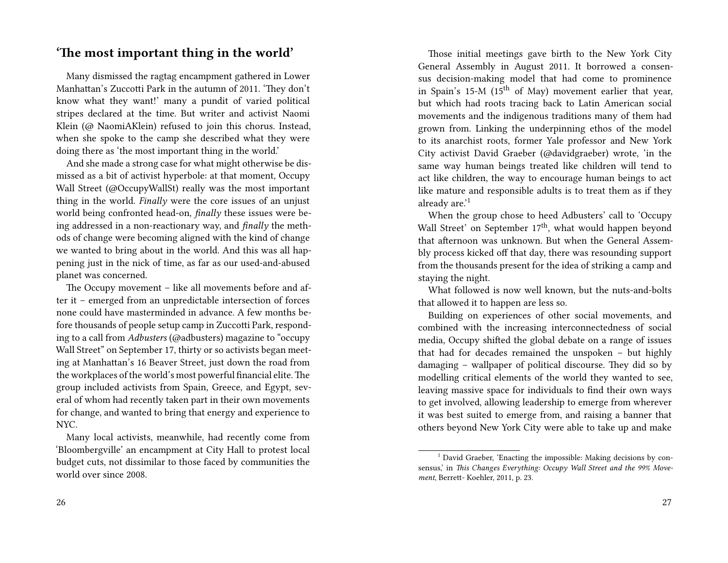## 'The most important thing in the world'

Many dismissed the ragtag encampment gathered in Lower Manhattan's Zuccotti Park in the autumn of 2011. 'They don't know what they want!' many a pundit of varied political stripes declared at the time. But writer and activist Naomi Klein (@ NaomiAKlein) refused to join this chorus. Instead, when she spoke to the camp she described what they were doing there as 'the most important thing in the world.'

And she made a strong case for what might otherwise be dismissed as a bit of activist hyperbole: at that moment, Occupy Wall Street (@OccupyWallSt) really was the most important thing in the world. *Finally* were the core issues of an unjust world being confronted head-on, *finally* these issues were being addressed in a non-reactionary way, and *finally* the methods of change were becoming aligned with the kind of change we wanted to bring about in the world. And this was all happening just in the nick of time, as far as our used-and-abused planet was concerned.

The Occupy movement – like all movements before and after it – emerged from an unpredictable intersection of forces none could have masterminded in advance. A few months before thousands of people setup camp in Zuccotti Park, responding to a call from *Adbusters* (@adbusters) magazine to "occupy Wall Street" on September 17, thirty or so activists began meeting at Manhattan's 16 Beaver Street, just down the road from the workplaces of the world's most powerful financial elite. The group included activists from Spain, Greece, and Egypt, several of whom had recently taken part in their own movements for change, and wanted to bring that energy and experience to NYC.

Many local activists, meanwhile, had recently come from 'Bloombergville' an encampment at City Hall to protest local budget cuts, not dissimilar to those faced by communities the world over since 2008.

Those initial meetings gave birth to the New York City General Assembly in August 2011. It borrowed a consensus decision-making model that had come to prominence in Spain's 15-M (15th of May) movement earlier that year, but which had roots tracing back to Latin American social movements and the indigenous traditions many of them had grown from. Linking the underpinning ethos of the model to its anarchist roots, former Yale professor and New York City activist David Graeber (@davidgraeber) wrote, 'in the same way human beings treated like children will tend to act like children, the way to encourage human beings to act like mature and responsible adults is to treat them as if they already are.'[1]

When the group chose to heed Adbusters' call to 'Occupy Wall Street' on September 17th, what would happen beyond that afternoon was unknown. But when the General Assembly process kicked off that day, there was resounding support from the thousands present for the idea of striking a camp and staying the night.

What followed is now well known, but the nuts-and-bolts that allowed it to happen are less so.

Building on experiences of other social movements, and combined with the increasing interconnectedness of social media, Occupy shifted the global debate on a range of issues that had for decades remained the unspoken – but highly damaging – wallpaper of political discourse. They did so by modelling critical elements of the world they wanted to see, leaving massive space for individuals to find their own ways to get involved, allowing leadership to emerge from wherever it was best suited to emerge from, and raising a banner that others beyond New York City were able to take up and make

[1] David Graeber, 'Enacting the impossible: Making decisions by consensus,' in *This Changes Everything: Occupy Wall Street and the 99% Movement*, Berrett- Koehler, 2011, p. 23.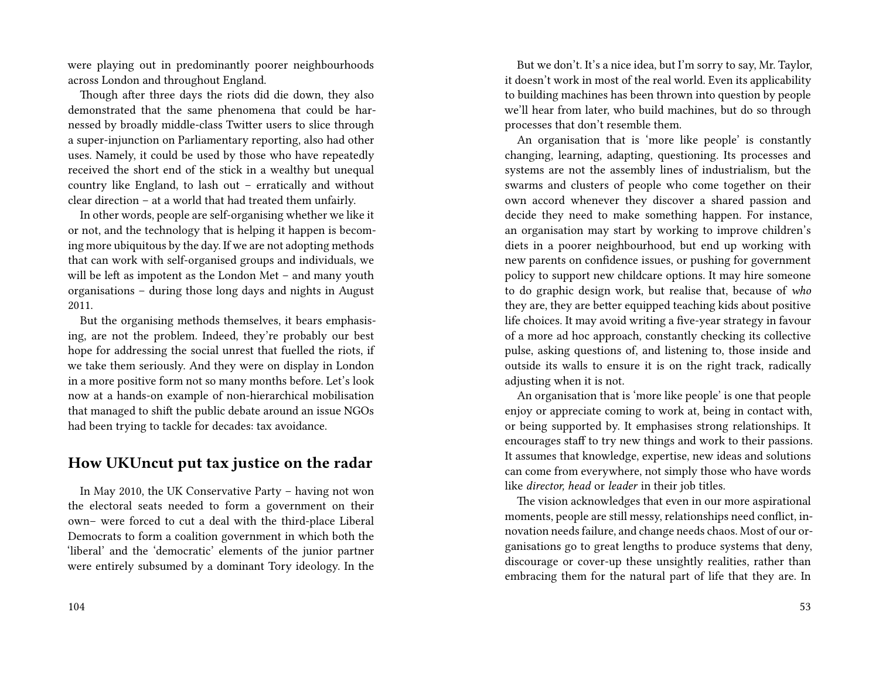were playing out in predominantly poorer neighbourhoods across London and throughout England.

Though after three days the riots did die down, they also demonstrated that the same phenomena that could be harnessed by broadly middle-class Twitter users to slice through a super-injunction on Parliamentary reporting, also had other uses. Namely, it could be used by those who have repeatedly received the short end of the stick in a wealthy but unequal country like England, to lash out – erratically and without clear direction – at a world that had treated them unfairly.

In other words, people are self-organising whether we like it or not, and the technology that is helping it happen is becoming more ubiquitous by the day. If we are not adopting methods that can work with self-organised groups and individuals, we will be left as impotent as the London Met – and many youth organisations – during those long days and nights in August 2011.

But the organising methods themselves, it bears emphasising, are not the problem. Indeed, they're probably our best hope for addressing the social unrest that fuelled the riots, if we take them seriously. And they were on display in London in a more positive form not so many months before. Let's look now at a hands-on example of non-hierarchical mobilisation that managed to shift the public debate around an issue NGOs had been trying to tackle for decades: tax avoidance.

## How UKUncut put tax justice on the radar

In May 2010, the UK Conservative Party – having not won the electoral seats needed to form a government on their own– were forced to cut a deal with the third-place Liberal Democrats to form a coalition government in which both the 'liberal' and the 'democratic' elements of the junior partner were entirely subsumed by a dominant Tory ideology. In the

But we don't. It's a nice idea, but I'm sorry to say, Mr. Taylor, it doesn't work in most of the real world. Even its applicability to building machines has been thrown into question by people we'll hear from later, who build machines, but do so through processes that don't resemble them.

An organisation that is 'more like people' is constantly changing, learning, adapting, questioning. Its processes and systems are not the assembly lines of industrialism, but the swarms and clusters of people who come together on their own accord whenever they discover a shared passion and decide they need to make something happen. For instance, an organisation may start by working to improve children's diets in a poorer neighbourhood, but end up working with new parents on confidence issues, or pushing for government policy to support new childcare options. It may hire someone to do graphic design work, but realise that, because of *who* they are, they are better equipped teaching kids about positive life choices. It may avoid writing a five-year strategy in favour of a more ad hoc approach, constantly checking its collective pulse, asking questions of, and listening to, those inside and outside its walls to ensure it is on the right track, radically adjusting when it is not.

An organisation that is 'more like people' is one that people enjoy or appreciate coming to work at, being in contact with, or being supported by. It emphasises strong relationships. It encourages staff to try new things and work to their passions. It assumes that knowledge, expertise, new ideas and solutions can come from everywhere, not simply those who have words like *director, head* or *leader* in their job titles.

The vision acknowledges that even in our more aspirational moments, people are still messy, relationships need conflict, innovation needs failure, and change needs chaos. Most of our organisations go to great lengths to produce systems that deny, discourage or cover-up these unsightly realities, rather than embracing them for the natural part of life that they are. In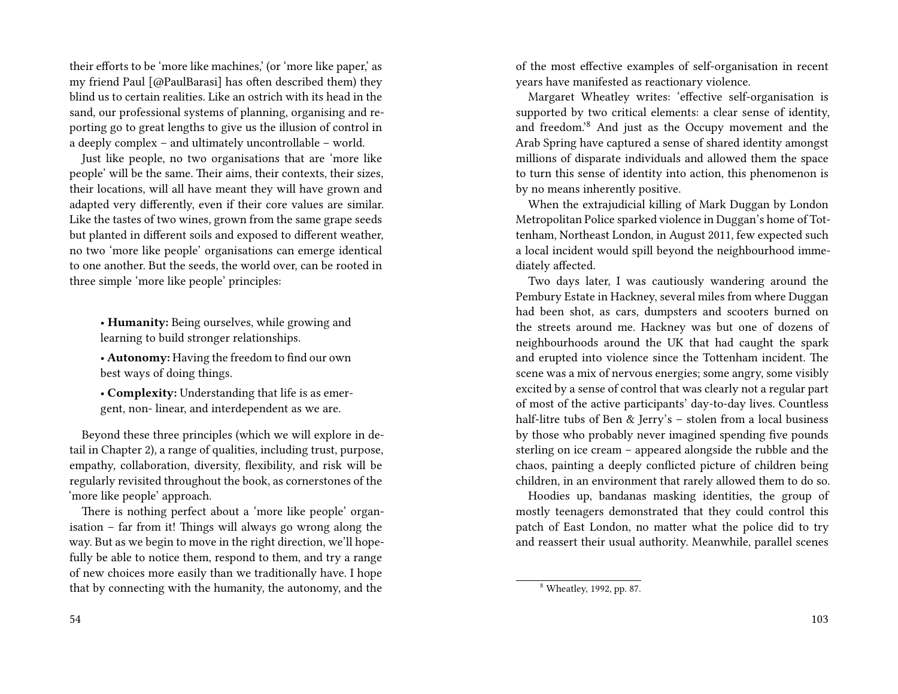their efforts to be 'more like machines,' (or 'more like paper,' as my friend Paul [@PaulBarasi] has often described them) they blind us to certain realities. Like an ostrich with its head in the sand, our professional systems of planning, organising and reporting go to great lengths to give us the illusion of control in a deeply complex – and ultimately uncontrollable – world.

Just like people, no two organisations that are 'more like people' will be the same. Their aims, their contexts, their sizes, their locations, will all have meant they will have grown and adapted very differently, even if their core values are similar. Like the tastes of two wines, grown from the same grape seeds but planted in different soils and exposed to different weather, no two 'more like people' organisations can emerge identical to one another. But the seeds, the world over, can be rooted in three simple 'more like people' principles:

- **Humanity:** Being ourselves, while growing and learning to build stronger relationships.
- **Autonomy:** Having the freedom to find our own best ways of doing things.
- **Complexity:** Understanding that life is as emergent, non- linear, and interdependent as we are.

Beyond these three principles (which we will explore in detail in Chapter 2), a range of qualities, including trust, purpose, empathy, collaboration, diversity, flexibility, and risk will be regularly revisited throughout the book, as cornerstones of the 'more like people' approach.

There is nothing perfect about a 'more like people' organisation – far from it! Things will always go wrong along the way. But as we begin to move in the right direction, we'll hopefully be able to notice them, respond to them, and try a range of new choices more easily than we traditionally have. I hope that by connecting with the humanity, the autonomy, and the

of the most effective examples of self-organisation in recent years have manifested as reactionary violence.

Margaret Wheatley writes: 'effective self-organisation is supported by two critical elements: a clear sense of identity, and freedom.'[8] And just as the Occupy movement and the Arab Spring have captured a sense of shared identity amongst millions of disparate individuals and allowed them the space to turn this sense of identity into action, this phenomenon is by no means inherently positive.

When the extrajudicial killing of Mark Duggan by London Metropolitan Police sparked violence in Duggan's home of Tottenham, Northeast London, in August 2011, few expected such a local incident would spill beyond the neighbourhood immediately affected.

Two days later, I was cautiously wandering around the Pembury Estate in Hackney, several miles from where Duggan had been shot, as cars, dumpsters and scooters burned on the streets around me. Hackney was but one of dozens of neighbourhoods around the UK that had caught the spark and erupted into violence since the Tottenham incident. The scene was a mix of nervous energies; some angry, some visibly excited by a sense of control that was clearly not a regular part of most of the active participants' day-to-day lives. Countless half-litre tubs of Ben & Jerry's – stolen from a local business by those who probably never imagined spending five pounds sterling on ice cream – appeared alongside the rubble and the chaos, painting a deeply conflicted picture of children being children, in an environment that rarely allowed them to do so.

Hoodies up, bandanas masking identities, the group of mostly teenagers demonstrated that they could control this patch of East London, no matter what the police did to try and reassert their usual authority. Meanwhile, parallel scenes

[8] Wheatley, 1992, pp. 87.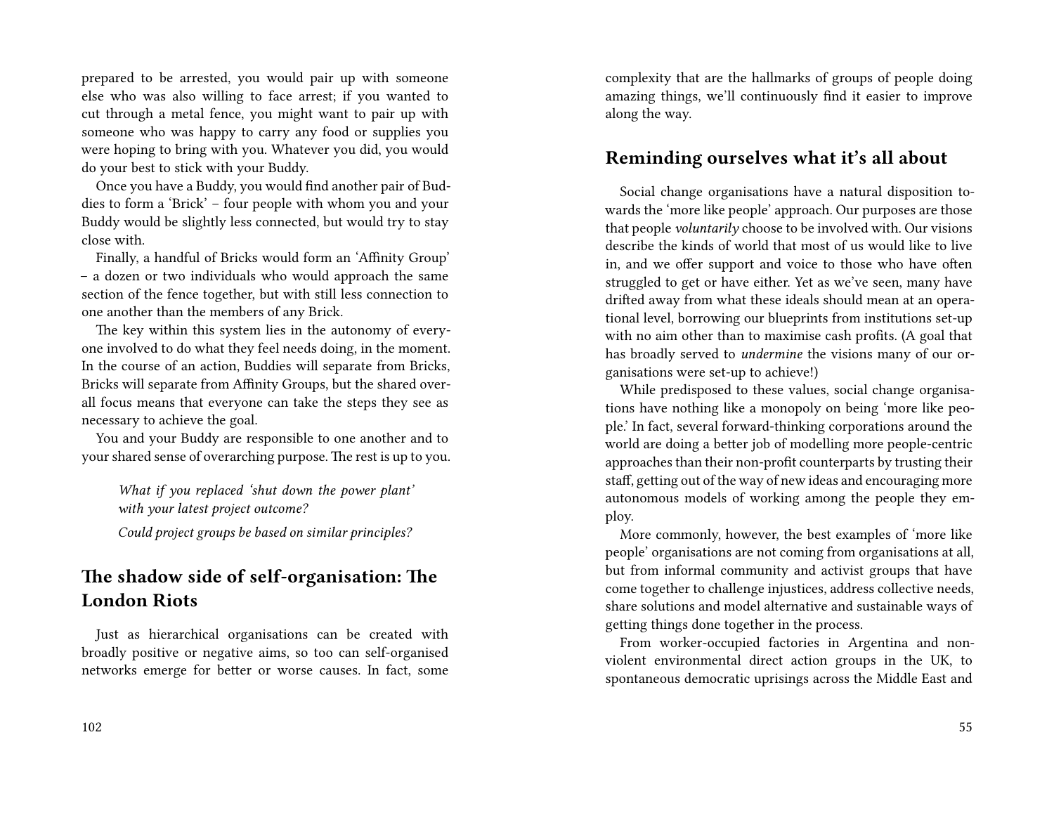prepared to be arrested, you would pair up with someone else who was also willing to face arrest; if you wanted to cut through a metal fence, you might want to pair up with someone who was happy to carry any food or supplies you were hoping to bring with you. Whatever you did, you would do your best to stick with your Buddy.

Once you have a Buddy, you would find another pair of Buddies to form a 'Brick' – four people with whom you and your Buddy would be slightly less connected, but would try to stay close with.

Finally, a handful of Bricks would form an 'Affinity Group' – a dozen or two individuals who would approach the same section of the fence together, but with still less connection to one another than the members of any Brick.

The key within this system lies in the autonomy of everyone involved to do what they feel needs doing, in the moment. In the course of an action, Buddies will separate from Bricks, Bricks will separate from Affinity Groups, but the shared overall focus means that everyone can take the steps they see as necessary to achieve the goal.

You and your Buddy are responsible to one another and to your shared sense of overarching purpose. The rest is up to you.

> *What if you replaced 'shut down the power plant' with your latest project outcome?*
>
> *Could project groups be based on similar principles?*

## The shadow side of self-organisation: The London Riots

Just as hierarchical organisations can be created with broadly positive or negative aims, so too can self-organised networks emerge for better or worse causes. In fact, some

complexity that are the hallmarks of groups of people doing amazing things, we'll continuously find it easier to improve along the way.

## Reminding ourselves what it's all about

Social change organisations have a natural disposition towards the 'more like people' approach. Our purposes are those that people *voluntarily* choose to be involved with. Our visions describe the kinds of world that most of us would like to live in, and we offer support and voice to those who have often struggled to get or have either. Yet as we've seen, many have drifted away from what these ideals should mean at an operational level, borrowing our blueprints from institutions set-up with no aim other than to maximise cash profits. (A goal that has broadly served to *undermine* the visions many of our organisations were set-up to achieve!)

While predisposed to these values, social change organisations have nothing like a monopoly on being 'more like people.' In fact, several forward-thinking corporations around the world are doing a better job of modelling more people-centric approaches than their non-profit counterparts by trusting their staff, getting out of the way of new ideas and encouraging more autonomous models of working among the people they employ.

More commonly, however, the best examples of 'more like people' organisations are not coming from organisations at all, but from informal community and activist groups that have come together to challenge injustices, address collective needs, share solutions and model alternative and sustainable ways of getting things done together in the process.

From worker-occupied factories in Argentina and non-violent environmental direct action groups in the UK, to spontaneous democratic uprisings across the Middle East and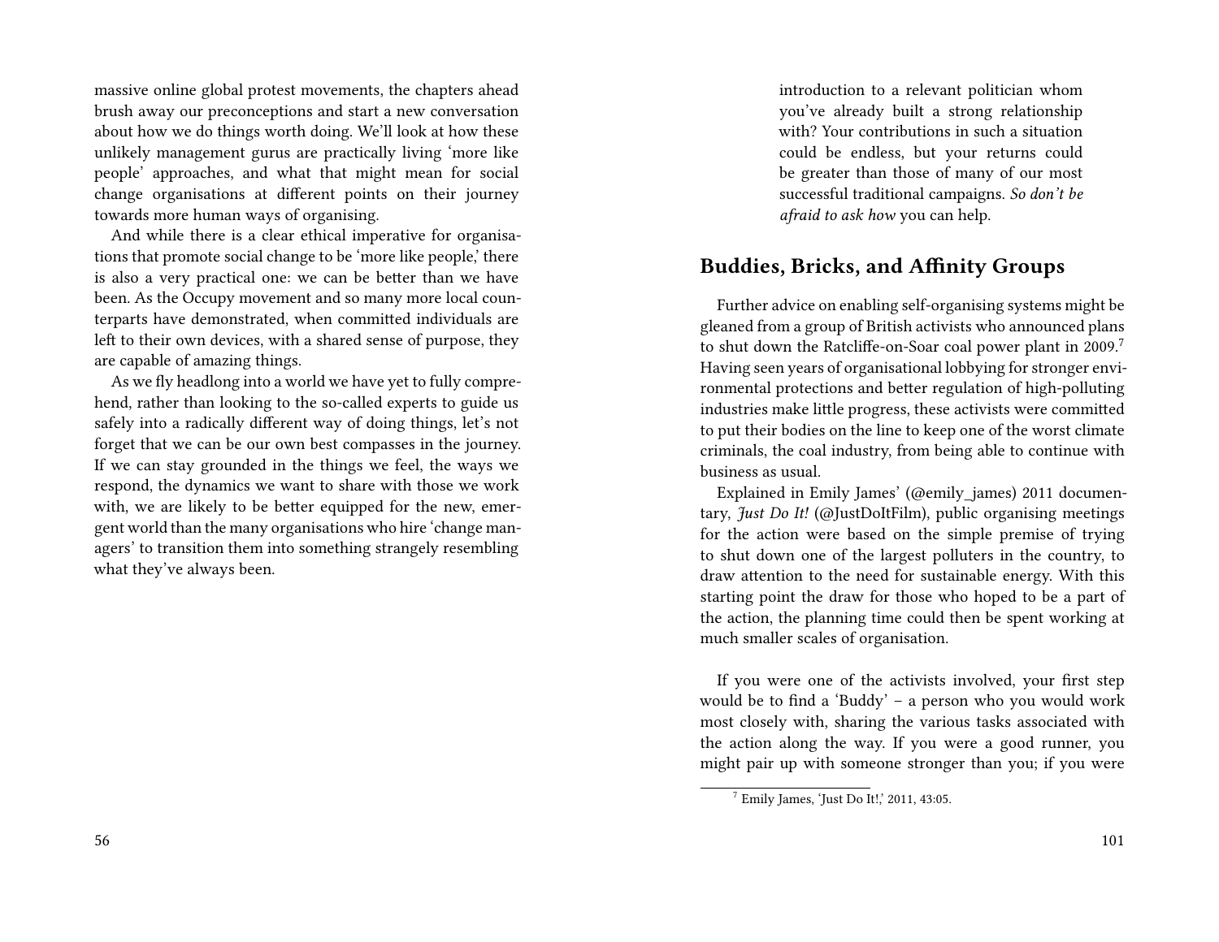massive online global protest movements, the chapters ahead brush away our preconceptions and start a new conversation about how we do things worth doing. We'll look at how these unlikely management gurus are practically living 'more like people' approaches, and what that might mean for social change organisations at different points on their journey towards more human ways of organising.

And while there is a clear ethical imperative for organisations that promote social change to be 'more like people,' there is also a very practical one: we can be better than we have been. As the Occupy movement and so many more local counterparts have demonstrated, when committed individuals are left to their own devices, with a shared sense of purpose, they are capable of amazing things.

As we fly headlong into a world we have yet to fully comprehend, rather than looking to the so-called experts to guide us safely into a radically different way of doing things, let's not forget that we can be our own best compasses in the journey. If we can stay grounded in the things we feel, the ways we respond, the dynamics we want to share with those we work with, we are likely to be better equipped for the new, emergent world than the many organisations who hire 'change managers' to transition them into something strangely resembling what they've always been.

introduction to a relevant politician whom you've already built a strong relationship with? Your contributions in such a situation could be endless, but your returns could be greater than those of many of our most successful traditional campaigns. *So don't be afraid to ask how* you can help.

## Buddies, Bricks, and Affinity Groups

Further advice on enabling self-organising systems might be gleaned from a group of British activists who announced plans to shut down the Ratcliffe-on-Soar coal power plant in 2009.[7] Having seen years of organisational lobbying for stronger environmental protections and better regulation of high-polluting industries make little progress, these activists were committed to put their bodies on the line to keep one of the worst climate criminals, the coal industry, from being able to continue with business as usual.

Explained in Emily James' (@emily_james) 2011 documentary, *Just Do It!* (@JustDoItFilm), public organising meetings for the action were based on the simple premise of trying to shut down one of the largest polluters in the country, to draw attention to the need for sustainable energy. With this starting point the draw for those who hoped to be a part of the action, the planning time could then be spent working at much smaller scales of organisation.

If you were one of the activists involved, your first step would be to find a 'Buddy' – a person who you would work most closely with, sharing the various tasks associated with the action along the way. If you were a good runner, you might pair up with someone stronger than you; if you were

[7] Emily James, 'Just Do It!,' 2011, 43:05.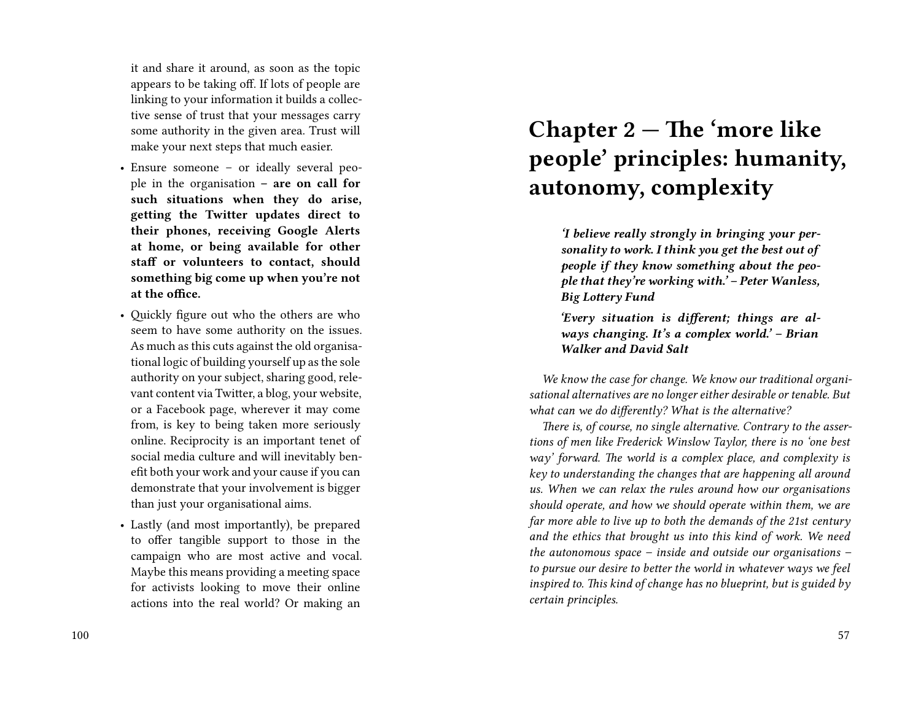it and share it around, as soon as the topic appears to be taking off. If lots of people are linking to your information it builds a collective sense of trust that your messages carry some authority in the given area. Trust will make your next steps that much easier.

- Ensure someone – or ideally several people in the organisation – **are on call for such situations when they do arise, getting the Twitter updates direct to their phones, receiving Google Alerts at home, or being available for other staff or volunteers to contact, should something big come up when you're not at the office.**
- Quickly figure out who the others are who seem to have some authority on the issues. As much as this cuts against the old organisational logic of building yourself up as the sole authority on your subject, sharing good, relevant content via Twitter, a blog, your website, or a Facebook page, wherever it may come from, is key to being taken more seriously online. Reciprocity is an important tenet of social media culture and will inevitably benefit both your work and your cause if you can demonstrate that your involvement is bigger than just your organisational aims.
- Lastly (and most importantly), be prepared to offer tangible support to those in the campaign who are most active and vocal. Maybe this means providing a meeting space for activists looking to move their online actions into the real world? Or making an

# Chapter 2 — The 'more like people' principles: humanity, autonomy, complexity

> ***'I believe really strongly in bringing your personality to work. I think you get the best out of people if they know something about the people that they're working with.' – Peter Wanless, Big Lottery Fund***
>
> ***'Every situation is different; things are always changing. It's a complex world.' – Brian Walker and David Salt***

*We know the case for change. We know our traditional organisational alternatives are no longer either desirable or tenable. But what can we do differently? What is the alternative?*

*There is, of course, no single alternative. Contrary to the assertions of men like Frederick Winslow Taylor, there is no 'one best way' forward. The world is a complex place, and complexity is key to understanding the changes that are happening all around us. When we can relax the rules around how our organisations should operate, and how we should operate within them, we are far more able to live up to both the demands of the 21st century and the ethics that brought us into this kind of work. We need the autonomous space – inside and outside our organisations – to pursue our desire to better the world in whatever ways we feel inspired to. This kind of change has no blueprint, but is guided by certain principles.*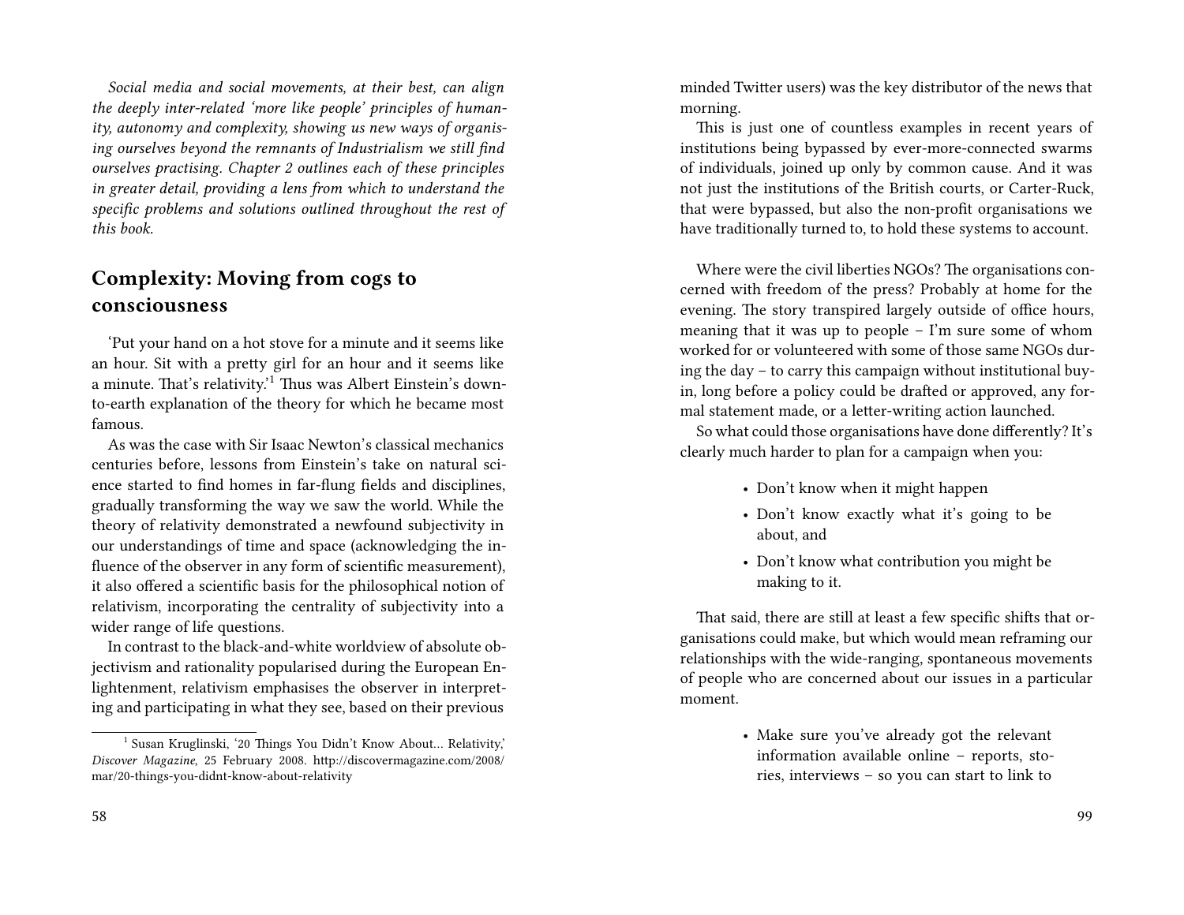*Social media and social movements, at their best, can align the deeply inter-related 'more like people' principles of humanity, autonomy and complexity, showing us new ways of organising ourselves beyond the remnants of Industrialism we still find ourselves practising. Chapter 2 outlines each of these principles in greater detail, providing a lens from which to understand the specific problems and solutions outlined throughout the rest of this book.*

## Complexity: Moving from cogs to consciousness

'Put your hand on a hot stove for a minute and it seems like an hour. Sit with a pretty girl for an hour and it seems like a minute. That's relativity.'[1] Thus was Albert Einstein's down-to-earth explanation of the theory for which he became most famous.

As was the case with Sir Isaac Newton's classical mechanics centuries before, lessons from Einstein's take on natural science started to find homes in far-flung fields and disciplines, gradually transforming the way we saw the world. While the theory of relativity demonstrated a newfound subjectivity in our understandings of time and space (acknowledging the influence of the observer in any form of scientific measurement), it also offered a scientific basis for the philosophical notion of relativism, incorporating the centrality of subjectivity into a wider range of life questions.

In contrast to the black-and-white worldview of absolute objectivism and rationality popularised during the European Enlightenment, relativism emphasises the observer in interpreting and participating in what they see, based on their previous

[1] Susan Kruglinski, '20 Things You Didn't Know About… Relativity,' *Discover Magazine*, 25 February 2008. http://discovermagazine.com/2008/mar/20-things-you-didnt-know-about-relativity

minded Twitter users) was the key distributor of the news that morning.

This is just one of countless examples in recent years of institutions being bypassed by ever-more-connected swarms of individuals, joined up only by common cause. And it was not just the institutions of the British courts, or Carter-Ruck, that were bypassed, but also the non-profit organisations we have traditionally turned to, to hold these systems to account.

Where were the civil liberties NGOs? The organisations concerned with freedom of the press? Probably at home for the evening. The story transpired largely outside of office hours, meaning that it was up to people – I'm sure some of whom worked for or volunteered with some of those same NGOs during the day – to carry this campaign without institutional buy-in, long before a policy could be drafted or approved, any formal statement made, or a letter-writing action launched.

So what could those organisations have done differently? It's clearly much harder to plan for a campaign when you:

- Don't know when it might happen
- Don't know exactly what it's going to be about, and
- Don't know what contribution you might be making to it.

That said, there are still at least a few specific shifts that organisations could make, but which would mean reframing our relationships with the wide-ranging, spontaneous movements of people who are concerned about our issues in a particular moment.

- Make sure you've already got the relevant information available online – reports, stories, interviews – so you can start to link to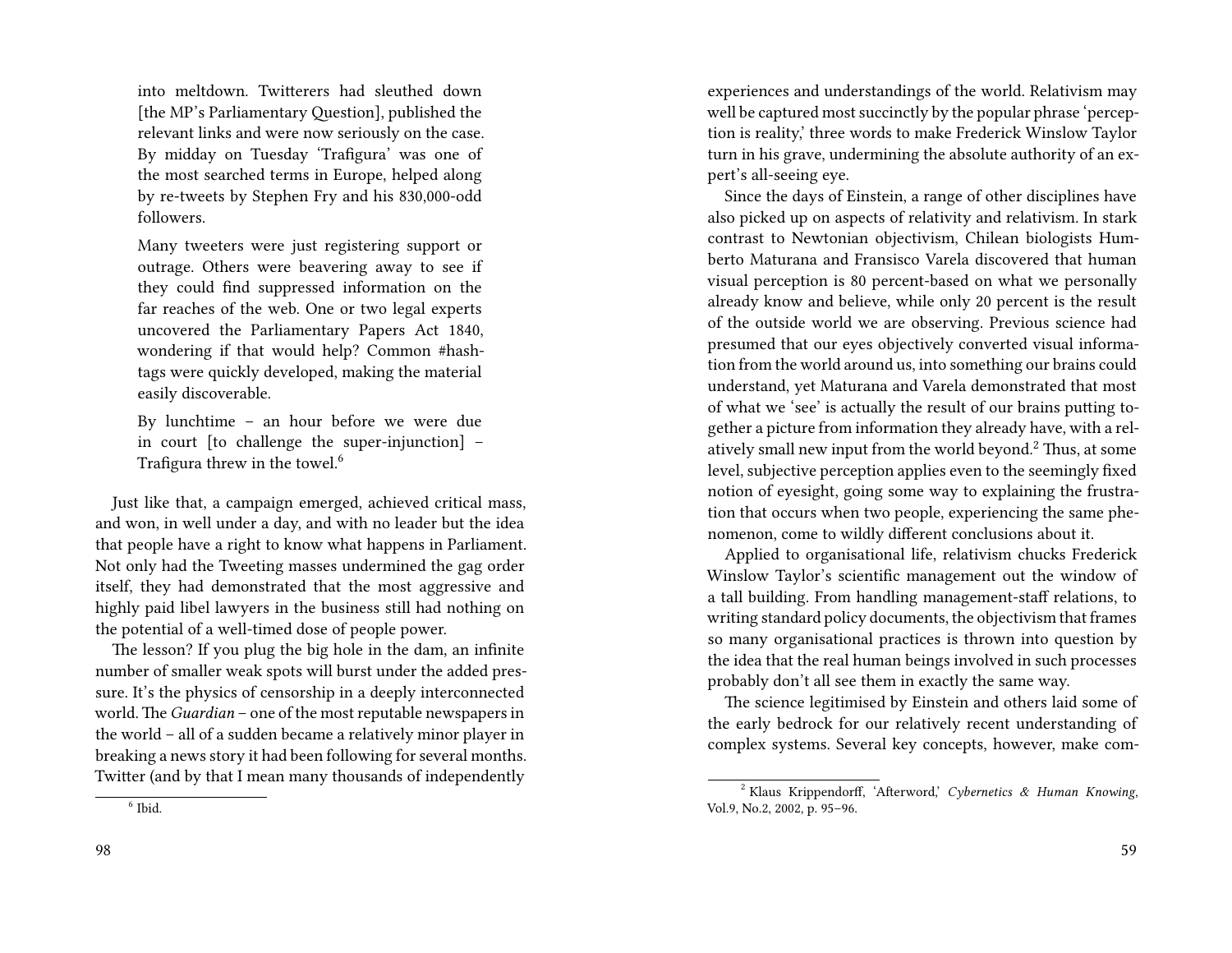into meltdown. Twitterers had sleuthed down [the MP's Parliamentary Question], published the relevant links and were now seriously on the case. By midday on Tuesday 'Trafigura' was one of the most searched terms in Europe, helped along by re-tweets by Stephen Fry and his 830,000-odd followers.

> Many tweeters were just registering support or outrage. Others were beavering away to see if they could find suppressed information on the far reaches of the web. One or two legal experts uncovered the Parliamentary Papers Act 1840, wondering if that would help? Common #hashtags were quickly developed, making the material easily discoverable.
>
> By lunchtime – an hour before we were due in court [to challenge the super-injunction] – Trafigura threw in the towel.[6]

Just like that, a campaign emerged, achieved critical mass, and won, in well under a day, and with no leader but the idea that people have a right to know what happens in Parliament. Not only had the Tweeting masses undermined the gag order itself, they had demonstrated that the most aggressive and highly paid libel lawyers in the business still had nothing on the potential of a well-timed dose of people power.

The lesson? If you plug the big hole in the dam, an infinite number of smaller weak spots will burst under the added pressure. It's the physics of censorship in a deeply interconnected world. The *Guardian* – one of the most reputable newspapers in the world – all of a sudden became a relatively minor player in breaking a news story it had been following for several months. Twitter (and by that I mean many thousands of independently

[6] Ibid.

experiences and understandings of the world. Relativism may well be captured most succinctly by the popular phrase 'perception is reality,' three words to make Frederick Winslow Taylor turn in his grave, undermining the absolute authority of an expert's all-seeing eye.

Since the days of Einstein, a range of other disciplines have also picked up on aspects of relativity and relativism. In stark contrast to Newtonian objectivism, Chilean biologists Humberto Maturana and Fransisco Varela discovered that human visual perception is 80 percent-based on what we personally already know and believe, while only 20 percent is the result of the outside world we are observing. Previous science had presumed that our eyes objectively converted visual information from the world around us, into something our brains could understand, yet Maturana and Varela demonstrated that most of what we 'see' is actually the result of our brains putting together a picture from information they already have, with a relatively small new input from the world beyond.[2] Thus, at some level, subjective perception applies even to the seemingly fixed notion of eyesight, going some way to explaining the frustration that occurs when two people, experiencing the same phenomenon, come to wildly different conclusions about it.

Applied to organisational life, relativism chucks Frederick Winslow Taylor's scientific management out the window of a tall building. From handling management-staff relations, to writing standard policy documents, the objectivism that frames so many organisational practices is thrown into question by the idea that the real human beings involved in such processes probably don't all see them in exactly the same way.

The science legitimised by Einstein and others laid some of the early bedrock for our relatively recent understanding of complex systems. Several key concepts, however, make com-

[2] Klaus Krippendorff, 'Afterword,' *Cybernetics & Human Knowing*, Vol.9, No.2, 2002, p. 95–96.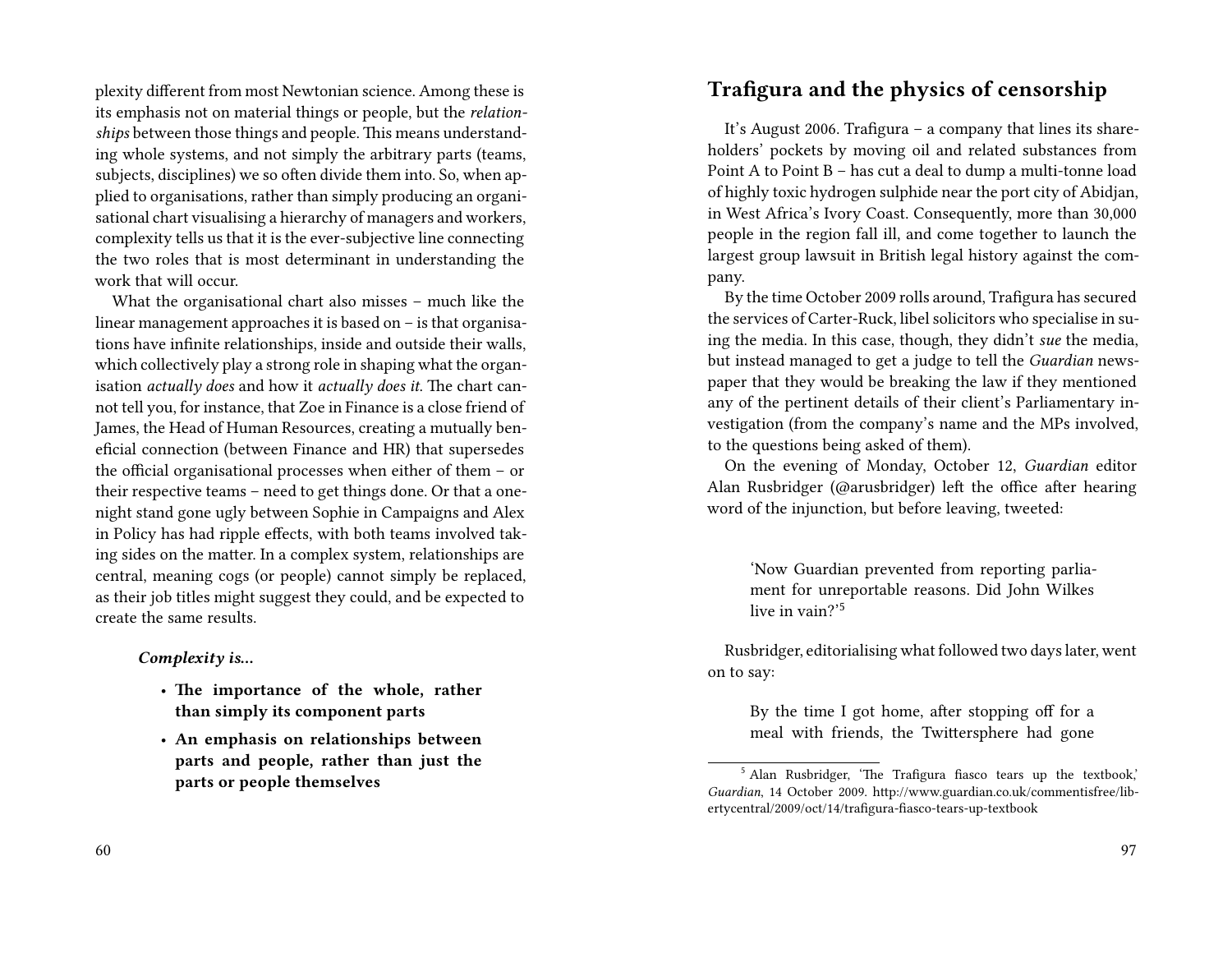plexity different from most Newtonian science. Among these is its emphasis not on material things or people, but the *relationships* between those things and people. This means understanding whole systems, and not simply the arbitrary parts (teams, subjects, disciplines) we so often divide them into. So, when applied to organisations, rather than simply producing an organisational chart visualising a hierarchy of managers and workers, complexity tells us that it is the ever-subjective line connecting the two roles that is most determinant in understanding the work that will occur.

What the organisational chart also misses – much like the linear management approaches it is based on – is that organisations have infinite relationships, inside and outside their walls, which collectively play a strong role in shaping what the organisation *actually does* and how it *actually does it*. The chart cannot tell you, for instance, that Zoe in Finance is a close friend of James, the Head of Human Resources, creating a mutually beneficial connection (between Finance and HR) that supersedes the official organisational processes when either of them – or their respective teams – need to get things done. Or that a one-night stand gone ugly between Sophie in Campaigns and Alex in Policy has had ripple effects, with both teams involved taking sides on the matter. In a complex system, relationships are central, meaning cogs (or people) cannot simply be replaced, as their job titles might suggest they could, and be expected to create the same results.

***Complexity is...***

- **The importance of the whole, rather than simply its component parts**
- **An emphasis on relationships between parts and people, rather than just the parts or people themselves**

## Trafigura and the physics of censorship

It's August 2006. Trafigura – a company that lines its shareholders' pockets by moving oil and related substances from Point A to Point B – has cut a deal to dump a multi-tonne load of highly toxic hydrogen sulphide near the port city of Abidjan, in West Africa's Ivory Coast. Consequently, more than 30,000 people in the region fall ill, and come together to launch the largest group lawsuit in British legal history against the company.

By the time October 2009 rolls around, Trafigura has secured the services of Carter-Ruck, libel solicitors who specialise in suing the media. In this case, though, they didn't *sue* the media, but instead managed to get a judge to tell the *Guardian* newspaper that they would be breaking the law if they mentioned any of the pertinent details of their client's Parliamentary investigation (from the company's name and the MPs involved, to the questions being asked of them).

On the evening of Monday, October 12, *Guardian* editor Alan Rusbridger (@arusbridger) left the office after hearing word of the injunction, but before leaving, tweeted:

> 'Now Guardian prevented from reporting parliament for unreportable reasons. Did John Wilkes live in vain?'[5]

Rusbridger, editorialising what followed two days later, went on to say:

> By the time I got home, after stopping off for a meal with friends, the Twittersphere had gone

[5] Alan Rusbridger, 'The Trafigura fiasco tears up the textbook,' *Guardian*, 14 October 2009. http://www.guardian.co.uk/commentisfree/libertycentral/2009/oct/14/trafigura-fiasco-tears-up-textbook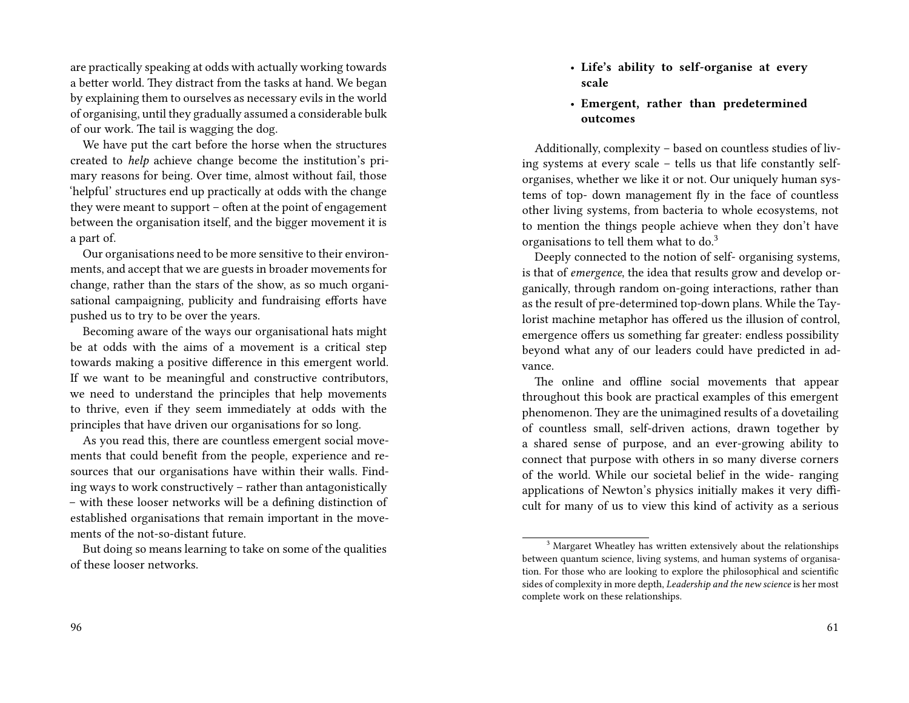are practically speaking at odds with actually working towards a better world. They distract from the tasks at hand. We began by explaining them to ourselves as necessary evils in the world of organising, until they gradually assumed a considerable bulk of our work. The tail is wagging the dog.

We have put the cart before the horse when the structures created to *help* achieve change become the institution's primary reasons for being. Over time, almost without fail, those 'helpful' structures end up practically at odds with the change they were meant to support – often at the point of engagement between the organisation itself, and the bigger movement it is a part of.

Our organisations need to be more sensitive to their environments, and accept that we are guests in broader movements for change, rather than the stars of the show, as so much organisational campaigning, publicity and fundraising efforts have pushed us to try to be over the years.

Becoming aware of the ways our organisational hats might be at odds with the aims of a movement is a critical step towards making a positive difference in this emergent world. If we want to be meaningful and constructive contributors, we need to understand the principles that help movements to thrive, even if they seem immediately at odds with the principles that have driven our organisations for so long.

As you read this, there are countless emergent social movements that could benefit from the people, experience and resources that our organisations have within their walls. Finding ways to work constructively – rather than antagonistically – with these looser networks will be a defining distinction of established organisations that remain important in the movements of the not-so-distant future.

But doing so means learning to take on some of the qualities of these looser networks.

- **Life's ability to self-organise at every scale**
- **Emergent, rather than predetermined outcomes**

Additionally, complexity – based on countless studies of living systems at every scale – tells us that life constantly self-organises, whether we like it or not. Our uniquely human systems of top- down management fly in the face of countless other living systems, from bacteria to whole ecosystems, not to mention the things people achieve when they don't have organisations to tell them what to do.[3]

Deeply connected to the notion of self- organising systems, is that of *emergence*, the idea that results grow and develop organically, through random on-going interactions, rather than as the result of pre-determined top-down plans. While the Taylorist machine metaphor has offered us the illusion of control, emergence offers us something far greater: endless possibility beyond what any of our leaders could have predicted in advance.

The online and offline social movements that appear throughout this book are practical examples of this emergent phenomenon. They are the unimagined results of a dovetailing of countless small, self-driven actions, drawn together by a shared sense of purpose, and an ever-growing ability to connect that purpose with others in so many diverse corners of the world. While our societal belief in the wide- ranging applications of Newton's physics initially makes it very difficult for many of us to view this kind of activity as a serious

[3] Margaret Wheatley has written extensively about the relationships between quantum science, living systems, and human systems of organisation. For those who are looking to explore the philosophical and scientific sides of complexity in more depth, *Leadership and the new science* is her most complete work on these relationships.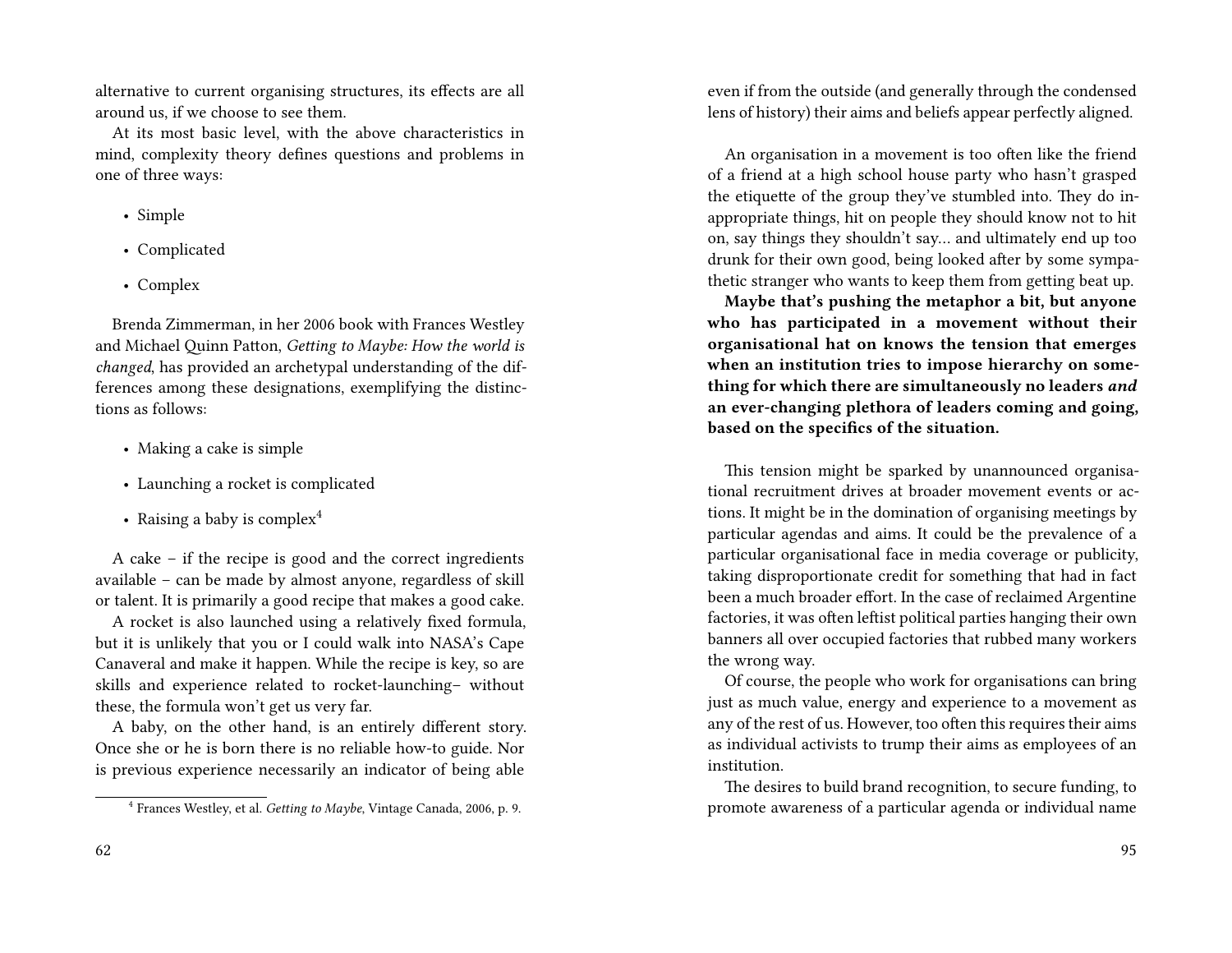alternative to current organising structures, its effects are all around us, if we choose to see them.

At its most basic level, with the above characteristics in mind, complexity theory defines questions and problems in one of three ways:

- Simple
- Complicated
- Complex

Brenda Zimmerman, in her 2006 book with Frances Westley and Michael Quinn Patton, *Getting to Maybe: How the world is changed*, has provided an archetypal understanding of the differences among these designations, exemplifying the distinctions as follows:

- Making a cake is simple
- Launching a rocket is complicated
- Raising a baby is complex[4]

A cake – if the recipe is good and the correct ingredients available – can be made by almost anyone, regardless of skill or talent. It is primarily a good recipe that makes a good cake.

A rocket is also launched using a relatively fixed formula, but it is unlikely that you or I could walk into NASA's Cape Canaveral and make it happen. While the recipe is key, so are skills and experience related to rocket-launching– without these, the formula won't get us very far.

A baby, on the other hand, is an entirely different story. Once she or he is born there is no reliable how-to guide. Nor is previous experience necessarily an indicator of being able

[4] Frances Westley, et al. *Getting to Maybe*, Vintage Canada, 2006, p. 9.

even if from the outside (and generally through the condensed lens of history) their aims and beliefs appear perfectly aligned.

An organisation in a movement is too often like the friend of a friend at a high school house party who hasn't grasped the etiquette of the group they've stumbled into. They do inappropriate things, hit on people they should know not to hit on, say things they shouldn't say… and ultimately end up too drunk for their own good, being looked after by some sympathetic stranger who wants to keep them from getting beat up.

**Maybe that's pushing the metaphor a bit, but anyone who has participated in a movement without their organisational hat on knows the tension that emerges when an institution tries to impose hierarchy on something for which there are simultaneously no leaders *and* an ever-changing plethora of leaders coming and going, based on the specifics of the situation.**

This tension might be sparked by unannounced organisational recruitment drives at broader movement events or actions. It might be in the domination of organising meetings by particular agendas and aims. It could be the prevalence of a particular organisational face in media coverage or publicity, taking disproportionate credit for something that had in fact been a much broader effort. In the case of reclaimed Argentine factories, it was often leftist political parties hanging their own banners all over occupied factories that rubbed many workers the wrong way.

Of course, the people who work for organisations can bring just as much value, energy and experience to a movement as any of the rest of us. However, too often this requires their aims as individual activists to trump their aims as employees of an institution.

The desires to build brand recognition, to secure funding, to promote awareness of a particular agenda or individual name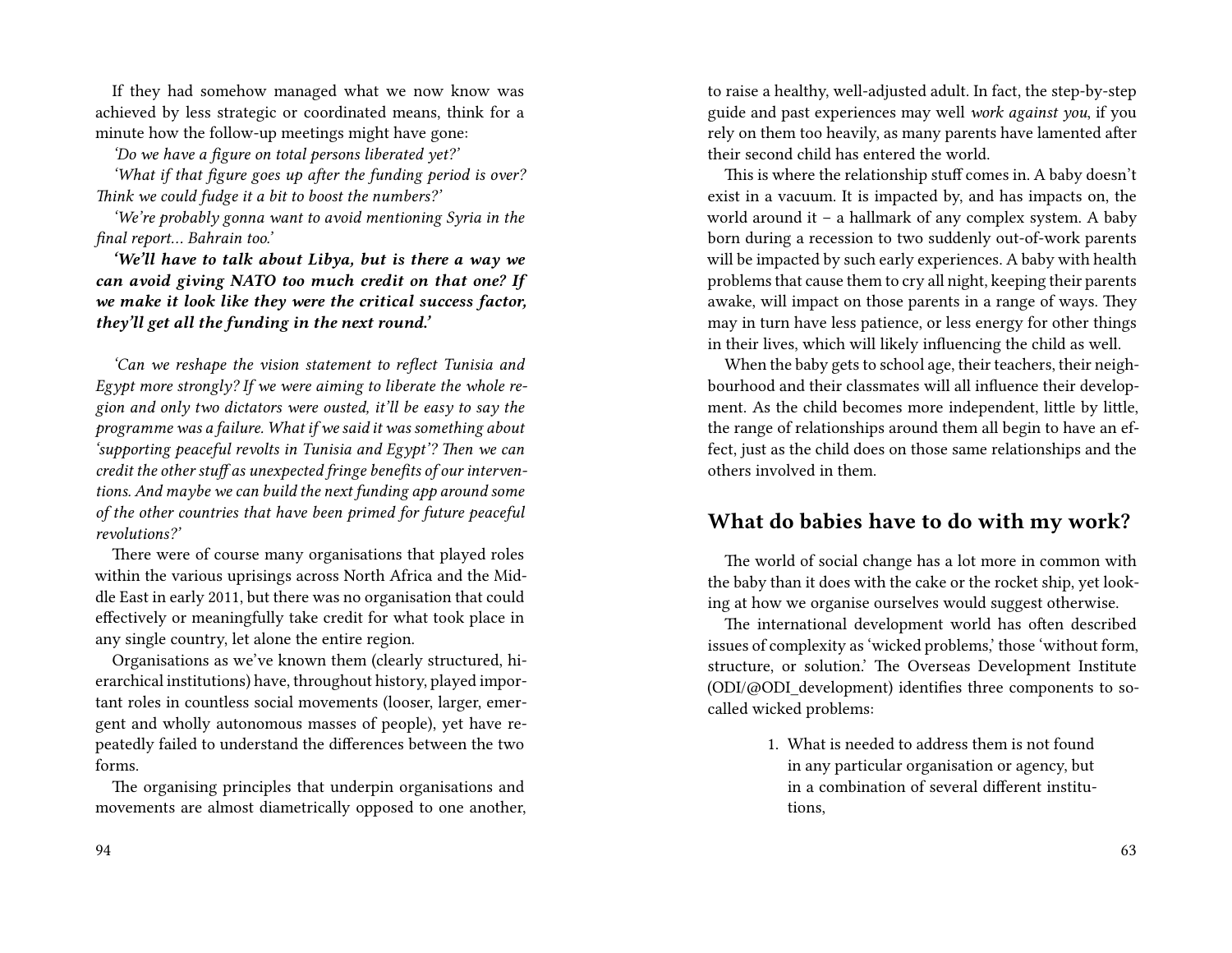If they had somehow managed what we now know was achieved by less strategic or coordinated means, think for a minute how the follow-up meetings might have gone:

*'Do we have a figure on total persons liberated yet?'*

*'What if that figure goes up after the funding period is over? Think we could fudge it a bit to boost the numbers?'*

*'We're probably gonna want to avoid mentioning Syria in the final report… Bahrain too.'*

***'We'll have to talk about Libya, but is there a way we can avoid giving NATO too much credit on that one? If we make it look like they were the critical success factor, they'll get all the funding in the next round.'***

*'Can we reshape the vision statement to reflect Tunisia and Egypt more strongly? If we were aiming to liberate the whole region and only two dictators were ousted, it'll be easy to say the programme was a failure. What if we said it was something about 'supporting peaceful revolts in Tunisia and Egypt'? Then we can credit the other stuff as unexpected fringe benefits of our interventions. And maybe we can build the next funding app around some of the other countries that have been primed for future peaceful revolutions?'*

There were of course many organisations that played roles within the various uprisings across North Africa and the Middle East in early 2011, but there was no organisation that could effectively or meaningfully take credit for what took place in any single country, let alone the entire region.

Organisations as we've known them (clearly structured, hierarchical institutions) have, throughout history, played important roles in countless social movements (looser, larger, emergent and wholly autonomous masses of people), yet have repeatedly failed to understand the differences between the two forms.

The organising principles that underpin organisations and movements are almost diametrically opposed to one another,

to raise a healthy, well-adjusted adult. In fact, the step-by-step guide and past experiences may well *work against you*, if you rely on them too heavily, as many parents have lamented after their second child has entered the world.

This is where the relationship stuff comes in. A baby doesn't exist in a vacuum. It is impacted by, and has impacts on, the world around it – a hallmark of any complex system. A baby born during a recession to two suddenly out-of-work parents will be impacted by such early experiences. A baby with health problems that cause them to cry all night, keeping their parents awake, will impact on those parents in a range of ways. They may in turn have less patience, or less energy for other things in their lives, which will likely influencing the child as well.

When the baby gets to school age, their teachers, their neighbourhood and their classmates will all influence their development. As the child becomes more independent, little by little, the range of relationships around them all begin to have an effect, just as the child does on those same relationships and the others involved in them.

## What do babies have to do with my work?

The world of social change has a lot more in common with the baby than it does with the cake or the rocket ship, yet looking at how we organise ourselves would suggest otherwise.

The international development world has often described issues of complexity as 'wicked problems,' those 'without form, structure, or solution.' The Overseas Development Institute (ODI/@ODI_development) identifies three components to so-called wicked problems:

1. What is needed to address them is not found in any particular organisation or agency, but in a combination of several different institutions,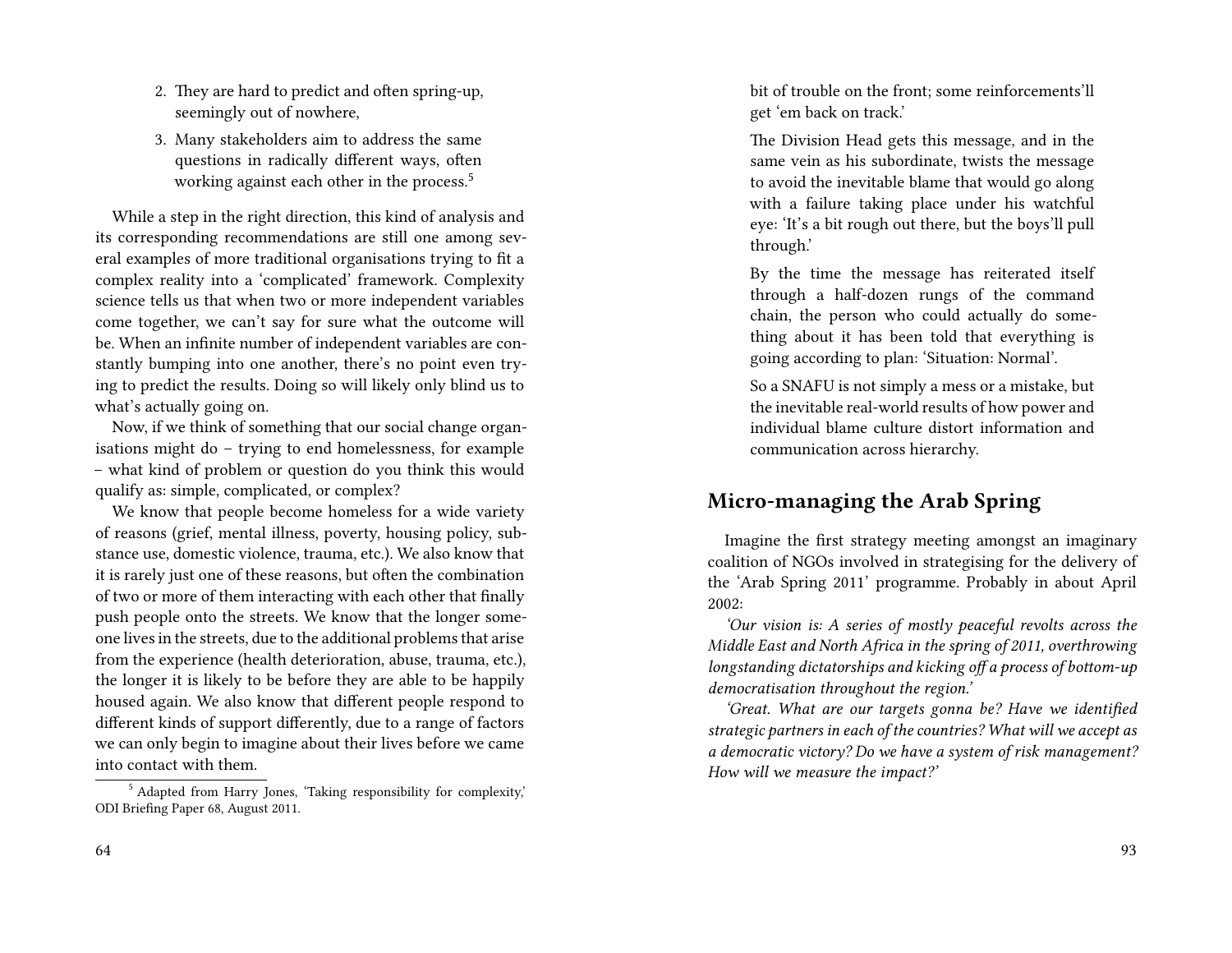2. They are hard to predict and often spring-up, seemingly out of nowhere,
3. Many stakeholders aim to address the same questions in radically different ways, often working against each other in the process.[5]

While a step in the right direction, this kind of analysis and its corresponding recommendations are still one among several examples of more traditional organisations trying to fit a complex reality into a 'complicated' framework. Complexity science tells us that when two or more independent variables come together, we can't say for sure what the outcome will be. When an infinite number of independent variables are constantly bumping into one another, there's no point even trying to predict the results. Doing so will likely only blind us to what's actually going on.

Now, if we think of something that our social change organisations might do – trying to end homelessness, for example – what kind of problem or question do you think this would qualify as: simple, complicated, or complex?

We know that people become homeless for a wide variety of reasons (grief, mental illness, poverty, housing policy, substance use, domestic violence, trauma, etc.). We also know that it is rarely just one of these reasons, but often the combination of two or more of them interacting with each other that finally push people onto the streets. We know that the longer someone lives in the streets, due to the additional problems that arise from the experience (health deterioration, abuse, trauma, etc.), the longer it is likely to be before they are able to be happily housed again. We also know that different people respond to different kinds of support differently, due to a range of factors we can only begin to imagine about their lives before we came into contact with them.

[5] Adapted from Harry Jones, 'Taking responsibility for complexity,' ODI Briefing Paper 68, August 2011.

> bit of trouble on the front; some reinforcements'll get 'em back on track.'
>
> The Division Head gets this message, and in the same vein as his subordinate, twists the message to avoid the inevitable blame that would go along with a failure taking place under his watchful eye: 'It's a bit rough out there, but the boys'll pull through.'
>
> By the time the message has reiterated itself through a half-dozen rungs of the command chain, the person who could actually do something about it has been told that everything is going according to plan: 'Situation: Normal'.
>
> So a SNAFU is not simply a mess or a mistake, but the inevitable real-world results of how power and individual blame culture distort information and communication across hierarchy.

## Micro-managing the Arab Spring

Imagine the first strategy meeting amongst an imaginary coalition of NGOs involved in strategising for the delivery of the 'Arab Spring 2011' programme. Probably in about April 2002:

*'Our vision is: A series of mostly peaceful revolts across the Middle East and North Africa in the spring of 2011, overthrowing longstanding dictatorships and kicking off a process of bottom-up democratisation throughout the region.'*

*'Great. What are our targets gonna be? Have we identified strategic partners in each of the countries? What will we accept as a democratic victory? Do we have a system of risk management? How will we measure the impact?'*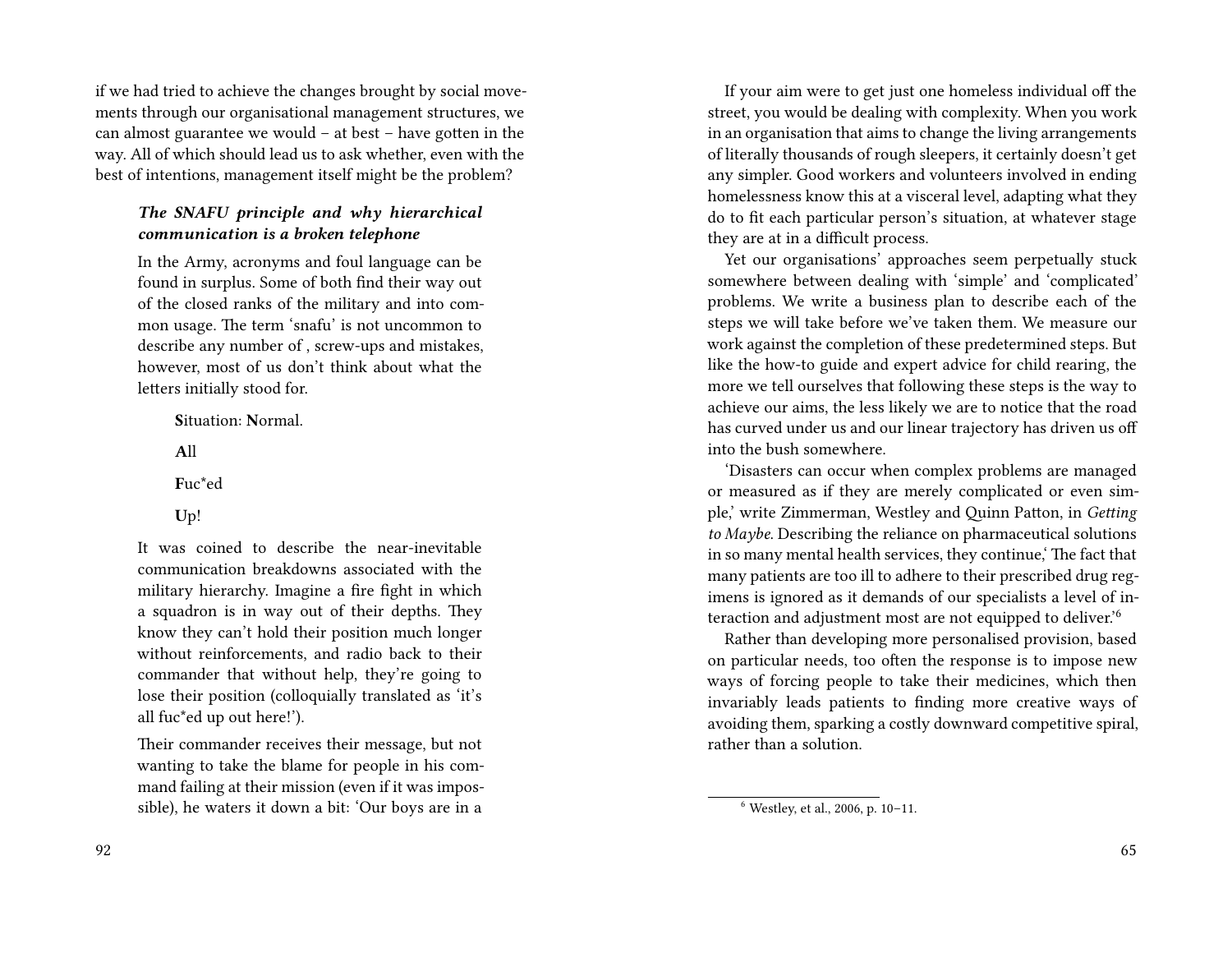if we had tried to achieve the changes brought by social movements through our organisational management structures, we can almost guarantee we would – at best – have gotten in the way. All of which should lead us to ask whether, even with the best of intentions, management itself might be the problem?

> ***The SNAFU principle and why hierarchical communication is a broken telephone***
>
> In the Army, acronyms and foul language can be found in surplus. Some of both find their way out of the closed ranks of the military and into common usage. The term 'snafu' is not uncommon to describe any number of , screw-ups and mistakes, however, most of us don't think about what the letters initially stood for.
>
> **S**ituation: **N**ormal.
>
> **A**ll
>
> **F**uc*ed
>
> **U**p!
>
> It was coined to describe the near-inevitable communication breakdowns associated with the military hierarchy. Imagine a fire fight in which a squadron is in way out of their depths. They know they can't hold their position much longer without reinforcements, and radio back to their commander that without help, they're going to lose their position (colloquially translated as 'it's all fuc*ed up out here!').
>
> Their commander receives their message, but not wanting to take the blame for people in his command failing at their mission (even if it was impossible), he waters it down a bit: 'Our boys are in a

If your aim were to get just one homeless individual off the street, you would be dealing with complexity. When you work in an organisation that aims to change the living arrangements of literally thousands of rough sleepers, it certainly doesn't get any simpler. Good workers and volunteers involved in ending homelessness know this at a visceral level, adapting what they do to fit each particular person's situation, at whatever stage they are at in a difficult process.

Yet our organisations' approaches seem perpetually stuck somewhere between dealing with 'simple' and 'complicated' problems. We write a business plan to describe each of the steps we will take before we've taken them. We measure our work against the completion of these predetermined steps. But like the how-to guide and expert advice for child rearing, the more we tell ourselves that following these steps is the way to achieve our aims, the less likely we are to notice that the road has curved under us and our linear trajectory has driven us off into the bush somewhere.

'Disasters can occur when complex problems are managed or measured as if they are merely complicated or even simple,' write Zimmerman, Westley and Quinn Patton, in *Getting to Maybe*. Describing the reliance on pharmaceutical solutions in so many mental health services, they continue,' The fact that many patients are too ill to adhere to their prescribed drug regimens is ignored as it demands of our specialists a level of interaction and adjustment most are not equipped to deliver.'[6]

Rather than developing more personalised provision, based on particular needs, too often the response is to impose new ways of forcing people to take their medicines, which then invariably leads patients to finding more creative ways of avoiding them, sparking a costly downward competitive spiral, rather than a solution.

[6] Westley, et al., 2006, p. 10–11.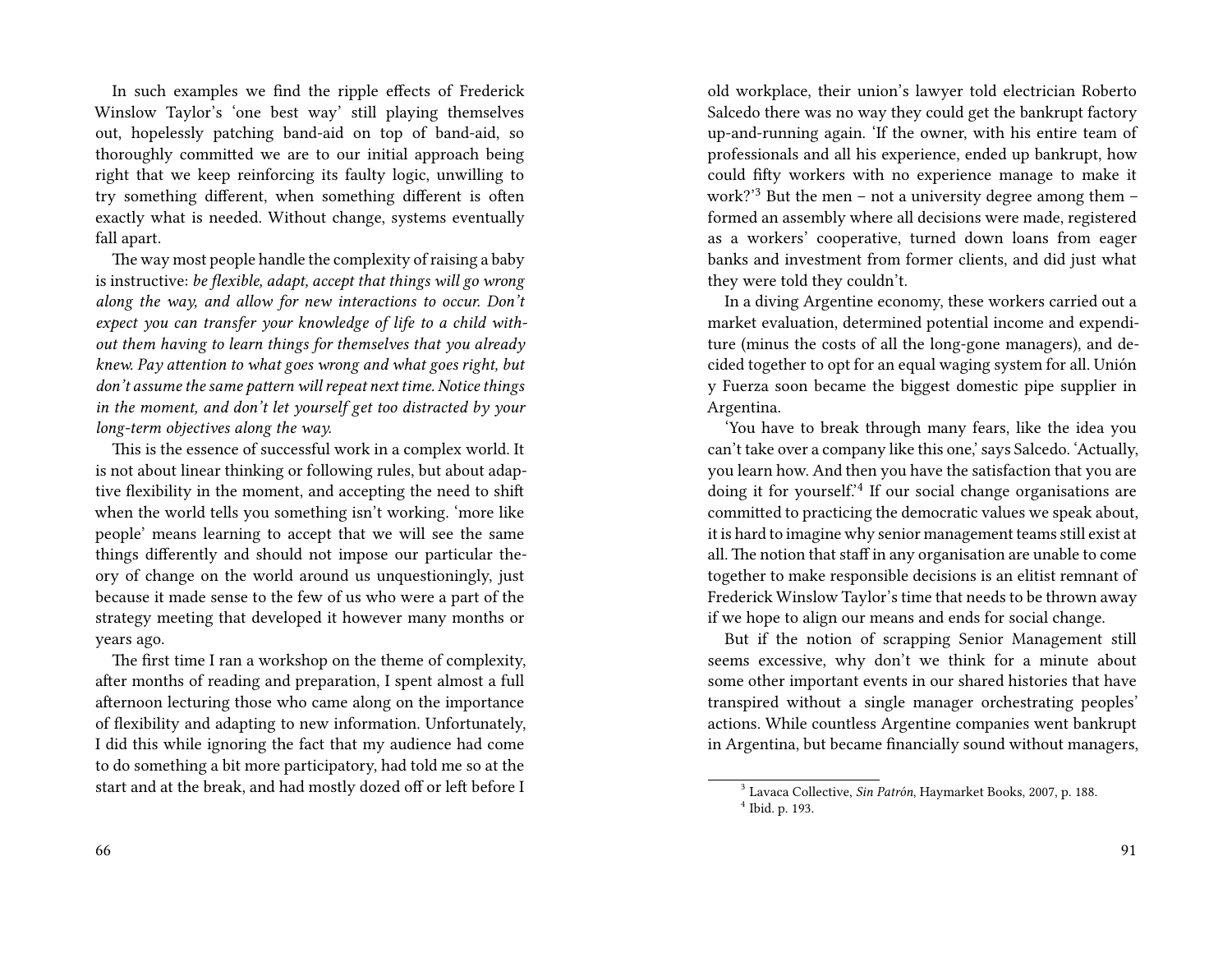In such examples we find the ripple effects of Frederick Winslow Taylor's 'one best way' still playing themselves out, hopelessly patching band-aid on top of band-aid, so thoroughly committed we are to our initial approach being right that we keep reinforcing its faulty logic, unwilling to try something different, when something different is often exactly what is needed. Without change, systems eventually fall apart.

The way most people handle the complexity of raising a baby is instructive: *be flexible, adapt, accept that things will go wrong along the way, and allow for new interactions to occur. Don't expect you can transfer your knowledge of life to a child without them having to learn things for themselves that you already knew. Pay attention to what goes wrong and what goes right, but don't assume the same pattern will repeat next time. Notice things in the moment, and don't let yourself get too distracted by your long-term objectives along the way.*

This is the essence of successful work in a complex world. It is not about linear thinking or following rules, but about adaptive flexibility in the moment, and accepting the need to shift when the world tells you something isn't working. 'more like people' means learning to accept that we will see the same things differently and should not impose our particular theory of change on the world around us unquestioningly, just because it made sense to the few of us who were a part of the strategy meeting that developed it however many months or years ago.

The first time I ran a workshop on the theme of complexity, after months of reading and preparation, I spent almost a full afternoon lecturing those who came along on the importance of flexibility and adapting to new information. Unfortunately, I did this while ignoring the fact that my audience had come to do something a bit more participatory, had told me so at the start and at the break, and had mostly dozed off or left before I

old workplace, their union's lawyer told electrician Roberto Salcedo there was no way they could get the bankrupt factory up-and-running again. 'If the owner, with his entire team of professionals and all his experience, ended up bankrupt, how could fifty workers with no experience manage to make it work?'[3] But the men – not a university degree among them – formed an assembly where all decisions were made, registered as a workers' cooperative, turned down loans from eager banks and investment from former clients, and did just what they were told they couldn't.

In a diving Argentine economy, these workers carried out a market evaluation, determined potential income and expenditure (minus the costs of all the long-gone managers), and decided together to opt for an equal waging system for all. Unión y Fuerza soon became the biggest domestic pipe supplier in Argentina.

'You have to break through many fears, like the idea you can't take over a company like this one,' says Salcedo. 'Actually, you learn how. And then you have the satisfaction that you are doing it for yourself.'[4] If our social change organisations are committed to practicing the democratic values we speak about, it is hard to imagine why senior management teams still exist at all. The notion that staff in any organisation are unable to come together to make responsible decisions is an elitist remnant of Frederick Winslow Taylor's time that needs to be thrown away if we hope to align our means and ends for social change.

But if the notion of scrapping Senior Management still seems excessive, why don't we think for a minute about some other important events in our shared histories that have transpired without a single manager orchestrating peoples' actions. While countless Argentine companies went bankrupt in Argentina, but became financially sound without managers,

[3] Lavaca Collective, *Sin Patrón*, Haymarket Books, 2007, p. 188.

[4] Ibid. p. 193.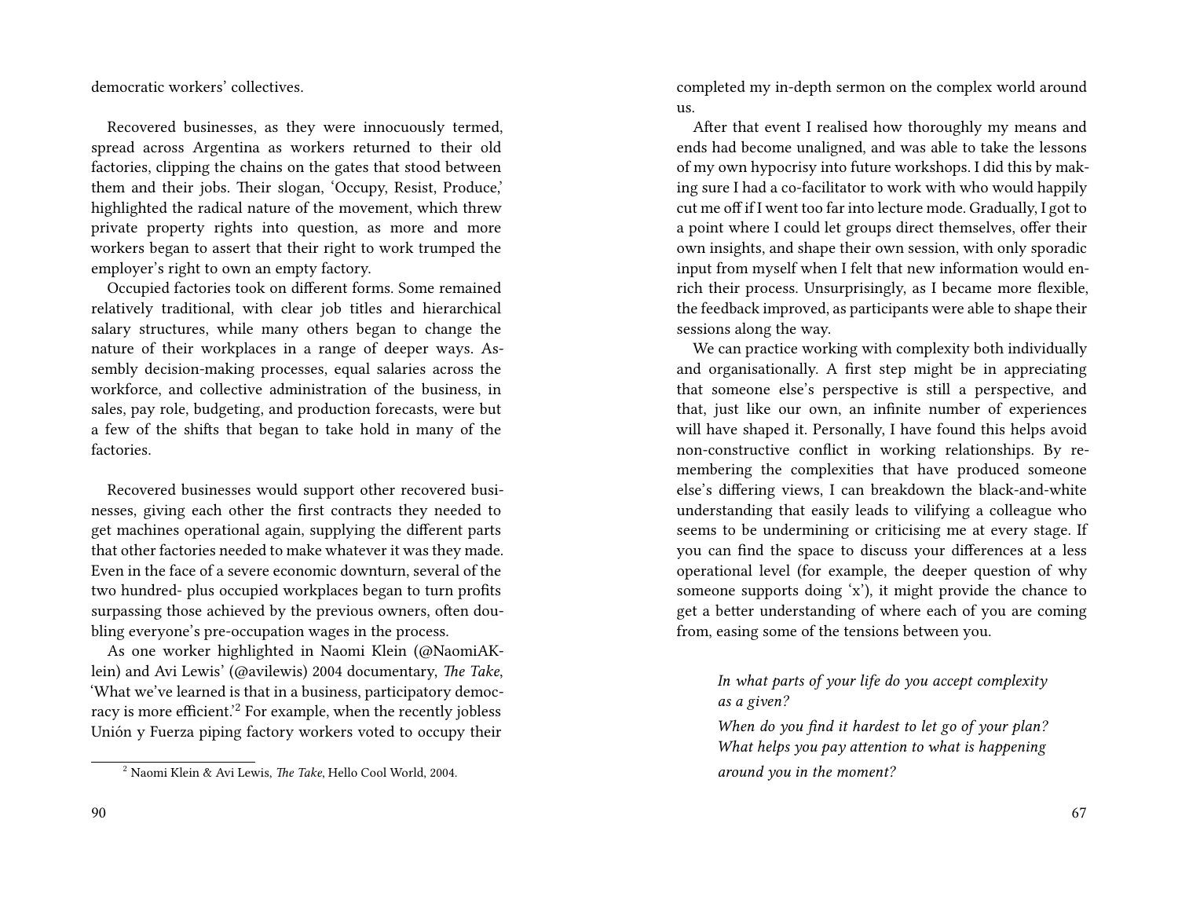democratic workers' collectives.

Recovered businesses, as they were innocuously termed, spread across Argentina as workers returned to their old factories, clipping the chains on the gates that stood between them and their jobs. Their slogan, 'Occupy, Resist, Produce,' highlighted the radical nature of the movement, which threw private property rights into question, as more and more workers began to assert that their right to work trumped the employer's right to own an empty factory.

Occupied factories took on different forms. Some remained relatively traditional, with clear job titles and hierarchical salary structures, while many others began to change the nature of their workplaces in a range of deeper ways. Assembly decision-making processes, equal salaries across the workforce, and collective administration of the business, in sales, pay role, budgeting, and production forecasts, were but a few of the shifts that began to take hold in many of the factories.

Recovered businesses would support other recovered businesses, giving each other the first contracts they needed to get machines operational again, supplying the different parts that other factories needed to make whatever it was they made. Even in the face of a severe economic downturn, several of the two hundred- plus occupied workplaces began to turn profits surpassing those achieved by the previous owners, often doubling everyone's pre-occupation wages in the process.

As one worker highlighted in Naomi Klein (@NaomiAKlein) and Avi Lewis' (@avilewis) 2004 documentary, *The Take*, 'What we've learned is that in a business, participatory democracy is more efficient.'[2] For example, when the recently jobless Unión y Fuerza piping factory workers voted to occupy their

[2] Naomi Klein & Avi Lewis, *The Take*, Hello Cool World, 2004.

completed my in-depth sermon on the complex world around us.

After that event I realised how thoroughly my means and ends had become unaligned, and was able to take the lessons of my own hypocrisy into future workshops. I did this by making sure I had a co-facilitator to work with who would happily cut me off if I went too far into lecture mode. Gradually, I got to a point where I could let groups direct themselves, offer their own insights, and shape their own session, with only sporadic input from myself when I felt that new information would enrich their process. Unsurprisingly, as I became more flexible, the feedback improved, as participants were able to shape their sessions along the way.

We can practice working with complexity both individually and organisationally. A first step might be in appreciating that someone else's perspective is still a perspective, and that, just like our own, an infinite number of experiences will have shaped it. Personally, I have found this helps avoid non-constructive conflict in working relationships. By remembering the complexities that have produced someone else's differing views, I can breakdown the black-and-white understanding that easily leads to vilifying a colleague who seems to be undermining or criticising me at every stage. If you can find the space to discuss your differences at a less operational level (for example, the deeper question of why someone supports doing 'x'), it might provide the chance to get a better understanding of where each of you are coming from, easing some of the tensions between you.

*In what parts of your life do you accept complexity as a given?*

*When do you find it hardest to let go of your plan?*

*What helps you pay attention to what is happening around you in the moment?*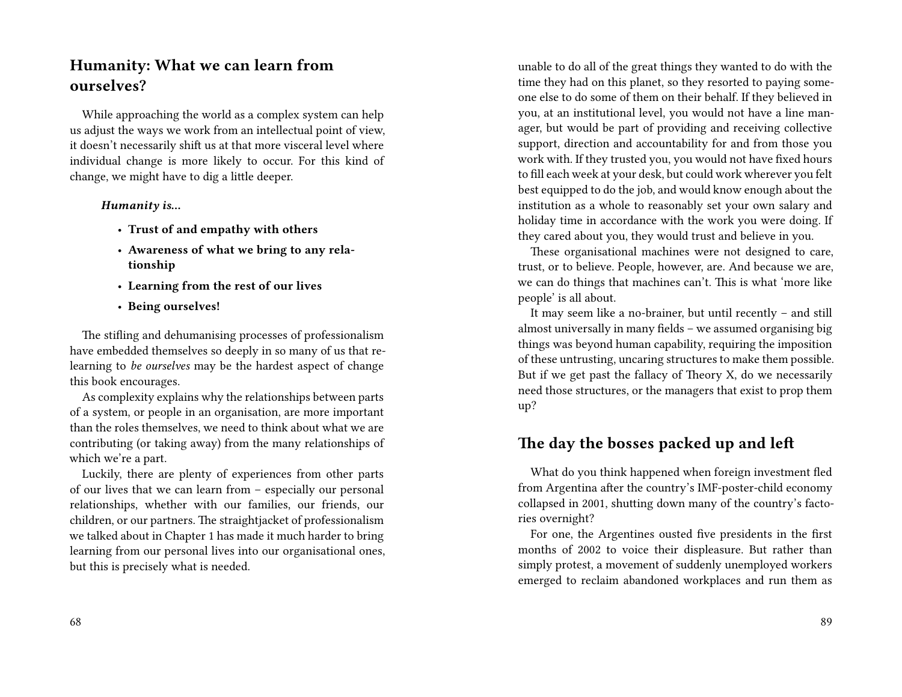## Humanity: What we can learn from ourselves?

While approaching the world as a complex system can help us adjust the ways we work from an intellectual point of view, it doesn't necessarily shift us at that more visceral level where individual change is more likely to occur. For this kind of change, we might have to dig a little deeper.

***Humanity is…***

- **Trust of and empathy with others**
- **Awareness of what we bring to any relationship**
- **Learning from the rest of our lives**
- **Being ourselves!**

The stifling and dehumanising processes of professionalism have embedded themselves so deeply in so many of us that re-learning to *be ourselves* may be the hardest aspect of change this book encourages.

As complexity explains why the relationships between parts of a system, or people in an organisation, are more important than the roles themselves, we need to think about what we are contributing (or taking away) from the many relationships of which we're a part.

Luckily, there are plenty of experiences from other parts of our lives that we can learn from – especially our personal relationships, whether with our families, our friends, our children, or our partners. The straightjacket of professionalism we talked about in Chapter 1 has made it much harder to bring learning from our personal lives into our organisational ones, but this is precisely what is needed.

unable to do all of the great things they wanted to do with the time they had on this planet, so they resorted to paying someone else to do some of them on their behalf. If they believed in you, at an institutional level, you would not have a line manager, but would be part of providing and receiving collective support, direction and accountability for and from those you work with. If they trusted you, you would not have fixed hours to fill each week at your desk, but could work wherever you felt best equipped to do the job, and would know enough about the institution as a whole to reasonably set your own salary and holiday time in accordance with the work you were doing. If they cared about you, they would trust and believe in you.

These organisational machines were not designed to care, trust, or to believe. People, however, are. And because we are, we can do things that machines can't. This is what 'more like people' is all about.

It may seem like a no-brainer, but until recently – and still almost universally in many fields – we assumed organising big things was beyond human capability, requiring the imposition of these untrusting, uncaring structures to make them possible. But if we get past the fallacy of Theory X, do we necessarily need those structures, or the managers that exist to prop them up?

## The day the bosses packed up and left

What do you think happened when foreign investment fled from Argentina after the country's IMF-poster-child economy collapsed in 2001, shutting down many of the country's factories overnight?

For one, the Argentines ousted five presidents in the first months of 2002 to voice their displeasure. But rather than simply protest, a movement of suddenly unemployed workers emerged to reclaim abandoned workplaces and run them as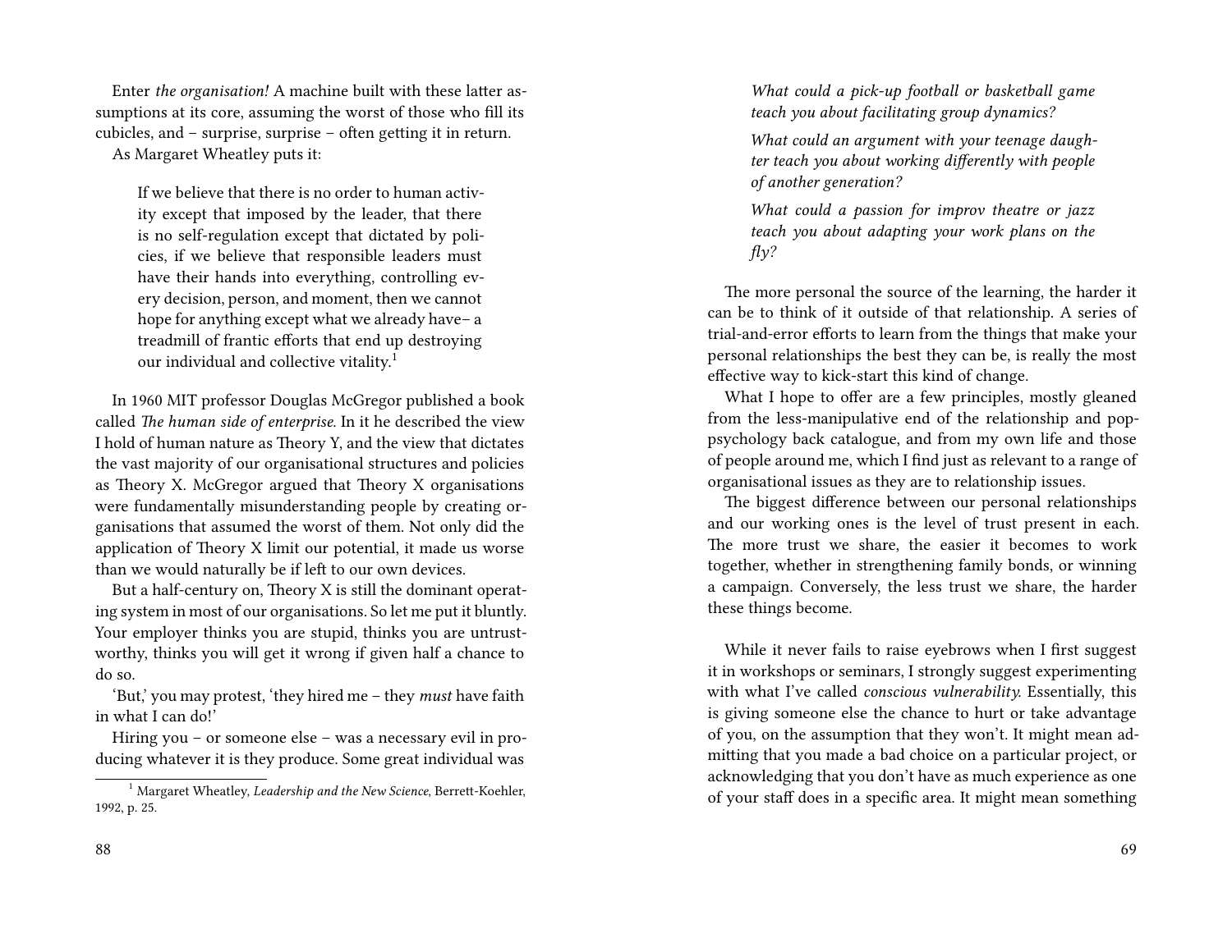Enter *the organisation!* A machine built with these latter assumptions at its core, assuming the worst of those who fill its cubicles, and – surprise, surprise – often getting it in return.

As Margaret Wheatley puts it:

> If we believe that there is no order to human activity except that imposed by the leader, that there is no self-regulation except that dictated by policies, if we believe that responsible leaders must have their hands into everything, controlling every decision, person, and moment, then we cannot hope for anything except what we already have– a treadmill of frantic efforts that end up destroying our individual and collective vitality.[1]

In 1960 MIT professor Douglas McGregor published a book called *The human side of enterprise.* In it he described the view I hold of human nature as Theory Y, and the view that dictates the vast majority of our organisational structures and policies as Theory X. McGregor argued that Theory X organisations were fundamentally misunderstanding people by creating organisations that assumed the worst of them. Not only did the application of Theory X limit our potential, it made us worse than we would naturally be if left to our own devices.

But a half-century on, Theory X is still the dominant operating system in most of our organisations. So let me put it bluntly. Your employer thinks you are stupid, thinks you are untrustworthy, thinks you will get it wrong if given half a chance to do so.

'But,' you may protest, 'they hired me – they *must* have faith in what I can do!'

Hiring you – or someone else – was a necessary evil in producing whatever it is they produce. Some great individual was

[1] Margaret Wheatley, *Leadership and the New Science*, Berrett-Koehler, 1992, p. 25.

*What could a pick-up football or basketball game teach you about facilitating group dynamics?*

*What could an argument with your teenage daughter teach you about working differently with people of another generation?*

*What could a passion for improv theatre or jazz teach you about adapting your work plans on the fly?*

The more personal the source of the learning, the harder it can be to think of it outside of that relationship. A series of trial-and-error efforts to learn from the things that make your personal relationships the best they can be, is really the most effective way to kick-start this kind of change.

What I hope to offer are a few principles, mostly gleaned from the less-manipulative end of the relationship and pop-psychology back catalogue, and from my own life and those of people around me, which I find just as relevant to a range of organisational issues as they are to relationship issues.

The biggest difference between our personal relationships and our working ones is the level of trust present in each. The more trust we share, the easier it becomes to work together, whether in strengthening family bonds, or winning a campaign. Conversely, the less trust we share, the harder these things become.

While it never fails to raise eyebrows when I first suggest it in workshops or seminars, I strongly suggest experimenting with what I've called *conscious vulnerability.* Essentially, this is giving someone else the chance to hurt or take advantage of you, on the assumption that they won't. It might mean admitting that you made a bad choice on a particular project, or acknowledging that you don't have as much experience as one of your staff does in a specific area. It might mean something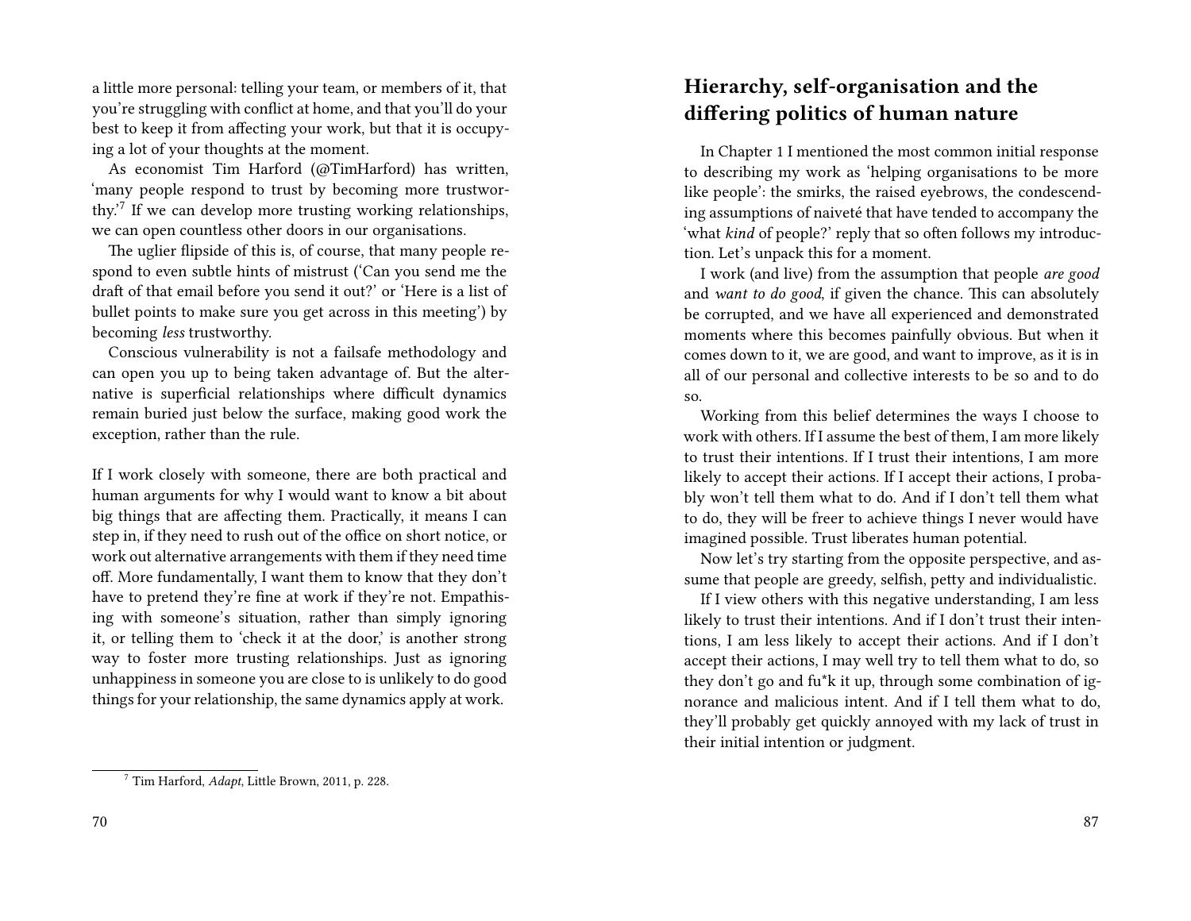a little more personal: telling your team, or members of it, that you're struggling with conflict at home, and that you'll do your best to keep it from affecting your work, but that it is occupying a lot of your thoughts at the moment.

As economist Tim Harford (@TimHarford) has written, 'many people respond to trust by becoming more trustworthy.'[7] If we can develop more trusting working relationships, we can open countless other doors in our organisations.

The uglier flipside of this is, of course, that many people respond to even subtle hints of mistrust ('Can you send me the draft of that email before you send it out?' or 'Here is a list of bullet points to make sure you get across in this meeting') by becoming *less* trustworthy.

Conscious vulnerability is not a failsafe methodology and can open you up to being taken advantage of. But the alternative is superficial relationships where difficult dynamics remain buried just below the surface, making good work the exception, rather than the rule.

If I work closely with someone, there are both practical and human arguments for why I would want to know a bit about big things that are affecting them. Practically, it means I can step in, if they need to rush out of the office on short notice, or work out alternative arrangements with them if they need time off. More fundamentally, I want them to know that they don't have to pretend they're fine at work if they're not. Empathising with someone's situation, rather than simply ignoring it, or telling them to 'check it at the door,' is another strong way to foster more trusting relationships. Just as ignoring unhappiness in someone you are close to is unlikely to do good things for your relationship, the same dynamics apply at work.

[7] Tim Harford, *Adapt*, Little Brown, 2011, p. 228.

## Hierarchy, self-organisation and the differing politics of human nature

In Chapter 1 I mentioned the most common initial response to describing my work as 'helping organisations to be more like people': the smirks, the raised eyebrows, the condescending assumptions of naiveté that have tended to accompany the 'what *kind* of people?' reply that so often follows my introduction. Let's unpack this for a moment.

I work (and live) from the assumption that people *are good* and *want to do good*, if given the chance. This can absolutely be corrupted, and we have all experienced and demonstrated moments where this becomes painfully obvious. But when it comes down to it, we are good, and want to improve, as it is in all of our personal and collective interests to be so and to do so.

Working from this belief determines the ways I choose to work with others. If I assume the best of them, I am more likely to trust their intentions. If I trust their intentions, I am more likely to accept their actions. If I accept their actions, I probably won't tell them what to do. And if I don't tell them what to do, they will be freer to achieve things I never would have imagined possible. Trust liberates human potential.

Now let's try starting from the opposite perspective, and assume that people are greedy, selfish, petty and individualistic.

If I view others with this negative understanding, I am less likely to trust their intentions. And if I don't trust their intentions, I am less likely to accept their actions. And if I don't accept their actions, I may well try to tell them what to do, so they don't go and fu*k it up, through some combination of ignorance and malicious intent. And if I tell them what to do, they'll probably get quickly annoyed with my lack of trust in their initial intention or judgment.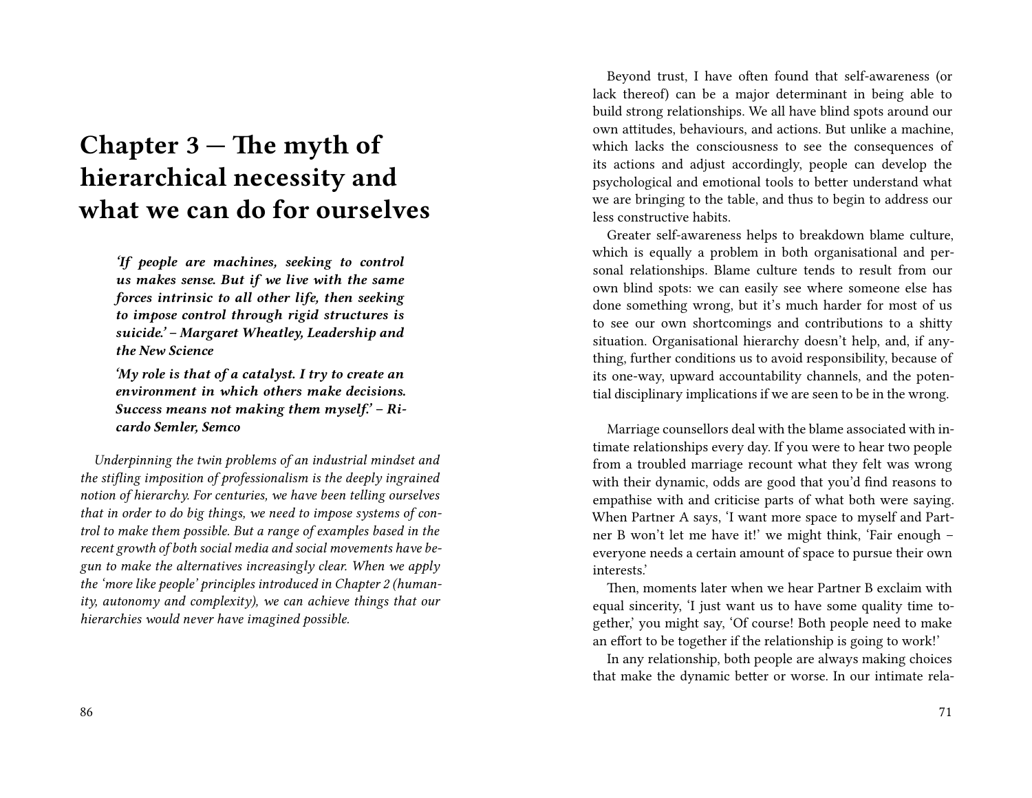# Chapter 3 — The myth of hierarchical necessity and what we can do for ourselves

> ***'If people are machines, seeking to control us makes sense. But if we live with the same forces intrinsic to all other life, then seeking to impose control through rigid structures is suicide.' – Margaret Wheatley, Leadership and the New Science***
>
> ***'My role is that of a catalyst. I try to create an environment in which others make decisions. Success means not making them myself.' – Ricardo Semler, Semco***

*Underpinning the twin problems of an industrial mindset and the stifling imposition of professionalism is the deeply ingrained notion of hierarchy. For centuries, we have been telling ourselves that in order to do big things, we need to impose systems of control to make them possible. But a range of examples based in the recent growth of both social media and social movements have begun to make the alternatives increasingly clear. When we apply the 'more like people' principles introduced in Chapter 2 (humanity, autonomy and complexity), we can achieve things that our hierarchies would never have imagined possible.*

Beyond trust, I have often found that self-awareness (or lack thereof) can be a major determinant in being able to build strong relationships. We all have blind spots around our own attitudes, behaviours, and actions. But unlike a machine, which lacks the consciousness to see the consequences of its actions and adjust accordingly, people can develop the psychological and emotional tools to better understand what we are bringing to the table, and thus to begin to address our less constructive habits.

Greater self-awareness helps to breakdown blame culture, which is equally a problem in both organisational and personal relationships. Blame culture tends to result from our own blind spots: we can easily see where someone else has done something wrong, but it's much harder for most of us to see our own shortcomings and contributions to a shitty situation. Organisational hierarchy doesn't help, and, if anything, further conditions us to avoid responsibility, because of its one-way, upward accountability channels, and the potential disciplinary implications if we are seen to be in the wrong.

Marriage counsellors deal with the blame associated with intimate relationships every day. If you were to hear two people from a troubled marriage recount what they felt was wrong with their dynamic, odds are good that you'd find reasons to empathise with and criticise parts of what both were saying. When Partner A says, 'I want more space to myself and Partner B won't let me have it!' we might think, 'Fair enough – everyone needs a certain amount of space to pursue their own interests.'

Then, moments later when we hear Partner B exclaim with equal sincerity, 'I just want us to have some quality time together,' you might say, 'Of course! Both people need to make an effort to be together if the relationship is going to work!'

In any relationship, both people are always making choices that make the dynamic better or worse. In our intimate rela-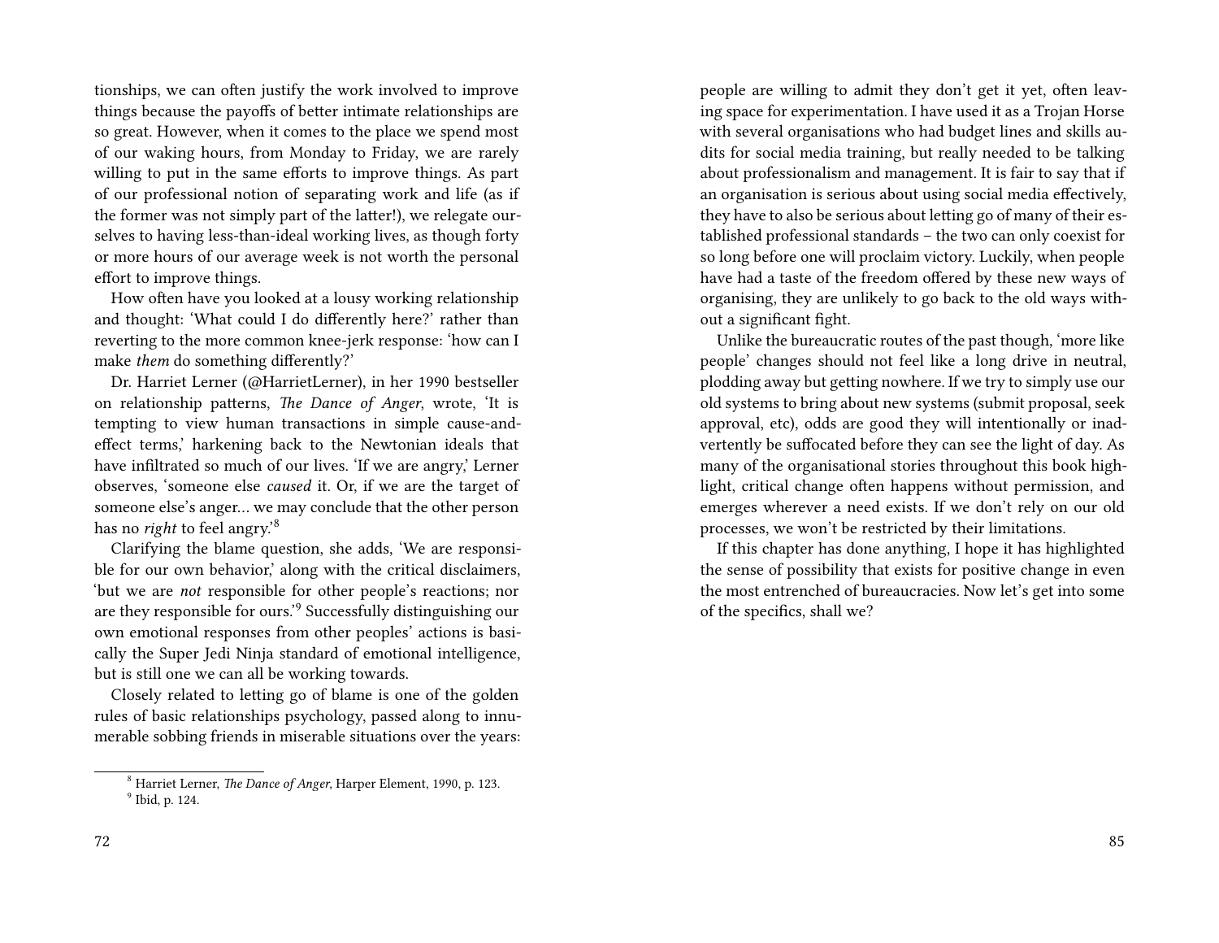tionships, we can often justify the work involved to improve things because the payoffs of better intimate relationships are so great. However, when it comes to the place we spend most of our waking hours, from Monday to Friday, we are rarely willing to put in the same efforts to improve things. As part of our professional notion of separating work and life (as if the former was not simply part of the latter!), we relegate ourselves to having less-than-ideal working lives, as though forty or more hours of our average week is not worth the personal effort to improve things.

How often have you looked at a lousy working relationship and thought: 'What could I do differently here?' rather than reverting to the more common knee-jerk response: 'how can I make *them* do something differently?'

Dr. Harriet Lerner (@HarrietLerner), in her 1990 bestseller on relationship patterns, *The Dance of Anger*, wrote, 'It is tempting to view human transactions in simple cause-and-effect terms,' harkening back to the Newtonian ideals that have infiltrated so much of our lives. 'If we are angry,' Lerner observes, 'someone else *caused* it. Or, if we are the target of someone else's anger… we may conclude that the other person has no *right* to feel angry.'[8]

Clarifying the blame question, she adds, 'We are responsible for our own behavior,' along with the critical disclaimers, 'but we are *not* responsible for other people's reactions; nor are they responsible for ours.'[9] Successfully distinguishing our own emotional responses from other peoples' actions is basically the Super Jedi Ninja standard of emotional intelligence, but is still one we can all be working towards.

Closely related to letting go of blame is one of the golden rules of basic relationships psychology, passed along to innumerable sobbing friends in miserable situations over the years:

[8] Harriet Lerner, *The Dance of Anger*, Harper Element, 1990, p. 123.

[9] Ibid, p. 124.

people are willing to admit they don't get it yet, often leaving space for experimentation. I have used it as a Trojan Horse with several organisations who had budget lines and skills audits for social media training, but really needed to be talking about professionalism and management. It is fair to say that if an organisation is serious about using social media effectively, they have to also be serious about letting go of many of their established professional standards – the two can only coexist for so long before one will proclaim victory. Luckily, when people have had a taste of the freedom offered by these new ways of organising, they are unlikely to go back to the old ways without a significant fight.

Unlike the bureaucratic routes of the past though, 'more like people' changes should not feel like a long drive in neutral, plodding away but getting nowhere. If we try to simply use our old systems to bring about new systems (submit proposal, seek approval, etc), odds are good they will intentionally or inadvertently be suffocated before they can see the light of day. As many of the organisational stories throughout this book highlight, critical change often happens without permission, and emerges wherever a need exists. If we don't rely on our old processes, we won't be restricted by their limitations.

If this chapter has done anything, I hope it has highlighted the sense of possibility that exists for positive change in even the most entrenched of bureaucracies. Now let's get into some of the specifics, shall we?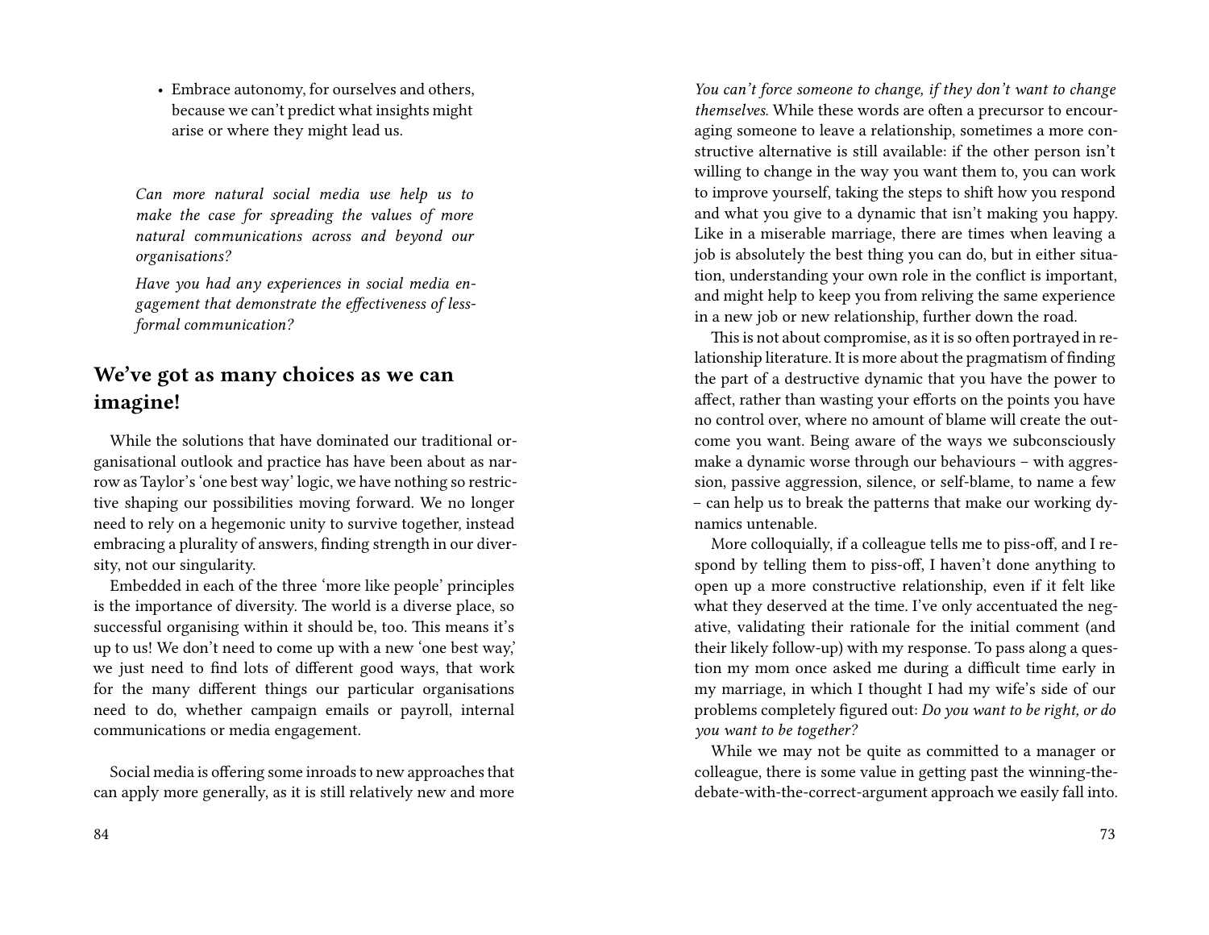- Embrace autonomy, for ourselves and others, because we can't predict what insights might arise or where they might lead us.

*Can more natural social media use help us to make the case for spreading the values of more natural communications across and beyond our organisations?*

*Have you had any experiences in social media engagement that demonstrate the effectiveness of less-formal communication?*

## We've got as many choices as we can imagine!

While the solutions that have dominated our traditional organisational outlook and practice has have been about as narrow as Taylor's 'one best way' logic, we have nothing so restrictive shaping our possibilities moving forward. We no longer need to rely on a hegemonic unity to survive together, instead embracing a plurality of answers, finding strength in our diversity, not our singularity.

Embedded in each of the three 'more like people' principles is the importance of diversity. The world is a diverse place, so successful organising within it should be, too. This means it's up to us! We don't need to come up with a new 'one best way,' we just need to find lots of different good ways, that work for the many different things our particular organisations need to do, whether campaign emails or payroll, internal communications or media engagement.

Social media is offering some inroads to new approaches that can apply more generally, as it is still relatively new and more

*You can't force someone to change, if they don't want to change themselves.* While these words are often a precursor to encouraging someone to leave a relationship, sometimes a more constructive alternative is still available: if the other person isn't willing to change in the way you want them to, you can work to improve yourself, taking the steps to shift how you respond and what you give to a dynamic that isn't making you happy. Like in a miserable marriage, there are times when leaving a job is absolutely the best thing you can do, but in either situation, understanding your own role in the conflict is important, and might help to keep you from reliving the same experience in a new job or new relationship, further down the road.

This is not about compromise, as it is so often portrayed in relationship literature. It is more about the pragmatism of finding the part of a destructive dynamic that you have the power to affect, rather than wasting your efforts on the points you have no control over, where no amount of blame will create the outcome you want. Being aware of the ways we subconsciously make a dynamic worse through our behaviours – with aggression, passive aggression, silence, or self-blame, to name a few – can help us to break the patterns that make our working dynamics untenable.

More colloquially, if a colleague tells me to piss-off, and I respond by telling them to piss-off, I haven't done anything to open up a more constructive relationship, even if it felt like what they deserved at the time. I've only accentuated the negative, validating their rationale for the initial comment (and their likely follow-up) with my response. To pass along a question my mom once asked me during a difficult time early in my marriage, in which I thought I had my wife's side of our problems completely figured out: *Do you want to be right, or do you want to be together?*

While we may not be quite as committed to a manager or colleague, there is some value in getting past the winning-the-debate-with-the-correct-argument approach we easily fall into.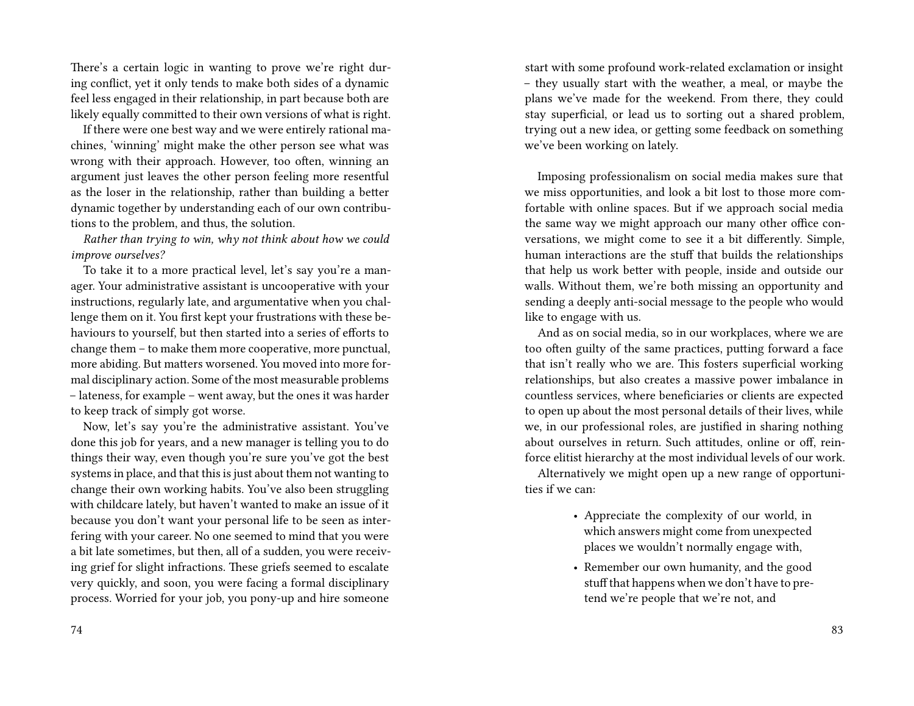There's a certain logic in wanting to prove we're right during conflict, yet it only tends to make both sides of a dynamic feel less engaged in their relationship, in part because both are likely equally committed to their own versions of what is right.

If there were one best way and we were entirely rational machines, 'winning' might make the other person see what was wrong with their approach. However, too often, winning an argument just leaves the other person feeling more resentful as the loser in the relationship, rather than building a better dynamic together by understanding each of our own contributions to the problem, and thus, the solution.

*Rather than trying to win, why not think about how we could improve ourselves?*

To take it to a more practical level, let's say you're a manager. Your administrative assistant is uncooperative with your instructions, regularly late, and argumentative when you challenge them on it. You first kept your frustrations with these behaviours to yourself, but then started into a series of efforts to change them – to make them more cooperative, more punctual, more abiding. But matters worsened. You moved into more formal disciplinary action. Some of the most measurable problems – lateness, for example – went away, but the ones it was harder to keep track of simply got worse.

Now, let's say you're the administrative assistant. You've done this job for years, and a new manager is telling you to do things their way, even though you're sure you've got the best systems in place, and that this is just about them not wanting to change their own working habits. You've also been struggling with childcare lately, but haven't wanted to make an issue of it because you don't want your personal life to be seen as interfering with your career. No one seemed to mind that you were a bit late sometimes, but then, all of a sudden, you were receiving grief for slight infractions. These griefs seemed to escalate very quickly, and soon, you were facing a formal disciplinary process. Worried for your job, you pony-up and hire someone

start with some profound work-related exclamation or insight – they usually start with the weather, a meal, or maybe the plans we've made for the weekend. From there, they could stay superficial, or lead us to sorting out a shared problem, trying out a new idea, or getting some feedback on something we've been working on lately.

Imposing professionalism on social media makes sure that we miss opportunities, and look a bit lost to those more comfortable with online spaces. But if we approach social media the same way we might approach our many other office conversations, we might come to see it a bit differently. Simple, human interactions are the stuff that builds the relationships that help us work better with people, inside and outside our walls. Without them, we're both missing an opportunity and sending a deeply anti-social message to the people who would like to engage with us.

And as on social media, so in our workplaces, where we are too often guilty of the same practices, putting forward a face that isn't really who we are. This fosters superficial working relationships, but also creates a massive power imbalance in countless services, where beneficiaries or clients are expected to open up about the most personal details of their lives, while we, in our professional roles, are justified in sharing nothing about ourselves in return. Such attitudes, online or off, reinforce elitist hierarchy at the most individual levels of our work.

Alternatively we might open up a new range of opportunities if we can:

- Appreciate the complexity of our world, in which answers might come from unexpected places we wouldn't normally engage with,
- Remember our own humanity, and the good stuff that happens when we don't have to pretend we're people that we're not, and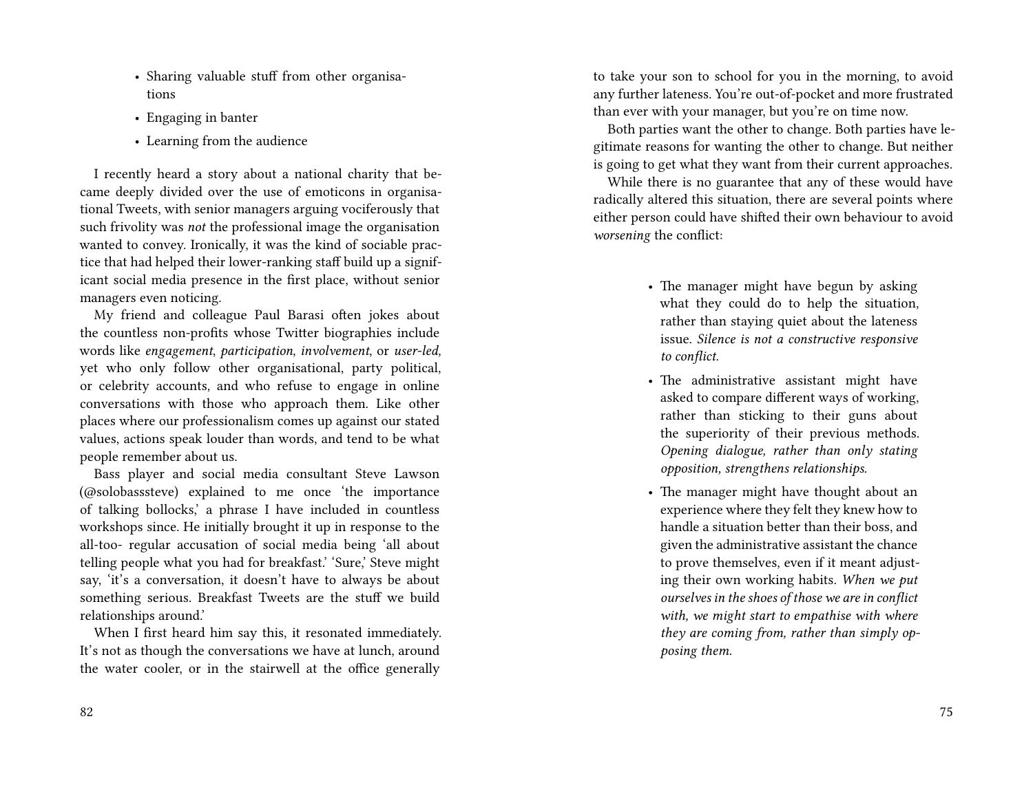- Sharing valuable stuff from other organisations
- Engaging in banter
- Learning from the audience

I recently heard a story about a national charity that became deeply divided over the use of emoticons in organisational Tweets, with senior managers arguing vociferously that such frivolity was *not* the professional image the organisation wanted to convey. Ironically, it was the kind of sociable practice that had helped their lower-ranking staff build up a significant social media presence in the first place, without senior managers even noticing.

My friend and colleague Paul Barasi often jokes about the countless non-profits whose Twitter biographies include words like *engagement*, *participation*, *involvement*, or *user-led,* yet who only follow other organisational, party political, or celebrity accounts, and who refuse to engage in online conversations with those who approach them. Like other places where our professionalism comes up against our stated values, actions speak louder than words, and tend to be what people remember about us.

Bass player and social media consultant Steve Lawson (@solobasssteve) explained to me once 'the importance of talking bollocks,' a phrase I have included in countless workshops since. He initially brought it up in response to the all-too- regular accusation of social media being 'all about telling people what you had for breakfast.' 'Sure,' Steve might say, 'it's a conversation, it doesn't have to always be about something serious. Breakfast Tweets are the stuff we build relationships around.'

When I first heard him say this, it resonated immediately. It's not as though the conversations we have at lunch, around the water cooler, or in the stairwell at the office generally

to take your son to school for you in the morning, to avoid any further lateness. You're out-of-pocket and more frustrated than ever with your manager, but you're on time now.

Both parties want the other to change. Both parties have legitimate reasons for wanting the other to change. But neither is going to get what they want from their current approaches.

While there is no guarantee that any of these would have radically altered this situation, there are several points where either person could have shifted their own behaviour to avoid *worsening* the conflict:

- The manager might have begun by asking what they could do to help the situation, rather than staying quiet about the lateness issue. *Silence is not a constructive responsive to conflict.*
- The administrative assistant might have asked to compare different ways of working, rather than sticking to their guns about the superiority of their previous methods. *Opening dialogue, rather than only stating opposition, strengthens relationships.*
- The manager might have thought about an experience where they felt they knew how to handle a situation better than their boss, and given the administrative assistant the chance to prove themselves, even if it meant adjusting their own working habits. *When we put ourselves in the shoes of those we are in conflict with, we might start to empathise with where they are coming from, rather than simply opposing them.*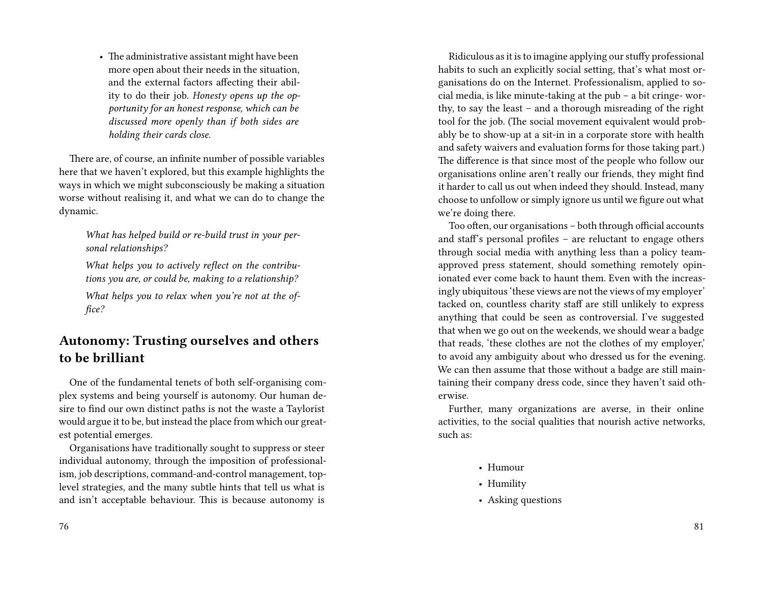- The administrative assistant might have been more open about their needs in the situation, and the external factors affecting their ability to do their job. *Honesty opens up the opportunity for an honest response, which can be discussed more openly than if both sides are holding their cards close.*

There are, of course, an infinite number of possible variables here that we haven't explored, but this example highlights the ways in which we might subconsciously be making a situation worse without realising it, and what we can do to change the dynamic.

> *What has helped build or re-build trust in your personal relationships?*
>
> *What helps you to actively reflect on the contributions you are, or could be, making to a relationship?*
>
> *What helps you to relax when you're not at the office?*

## Autonomy: Trusting ourselves and others to be brilliant

One of the fundamental tenets of both self-organising complex systems and being yourself is autonomy. Our human desire to find our own distinct paths is not the waste a Taylorist would argue it to be, but instead the place from which our greatest potential emerges.

Organisations have traditionally sought to suppress or steer individual autonomy, through the imposition of professionalism, job descriptions, command-and-control management, top-level strategies, and the many subtle hints that tell us what is and isn't acceptable behaviour. This is because autonomy is

Ridiculous as it is to imagine applying our stuffy professional habits to such an explicitly social setting, that's what most organisations do on the Internet. Professionalism, applied to social media, is like minute-taking at the pub – a bit cringe- worthy, to say the least – and a thorough misreading of the right tool for the job. (The social movement equivalent would probably be to show-up at a sit-in in a corporate store with health and safety waivers and evaluation forms for those taking part.) The difference is that since most of the people who follow our organisations online aren't really our friends, they might find it harder to call us out when indeed they should. Instead, many choose to unfollow or simply ignore us until we figure out what we're doing there.

Too often, our organisations – both through official accounts and staff's personal profiles – are reluctant to engage others through social media with anything less than a policy team-approved press statement, should something remotely opinionated ever come back to haunt them. Even with the increasingly ubiquitous 'these views are not the views of my employer' tacked on, countless charity staff are still unlikely to express anything that could be seen as controversial. I've suggested that when we go out on the weekends, we should wear a badge that reads, 'these clothes are not the clothes of my employer,' to avoid any ambiguity about who dressed us for the evening. We can then assume that those without a badge are still maintaining their company dress code, since they haven't said otherwise.

Further, many organizations are averse, in their online activities, to the social qualities that nourish active networks, such as:

- Humour
- Humility
- Asking questions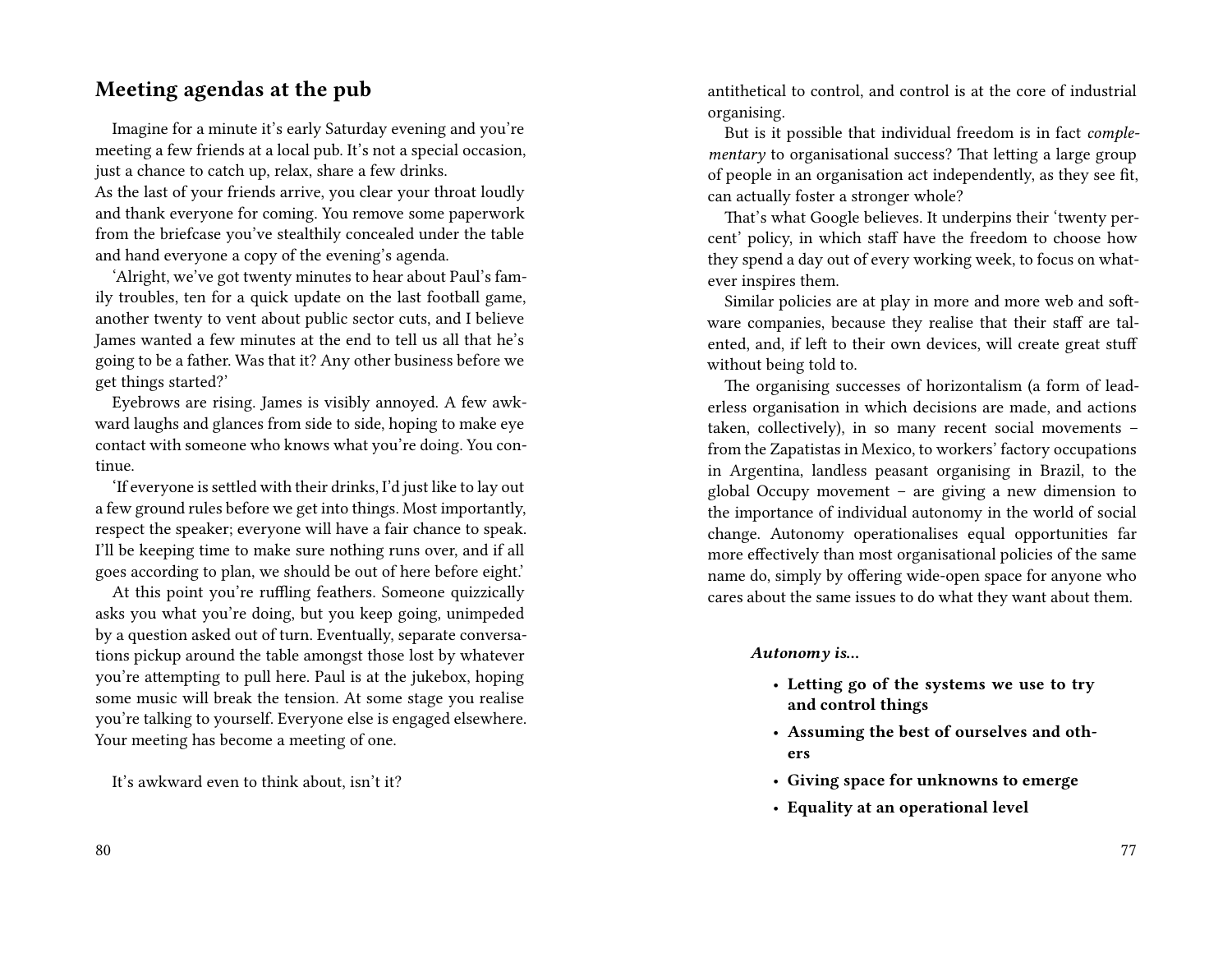## Meeting agendas at the pub

Imagine for a minute it's early Saturday evening and you're meeting a few friends at a local pub. It's not a special occasion, just a chance to catch up, relax, share a few drinks.
As the last of your friends arrive, you clear your throat loudly and thank everyone for coming. You remove some paperwork from the briefcase you've stealthily concealed under the table and hand everyone a copy of the evening's agenda.

'Alright, we've got twenty minutes to hear about Paul's family troubles, ten for a quick update on the last football game, another twenty to vent about public sector cuts, and I believe James wanted a few minutes at the end to tell us all that he's going to be a father. Was that it? Any other business before we get things started?'

Eyebrows are rising. James is visibly annoyed. A few awkward laughs and glances from side to side, hoping to make eye contact with someone who knows what you're doing. You continue.

'If everyone is settled with their drinks, I'd just like to lay out a few ground rules before we get into things. Most importantly, respect the speaker; everyone will have a fair chance to speak. I'll be keeping time to make sure nothing runs over, and if all goes according to plan, we should be out of here before eight.'

At this point you're ruffling feathers. Someone quizzically asks you what you're doing, but you keep going, unimpeded by a question asked out of turn. Eventually, separate conversations pickup around the table amongst those lost by whatever you're attempting to pull here. Paul is at the jukebox, hoping some music will break the tension. At some stage you realise you're talking to yourself. Everyone else is engaged elsewhere. Your meeting has become a meeting of one.

It's awkward even to think about, isn't it?

antithetical to control, and control is at the core of industrial organising.

But is it possible that individual freedom is in fact *complementary* to organisational success? That letting a large group of people in an organisation act independently, as they see fit, can actually foster a stronger whole?

That's what Google believes. It underpins their 'twenty percent' policy, in which staff have the freedom to choose how they spend a day out of every working week, to focus on whatever inspires them.

Similar policies are at play in more and more web and software companies, because they realise that their staff are talented, and, if left to their own devices, will create great stuff without being told to.

The organising successes of horizontalism (a form of leaderless organisation in which decisions are made, and actions taken, collectively), in so many recent social movements – from the Zapatistas in Mexico, to workers' factory occupations in Argentina, landless peasant organising in Brazil, to the global Occupy movement – are giving a new dimension to the importance of individual autonomy in the world of social change. Autonomy operationalises equal opportunities far more effectively than most organisational policies of the same name do, simply by offering wide-open space for anyone who cares about the same issues to do what they want about them.

***Autonomy is...***

- **Letting go of the systems we use to try and control things**
- **Assuming the best of ourselves and others**
- **Giving space for unknowns to emerge**
- **Equality at an operational level**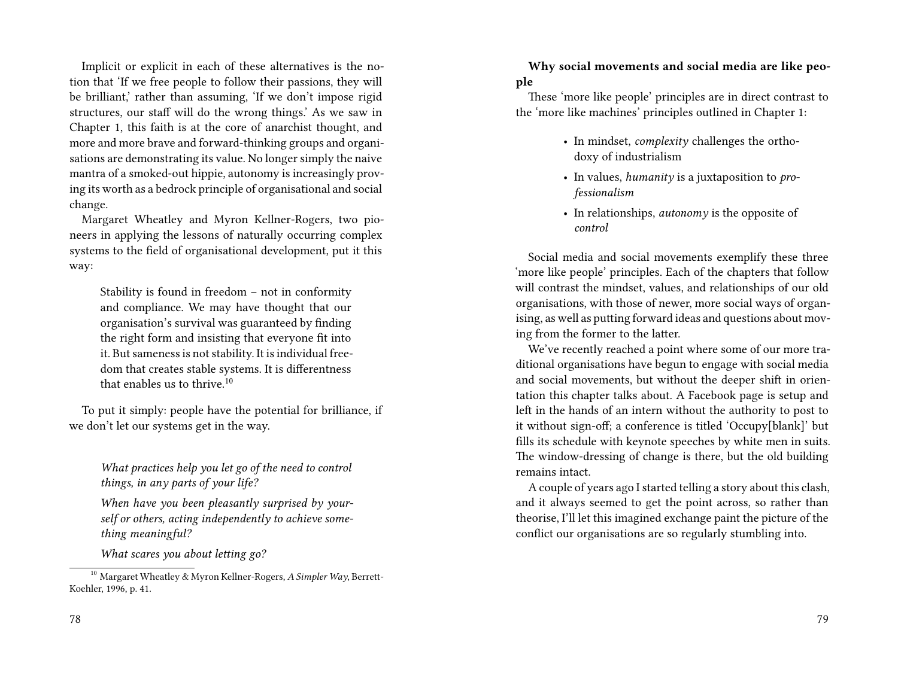Implicit or explicit in each of these alternatives is the notion that 'If we free people to follow their passions, they will be brilliant,' rather than assuming, 'If we don't impose rigid structures, our staff will do the wrong things.' As we saw in Chapter 1, this faith is at the core of anarchist thought, and more and more brave and forward-thinking groups and organisations are demonstrating its value. No longer simply the naive mantra of a smoked-out hippie, autonomy is increasingly proving its worth as a bedrock principle of organisational and social change.

Margaret Wheatley and Myron Kellner-Rogers, two pioneers in applying the lessons of naturally occurring complex systems to the field of organisational development, put it this way:

> Stability is found in freedom – not in conformity and compliance. We may have thought that our organisation's survival was guaranteed by finding the right form and insisting that everyone fit into it. But sameness is not stability. It is individual freedom that creates stable systems. It is differentness that enables us to thrive.[10]

To put it simply: people have the potential for brilliance, if we don't let our systems get in the way.

> *What practices help you let go of the need to control things, in any parts of your life?*
>
> *When have you been pleasantly surprised by yourself or others, acting independently to achieve something meaningful?*
>
> *What scares you about letting go?*

[10] Margaret Wheatley & Myron Kellner-Rogers, *A Simpler Way*, Berrett-Koehler, 1996, p. 41.

**Why social movements and social media are like people**

These 'more like people' principles are in direct contrast to the 'more like machines' principles outlined in Chapter 1:

- In mindset, *complexity* challenges the orthodoxy of industrialism
- In values, *humanity* is a juxtaposition to *professionalism*
- In relationships, *autonomy* is the opposite of *control*

Social media and social movements exemplify these three 'more like people' principles. Each of the chapters that follow will contrast the mindset, values, and relationships of our old organisations, with those of newer, more social ways of organising, as well as putting forward ideas and questions about moving from the former to the latter.

We've recently reached a point where some of our more traditional organisations have begun to engage with social media and social movements, but without the deeper shift in orientation this chapter talks about. A Facebook page is setup and left in the hands of an intern without the authority to post to it without sign-off; a conference is titled 'Occupy[blank]' but fills its schedule with keynote speeches by white men in suits. The window-dressing of change is there, but the old building remains intact.

A couple of years ago I started telling a story about this clash, and it always seemed to get the point across, so rather than theorise, I'll let this imagined exchange paint the picture of the conflict our organisations are so regularly stumbling into.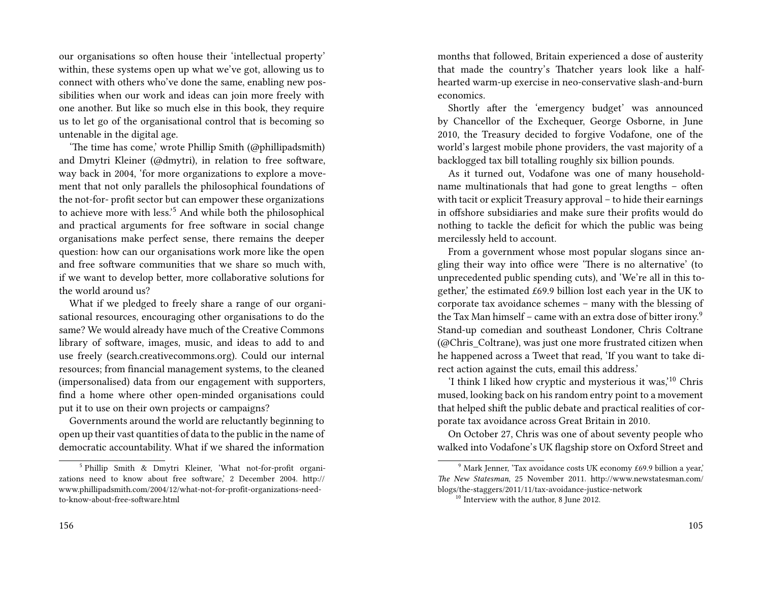our organisations so often house their 'intellectual property' within, these systems open up what we've got, allowing us to connect with others who've done the same, enabling new possibilities when our work and ideas can join more freely with one another. But like so much else in this book, they require us to let go of the organisational control that is becoming so untenable in the digital age.

'The time has come,' wrote Phillip Smith (@phillipadsmith) and Dmytri Kleiner (@dmytri), in relation to free software, way back in 2004, 'for more organizations to explore a movement that not only parallels the philosophical foundations of the not-for- profit sector but can empower these organizations to achieve more with less.'[5] And while both the philosophical and practical arguments for free software in social change organisations make perfect sense, there remains the deeper question: how can our organisations work more like the open and free software communities that we share so much with, if we want to develop better, more collaborative solutions for the world around us?

What if we pledged to freely share a range of our organisational resources, encouraging other organisations to do the same? We would already have much of the Creative Commons library of software, images, music, and ideas to add to and use freely (search.creativecommons.org). Could our internal resources; from financial management systems, to the cleaned (impersonalised) data from our engagement with supporters, find a home where other open-minded organisations could put it to use on their own projects or campaigns?

Governments around the world are reluctantly beginning to open up their vast quantities of data to the public in the name of democratic accountability. What if we shared the information

[5] Phillip Smith & Dmytri Kleiner, 'What not-for-profit organizations need to know about free software,' 2 December 2004. http://www.phillipadsmith.com/2004/12/what-not-for-profit-organizations-need-to-know-about-free-software.html

months that followed, Britain experienced a dose of austerity that made the country's Thatcher years look like a half-hearted warm-up exercise in neo-conservative slash-and-burn economics.

Shortly after the 'emergency budget' was announced by Chancellor of the Exchequer, George Osborne, in June 2010, the Treasury decided to forgive Vodafone, one of the world's largest mobile phone providers, the vast majority of a backlogged tax bill totalling roughly six billion pounds.

As it turned out, Vodafone was one of many household-name multinationals that had gone to great lengths – often with tacit or explicit Treasury approval – to hide their earnings in offshore subsidiaries and make sure their profits would do nothing to tackle the deficit for which the public was being mercilessly held to account.

From a government whose most popular slogans since angling their way into office were 'There is no alternative' (to unprecedented public spending cuts), and 'We're all in this together,' the estimated £69.9 billion lost each year in the UK to corporate tax avoidance schemes – many with the blessing of the Tax Man himself – came with an extra dose of bitter irony.[9] Stand-up comedian and southeast Londoner, Chris Coltrane (@Chris_Coltrane), was just one more frustrated citizen when he happened across a Tweet that read, 'If you want to take direct action against the cuts, email this address.'

'I think I liked how cryptic and mysterious it was,'[10] Chris mused, looking back on his random entry point to a movement that helped shift the public debate and practical realities of corporate tax avoidance across Great Britain in 2010.

On October 27, Chris was one of about seventy people who walked into Vodafone's UK flagship store on Oxford Street and

[9] Mark Jenner, 'Tax avoidance costs UK economy £69.9 billion a year,' *The New Statesman*, 25 November 2011. http://www.newstatesman.com/blogs/the-staggers/2011/11/tax-avoidance-justice-network

[10] Interview with the author, 8 June 2012.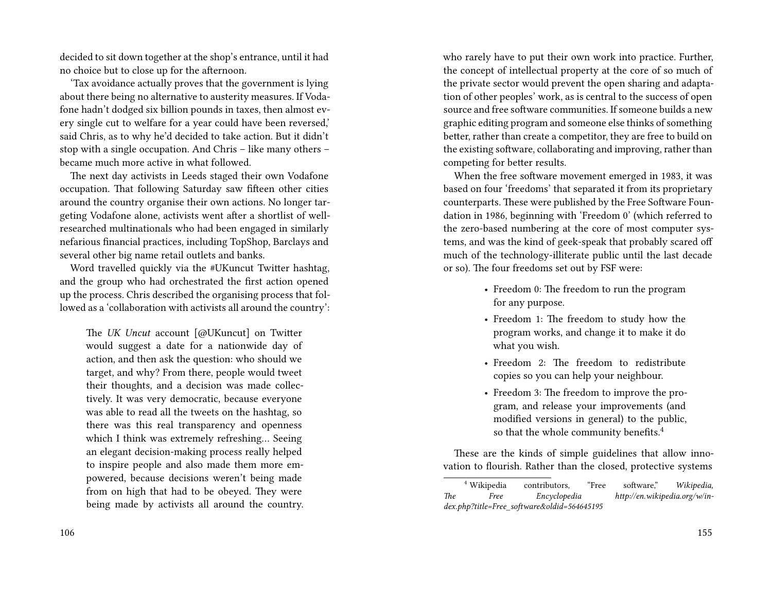decided to sit down together at the shop's entrance, until it had no choice but to close up for the afternoon.

'Tax avoidance actually proves that the government is lying about there being no alternative to austerity measures. If Vodafone hadn't dodged six billion pounds in taxes, then almost every single cut to welfare for a year could have been reversed,' said Chris, as to why he'd decided to take action. But it didn't stop with a single occupation. And Chris – like many others – became much more active in what followed.

The next day activists in Leeds staged their own Vodafone occupation. That following Saturday saw fifteen other cities around the country organise their own actions. No longer targeting Vodafone alone, activists went after a shortlist of well-researched multinationals who had been engaged in similarly nefarious financial practices, including TopShop, Barclays and several other big name retail outlets and banks.

Word travelled quickly via the #UKuncut Twitter hashtag, and the group who had orchestrated the first action opened up the process. Chris described the organising process that followed as a 'collaboration with activists all around the country':

> The *UK Uncut* account [@UKuncut] on Twitter would suggest a date for a nationwide day of action, and then ask the question: who should we target, and why? From there, people would tweet their thoughts, and a decision was made collectively. It was very democratic, because everyone was able to read all the tweets on the hashtag, so there was this real transparency and openness which I think was extremely refreshing… Seeing an elegant decision-making process really helped to inspire people and also made them more empowered, because decisions weren't being made from on high that had to be obeyed. They were being made by activists all around the country.

who rarely have to put their own work into practice. Further, the concept of intellectual property at the core of so much of the private sector would prevent the open sharing and adaptation of other peoples' work, as is central to the success of open source and free software communities. If someone builds a new graphic editing program and someone else thinks of something better, rather than create a competitor, they are free to build on the existing software, collaborating and improving, rather than competing for better results.

When the free software movement emerged in 1983, it was based on four 'freedoms' that separated it from its proprietary counterparts. These were published by the Free Software Foundation in 1986, beginning with 'Freedom 0' (which referred to the zero-based numbering at the core of most computer systems, and was the kind of geek-speak that probably scared off much of the technology-illiterate public until the last decade or so). The four freedoms set out by FSF were:

- Freedom 0: The freedom to run the program for any purpose.
- Freedom 1: The freedom to study how the program works, and change it to make it do what you wish.
- Freedom 2: The freedom to redistribute copies so you can help your neighbour.
- Freedom 3: The freedom to improve the program, and release your improvements (and modified versions in general) to the public, so that the whole community benefits.[4]

These are the kinds of simple guidelines that allow innovation to flourish. Rather than the closed, protective systems

[4] Wikipedia contributors, "Free software," *Wikipedia, The Free Encyclopedia http://en.wikipedia.org/w/index.php?title=Free_software&oldid=564645195*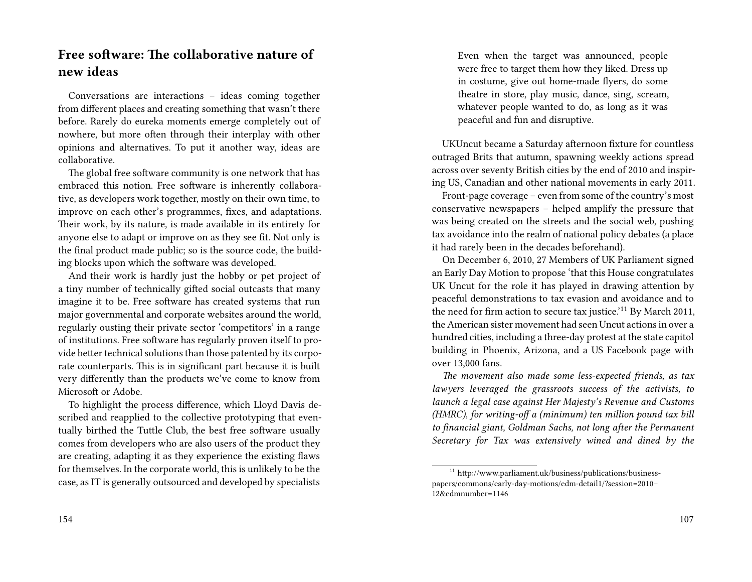## Free software: The collaborative nature of new ideas

Conversations are interactions – ideas coming together from different places and creating something that wasn't there before. Rarely do eureka moments emerge completely out of nowhere, but more often through their interplay with other opinions and alternatives. To put it another way, ideas are collaborative.

The global free software community is one network that has embraced this notion. Free software is inherently collaborative, as developers work together, mostly on their own time, to improve on each other's programmes, fixes, and adaptations. Their work, by its nature, is made available in its entirety for anyone else to adapt or improve on as they see fit. Not only is the final product made public; so is the source code, the building blocks upon which the software was developed.

And their work is hardly just the hobby or pet project of a tiny number of technically gifted social outcasts that many imagine it to be. Free software has created systems that run major governmental and corporate websites around the world, regularly ousting their private sector 'competitors' in a range of institutions. Free software has regularly proven itself to provide better technical solutions than those patented by its corporate counterparts. This is in significant part because it is built very differently than the products we've come to know from Microsoft or Adobe.

To highlight the process difference, which Lloyd Davis described and reapplied to the collective prototyping that eventually birthed the Tuttle Club, the best free software usually comes from developers who are also users of the product they are creating, adapting it as they experience the existing flaws for themselves. In the corporate world, this is unlikely to be the case, as IT is generally outsourced and developed by specialists

> Even when the target was announced, people were free to target them how they liked. Dress up in costume, give out home-made flyers, do some theatre in store, play music, dance, sing, scream, whatever people wanted to do, as long as it was peaceful and fun and disruptive.

UKUncut became a Saturday afternoon fixture for countless outraged Brits that autumn, spawning weekly actions spread across over seventy British cities by the end of 2010 and inspiring US, Canadian and other national movements in early 2011.

Front-page coverage – even from some of the country's most conservative newspapers – helped amplify the pressure that was being created on the streets and the social web, pushing tax avoidance into the realm of national policy debates (a place it had rarely been in the decades beforehand).

On December 6, 2010, 27 Members of UK Parliament signed an Early Day Motion to propose 'that this House congratulates UK Uncut for the role it has played in drawing attention by peaceful demonstrations to tax evasion and avoidance and to the need for firm action to secure tax justice.'[11] By March 2011, the American sister movement had seen Uncut actions in over a hundred cities, including a three-day protest at the state capitol building in Phoenix, Arizona, and a US Facebook page with over 13,000 fans.

*The movement also made some less-expected friends, as tax lawyers leveraged the grassroots success of the activists, to launch a legal case against Her Majesty's Revenue and Customs (HMRC), for writing-off a (minimum) ten million pound tax bill to financial giant, Goldman Sachs, not long after the Permanent Secretary for Tax was extensively wined and dined by the*

[11] http://www.parliament.uk/business/publications/business-papers/commons/early-day-motions/edm-detail1/?session=2010–12&edmnumber=1146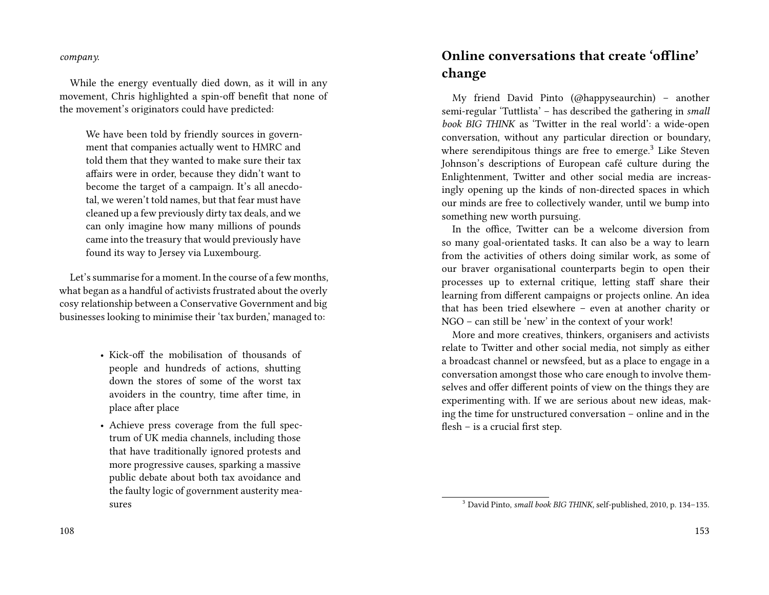*company.*

While the energy eventually died down, as it will in any movement, Chris highlighted a spin-off benefit that none of the movement's originators could have predicted:

> We have been told by friendly sources in government that companies actually went to HMRC and told them that they wanted to make sure their tax affairs were in order, because they didn't want to become the target of a campaign. It's all anecdotal, we weren't told names, but that fear must have cleaned up a few previously dirty tax deals, and we can only imagine how many millions of pounds came into the treasury that would previously have found its way to Jersey via Luxembourg.

Let's summarise for a moment. In the course of a few months, what began as a handful of activists frustrated about the overly cosy relationship between a Conservative Government and big businesses looking to minimise their 'tax burden,' managed to:

- Kick-off the mobilisation of thousands of people and hundreds of actions, shutting down the stores of some of the worst tax avoiders in the country, time after time, in place after place
- Achieve press coverage from the full spectrum of UK media channels, including those that have traditionally ignored protests and more progressive causes, sparking a massive public debate about both tax avoidance and the faulty logic of government austerity measures

## Online conversations that create 'offline' change

My friend David Pinto (@happyseaurchin) – another semi-regular 'Tuttlista' – has described the gathering in *small book BIG THINK* as 'Twitter in the real world': a wide-open conversation, without any particular direction or boundary, where serendipitous things are free to emerge.[3] Like Steven Johnson's descriptions of European café culture during the Enlightenment, Twitter and other social media are increasingly opening up the kinds of non-directed spaces in which our minds are free to collectively wander, until we bump into something new worth pursuing.

In the office, Twitter can be a welcome diversion from so many goal-orientated tasks. It can also be a way to learn from the activities of others doing similar work, as some of our braver organisational counterparts begin to open their processes up to external critique, letting staff share their learning from different campaigns or projects online. An idea that has been tried elsewhere – even at another charity or NGO – can still be 'new' in the context of your work!

More and more creatives, thinkers, organisers and activists relate to Twitter and other social media, not simply as either a broadcast channel or newsfeed, but as a place to engage in a conversation amongst those who care enough to involve themselves and offer different points of view on the things they are experimenting with. If we are serious about new ideas, making the time for unstructured conversation – online and in the flesh – is a crucial first step.

[3] David Pinto, *small book BIG THINK*, self-published, 2010, p. 134–135.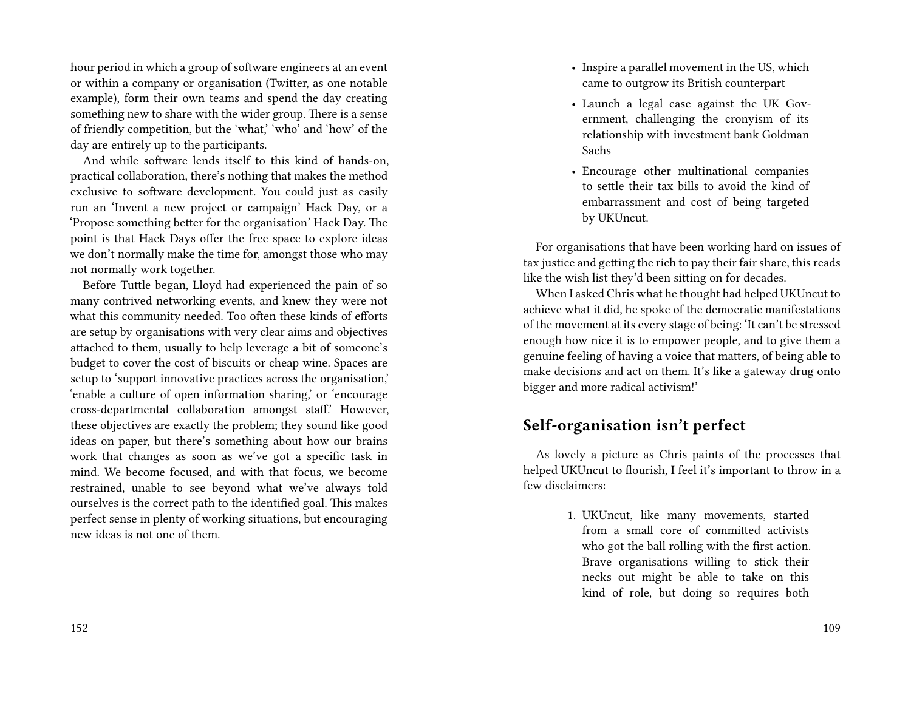hour period in which a group of software engineers at an event or within a company or organisation (Twitter, as one notable example), form their own teams and spend the day creating something new to share with the wider group. There is a sense of friendly competition, but the 'what,' 'who' and 'how' of the day are entirely up to the participants.

And while software lends itself to this kind of hands-on, practical collaboration, there's nothing that makes the method exclusive to software development. You could just as easily run an 'Invent a new project or campaign' Hack Day, or a 'Propose something better for the organisation' Hack Day. The point is that Hack Days offer the free space to explore ideas we don't normally make the time for, amongst those who may not normally work together.

Before Tuttle began, Lloyd had experienced the pain of so many contrived networking events, and knew they were not what this community needed. Too often these kinds of efforts are setup by organisations with very clear aims and objectives attached to them, usually to help leverage a bit of someone's budget to cover the cost of biscuits or cheap wine. Spaces are setup to 'support innovative practices across the organisation,' 'enable a culture of open information sharing,' or 'encourage cross-departmental collaboration amongst staff.' However, these objectives are exactly the problem; they sound like good ideas on paper, but there's something about how our brains work that changes as soon as we've got a specific task in mind. We become focused, and with that focus, we become restrained, unable to see beyond what we've always told ourselves is the correct path to the identified goal. This makes perfect sense in plenty of working situations, but encouraging new ideas is not one of them.

- Inspire a parallel movement in the US, which came to outgrow its British counterpart
- Launch a legal case against the UK Government, challenging the cronyism of its relationship with investment bank Goldman Sachs
- Encourage other multinational companies to settle their tax bills to avoid the kind of embarrassment and cost of being targeted by UKUncut.

For organisations that have been working hard on issues of tax justice and getting the rich to pay their fair share, this reads like the wish list they'd been sitting on for decades.

When I asked Chris what he thought had helped UKUncut to achieve what it did, he spoke of the democratic manifestations of the movement at its every stage of being: 'It can't be stressed enough how nice it is to empower people, and to give them a genuine feeling of having a voice that matters, of being able to make decisions and act on them. It's like a gateway drug onto bigger and more radical activism!'

## Self-organisation isn't perfect

As lovely a picture as Chris paints of the processes that helped UKUncut to flourish, I feel it's important to throw in a few disclaimers:

1. UKUncut, like many movements, started from a small core of committed activists who got the ball rolling with the first action. Brave organisations willing to stick their necks out might be able to take on this kind of role, but doing so requires both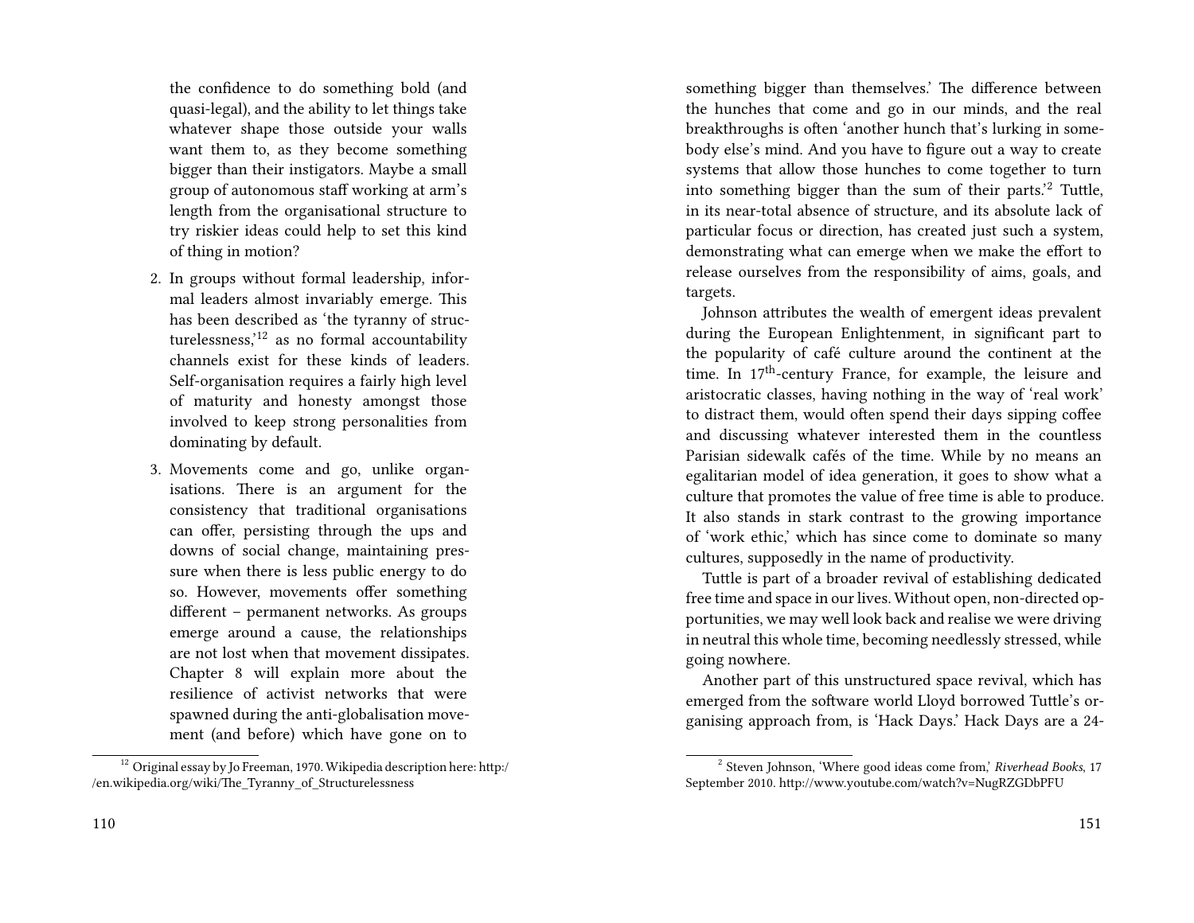the confidence to do something bold (and quasi-legal), and the ability to let things take whatever shape those outside your walls want them to, as they become something bigger than their instigators. Maybe a small group of autonomous staff working at arm's length from the organisational structure to try riskier ideas could help to set this kind of thing in motion?

2. In groups without formal leadership, informal leaders almost invariably emerge. This has been described as 'the tyranny of structurelessness,'[12] as no formal accountability channels exist for these kinds of leaders. Self-organisation requires a fairly high level of maturity and honesty amongst those involved to keep strong personalities from dominating by default.
3. Movements come and go, unlike organisations. There is an argument for the consistency that traditional organisations can offer, persisting through the ups and downs of social change, maintaining pressure when there is less public energy to do so. However, movements offer something different – permanent networks. As groups emerge around a cause, the relationships are not lost when that movement dissipates. Chapter 8 will explain more about the resilience of activist networks that were spawned during the anti-globalisation movement (and before) which have gone on to

[12] Original essay by Jo Freeman, 1970. Wikipedia description here: http://en.wikipedia.org/wiki/The_Tyranny_of_Structurelessness

something bigger than themselves.' The difference between the hunches that come and go in our minds, and the real breakthroughs is often 'another hunch that's lurking in somebody else's mind. And you have to figure out a way to create systems that allow those hunches to come together to turn into something bigger than the sum of their parts.'[2] Tuttle, in its near-total absence of structure, and its absolute lack of particular focus or direction, has created just such a system, demonstrating what can emerge when we make the effort to release ourselves from the responsibility of aims, goals, and targets.

Johnson attributes the wealth of emergent ideas prevalent during the European Enlightenment, in significant part to the popularity of café culture around the continent at the time. In 17th-century France, for example, the leisure and aristocratic classes, having nothing in the way of 'real work' to distract them, would often spend their days sipping coffee and discussing whatever interested them in the countless Parisian sidewalk cafés of the time. While by no means an egalitarian model of idea generation, it goes to show what a culture that promotes the value of free time is able to produce. It also stands in stark contrast to the growing importance of 'work ethic,' which has since come to dominate so many cultures, supposedly in the name of productivity.

Tuttle is part of a broader revival of establishing dedicated free time and space in our lives. Without open, non-directed opportunities, we may well look back and realise we were driving in neutral this whole time, becoming needlessly stressed, while going nowhere.

Another part of this unstructured space revival, which has emerged from the software world Lloyd borrowed Tuttle's organising approach from, is 'Hack Days.' Hack Days are a 24-

[2] Steven Johnson, 'Where good ideas come from,' *Riverhead Books*, 17 September 2010. http://www.youtube.com/watch?v=NugRZGDbPFU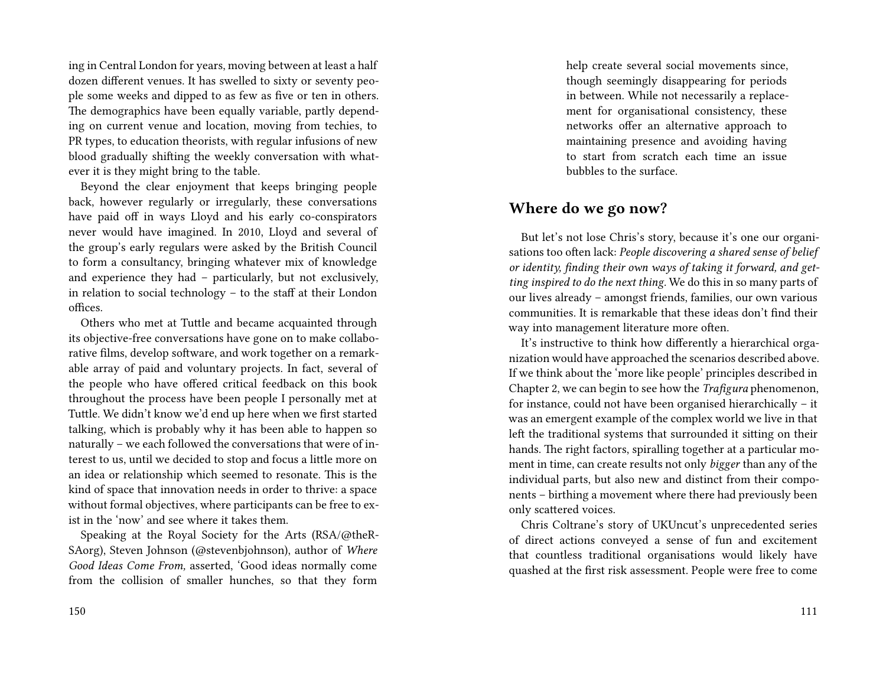ing in Central London for years, moving between at least a half dozen different venues. It has swelled to sixty or seventy people some weeks and dipped to as few as five or ten in others. The demographics have been equally variable, partly depending on current venue and location, moving from techies, to PR types, to education theorists, with regular infusions of new blood gradually shifting the weekly conversation with whatever it is they might bring to the table.

Beyond the clear enjoyment that keeps bringing people back, however regularly or irregularly, these conversations have paid off in ways Lloyd and his early co-conspirators never would have imagined. In 2010, Lloyd and several of the group's early regulars were asked by the British Council to form a consultancy, bringing whatever mix of knowledge and experience they had – particularly, but not exclusively, in relation to social technology – to the staff at their London offices.

Others who met at Tuttle and became acquainted through its objective-free conversations have gone on to make collaborative films, develop software, and work together on a remarkable array of paid and voluntary projects. In fact, several of the people who have offered critical feedback on this book throughout the process have been people I personally met at Tuttle. We didn't know we'd end up here when we first started talking, which is probably why it has been able to happen so naturally – we each followed the conversations that were of interest to us, until we decided to stop and focus a little more on an idea or relationship which seemed to resonate. This is the kind of space that innovation needs in order to thrive: a space without formal objectives, where participants can be free to exist in the 'now' and see where it takes them.

Speaking at the Royal Society for the Arts (RSA/@theRSAorg), Steven Johnson (@stevenbjohnson), author of *Where Good Ideas Come From,* asserted, 'Good ideas normally come from the collision of smaller hunches, so that they form

help create several social movements since, though seemingly disappearing for periods in between. While not necessarily a replacement for organisational consistency, these networks offer an alternative approach to maintaining presence and avoiding having to start from scratch each time an issue bubbles to the surface.

## Where do we go now?

But let's not lose Chris's story, because it's one our organisations too often lack: *People discovering a shared sense of belief or identity, finding their own ways of taking it forward, and getting inspired to do the next thing.* We do this in so many parts of our lives already – amongst friends, families, our own various communities. It is remarkable that these ideas don't find their way into management literature more often.

It's instructive to think how differently a hierarchical organization would have approached the scenarios described above. If we think about the 'more like people' principles described in Chapter 2, we can begin to see how the *Trafigura* phenomenon, for instance, could not have been organised hierarchically – it was an emergent example of the complex world we live in that left the traditional systems that surrounded it sitting on their hands. The right factors, spiralling together at a particular moment in time, can create results not only *bigger* than any of the individual parts, but also new and distinct from their components – birthing a movement where there had previously been only scattered voices.

Chris Coltrane's story of UKUncut's unprecedented series of direct actions conveyed a sense of fun and excitement that countless traditional organisations would likely have quashed at the first risk assessment. People were free to come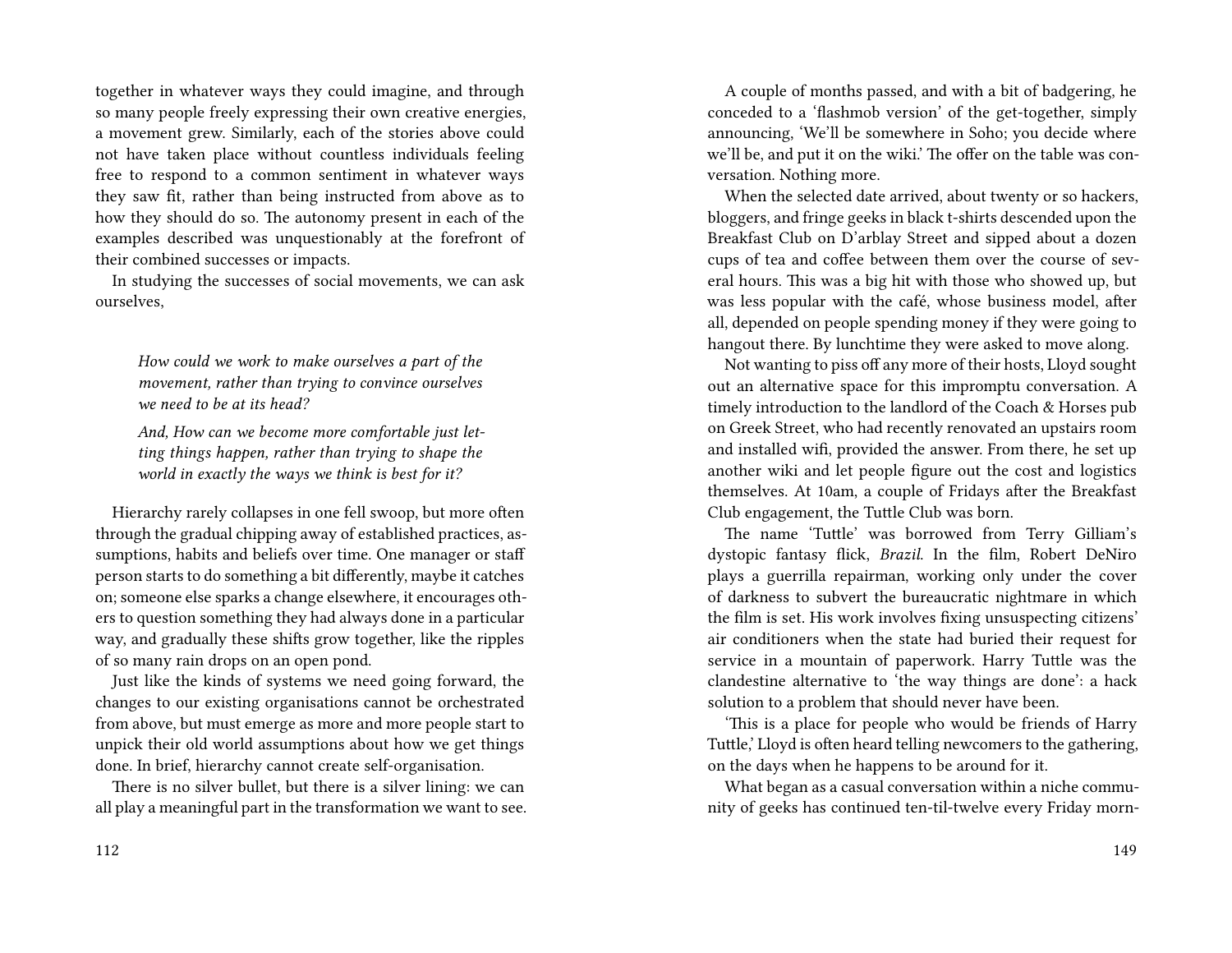together in whatever ways they could imagine, and through so many people freely expressing their own creative energies, a movement grew. Similarly, each of the stories above could not have taken place without countless individuals feeling free to respond to a common sentiment in whatever ways they saw fit, rather than being instructed from above as to how they should do so. The autonomy present in each of the examples described was unquestionably at the forefront of their combined successes or impacts.

In studying the successes of social movements, we can ask ourselves,

> *How could we work to make ourselves a part of the movement, rather than trying to convince ourselves we need to be at its head?*
>
> *And, How can we become more comfortable just letting things happen, rather than trying to shape the world in exactly the ways we think is best for it?*

Hierarchy rarely collapses in one fell swoop, but more often through the gradual chipping away of established practices, assumptions, habits and beliefs over time. One manager or staff person starts to do something a bit differently, maybe it catches on; someone else sparks a change elsewhere, it encourages others to question something they had always done in a particular way, and gradually these shifts grow together, like the ripples of so many rain drops on an open pond.

Just like the kinds of systems we need going forward, the changes to our existing organisations cannot be orchestrated from above, but must emerge as more and more people start to unpick their old world assumptions about how we get things done. In brief, hierarchy cannot create self-organisation.

There is no silver bullet, but there is a silver lining: we can all play a meaningful part in the transformation we want to see.

A couple of months passed, and with a bit of badgering, he conceded to a 'flashmob version' of the get-together, simply announcing, 'We'll be somewhere in Soho; you decide where we'll be, and put it on the wiki.' The offer on the table was conversation. Nothing more.

When the selected date arrived, about twenty or so hackers, bloggers, and fringe geeks in black t-shirts descended upon the Breakfast Club on D'arblay Street and sipped about a dozen cups of tea and coffee between them over the course of several hours. This was a big hit with those who showed up, but was less popular with the café, whose business model, after all, depended on people spending money if they were going to hangout there. By lunchtime they were asked to move along.

Not wanting to piss off any more of their hosts, Lloyd sought out an alternative space for this impromptu conversation. A timely introduction to the landlord of the Coach & Horses pub on Greek Street, who had recently renovated an upstairs room and installed wifi, provided the answer. From there, he set up another wiki and let people figure out the cost and logistics themselves. At 10am, a couple of Fridays after the Breakfast Club engagement, the Tuttle Club was born.

The name 'Tuttle' was borrowed from Terry Gilliam's dystopic fantasy flick, *Brazil*. In the film, Robert DeNiro plays a guerrilla repairman, working only under the cover of darkness to subvert the bureaucratic nightmare in which the film is set. His work involves fixing unsuspecting citizens' air conditioners when the state had buried their request for service in a mountain of paperwork. Harry Tuttle was the clandestine alternative to 'the way things are done': a hack solution to a problem that should never have been.

'This is a place for people who would be friends of Harry Tuttle,' Lloyd is often heard telling newcomers to the gathering, on the days when he happens to be around for it.

What began as a casual conversation within a niche community of geeks has continued ten-til-twelve every Friday morn-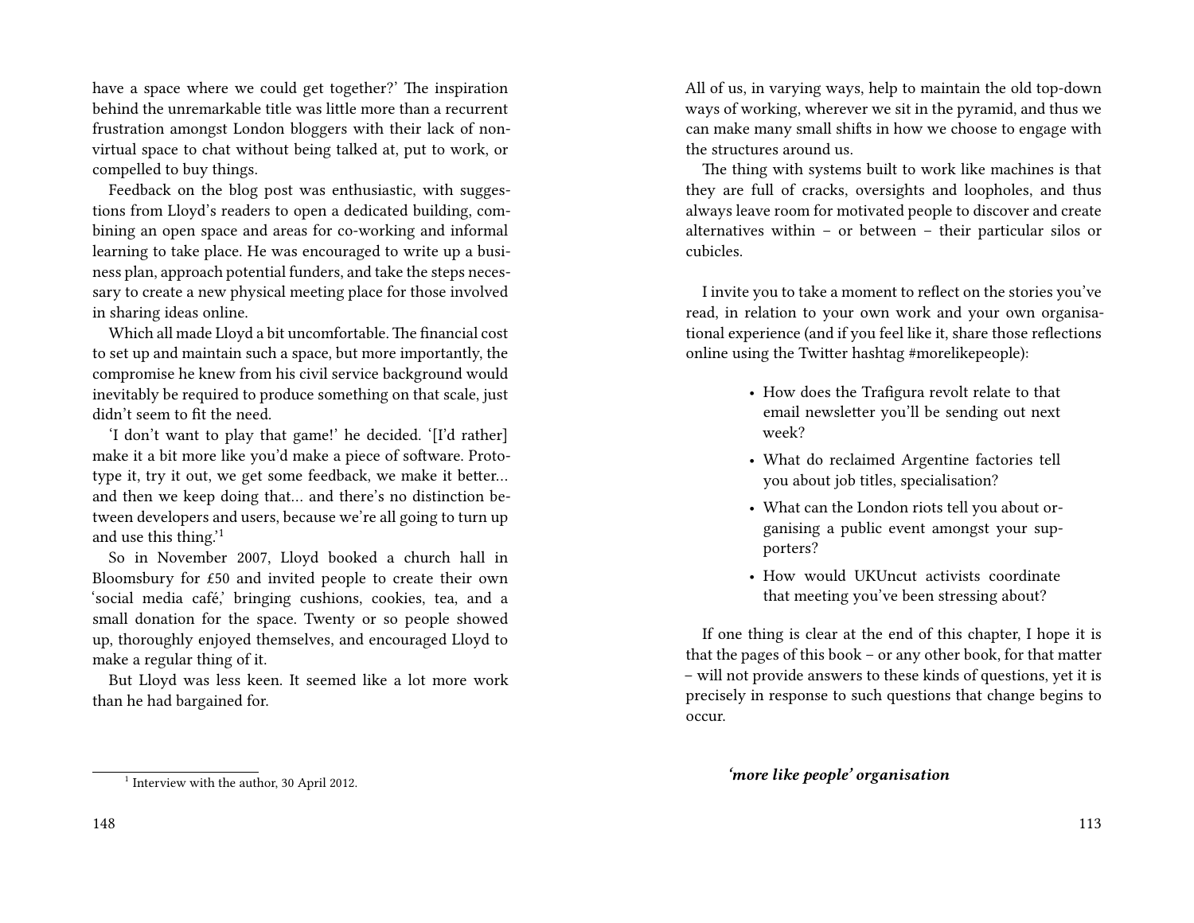have a space where we could get together?' The inspiration behind the unremarkable title was little more than a recurrent frustration amongst London bloggers with their lack of non-virtual space to chat without being talked at, put to work, or compelled to buy things.

Feedback on the blog post was enthusiastic, with suggestions from Lloyd's readers to open a dedicated building, combining an open space and areas for co-working and informal learning to take place. He was encouraged to write up a business plan, approach potential funders, and take the steps necessary to create a new physical meeting place for those involved in sharing ideas online.

Which all made Lloyd a bit uncomfortable. The financial cost to set up and maintain such a space, but more importantly, the compromise he knew from his civil service background would inevitably be required to produce something on that scale, just didn't seem to fit the need.

'I don't want to play that game!' he decided. '[I'd rather] make it a bit more like you'd make a piece of software. Prototype it, try it out, we get some feedback, we make it better… and then we keep doing that… and there's no distinction between developers and users, because we're all going to turn up and use this thing.'[1]

So in November 2007, Lloyd booked a church hall in Bloomsbury for £50 and invited people to create their own 'social media café,' bringing cushions, cookies, tea, and a small donation for the space. Twenty or so people showed up, thoroughly enjoyed themselves, and encouraged Lloyd to make a regular thing of it.

But Lloyd was less keen. It seemed like a lot more work than he had bargained for.

[1] Interview with the author, 30 April 2012.

All of us, in varying ways, help to maintain the old top-down ways of working, wherever we sit in the pyramid, and thus we can make many small shifts in how we choose to engage with the structures around us.

The thing with systems built to work like machines is that they are full of cracks, oversights and loopholes, and thus always leave room for motivated people to discover and create alternatives within – or between – their particular silos or cubicles.

I invite you to take a moment to reflect on the stories you've read, in relation to your own work and your own organisational experience (and if you feel like it, share those reflections online using the Twitter hashtag #morelikepeople):

- How does the Trafigura revolt relate to that email newsletter you'll be sending out next week?
- What do reclaimed Argentine factories tell you about job titles, specialisation?
- What can the London riots tell you about organising a public event amongst your supporters?
- How would UKUncut activists coordinate that meeting you've been stressing about?

If one thing is clear at the end of this chapter, I hope it is that the pages of this book – or any other book, for that matter – will not provide answers to these kinds of questions, yet it is precisely in response to such questions that change begins to occur.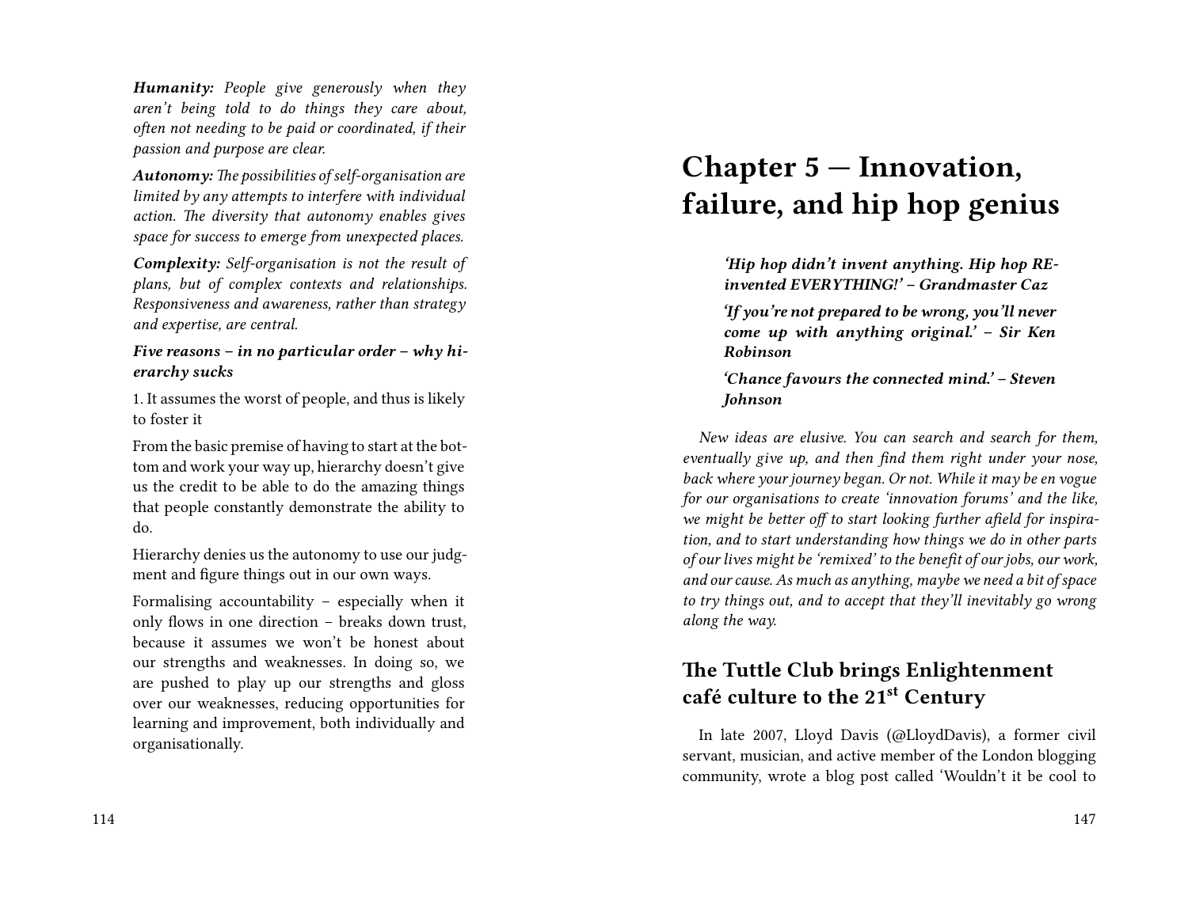*__Humanity:__ People give generously when they aren't being told to do things they care about, often not needing to be paid or coordinated, if their passion and purpose are clear.*

*__Autonomy:__ The possibilities of self-organisation are limited by any attempts to interfere with individual action. The diversity that autonomy enables gives space for success to emerge from unexpected places.*

*__Complexity:__ Self-organisation is not the result of plans, but of complex contexts and relationships. Responsiveness and awareness, rather than strategy and expertise, are central.*

***Five reasons – in no particular order – why hierarchy sucks***

1. It assumes the worst of people, and thus is likely to foster it

From the basic premise of having to start at the bottom and work your way up, hierarchy doesn't give us the credit to be able to do the amazing things that people constantly demonstrate the ability to do.

Hierarchy denies us the autonomy to use our judgment and figure things out in our own ways.

Formalising accountability – especially when it only flows in one direction – breaks down trust, because it assumes we won't be honest about our strengths and weaknesses. In doing so, we are pushed to play up our strengths and gloss over our weaknesses, reducing opportunities for learning and improvement, both individually and organisationally.

# Chapter 5 — Innovation, failure, and hip hop genius

> ***'Hip hop didn't invent anything. Hip hop RE-invented EVERYTHING!' – Grandmaster Caz***
>
> ***'If you're not prepared to be wrong, you'll never come up with anything original.' – Sir Ken Robinson***
>
> ***'Chance favours the connected mind.' – Steven Johnson***

*New ideas are elusive. You can search and search for them, eventually give up, and then find them right under your nose, back where your journey began. Or not. While it may be en vogue for our organisations to create 'innovation forums' and the like, we might be better off to start looking further afield for inspiration, and to start understanding how things we do in other parts of our lives might be 'remixed' to the benefit of our jobs, our work, and our cause. As much as anything, maybe we need a bit of space to try things out, and to accept that they'll inevitably go wrong along the way.*

## The Tuttle Club brings Enlightenment café culture to the 21st Century

In late 2007, Lloyd Davis (@LloydDavis), a former civil servant, musician, and active member of the London blogging community, wrote a blog post called 'Wouldn't it be cool to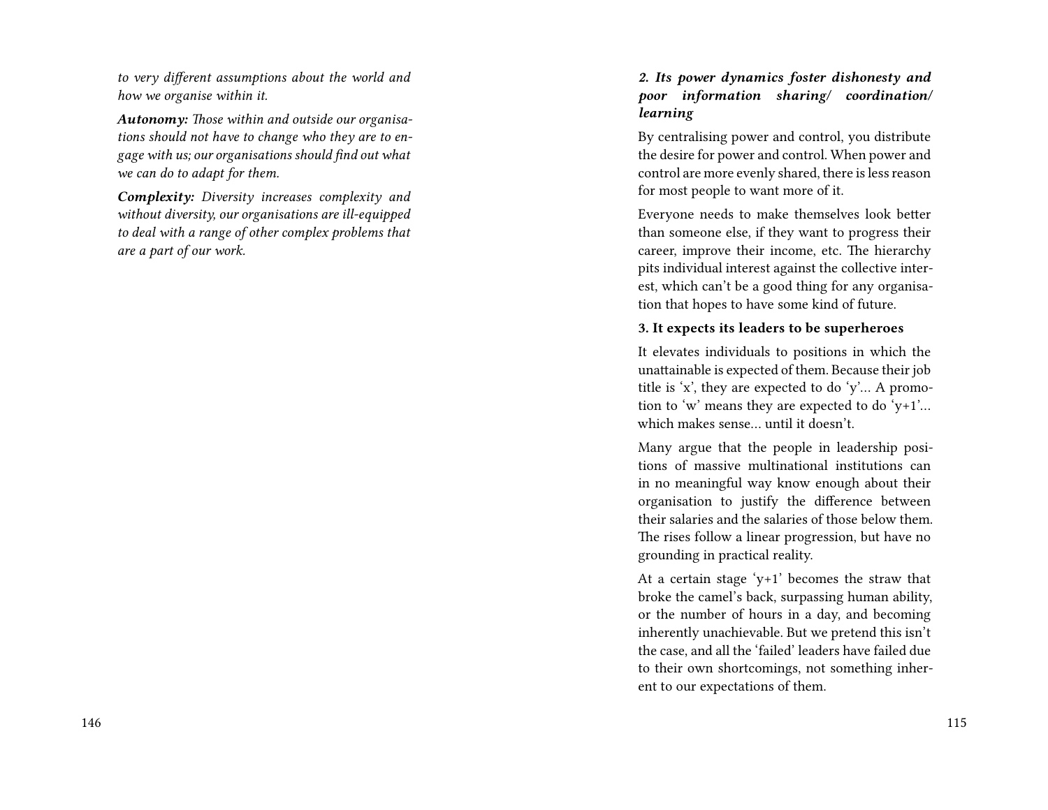*to very different assumptions about the world and how we organise within it.*

***Autonomy:*** *Those within and outside our organisations should not have to change who they are to engage with us; our organisations should find out what we can do to adapt for them.*

***Complexity:*** *Diversity increases complexity and without diversity, our organisations are ill-equipped to deal with a range of other complex problems that are a part of our work.*

***2. Its power dynamics foster dishonesty and poor information sharing/ coordination/ learning***

By centralising power and control, you distribute the desire for power and control. When power and control are more evenly shared, there is less reason for most people to want more of it.

Everyone needs to make themselves look better than someone else, if they want to progress their career, improve their income, etc. The hierarchy pits individual interest against the collective interest, which can't be a good thing for any organisation that hopes to have some kind of future.

**3. It expects its leaders to be superheroes**

It elevates individuals to positions in which the unattainable is expected of them. Because their job title is 'x', they are expected to do 'y'… A promotion to 'w' means they are expected to do 'y+1'… which makes sense… until it doesn't.

Many argue that the people in leadership positions of massive multinational institutions can in no meaningful way know enough about their organisation to justify the difference between their salaries and the salaries of those below them. The rises follow a linear progression, but have no grounding in practical reality.

At a certain stage 'y+1' becomes the straw that broke the camel's back, surpassing human ability, or the number of hours in a day, and becoming inherently unachievable. But we pretend this isn't the case, and all the 'failed' leaders have failed due to their own shortcomings, not something inherent to our expectations of them.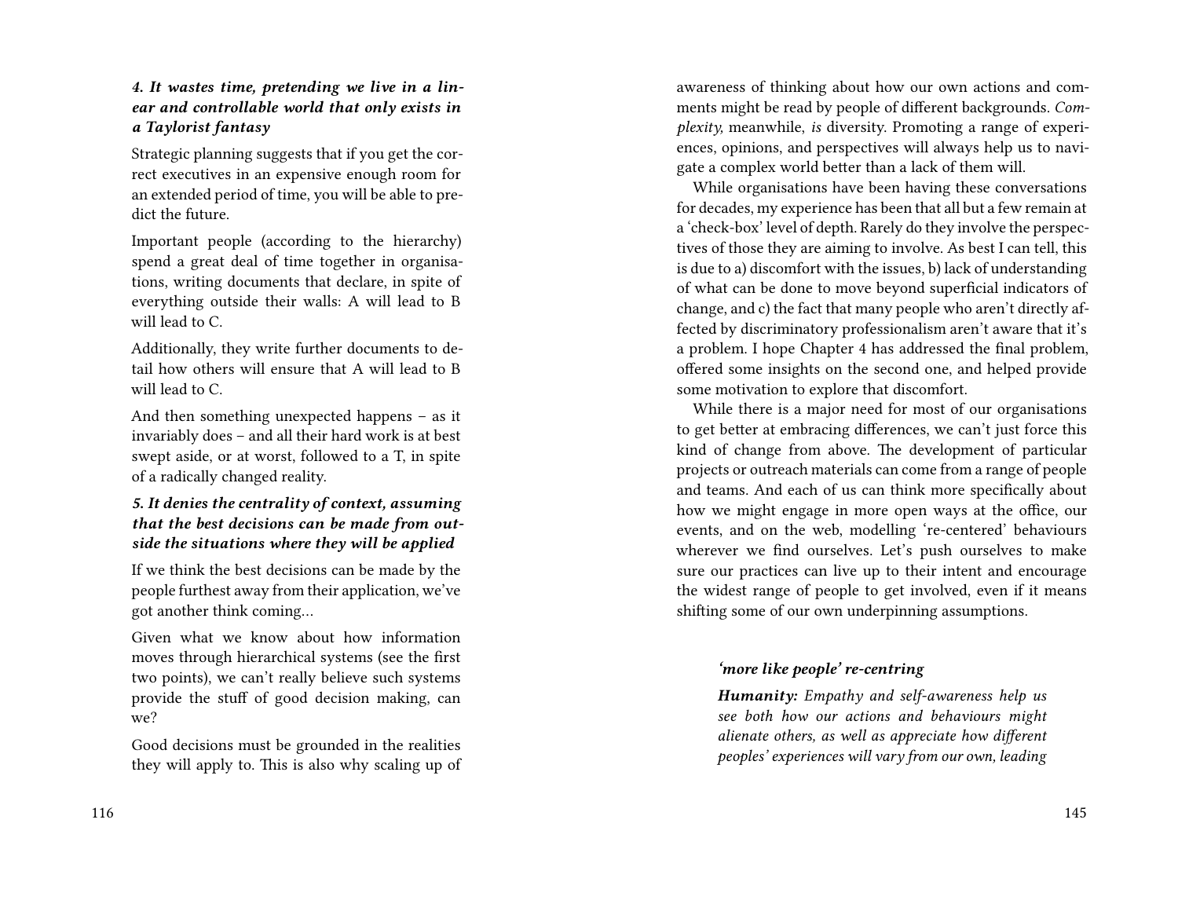### *4. It wastes time, pretending we live in a linear and controllable world that only exists in a Taylorist fantasy*

Strategic planning suggests that if you get the correct executives in an expensive enough room for an extended period of time, you will be able to predict the future.

Important people (according to the hierarchy) spend a great deal of time together in organisations, writing documents that declare, in spite of everything outside their walls: A will lead to B will lead to C.

Additionally, they write further documents to detail how others will ensure that A will lead to B will lead to C.

And then something unexpected happens – as it invariably does – and all their hard work is at best swept aside, or at worst, followed to a T, in spite of a radically changed reality.

### *5. It denies the centrality of context, assuming that the best decisions can be made from outside the situations where they will be applied*

If we think the best decisions can be made by the people furthest away from their application, we've got another think coming…

Given what we know about how information moves through hierarchical systems (see the first two points), we can't really believe such systems provide the stuff of good decision making, can we?

Good decisions must be grounded in the realities they will apply to. This is also why scaling up of

awareness of thinking about how our own actions and comments might be read by people of different backgrounds. *Complexity,* meanwhile, *is* diversity. Promoting a range of experiences, opinions, and perspectives will always help us to navigate a complex world better than a lack of them will.

While organisations have been having these conversations for decades, my experience has been that all but a few remain at a 'check-box' level of depth. Rarely do they involve the perspectives of those they are aiming to involve. As best I can tell, this is due to a) discomfort with the issues, b) lack of understanding of what can be done to move beyond superficial indicators of change, and c) the fact that many people who aren't directly affected by discriminatory professionalism aren't aware that it's a problem. I hope Chapter 4 has addressed the final problem, offered some insights on the second one, and helped provide some motivation to explore that discomfort.

While there is a major need for most of our organisations to get better at embracing differences, we can't just force this kind of change from above. The development of particular projects or outreach materials can come from a range of people and teams. And each of us can think more specifically about how we might engage in more open ways at the office, our events, and on the web, modelling 're-centered' behaviours wherever we find ourselves. Let's push ourselves to make sure our practices can live up to their intent and encourage the widest range of people to get involved, even if it means shifting some of our own underpinning assumptions.

> ***'more like people' re-centring***
>
> ***Humanity:*** *Empathy and self-awareness help us see both how our actions and behaviours might alienate others, as well as appreciate how different peoples' experiences will vary from our own, leading*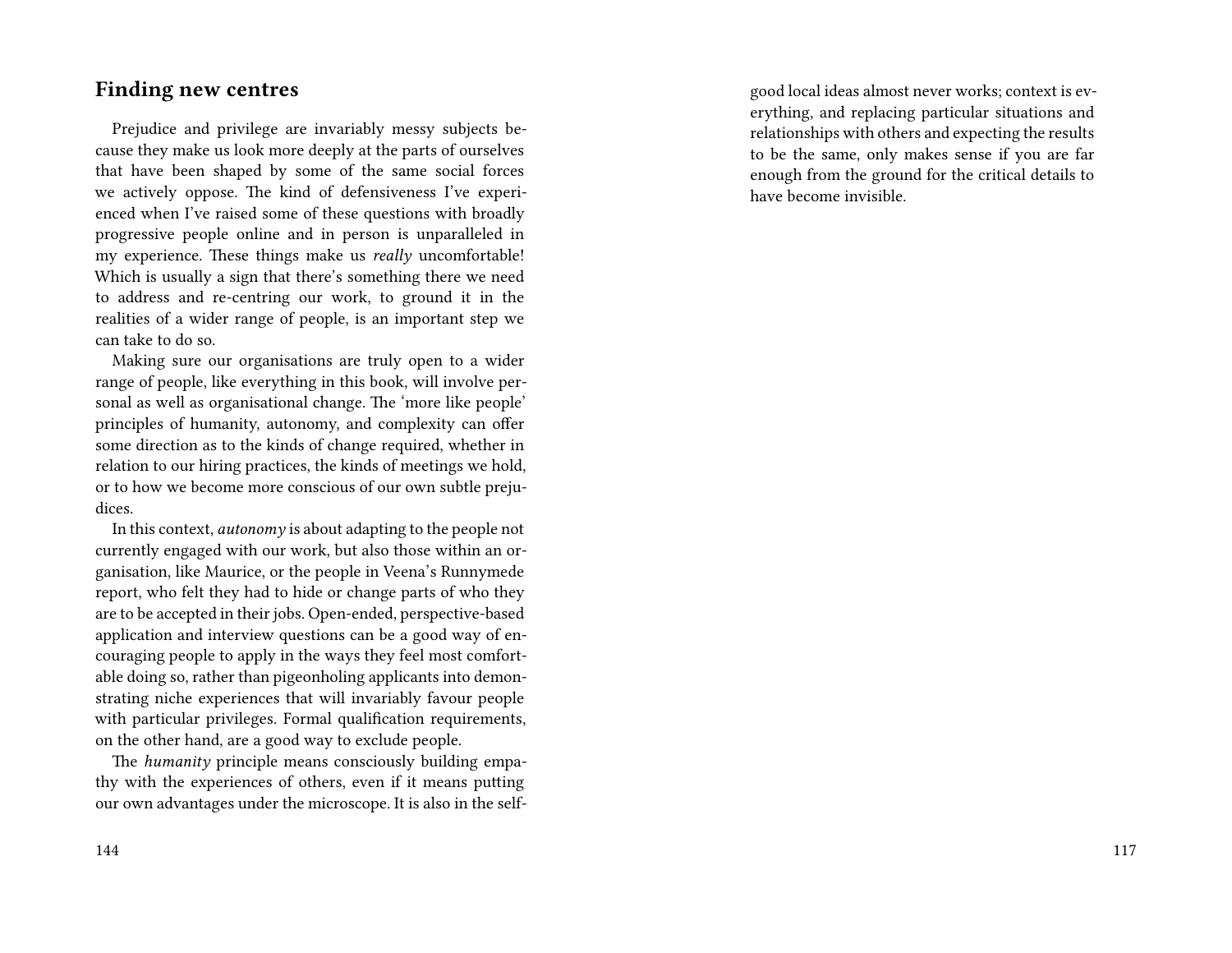## Finding new centres

Prejudice and privilege are invariably messy subjects because they make us look more deeply at the parts of ourselves that have been shaped by some of the same social forces we actively oppose. The kind of defensiveness I've experienced when I've raised some of these questions with broadly progressive people online and in person is unparalleled in my experience. These things make us *really* uncomfortable! Which is usually a sign that there's something there we need to address and re-centring our work, to ground it in the realities of a wider range of people, is an important step we can take to do so.

Making sure our organisations are truly open to a wider range of people, like everything in this book, will involve personal as well as organisational change. The 'more like people' principles of humanity, autonomy, and complexity can offer some direction as to the kinds of change required, whether in relation to our hiring practices, the kinds of meetings we hold, or to how we become more conscious of our own subtle prejudices.

In this context, *autonomy* is about adapting to the people not currently engaged with our work, but also those within an organisation, like Maurice, or the people in Veena's Runnymede report, who felt they had to hide or change parts of who they are to be accepted in their jobs. Open-ended, perspective-based application and interview questions can be a good way of encouraging people to apply in the ways they feel most comfortable doing so, rather than pigeonholing applicants into demonstrating niche experiences that will invariably favour people with particular privileges. Formal qualification requirements, on the other hand, are a good way to exclude people.

The *humanity* principle means consciously building empathy with the experiences of others, even if it means putting our own advantages under the microscope. It is also in the self-

good local ideas almost never works; context is everything, and replacing particular situations and relationships with others and expecting the results to be the same, only makes sense if you are far enough from the ground for the critical details to have become invisible.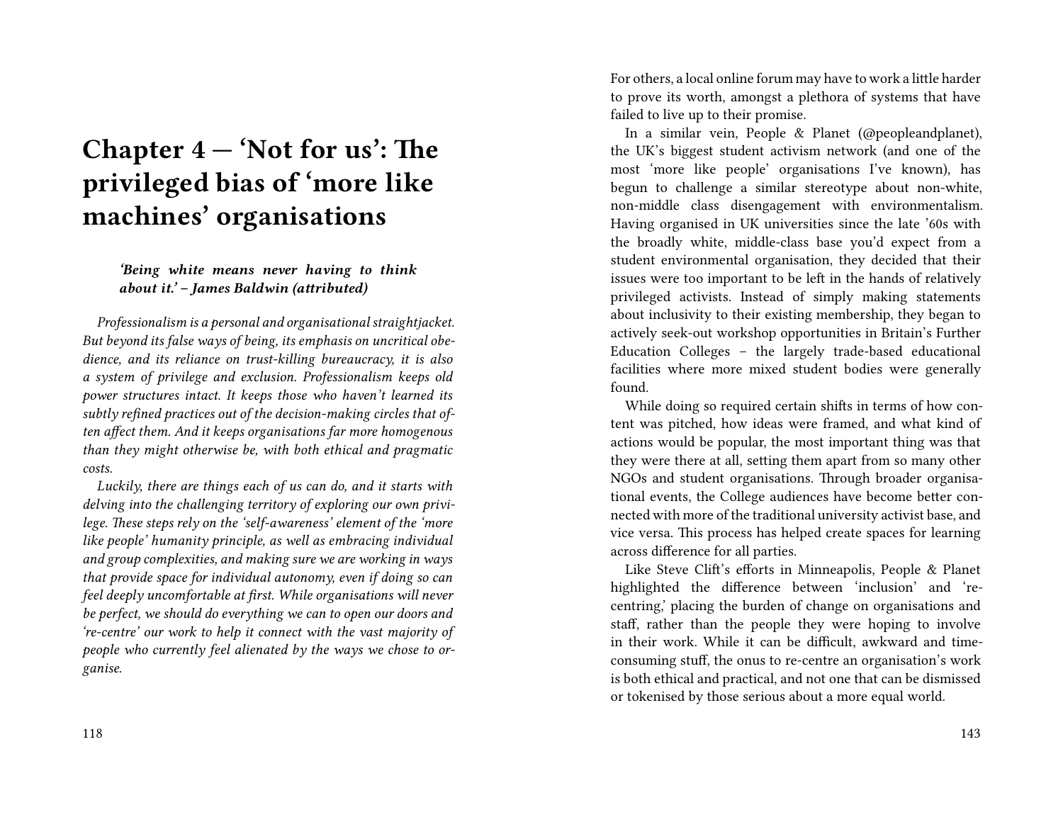# Chapter 4 — 'Not for us': The privileged bias of 'more like machines' organisations

> ***'Being white means never having to think about it.' – James Baldwin (attributed)***

*Professionalism is a personal and organisational straightjacket. But beyond its false ways of being, its emphasis on uncritical obedience, and its reliance on trust-killing bureaucracy, it is also a system of privilege and exclusion. Professionalism keeps old power structures intact. It keeps those who haven't learned its subtly refined practices out of the decision-making circles that often affect them. And it keeps organisations far more homogenous than they might otherwise be, with both ethical and pragmatic costs.*

*Luckily, there are things each of us can do, and it starts with delving into the challenging territory of exploring our own privilege. These steps rely on the 'self-awareness' element of the 'more like people' humanity principle, as well as embracing individual and group complexities, and making sure we are working in ways that provide space for individual autonomy, even if doing so can feel deeply uncomfortable at first. While organisations will never be perfect, we should do everything we can to open our doors and 're-centre' our work to help it connect with the vast majority of people who currently feel alienated by the ways we chose to organise.*

For others, a local online forum may have to work a little harder to prove its worth, amongst a plethora of systems that have failed to live up to their promise.

In a similar vein, People & Planet (@peopleandplanet), the UK's biggest student activism network (and one of the most 'more like people' organisations I've known), has begun to challenge a similar stereotype about non-white, non-middle class disengagement with environmentalism. Having organised in UK universities since the late '60s with the broadly white, middle-class base you'd expect from a student environmental organisation, they decided that their issues were too important to be left in the hands of relatively privileged activists. Instead of simply making statements about inclusivity to their existing membership, they began to actively seek-out workshop opportunities in Britain's Further Education Colleges – the largely trade-based educational facilities where more mixed student bodies were generally found.

While doing so required certain shifts in terms of how content was pitched, how ideas were framed, and what kind of actions would be popular, the most important thing was that they were there at all, setting them apart from so many other NGOs and student organisations. Through broader organisational events, the College audiences have become better connected with more of the traditional university activist base, and vice versa. This process has helped create spaces for learning across difference for all parties.

Like Steve Clift's efforts in Minneapolis, People & Planet highlighted the difference between 'inclusion' and 're-centring,' placing the burden of change on organisations and staff, rather than the people they were hoping to involve in their work. While it can be difficult, awkward and time-consuming stuff, the onus to re-centre an organisation's work is both ethical and practical, and not one that can be dismissed or tokenised by those serious about a more equal world.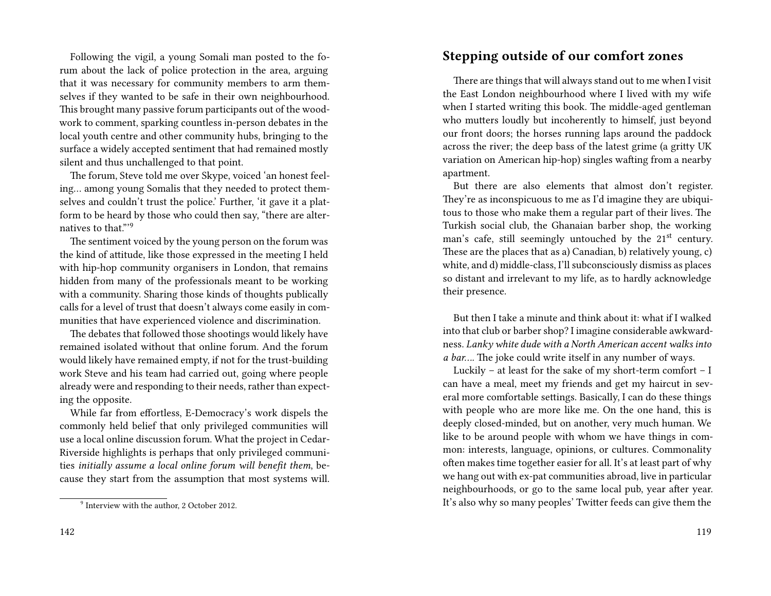Following the vigil, a young Somali man posted to the forum about the lack of police protection in the area, arguing that it was necessary for community members to arm themselves if they wanted to be safe in their own neighbourhood. This brought many passive forum participants out of the woodwork to comment, sparking countless in-person debates in the local youth centre and other community hubs, bringing to the surface a widely accepted sentiment that had remained mostly silent and thus unchallenged to that point.

The forum, Steve told me over Skype, voiced 'an honest feeling… among young Somalis that they needed to protect themselves and couldn't trust the police.' Further, 'it gave it a platform to be heard by those who could then say, "there are alternatives to that."'[9]

The sentiment voiced by the young person on the forum was the kind of attitude, like those expressed in the meeting I held with hip-hop community organisers in London, that remains hidden from many of the professionals meant to be working with a community. Sharing those kinds of thoughts publically calls for a level of trust that doesn't always come easily in communities that have experienced violence and discrimination.

The debates that followed those shootings would likely have remained isolated without that online forum. And the forum would likely have remained empty, if not for the trust-building work Steve and his team had carried out, going where people already were and responding to their needs, rather than expecting the opposite.

While far from effortless, E-Democracy's work dispels the commonly held belief that only privileged communities will use a local online discussion forum. What the project in Cedar-Riverside highlights is perhaps that only privileged communities *initially assume a local online forum will benefit them*, because they start from the assumption that most systems will.

[9] Interview with the author, 2 October 2012.

## Stepping outside of our comfort zones

There are things that will always stand out to me when I visit the East London neighbourhood where I lived with my wife when I started writing this book. The middle-aged gentleman who mutters loudly but incoherently to himself, just beyond our front doors; the horses running laps around the paddock across the river; the deep bass of the latest grime (a gritty UK variation on American hip-hop) singles wafting from a nearby apartment.

But there are also elements that almost don't register. They're as inconspicuous to me as I'd imagine they are ubiquitous to those who make them a regular part of their lives. The Turkish social club, the Ghanaian barber shop, the working man's cafe, still seemingly untouched by the 21st century. These are the places that as a) Canadian, b) relatively young, c) white, and d) middle-class, I'll subconsciously dismiss as places so distant and irrelevant to my life, as to hardly acknowledge their presence.

But then I take a minute and think about it: what if I walked into that club or barber shop? I imagine considerable awkwardness. *Lanky white dude with a North American accent walks into a bar….* The joke could write itself in any number of ways.

Luckily – at least for the sake of my short-term comfort – I can have a meal, meet my friends and get my haircut in several more comfortable settings. Basically, I can do these things with people who are more like me. On the one hand, this is deeply closed-minded, but on another, very much human. We like to be around people with whom we have things in common: interests, language, opinions, or cultures. Commonality often makes time together easier for all. It's at least part of why we hang out with ex-pat communities abroad, live in particular neighbourhoods, or go to the same local pub, year after year. It's also why so many peoples' Twitter feeds can give them the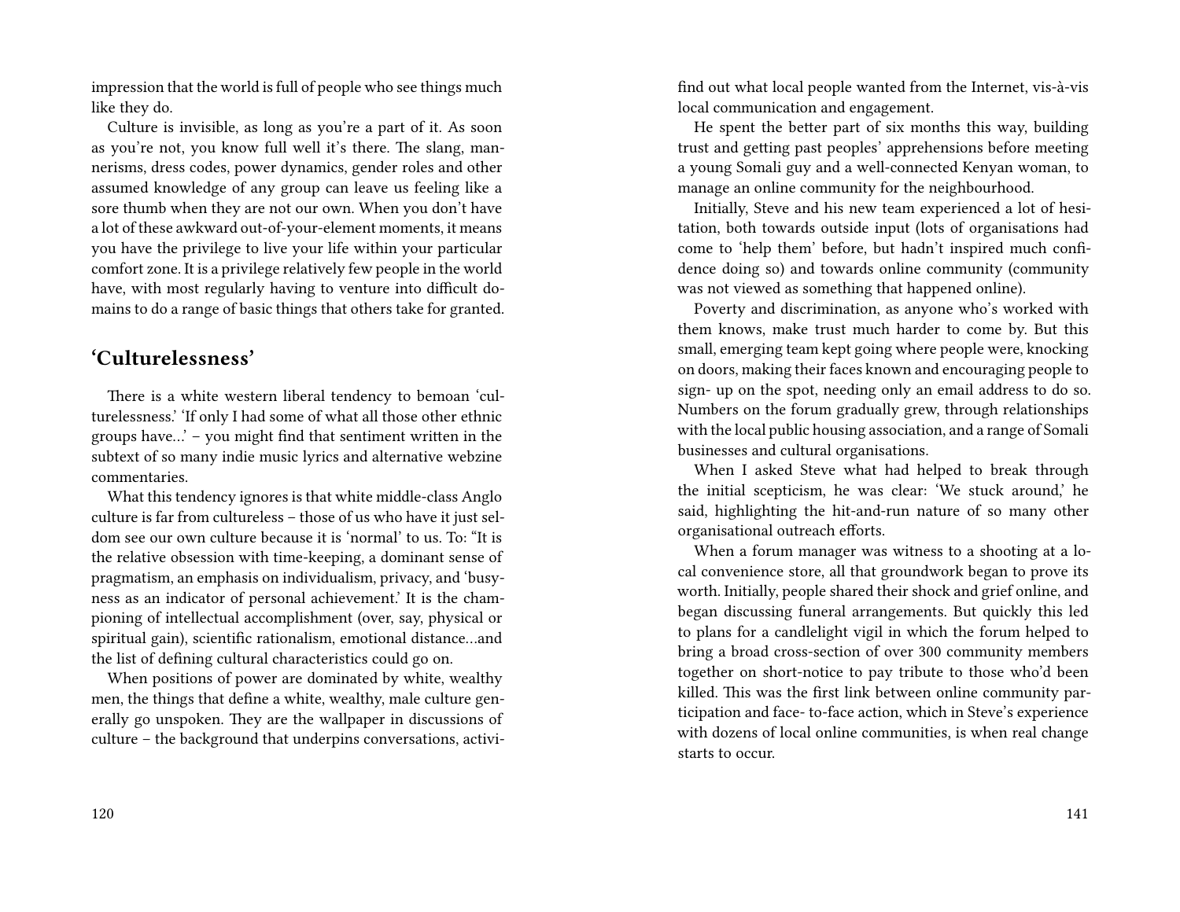impression that the world is full of people who see things much like they do.

Culture is invisible, as long as you're a part of it. As soon as you're not, you know full well it's there. The slang, mannerisms, dress codes, power dynamics, gender roles and other assumed knowledge of any group can leave us feeling like a sore thumb when they are not our own. When you don't have a lot of these awkward out-of-your-element moments, it means you have the privilege to live your life within your particular comfort zone. It is a privilege relatively few people in the world have, with most regularly having to venture into difficult domains to do a range of basic things that others take for granted.

## 'Culturelessness'

There is a white western liberal tendency to bemoan 'culturelessness.' 'If only I had some of what all those other ethnic groups have…' – you might find that sentiment written in the subtext of so many indie music lyrics and alternative webzine commentaries.

What this tendency ignores is that white middle-class Anglo culture is far from cultureless – those of us who have it just seldom see our own culture because it is 'normal' to us. To: "It is the relative obsession with time-keeping, a dominant sense of pragmatism, an emphasis on individualism, privacy, and 'busyness as an indicator of personal achievement.' It is the championing of intellectual accomplishment (over, say, physical or spiritual gain), scientific rationalism, emotional distance…and the list of defining cultural characteristics could go on.

When positions of power are dominated by white, wealthy men, the things that define a white, wealthy, male culture generally go unspoken. They are the wallpaper in discussions of culture – the background that underpins conversations, activi-

find out what local people wanted from the Internet, vis-à-vis local communication and engagement.

He spent the better part of six months this way, building trust and getting past peoples' apprehensions before meeting a young Somali guy and a well-connected Kenyan woman, to manage an online community for the neighbourhood.

Initially, Steve and his new team experienced a lot of hesitation, both towards outside input (lots of organisations had come to 'help them' before, but hadn't inspired much confidence doing so) and towards online community (community was not viewed as something that happened online).

Poverty and discrimination, as anyone who's worked with them knows, make trust much harder to come by. But this small, emerging team kept going where people were, knocking on doors, making their faces known and encouraging people to sign- up on the spot, needing only an email address to do so. Numbers on the forum gradually grew, through relationships with the local public housing association, and a range of Somali businesses and cultural organisations.

When I asked Steve what had helped to break through the initial scepticism, he was clear: 'We stuck around,' he said, highlighting the hit-and-run nature of so many other organisational outreach efforts.

When a forum manager was witness to a shooting at a local convenience store, all that groundwork began to prove its worth. Initially, people shared their shock and grief online, and began discussing funeral arrangements. But quickly this led to plans for a candlelight vigil in which the forum helped to bring a broad cross-section of over 300 community members together on short-notice to pay tribute to those who'd been killed. This was the first link between online community participation and face- to-face action, which in Steve's experience with dozens of local online communities, is when real change starts to occur.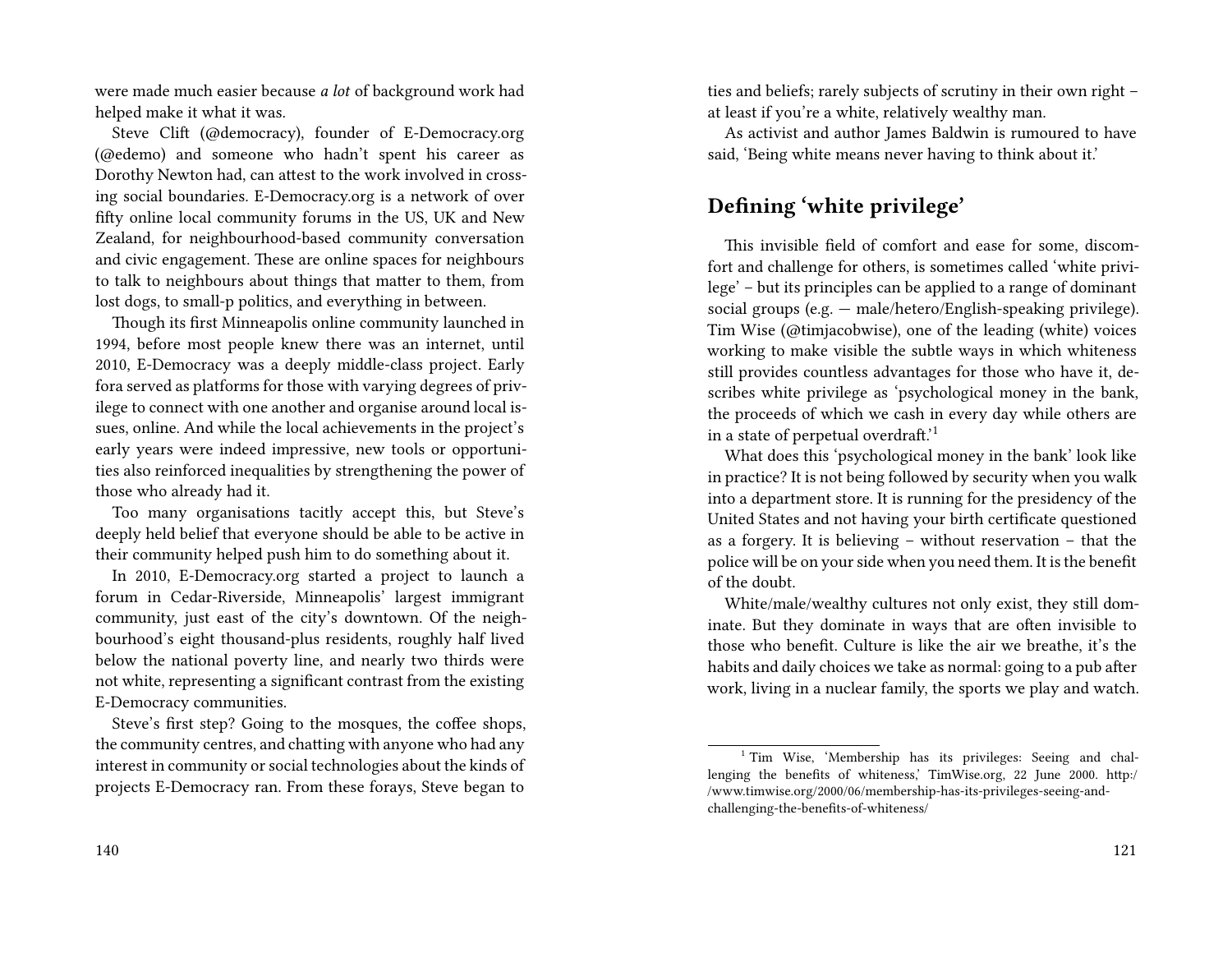were made much easier because *a lot* of background work had helped make it what it was.

Steve Clift (@democracy), founder of E-Democracy.org (@edemo) and someone who hadn't spent his career as Dorothy Newton had, can attest to the work involved in crossing social boundaries. E-Democracy.org is a network of over fifty online local community forums in the US, UK and New Zealand, for neighbourhood-based community conversation and civic engagement. These are online spaces for neighbours to talk to neighbours about things that matter to them, from lost dogs, to small-p politics, and everything in between.

Though its first Minneapolis online community launched in 1994, before most people knew there was an internet, until 2010, E-Democracy was a deeply middle-class project. Early fora served as platforms for those with varying degrees of privilege to connect with one another and organise around local issues, online. And while the local achievements in the project's early years were indeed impressive, new tools or opportunities also reinforced inequalities by strengthening the power of those who already had it.

Too many organisations tacitly accept this, but Steve's deeply held belief that everyone should be able to be active in their community helped push him to do something about it.

In 2010, E-Democracy.org started a project to launch a forum in Cedar-Riverside, Minneapolis' largest immigrant community, just east of the city's downtown. Of the neighbourhood's eight thousand-plus residents, roughly half lived below the national poverty line, and nearly two thirds were not white, representing a significant contrast from the existing E-Democracy communities.

Steve's first step? Going to the mosques, the coffee shops, the community centres, and chatting with anyone who had any interest in community or social technologies about the kinds of projects E-Democracy ran. From these forays, Steve began to

ties and beliefs; rarely subjects of scrutiny in their own right – at least if you're a white, relatively wealthy man.

As activist and author James Baldwin is rumoured to have said, 'Being white means never having to think about it.'

## Defining 'white privilege'

This invisible field of comfort and ease for some, discomfort and challenge for others, is sometimes called 'white privilege' – but its principles can be applied to a range of dominant social groups (e.g. — male/hetero/English-speaking privilege). Tim Wise (@timjacobwise), one of the leading (white) voices working to make visible the subtle ways in which whiteness still provides countless advantages for those who have it, describes white privilege as 'psychological money in the bank, the proceeds of which we cash in every day while others are in a state of perpetual overdraft.'[1]

What does this 'psychological money in the bank' look like in practice? It is not being followed by security when you walk into a department store. It is running for the presidency of the United States and not having your birth certificate questioned as a forgery. It is believing – without reservation – that the police will be on your side when you need them. It is the benefit of the doubt.

White/male/wealthy cultures not only exist, they still dominate. But they dominate in ways that are often invisible to those who benefit. Culture is like the air we breathe, it's the habits and daily choices we take as normal: going to a pub after work, living in a nuclear family, the sports we play and watch.

[1] Tim Wise, 'Membership has its privileges: Seeing and challenging the benefits of whiteness,' TimWise.org, 22 June 2000. http://www.timwise.org/2000/06/membership-has-its-privileges-seeing-and-challenging-the-benefits-of-whiteness/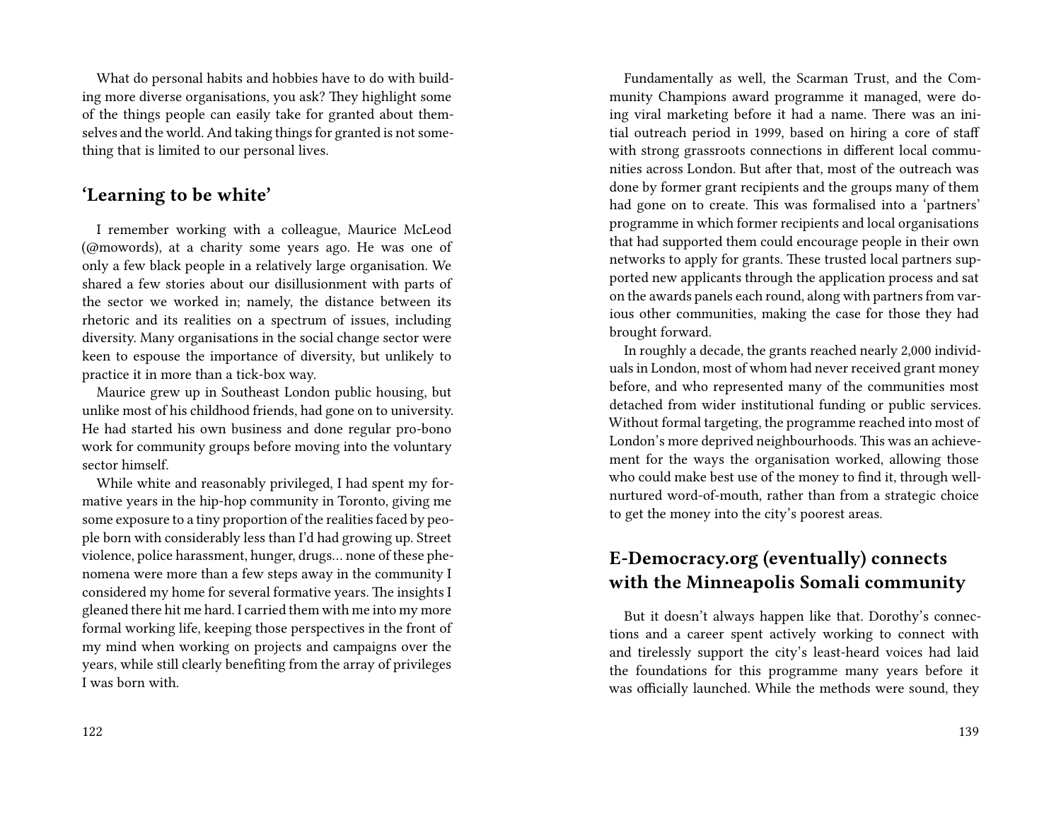What do personal habits and hobbies have to do with building more diverse organisations, you ask? They highlight some of the things people can easily take for granted about themselves and the world. And taking things for granted is not something that is limited to our personal lives.

## 'Learning to be white'

I remember working with a colleague, Maurice McLeod (@mowords), at a charity some years ago. He was one of only a few black people in a relatively large organisation. We shared a few stories about our disillusionment with parts of the sector we worked in; namely, the distance between its rhetoric and its realities on a spectrum of issues, including diversity. Many organisations in the social change sector were keen to espouse the importance of diversity, but unlikely to practice it in more than a tick-box way.

Maurice grew up in Southeast London public housing, but unlike most of his childhood friends, had gone on to university. He had started his own business and done regular pro-bono work for community groups before moving into the voluntary sector himself.

While white and reasonably privileged, I had spent my formative years in the hip-hop community in Toronto, giving me some exposure to a tiny proportion of the realities faced by people born with considerably less than I'd had growing up. Street violence, police harassment, hunger, drugs… none of these phenomena were more than a few steps away in the community I considered my home for several formative years. The insights I gleaned there hit me hard. I carried them with me into my more formal working life, keeping those perspectives in the front of my mind when working on projects and campaigns over the years, while still clearly benefiting from the array of privileges I was born with.

Fundamentally as well, the Scarman Trust, and the Community Champions award programme it managed, were doing viral marketing before it had a name. There was an initial outreach period in 1999, based on hiring a core of staff with strong grassroots connections in different local communities across London. But after that, most of the outreach was done by former grant recipients and the groups many of them had gone on to create. This was formalised into a 'partners' programme in which former recipients and local organisations that had supported them could encourage people in their own networks to apply for grants. These trusted local partners supported new applicants through the application process and sat on the awards panels each round, along with partners from various other communities, making the case for those they had brought forward.

In roughly a decade, the grants reached nearly 2,000 individuals in London, most of whom had never received grant money before, and who represented many of the communities most detached from wider institutional funding or public services. Without formal targeting, the programme reached into most of London's more deprived neighbourhoods. This was an achievement for the ways the organisation worked, allowing those who could make best use of the money to find it, through well-nurtured word-of-mouth, rather than from a strategic choice to get the money into the city's poorest areas.

## E-Democracy.org (eventually) connects with the Minneapolis Somali community

But it doesn't always happen like that. Dorothy's connections and a career spent actively working to connect with and tirelessly support the city's least-heard voices had laid the foundations for this programme many years before it was officially launched. While the methods were sound, they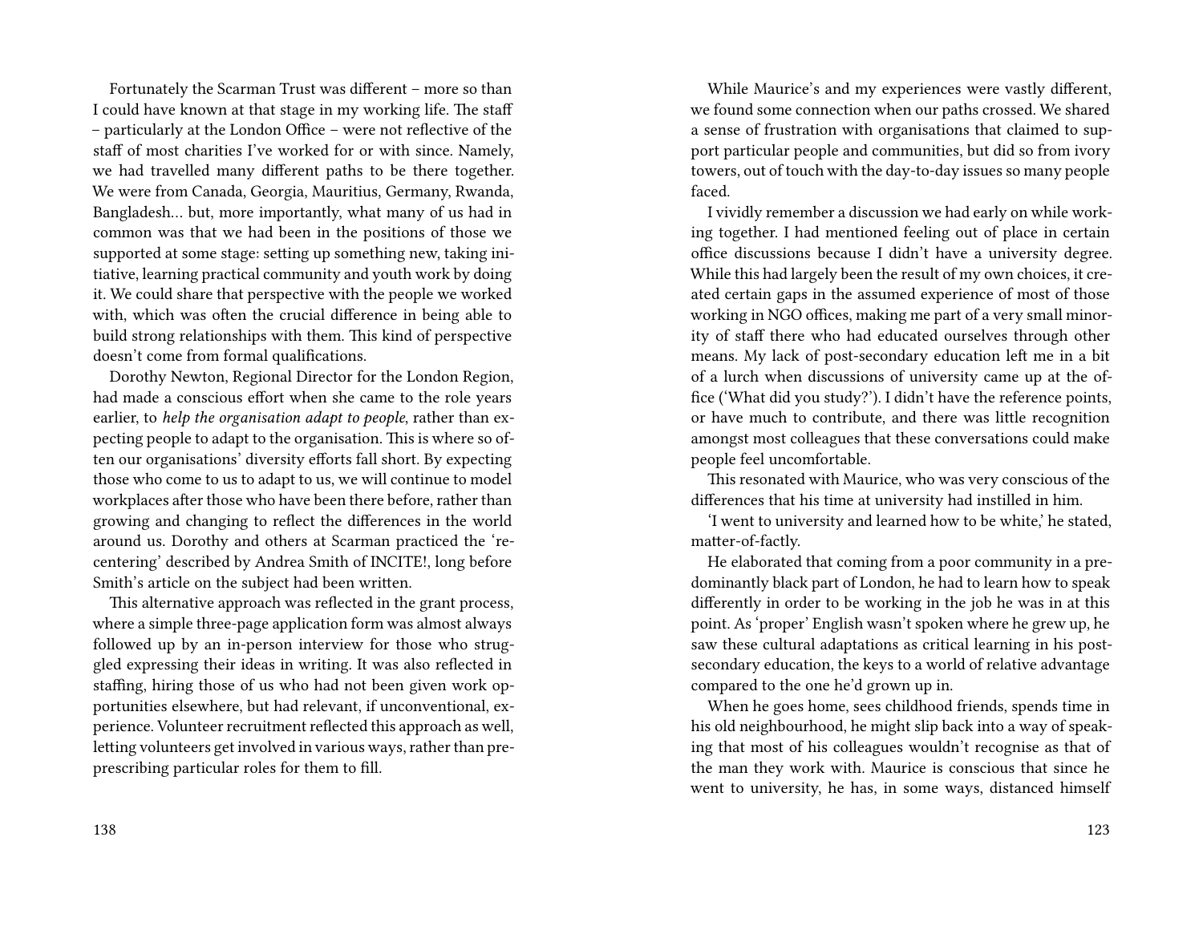Fortunately the Scarman Trust was different – more so than I could have known at that stage in my working life. The staff – particularly at the London Office – were not reflective of the staff of most charities I've worked for or with since. Namely, we had travelled many different paths to be there together. We were from Canada, Georgia, Mauritius, Germany, Rwanda, Bangladesh… but, more importantly, what many of us had in common was that we had been in the positions of those we supported at some stage: setting up something new, taking initiative, learning practical community and youth work by doing it. We could share that perspective with the people we worked with, which was often the crucial difference in being able to build strong relationships with them. This kind of perspective doesn't come from formal qualifications.

Dorothy Newton, Regional Director for the London Region, had made a conscious effort when she came to the role years earlier, to *help the organisation adapt to people*, rather than expecting people to adapt to the organisation. This is where so often our organisations' diversity efforts fall short. By expecting those who come to us to adapt to us, we will continue to model workplaces after those who have been there before, rather than growing and changing to reflect the differences in the world around us. Dorothy and others at Scarman practiced the 're-centering' described by Andrea Smith of INCITE!, long before Smith's article on the subject had been written.

This alternative approach was reflected in the grant process, where a simple three-page application form was almost always followed up by an in-person interview for those who struggled expressing their ideas in writing. It was also reflected in staffing, hiring those of us who had not been given work opportunities elsewhere, but had relevant, if unconventional, experience. Volunteer recruitment reflected this approach as well, letting volunteers get involved in various ways, rather than pre-prescribing particular roles for them to fill.

While Maurice's and my experiences were vastly different, we found some connection when our paths crossed. We shared a sense of frustration with organisations that claimed to support particular people and communities, but did so from ivory towers, out of touch with the day-to-day issues so many people faced.

I vividly remember a discussion we had early on while working together. I had mentioned feeling out of place in certain office discussions because I didn't have a university degree. While this had largely been the result of my own choices, it created certain gaps in the assumed experience of most of those working in NGO offices, making me part of a very small minority of staff there who had educated ourselves through other means. My lack of post-secondary education left me in a bit of a lurch when discussions of university came up at the office ('What did you study?'). I didn't have the reference points, or have much to contribute, and there was little recognition amongst most colleagues that these conversations could make people feel uncomfortable.

This resonated with Maurice, who was very conscious of the differences that his time at university had instilled in him.

'I went to university and learned how to be white,' he stated, matter-of-factly.

He elaborated that coming from a poor community in a predominantly black part of London, he had to learn how to speak differently in order to be working in the job he was in at this point. As 'proper' English wasn't spoken where he grew up, he saw these cultural adaptations as critical learning in his post-secondary education, the keys to a world of relative advantage compared to the one he'd grown up in.

When he goes home, sees childhood friends, spends time in his old neighbourhood, he might slip back into a way of speaking that most of his colleagues wouldn't recognise as that of the man they work with. Maurice is conscious that since he went to university, he has, in some ways, distanced himself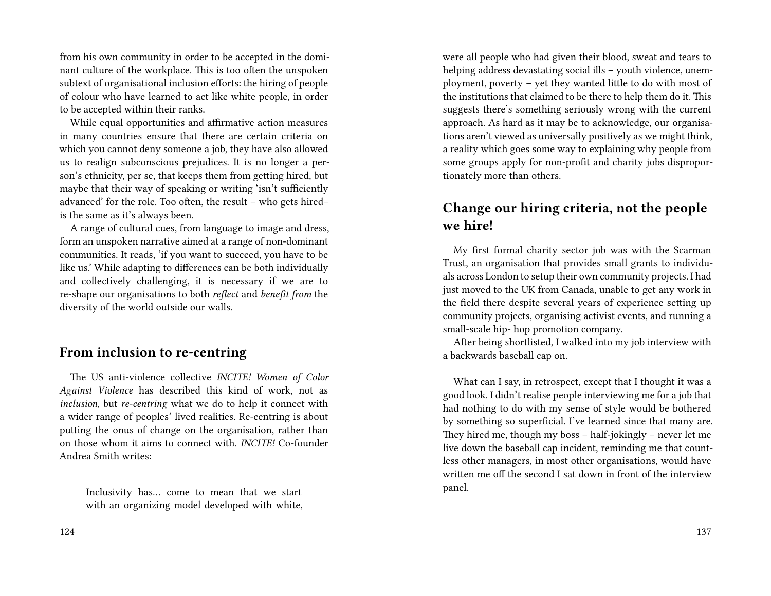from his own community in order to be accepted in the dominant culture of the workplace. This is too often the unspoken subtext of organisational inclusion efforts: the hiring of people of colour who have learned to act like white people, in order to be accepted within their ranks.

While equal opportunities and affirmative action measures in many countries ensure that there are certain criteria on which you cannot deny someone a job, they have also allowed us to realign subconscious prejudices. It is no longer a person's ethnicity, per se, that keeps them from getting hired, but maybe that their way of speaking or writing 'isn't sufficiently advanced' for the role. Too often, the result – who gets hired– is the same as it's always been.

A range of cultural cues, from language to image and dress, form an unspoken narrative aimed at a range of non-dominant communities. It reads, 'if you want to succeed, you have to be like us.' While adapting to differences can be both individually and collectively challenging, it is necessary if we are to re-shape our organisations to both *reflect* and *benefit from* the diversity of the world outside our walls.

## From inclusion to re-centring

The US anti-violence collective *INCITE! Women of Color Against Violence* has described this kind of work, not as *inclusion*, but *re-centring* what we do to help it connect with a wider range of peoples' lived realities. Re-centring is about putting the onus of change on the organisation, rather than on those whom it aims to connect with. *INCITE!* Co-founder Andrea Smith writes:

> Inclusivity has… come to mean that we start with an organizing model developed with white,

were all people who had given their blood, sweat and tears to helping address devastating social ills – youth violence, unemployment, poverty – yet they wanted little to do with most of the institutions that claimed to be there to help them do it. This suggests there's something seriously wrong with the current approach. As hard as it may be to acknowledge, our organisations aren't viewed as universally positively as we might think, a reality which goes some way to explaining why people from some groups apply for non-profit and charity jobs disproportionately more than others.

## Change our hiring criteria, not the people we hire!

My first formal charity sector job was with the Scarman Trust, an organisation that provides small grants to individuals across London to setup their own community projects. I had just moved to the UK from Canada, unable to get any work in the field there despite several years of experience setting up community projects, organising activist events, and running a small-scale hip- hop promotion company.

After being shortlisted, I walked into my job interview with a backwards baseball cap on.

What can I say, in retrospect, except that I thought it was a good look. I didn't realise people interviewing me for a job that had nothing to do with my sense of style would be bothered by something so superficial. I've learned since that many are. They hired me, though my boss – half-jokingly – never let me live down the baseball cap incident, reminding me that countless other managers, in most other organisations, would have written me off the second I sat down in front of the interview panel.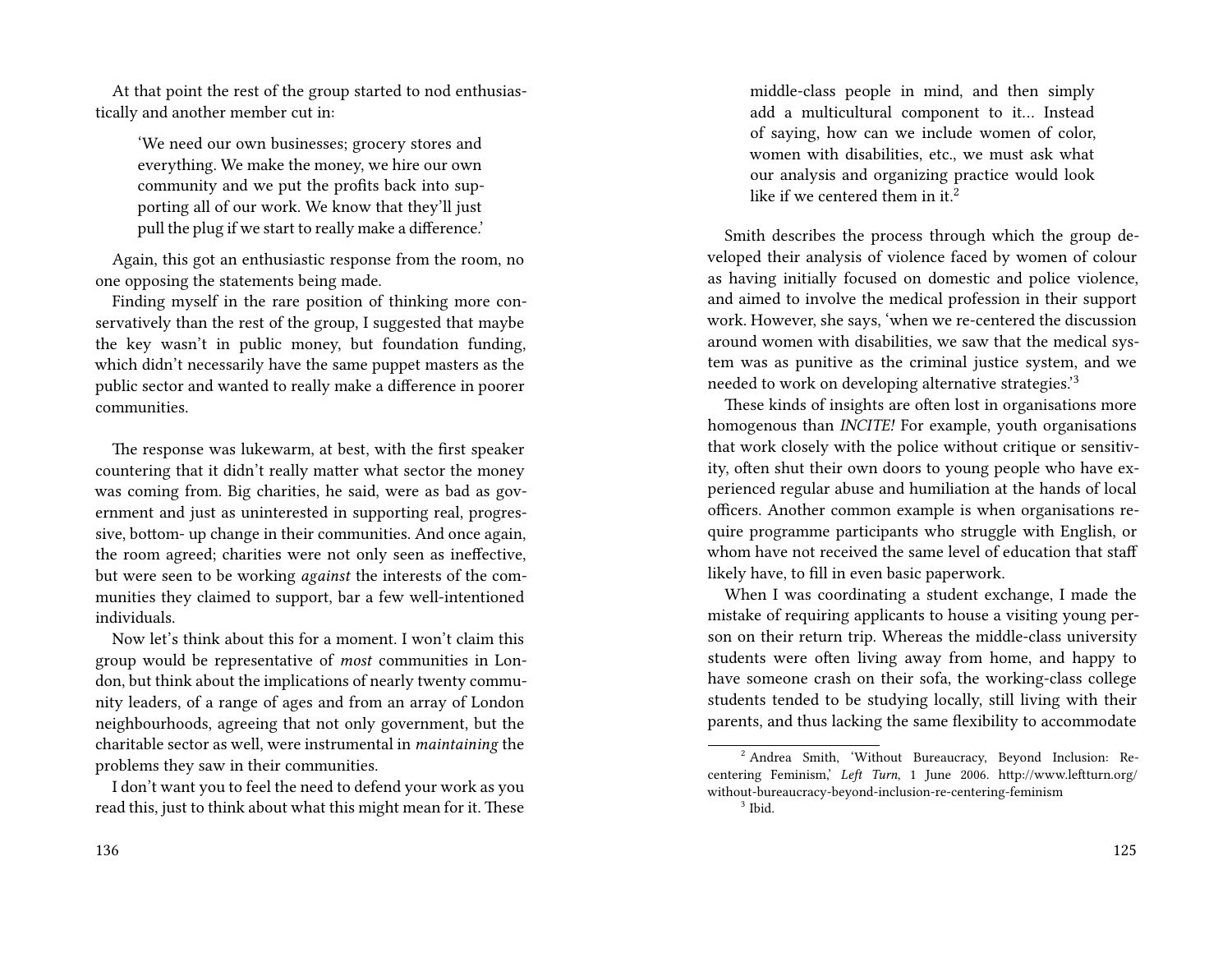At that point the rest of the group started to nod enthusiastically and another member cut in:

> 'We need our own businesses; grocery stores and everything. We make the money, we hire our own community and we put the profits back into supporting all of our work. We know that they'll just pull the plug if we start to really make a difference.'

Again, this got an enthusiastic response from the room, no one opposing the statements being made.

Finding myself in the rare position of thinking more conservatively than the rest of the group, I suggested that maybe the key wasn't in public money, but foundation funding, which didn't necessarily have the same puppet masters as the public sector and wanted to really make a difference in poorer communities.

The response was lukewarm, at best, with the first speaker countering that it didn't really matter what sector the money was coming from. Big charities, he said, were as bad as government and just as uninterested in supporting real, progressive, bottom- up change in their communities. And once again, the room agreed; charities were not only seen as ineffective, but were seen to be working *against* the interests of the communities they claimed to support, bar a few well-intentioned individuals.

Now let's think about this for a moment. I won't claim this group would be representative of *most* communities in London, but think about the implications of nearly twenty community leaders, of a range of ages and from an array of London neighbourhoods, agreeing that not only government, but the charitable sector as well, were instrumental in *maintaining* the problems they saw in their communities.

I don't want you to feel the need to defend your work as you read this, just to think about what this might mean for it. These

> middle-class people in mind, and then simply add a multicultural component to it… Instead of saying, how can we include women of color, women with disabilities, etc., we must ask what our analysis and organizing practice would look like if we centered them in it.[2]

Smith describes the process through which the group developed their analysis of violence faced by women of colour as having initially focused on domestic and police violence, and aimed to involve the medical profession in their support work. However, she says, 'when we re-centered the discussion around women with disabilities, we saw that the medical system was as punitive as the criminal justice system, and we needed to work on developing alternative strategies.'[3]

These kinds of insights are often lost in organisations more homogenous than *INCITE!* For example, youth organisations that work closely with the police without critique or sensitivity, often shut their own doors to young people who have experienced regular abuse and humiliation at the hands of local officers. Another common example is when organisations require programme participants who struggle with English, or whom have not received the same level of education that staff likely have, to fill in even basic paperwork.

When I was coordinating a student exchange, I made the mistake of requiring applicants to house a visiting young person on their return trip. Whereas the middle-class university students were often living away from home, and happy to have someone crash on their sofa, the working-class college students tended to be studying locally, still living with their parents, and thus lacking the same flexibility to accommodate

---

[2] Andrea Smith, 'Without Bureaucracy, Beyond Inclusion: Re-centering Feminism,' *Left Turn*, 1 June 2006. http://www.leftturn.org/without-bureaucracy-beyond-inclusion-re-centering-feminism

[3] Ibid.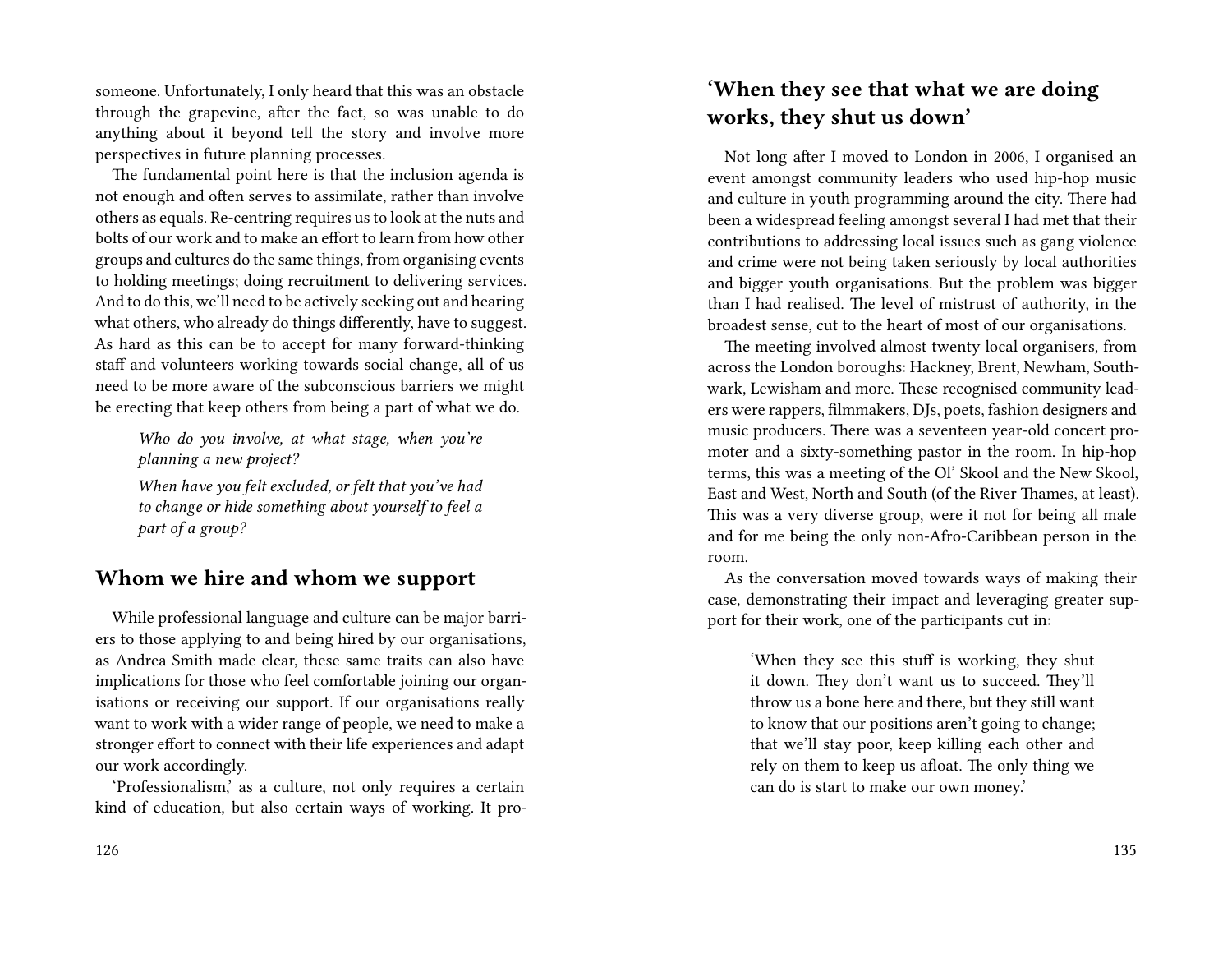someone. Unfortunately, I only heard that this was an obstacle through the grapevine, after the fact, so was unable to do anything about it beyond tell the story and involve more perspectives in future planning processes.

The fundamental point here is that the inclusion agenda is not enough and often serves to assimilate, rather than involve others as equals. Re-centring requires us to look at the nuts and bolts of our work and to make an effort to learn from how other groups and cultures do the same things, from organising events to holding meetings; doing recruitment to delivering services. And to do this, we'll need to be actively seeking out and hearing what others, who already do things differently, have to suggest. As hard as this can be to accept for many forward-thinking staff and volunteers working towards social change, all of us need to be more aware of the subconscious barriers we might be erecting that keep others from being a part of what we do.

> *Who do you involve, at what stage, when you're planning a new project?*
>
> *When have you felt excluded, or felt that you've had to change or hide something about yourself to feel a part of a group?*

## Whom we hire and whom we support

While professional language and culture can be major barriers to those applying to and being hired by our organisations, as Andrea Smith made clear, these same traits can also have implications for those who feel comfortable joining our organisations or receiving our support. If our organisations really want to work with a wider range of people, we need to make a stronger effort to connect with their life experiences and adapt our work accordingly.

'Professionalism,' as a culture, not only requires a certain kind of education, but also certain ways of working. It pro-

## 'When they see that what we are doing works, they shut us down'

Not long after I moved to London in 2006, I organised an event amongst community leaders who used hip-hop music and culture in youth programming around the city. There had been a widespread feeling amongst several I had met that their contributions to addressing local issues such as gang violence and crime were not being taken seriously by local authorities and bigger youth organisations. But the problem was bigger than I had realised. The level of mistrust of authority, in the broadest sense, cut to the heart of most of our organisations.

The meeting involved almost twenty local organisers, from across the London boroughs: Hackney, Brent, Newham, Southwark, Lewisham and more. These recognised community leaders were rappers, filmmakers, DJs, poets, fashion designers and music producers. There was a seventeen year-old concert promoter and a sixty-something pastor in the room. In hip-hop terms, this was a meeting of the Ol' Skool and the New Skool, East and West, North and South (of the River Thames, at least). This was a very diverse group, were it not for being all male and for me being the only non-Afro-Caribbean person in the room.

As the conversation moved towards ways of making their case, demonstrating their impact and leveraging greater support for their work, one of the participants cut in:

> 'When they see this stuff is working, they shut it down. They don't want us to succeed. They'll throw us a bone here and there, but they still want to know that our positions aren't going to change; that we'll stay poor, keep killing each other and rely on them to keep us afloat. The only thing we can do is start to make our own money.'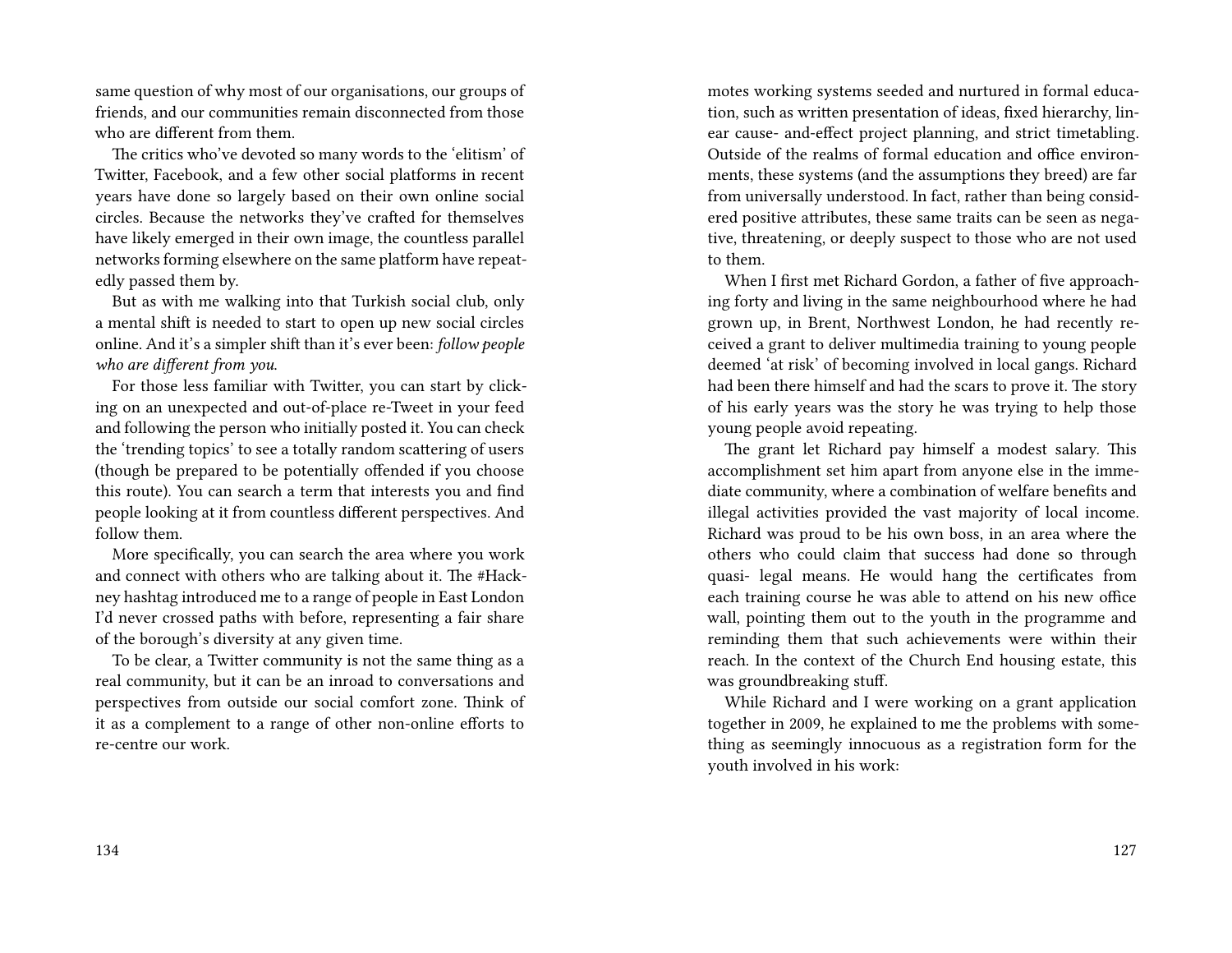same question of why most of our organisations, our groups of friends, and our communities remain disconnected from those who are different from them.

The critics who've devoted so many words to the 'elitism' of Twitter, Facebook, and a few other social platforms in recent years have done so largely based on their own online social circles. Because the networks they've crafted for themselves have likely emerged in their own image, the countless parallel networks forming elsewhere on the same platform have repeatedly passed them by.

But as with me walking into that Turkish social club, only a mental shift is needed to start to open up new social circles online. And it's a simpler shift than it's ever been: *follow people who are different from you.*

For those less familiar with Twitter, you can start by clicking on an unexpected and out-of-place re-Tweet in your feed and following the person who initially posted it. You can check the 'trending topics' to see a totally random scattering of users (though be prepared to be potentially offended if you choose this route). You can search a term that interests you and find people looking at it from countless different perspectives. And follow them.

More specifically, you can search the area where you work and connect with others who are talking about it. The #Hackney hashtag introduced me to a range of people in East London I'd never crossed paths with before, representing a fair share of the borough's diversity at any given time.

To be clear, a Twitter community is not the same thing as a real community, but it can be an inroad to conversations and perspectives from outside our social comfort zone. Think of it as a complement to a range of other non-online efforts to re-centre our work.

motes working systems seeded and nurtured in formal education, such as written presentation of ideas, fixed hierarchy, linear cause- and-effect project planning, and strict timetabling. Outside of the realms of formal education and office environments, these systems (and the assumptions they breed) are far from universally understood. In fact, rather than being considered positive attributes, these same traits can be seen as negative, threatening, or deeply suspect to those who are not used to them.

When I first met Richard Gordon, a father of five approaching forty and living in the same neighbourhood where he had grown up, in Brent, Northwest London, he had recently received a grant to deliver multimedia training to young people deemed 'at risk' of becoming involved in local gangs. Richard had been there himself and had the scars to prove it. The story of his early years was the story he was trying to help those young people avoid repeating.

The grant let Richard pay himself a modest salary. This accomplishment set him apart from anyone else in the immediate community, where a combination of welfare benefits and illegal activities provided the vast majority of local income. Richard was proud to be his own boss, in an area where the others who could claim that success had done so through quasi- legal means. He would hang the certificates from each training course he was able to attend on his new office wall, pointing them out to the youth in the programme and reminding them that such achievements were within their reach. In the context of the Church End housing estate, this was groundbreaking stuff.

While Richard and I were working on a grant application together in 2009, he explained to me the problems with something as seemingly innocuous as a registration form for the youth involved in his work: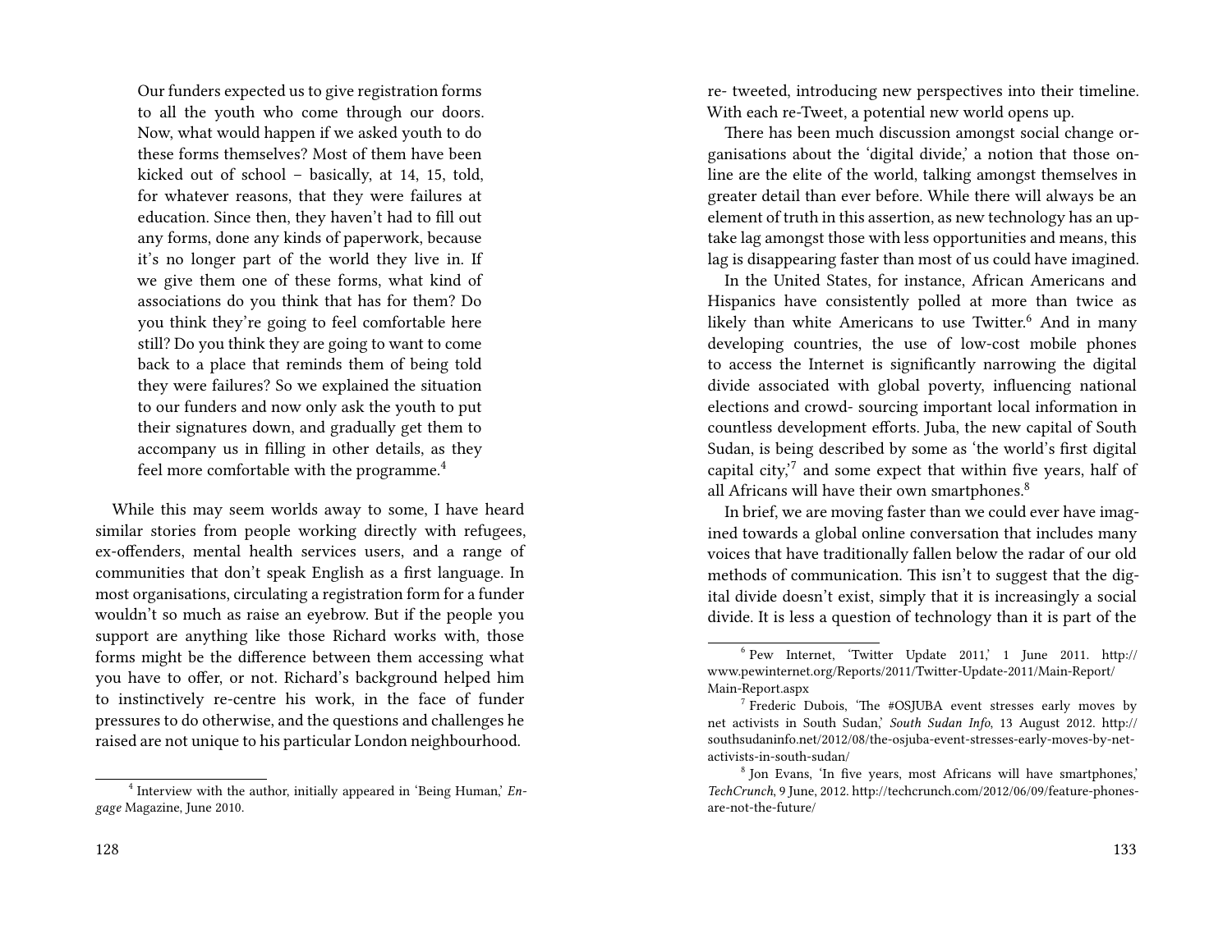> Our funders expected us to give registration forms to all the youth who come through our doors. Now, what would happen if we asked youth to do these forms themselves? Most of them have been kicked out of school – basically, at 14, 15, told, for whatever reasons, that they were failures at education. Since then, they haven't had to fill out any forms, done any kinds of paperwork, because it's no longer part of the world they live in. If we give them one of these forms, what kind of associations do you think that has for them? Do you think they're going to feel comfortable here still? Do you think they are going to want to come back to a place that reminds them of being told they were failures? So we explained the situation to our funders and now only ask the youth to put their signatures down, and gradually get them to accompany us in filling in other details, as they feel more comfortable with the programme.[4]

While this may seem worlds away to some, I have heard similar stories from people working directly with refugees, ex-offenders, mental health services users, and a range of communities that don't speak English as a first language. In most organisations, circulating a registration form for a funder wouldn't so much as raise an eyebrow. But if the people you support are anything like those Richard works with, those forms might be the difference between them accessing what you have to offer, or not. Richard's background helped him to instinctively re-centre his work, in the face of funder pressures to do otherwise, and the questions and challenges he raised are not unique to his particular London neighbourhood.

[4] Interview with the author, initially appeared in 'Being Human,' *Engage* Magazine, June 2010.

re- tweeted, introducing new perspectives into their timeline. With each re-Tweet, a potential new world opens up.

There has been much discussion amongst social change organisations about the 'digital divide,' a notion that those online are the elite of the world, talking amongst themselves in greater detail than ever before. While there will always be an element of truth in this assertion, as new technology has an uptake lag amongst those with less opportunities and means, this lag is disappearing faster than most of us could have imagined.

In the United States, for instance, African Americans and Hispanics have consistently polled at more than twice as likely than white Americans to use Twitter.[6] And in many developing countries, the use of low-cost mobile phones to access the Internet is significantly narrowing the digital divide associated with global poverty, influencing national elections and crowd- sourcing important local information in countless development efforts. Juba, the new capital of South Sudan, is being described by some as 'the world's first digital capital city,'[7] and some expect that within five years, half of all Africans will have their own smartphones.[8]

In brief, we are moving faster than we could ever have imagined towards a global online conversation that includes many voices that have traditionally fallen below the radar of our old methods of communication. This isn't to suggest that the digital divide doesn't exist, simply that it is increasingly a social divide. It is less a question of technology than it is part of the

[6] Pew Internet, 'Twitter Update 2011,' 1 June 2011. http://www.pewinternet.org/Reports/2011/Twitter-Update-2011/Main-Report/Main-Report.aspx

[7] Frederic Dubois, 'The #OSJUBA event stresses early moves by net activists in South Sudan,' *South Sudan Info*, 13 August 2012. http://southsudaninfo.net/2012/08/the-osjuba-event-stresses-early-moves-by-net-activists-in-south-sudan/

[8] Jon Evans, 'In five years, most Africans will have smartphones,' *TechCrunch*, 9 June, 2012. http://techcrunch.com/2012/06/09/feature-phones-are-not-the-future/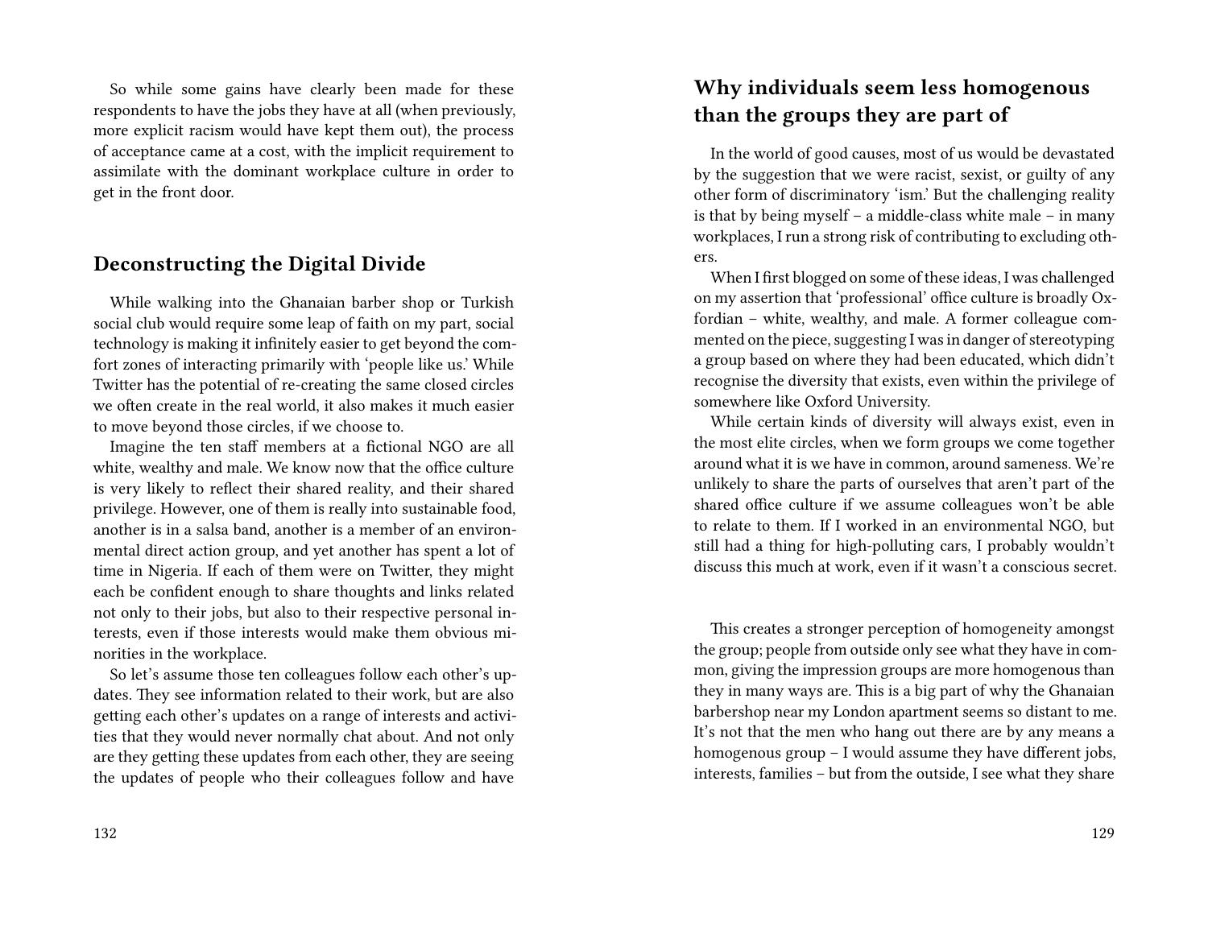So while some gains have clearly been made for these respondents to have the jobs they have at all (when previously, more explicit racism would have kept them out), the process of acceptance came at a cost, with the implicit requirement to assimilate with the dominant workplace culture in order to get in the front door.

## Deconstructing the Digital Divide

While walking into the Ghanaian barber shop or Turkish social club would require some leap of faith on my part, social technology is making it infinitely easier to get beyond the comfort zones of interacting primarily with 'people like us.' While Twitter has the potential of re-creating the same closed circles we often create in the real world, it also makes it much easier to move beyond those circles, if we choose to.

Imagine the ten staff members at a fictional NGO are all white, wealthy and male. We know now that the office culture is very likely to reflect their shared reality, and their shared privilege. However, one of them is really into sustainable food, another is in a salsa band, another is a member of an environmental direct action group, and yet another has spent a lot of time in Nigeria. If each of them were on Twitter, they might each be confident enough to share thoughts and links related not only to their jobs, but also to their respective personal interests, even if those interests would make them obvious minorities in the workplace.

So let's assume those ten colleagues follow each other's updates. They see information related to their work, but are also getting each other's updates on a range of interests and activities that they would never normally chat about. And not only are they getting these updates from each other, they are seeing the updates of people who their colleagues follow and have

## Why individuals seem less homogenous than the groups they are part of

In the world of good causes, most of us would be devastated by the suggestion that we were racist, sexist, or guilty of any other form of discriminatory 'ism.' But the challenging reality is that by being myself – a middle-class white male – in many workplaces, I run a strong risk of contributing to excluding others.

When I first blogged on some of these ideas, I was challenged on my assertion that 'professional' office culture is broadly Oxfordian – white, wealthy, and male. A former colleague commented on the piece, suggesting I was in danger of stereotyping a group based on where they had been educated, which didn't recognise the diversity that exists, even within the privilege of somewhere like Oxford University.

While certain kinds of diversity will always exist, even in the most elite circles, when we form groups we come together around what it is we have in common, around sameness. We're unlikely to share the parts of ourselves that aren't part of the shared office culture if we assume colleagues won't be able to relate to them. If I worked in an environmental NGO, but still had a thing for high-polluting cars, I probably wouldn't discuss this much at work, even if it wasn't a conscious secret.

This creates a stronger perception of homogeneity amongst the group; people from outside only see what they have in common, giving the impression groups are more homogenous than they in many ways are. This is a big part of why the Ghanaian barbershop near my London apartment seems so distant to me. It's not that the men who hang out there are by any means a homogenous group – I would assume they have different jobs, interests, families – but from the outside, I see what they share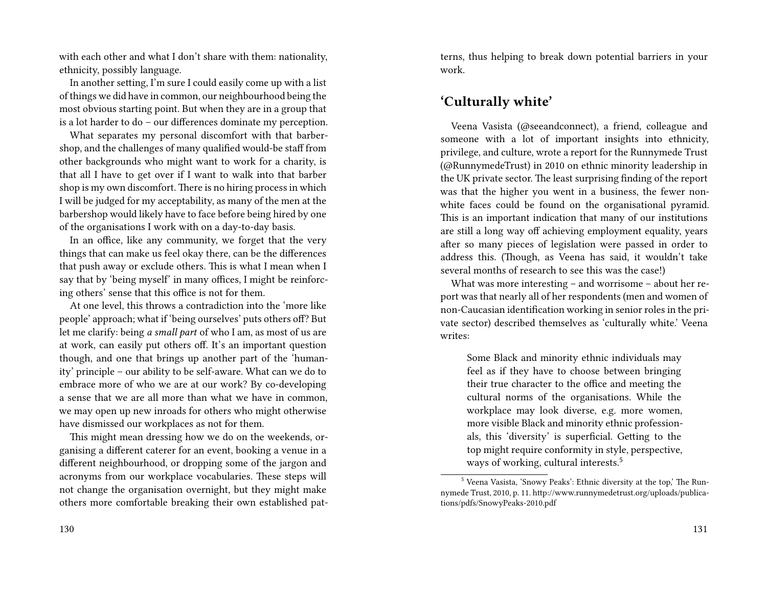with each other and what I don't share with them: nationality, ethnicity, possibly language.

In another setting, I'm sure I could easily come up with a list of things we did have in common, our neighbourhood being the most obvious starting point. But when they are in a group that is a lot harder to do – our differences dominate my perception.

What separates my personal discomfort with that barbershop, and the challenges of many qualified would-be staff from other backgrounds who might want to work for a charity, is that all I have to get over if I want to walk into that barber shop is my own discomfort. There is no hiring process in which I will be judged for my acceptability, as many of the men at the barbershop would likely have to face before being hired by one of the organisations I work with on a day-to-day basis.

In an office, like any community, we forget that the very things that can make us feel okay there, can be the differences that push away or exclude others. This is what I mean when I say that by 'being myself' in many offices, I might be reinforcing others' sense that this office is not for them.

At one level, this throws a contradiction into the 'more like people' approach; what if 'being ourselves' puts others off? But let me clarify: being *a small part* of who I am, as most of us are at work, can easily put others off. It's an important question though, and one that brings up another part of the 'humanity' principle – our ability to be self-aware. What can we do to embrace more of who we are at our work? By co-developing a sense that we are all more than what we have in common, we may open up new inroads for others who might otherwise have dismissed our workplaces as not for them.

This might mean dressing how we do on the weekends, organising a different caterer for an event, booking a venue in a different neighbourhood, or dropping some of the jargon and acronyms from our workplace vocabularies. These steps will not change the organisation overnight, but they might make others more comfortable breaking their own established patterns, thus helping to break down potential barriers in your work.

## 'Culturally white'

Veena Vasista (@seeandconnect), a friend, colleague and someone with a lot of important insights into ethnicity, privilege, and culture, wrote a report for the Runnymede Trust (@RunnymedeTrust) in 2010 on ethnic minority leadership in the UK private sector. The least surprising finding of the report was that the higher you went in a business, the fewer non-white faces could be found on the organisational pyramid. This is an important indication that many of our institutions are still a long way off achieving employment equality, years after so many pieces of legislation were passed in order to address this. (Though, as Veena has said, it wouldn't take several months of research to see this was the case!)

What was more interesting – and worrisome – about her report was that nearly all of her respondents (men and women of non-Caucasian identification working in senior roles in the private sector) described themselves as 'culturally white.' Veena writes:

> Some Black and minority ethnic individuals may feel as if they have to choose between bringing their true character to the office and meeting the cultural norms of the organisations. While the workplace may look diverse, e.g. more women, more visible Black and minority ethnic professionals, this 'diversity' is superficial. Getting to the top might require conformity in style, perspective, ways of working, cultural interests.[5]

[5] Veena Vasista, 'Snowy Peaks': Ethnic diversity at the top,' The Runnymede Trust, 2010, p. 11. http://www.runnymedetrust.org/uploads/publications/pdfs/SnowyPeaks-2010.pdf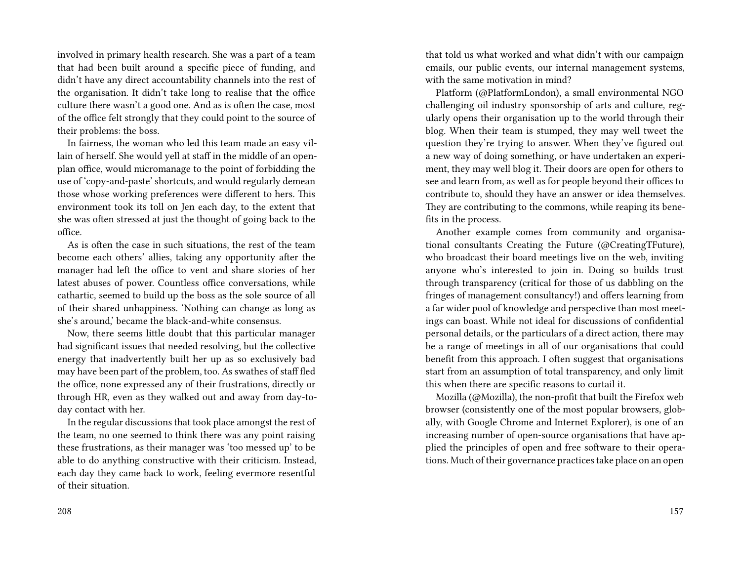involved in primary health research. She was a part of a team that had been built around a specific piece of funding, and didn't have any direct accountability channels into the rest of the organisation. It didn't take long to realise that the office culture there wasn't a good one. And as is often the case, most of the office felt strongly that they could point to the source of their problems: the boss.

In fairness, the woman who led this team made an easy villain of herself. She would yell at staff in the middle of an open-plan office, would micromanage to the point of forbidding the use of 'copy-and-paste' shortcuts, and would regularly demean those whose working preferences were different to hers. This environment took its toll on Jen each day, to the extent that she was often stressed at just the thought of going back to the office.

As is often the case in such situations, the rest of the team become each others' allies, taking any opportunity after the manager had left the office to vent and share stories of her latest abuses of power. Countless office conversations, while cathartic, seemed to build up the boss as the sole source of all of their shared unhappiness. 'Nothing can change as long as she's around,' became the black-and-white consensus.

Now, there seems little doubt that this particular manager had significant issues that needed resolving, but the collective energy that inadvertently built her up as so exclusively bad may have been part of the problem, too. As swathes of staff fled the office, none expressed any of their frustrations, directly or through HR, even as they walked out and away from day-to-day contact with her.

In the regular discussions that took place amongst the rest of the team, no one seemed to think there was any point raising these frustrations, as their manager was 'too messed up' to be able to do anything constructive with their criticism. Instead, each day they came back to work, feeling evermore resentful of their situation.

that told us what worked and what didn't with our campaign emails, our public events, our internal management systems, with the same motivation in mind?

Platform (@PlatformLondon), a small environmental NGO challenging oil industry sponsorship of arts and culture, regularly opens their organisation up to the world through their blog. When their team is stumped, they may well tweet the question they're trying to answer. When they've figured out a new way of doing something, or have undertaken an experiment, they may well blog it. Their doors are open for others to see and learn from, as well as for people beyond their offices to contribute to, should they have an answer or idea themselves. They are contributing to the commons, while reaping its benefits in the process.

Another example comes from community and organisational consultants Creating the Future (@CreatingTFuture), who broadcast their board meetings live on the web, inviting anyone who's interested to join in. Doing so builds trust through transparency (critical for those of us dabbling on the fringes of management consultancy!) and offers learning from a far wider pool of knowledge and perspective than most meetings can boast. While not ideal for discussions of confidential personal details, or the particulars of a direct action, there may be a range of meetings in all of our organisations that could benefit from this approach. I often suggest that organisations start from an assumption of total transparency, and only limit this when there are specific reasons to curtail it.

Mozilla (@Mozilla), the non-profit that built the Firefox web browser (consistently one of the most popular browsers, globally, with Google Chrome and Internet Explorer), is one of an increasing number of open-source organisations that have applied the principles of open and free software to their operations. Much of their governance practices take place on an open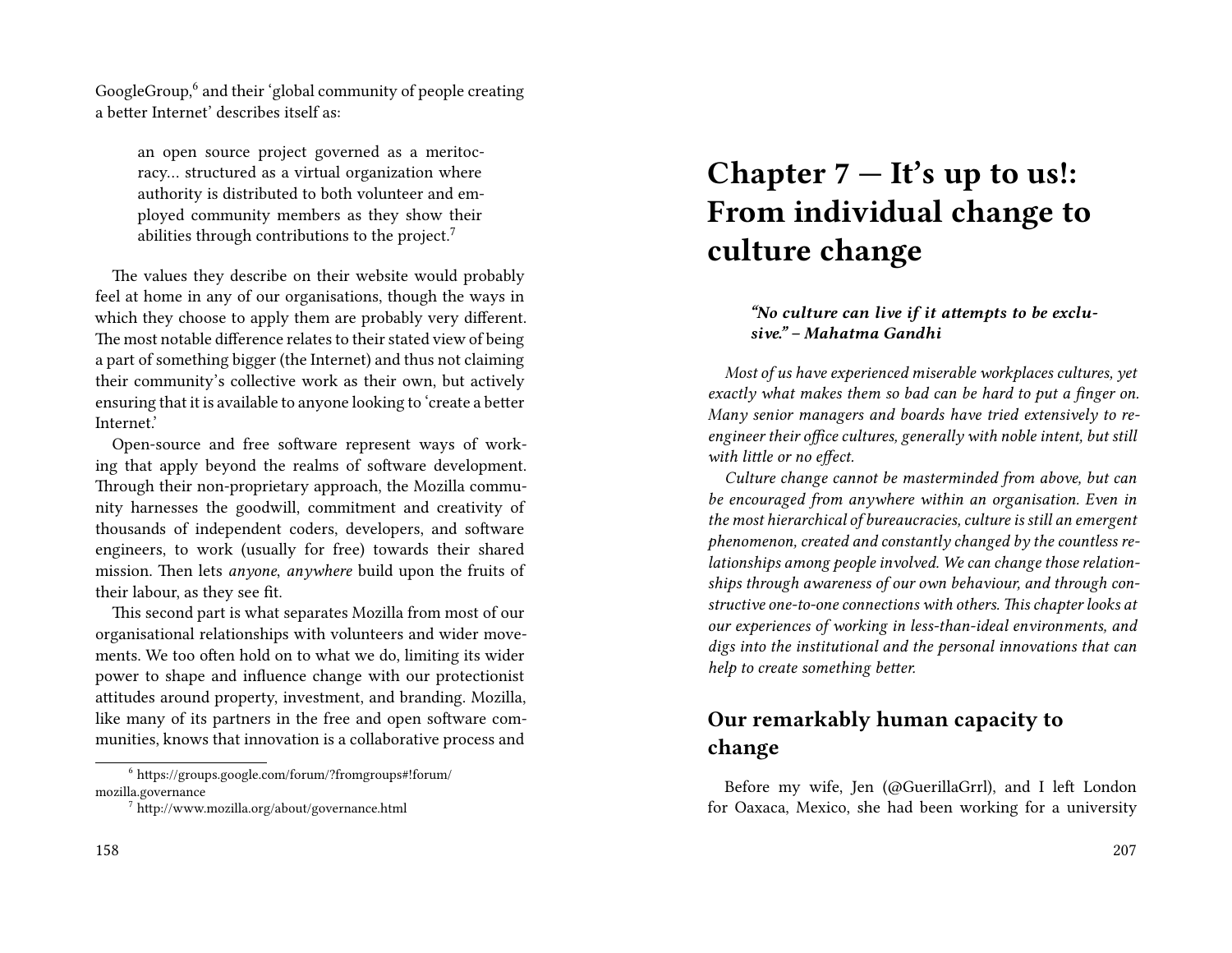GoogleGroup,[6] and their 'global community of people creating a better Internet' describes itself as:

> an open source project governed as a meritocracy… structured as a virtual organization where authority is distributed to both volunteer and employed community members as they show their abilities through contributions to the project.[7]

The values they describe on their website would probably feel at home in any of our organisations, though the ways in which they choose to apply them are probably very different. The most notable difference relates to their stated view of being a part of something bigger (the Internet) and thus not claiming their community's collective work as their own, but actively ensuring that it is available to anyone looking to 'create a better Internet.'

Open-source and free software represent ways of working that apply beyond the realms of software development. Through their non-proprietary approach, the Mozilla community harnesses the goodwill, commitment and creativity of thousands of independent coders, developers, and software engineers, to work (usually for free) towards their shared mission. Then lets *anyone*, *anywhere* build upon the fruits of their labour, as they see fit.

This second part is what separates Mozilla from most of our organisational relationships with volunteers and wider movements. We too often hold on to what we do, limiting its wider power to shape and influence change with our protectionist attitudes around property, investment, and branding. Mozilla, like many of its partners in the free and open software communities, knows that innovation is a collaborative process and

[6] https://groups.google.com/forum/?fromgroups#!forum/mozilla.governance

[7] http://www.mozilla.org/about/governance.html

# Chapter 7 — It's up to us!: From individual change to culture change

> ***"No culture can live if it attempts to be exclusive." – Mahatma Gandhi***

*Most of us have experienced miserable workplaces cultures, yet exactly what makes them so bad can be hard to put a finger on. Many senior managers and boards have tried extensively to re-engineer their office cultures, generally with noble intent, but still with little or no effect.*

*Culture change cannot be masterminded from above, but can be encouraged from anywhere within an organisation. Even in the most hierarchical of bureaucracies, culture is still an emergent phenomenon, created and constantly changed by the countless relationships among people involved. We can change those relationships through awareness of our own behaviour, and through constructive one-to-one connections with others. This chapter looks at our experiences of working in less-than-ideal environments, and digs into the institutional and the personal innovations that can help to create something better.*

## Our remarkably human capacity to change

Before my wife, Jen (@GuerillaGrrl), and I left London for Oaxaca, Mexico, she had been working for a university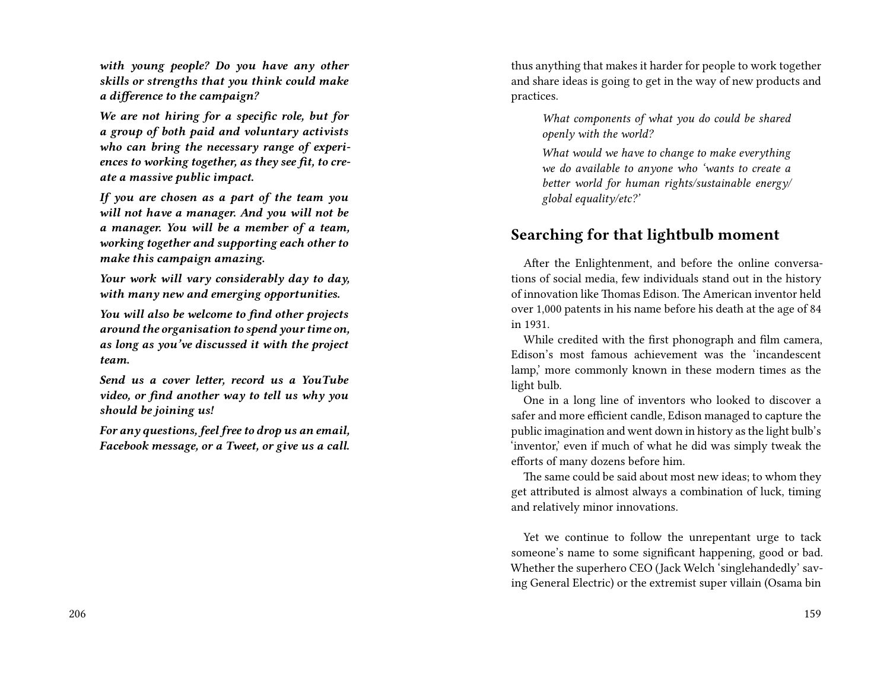***with young people? Do you have any other skills or strengths that you think could make a difference to the campaign?***

***We are not hiring for a specific role, but for a group of both paid and voluntary activists who can bring the necessary range of experiences to working together, as they see fit, to create a massive public impact.***

***If you are chosen as a part of the team you will not have a manager. And you will not be a manager. You will be a member of a team, working together and supporting each other to make this campaign amazing.***

***Your work will vary considerably day to day, with many new and emerging opportunities.***

***You will also be welcome to find other projects around the organisation to spend your time on, as long as you've discussed it with the project team.***

***Send us a cover letter, record us a YouTube video, or find another way to tell us why you should be joining us!***

***For any questions, feel free to drop us an email, Facebook message, or a Tweet, or give us a call.***

thus anything that makes it harder for people to work together and share ideas is going to get in the way of new products and practices.

> *What components of what you do could be shared openly with the world?*
>
> *What would we have to change to make everything we do available to anyone who 'wants to create a better world for human rights/sustainable energy/ global equality/etc?'*

## Searching for that lightbulb moment

After the Enlightenment, and before the online conversations of social media, few individuals stand out in the history of innovation like Thomas Edison. The American inventor held over 1,000 patents in his name before his death at the age of 84 in 1931.

While credited with the first phonograph and film camera, Edison's most famous achievement was the 'incandescent lamp,' more commonly known in these modern times as the light bulb.

One in a long line of inventors who looked to discover a safer and more efficient candle, Edison managed to capture the public imagination and went down in history as the light bulb's 'inventor,' even if much of what he did was simply tweak the efforts of many dozens before him.

The same could be said about most new ideas; to whom they get attributed is almost always a combination of luck, timing and relatively minor innovations.

Yet we continue to follow the unrepentant urge to tack someone's name to some significant happening, good or bad. Whether the superhero CEO (Jack Welch 'singlehandedly' saving General Electric) or the extremist super villain (Osama bin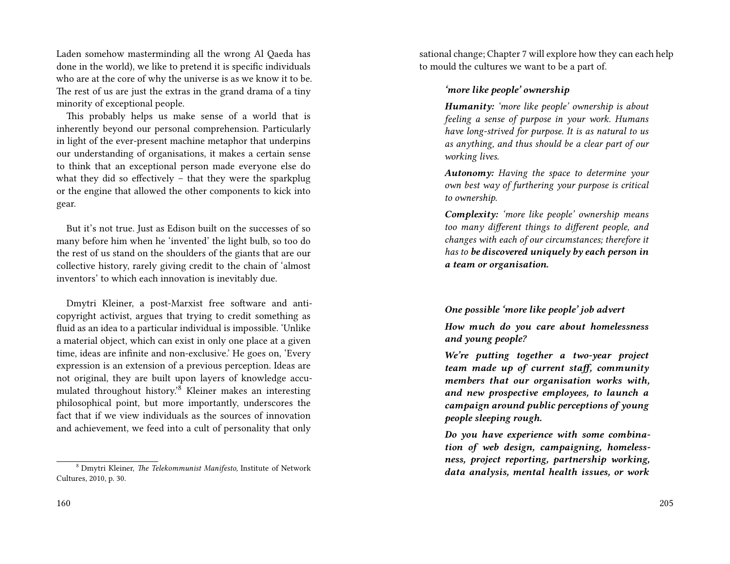Laden somehow masterminding all the wrong Al Qaeda has done in the world), we like to pretend it is specific individuals who are at the core of why the universe is as we know it to be. The rest of us are just the extras in the grand drama of a tiny minority of exceptional people.

This probably helps us make sense of a world that is inherently beyond our personal comprehension. Particularly in light of the ever-present machine metaphor that underpins our understanding of organisations, it makes a certain sense to think that an exceptional person made everyone else do what they did so effectively – that they were the sparkplug or the engine that allowed the other components to kick into gear.

But it's not true. Just as Edison built on the successes of so many before him when he 'invented' the light bulb, so too do the rest of us stand on the shoulders of the giants that are our collective history, rarely giving credit to the chain of 'almost inventors' to which each innovation is inevitably due.

Dmytri Kleiner, a post-Marxist free software and anti-copyright activist, argues that trying to credit something as fluid as an idea to a particular individual is impossible. 'Unlike a material object, which can exist in only one place at a given time, ideas are infinite and non-exclusive.' He goes on, 'Every expression is an extension of a previous perception. Ideas are not original, they are built upon layers of knowledge accumulated throughout history.'[8] Kleiner makes an interesting philosophical point, but more importantly, underscores the fact that if we view individuals as the sources of innovation and achievement, we feed into a cult of personality that only

[8] Dmytri Kleiner, *The Telekommunist Manifesto,* Institute of Network Cultures, 2010, p. 30.

sational change; Chapter 7 will explore how they can each help to mould the cultures we want to be a part of.

> ***'more like people' ownership***
>
> ***Humanity:*** *'more like people' ownership is about feeling a sense of purpose in your work. Humans have long-strived for purpose. It is as natural to us as anything, and thus should be a clear part of our working lives.*
>
> ***Autonomy:*** *Having the space to determine your own best way of furthering your purpose is critical to ownership.*
>
> ***Complexity:*** *'more like people' ownership means too many different things to different people, and changes with each of our circumstances; therefore it has to* ***be discovered uniquely by each person in a team or organisation.***

> ***One possible 'more like people' job advert***
>
> ***How much do you care about homelessness and young people?***
>
> ***We're putting together a two-year project team made up of current staff, community members that our organisation works with, and new prospective employees, to launch a campaign around public perceptions of young people sleeping rough.***
>
> ***Do you have experience with some combination of web design, campaigning, homelessness, project reporting, partnership working, data analysis, mental health issues, or work***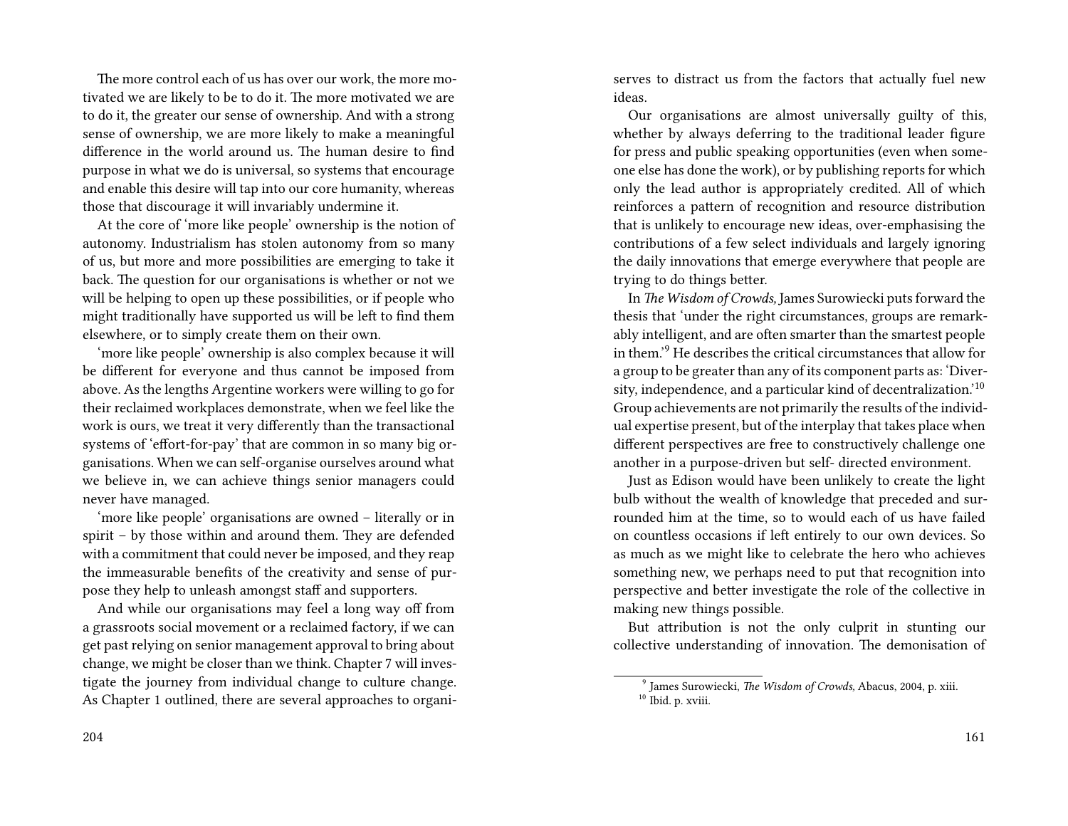The more control each of us has over our work, the more motivated we are likely to be to do it. The more motivated we are to do it, the greater our sense of ownership. And with a strong sense of ownership, we are more likely to make a meaningful difference in the world around us. The human desire to find purpose in what we do is universal, so systems that encourage and enable this desire will tap into our core humanity, whereas those that discourage it will invariably undermine it.

At the core of 'more like people' ownership is the notion of autonomy. Industrialism has stolen autonomy from so many of us, but more and more possibilities are emerging to take it back. The question for our organisations is whether or not we will be helping to open up these possibilities, or if people who might traditionally have supported us will be left to find them elsewhere, or to simply create them on their own.

'more like people' ownership is also complex because it will be different for everyone and thus cannot be imposed from above. As the lengths Argentine workers were willing to go for their reclaimed workplaces demonstrate, when we feel like the work is ours, we treat it very differently than the transactional systems of 'effort-for-pay' that are common in so many big organisations. When we can self-organise ourselves around what we believe in, we can achieve things senior managers could never have managed.

'more like people' organisations are owned – literally or in spirit – by those within and around them. They are defended with a commitment that could never be imposed, and they reap the immeasurable benefits of the creativity and sense of purpose they help to unleash amongst staff and supporters.

And while our organisations may feel a long way off from a grassroots social movement or a reclaimed factory, if we can get past relying on senior management approval to bring about change, we might be closer than we think. Chapter 7 will investigate the journey from individual change to culture change. As Chapter 1 outlined, there are several approaches to organi-

serves to distract us from the factors that actually fuel new ideas.

Our organisations are almost universally guilty of this, whether by always deferring to the traditional leader figure for press and public speaking opportunities (even when someone else has done the work), or by publishing reports for which only the lead author is appropriately credited. All of which reinforces a pattern of recognition and resource distribution that is unlikely to encourage new ideas, over-emphasising the contributions of a few select individuals and largely ignoring the daily innovations that emerge everywhere that people are trying to do things better.

In *The Wisdom of Crowds,* James Surowiecki puts forward the thesis that 'under the right circumstances, groups are remarkably intelligent, and are often smarter than the smartest people in them.'[9] He describes the critical circumstances that allow for a group to be greater than any of its component parts as: 'Diversity, independence, and a particular kind of decentralization.'[10] Group achievements are not primarily the results of the individual expertise present, but of the interplay that takes place when different perspectives are free to constructively challenge one another in a purpose-driven but self- directed environment.

Just as Edison would have been unlikely to create the light bulb without the wealth of knowledge that preceded and surrounded him at the time, so to would each of us have failed on countless occasions if left entirely to our own devices. So as much as we might like to celebrate the hero who achieves something new, we perhaps need to put that recognition into perspective and better investigate the role of the collective in making new things possible.

But attribution is not the only culprit in stunting our collective understanding of innovation. The demonisation of

[9] James Surowiecki, *The Wisdom of Crowds,* Abacus, 2004, p. xiii.

[10] Ibid. p. xviii.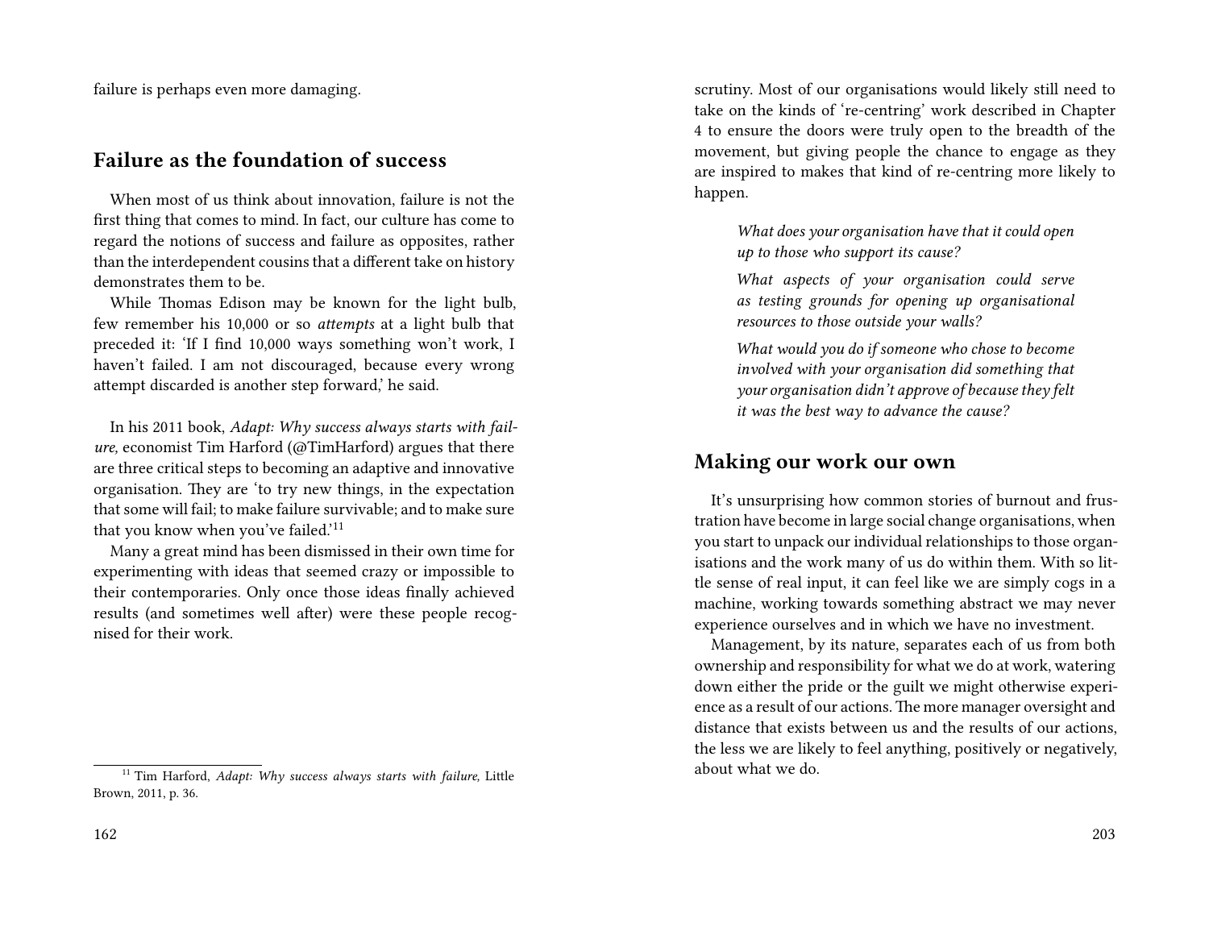failure is perhaps even more damaging.

## Failure as the foundation of success

When most of us think about innovation, failure is not the first thing that comes to mind. In fact, our culture has come to regard the notions of success and failure as opposites, rather than the interdependent cousins that a different take on history demonstrates them to be.

While Thomas Edison may be known for the light bulb, few remember his 10,000 or so *attempts* at a light bulb that preceded it: 'If I find 10,000 ways something won't work, I haven't failed. I am not discouraged, because every wrong attempt discarded is another step forward,' he said.

In his 2011 book, *Adapt: Why success always starts with failure,* economist Tim Harford (@TimHarford) argues that there are three critical steps to becoming an adaptive and innovative organisation. They are 'to try new things, in the expectation that some will fail; to make failure survivable; and to make sure that you know when you've failed.'[11]

Many a great mind has been dismissed in their own time for experimenting with ideas that seemed crazy or impossible to their contemporaries. Only once those ideas finally achieved results (and sometimes well after) were these people recognised for their work.

[11] Tim Harford, *Adapt: Why success always starts with failure,* Little Brown, 2011, p. 36.

scrutiny. Most of our organisations would likely still need to take on the kinds of 're-centring' work described in Chapter 4 to ensure the doors were truly open to the breadth of the movement, but giving people the chance to engage as they are inspired to makes that kind of re-centring more likely to happen.

> *What does your organisation have that it could open up to those who support its cause?*
>
> *What aspects of your organisation could serve as testing grounds for opening up organisational resources to those outside your walls?*
>
> *What would you do if someone who chose to become involved with your organisation did something that your organisation didn't approve of because they felt it was the best way to advance the cause?*

## Making our work our own

It's unsurprising how common stories of burnout and frustration have become in large social change organisations, when you start to unpack our individual relationships to those organisations and the work many of us do within them. With so little sense of real input, it can feel like we are simply cogs in a machine, working towards something abstract we may never experience ourselves and in which we have no investment.

Management, by its nature, separates each of us from both ownership and responsibility for what we do at work, watering down either the pride or the guilt we might otherwise experience as a result of our actions. The more manager oversight and distance that exists between us and the results of our actions, the less we are likely to feel anything, positively or negatively, about what we do.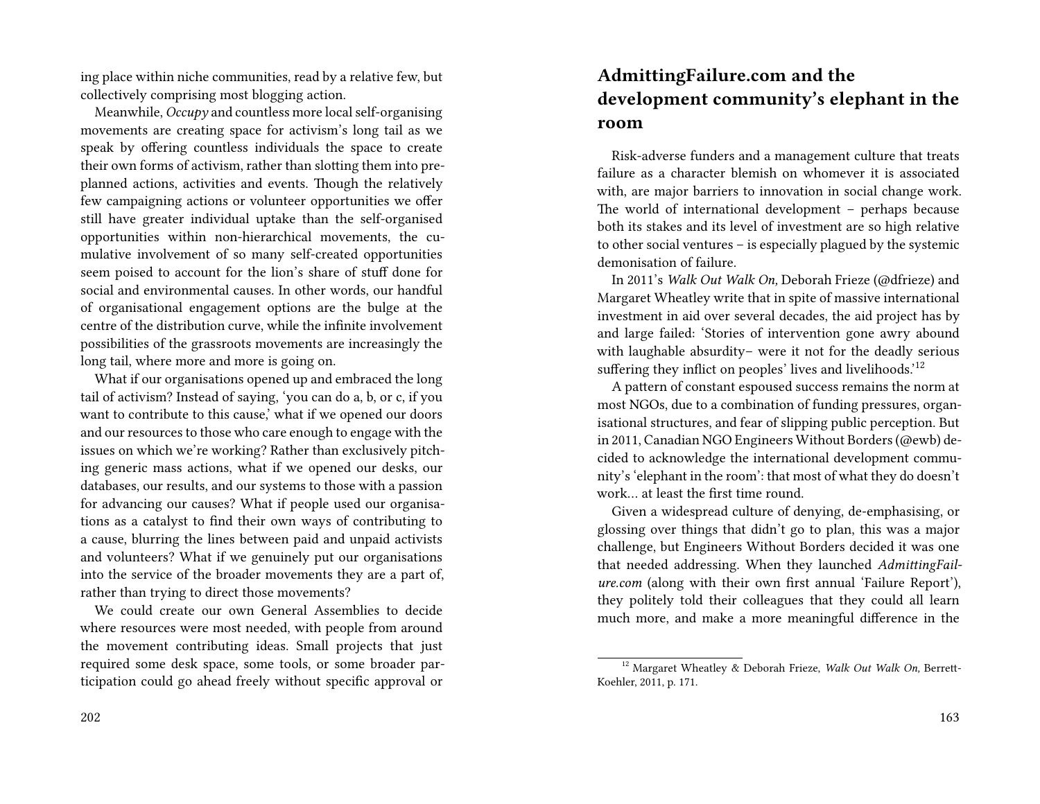ing place within niche communities, read by a relative few, but collectively comprising most blogging action.

Meanwhile, *Occupy* and countless more local self-organising movements are creating space for activism's long tail as we speak by offering countless individuals the space to create their own forms of activism, rather than slotting them into pre-planned actions, activities and events. Though the relatively few campaigning actions or volunteer opportunities we offer still have greater individual uptake than the self-organised opportunities within non-hierarchical movements, the cumulative involvement of so many self-created opportunities seem poised to account for the lion's share of stuff done for social and environmental causes. In other words, our handful of organisational engagement options are the bulge at the centre of the distribution curve, while the infinite involvement possibilities of the grassroots movements are increasingly the long tail, where more and more is going on.

What if our organisations opened up and embraced the long tail of activism? Instead of saying, 'you can do a, b, or c, if you want to contribute to this cause,' what if we opened our doors and our resources to those who care enough to engage with the issues on which we're working? Rather than exclusively pitching generic mass actions, what if we opened our desks, our databases, our results, and our systems to those with a passion for advancing our causes? What if people used our organisations as a catalyst to find their own ways of contributing to a cause, blurring the lines between paid and unpaid activists and volunteers? What if we genuinely put our organisations into the service of the broader movements they are a part of, rather than trying to direct those movements?

We could create our own General Assemblies to decide where resources were most needed, with people from around the movement contributing ideas. Small projects that just required some desk space, some tools, or some broader participation could go ahead freely without specific approval or

## AdmittingFailure.com and the development community's elephant in the room

Risk-adverse funders and a management culture that treats failure as a character blemish on whomever it is associated with, are major barriers to innovation in social change work. The world of international development – perhaps because both its stakes and its level of investment are so high relative to other social ventures – is especially plagued by the systemic demonisation of failure.

In 2011's *Walk Out Walk On,* Deborah Frieze (@dfrieze) and Margaret Wheatley write that in spite of massive international investment in aid over several decades, the aid project has by and large failed: 'Stories of intervention gone awry abound with laughable absurdity– were it not for the deadly serious suffering they inflict on peoples' lives and livelihoods.'[12]

A pattern of constant espoused success remains the norm at most NGOs, due to a combination of funding pressures, organisational structures, and fear of slipping public perception. But in 2011, Canadian NGO Engineers Without Borders (@ewb) decided to acknowledge the international development community's 'elephant in the room': that most of what they do doesn't work… at least the first time round.

Given a widespread culture of denying, de-emphasising, or glossing over things that didn't go to plan, this was a major challenge, but Engineers Without Borders decided it was one that needed addressing. When they launched *AdmittingFailure.com* (along with their own first annual 'Failure Report'), they politely told their colleagues that they could all learn much more, and make a more meaningful difference in the

[12] Margaret Wheatley & Deborah Frieze, *Walk Out Walk On,* Berrett-Koehler, 2011, p. 171.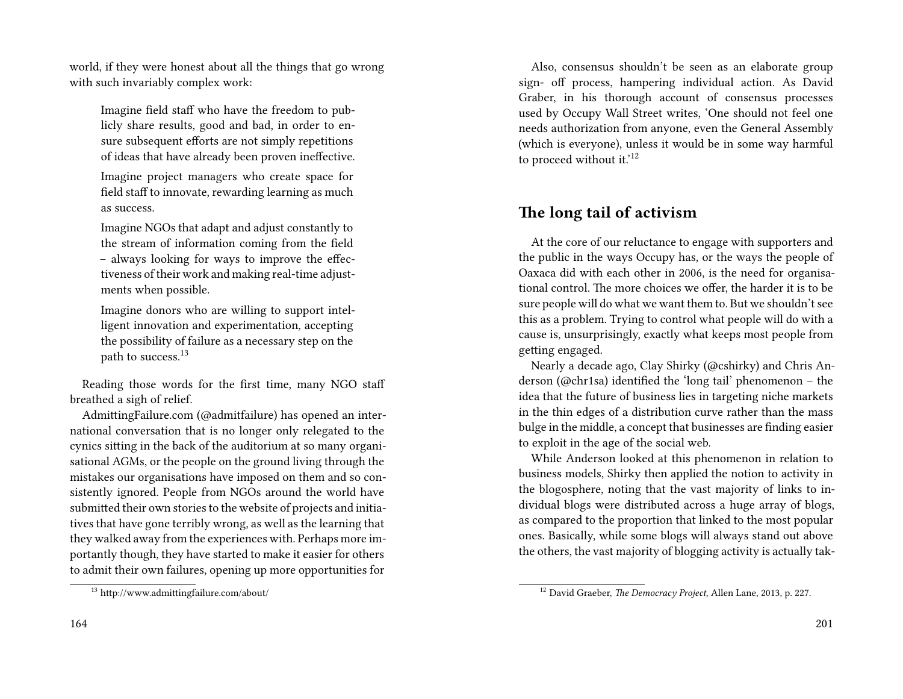world, if they were honest about all the things that go wrong with such invariably complex work:

> Imagine field staff who have the freedom to publicly share results, good and bad, in order to ensure subsequent efforts are not simply repetitions of ideas that have already been proven ineffective.
>
> Imagine project managers who create space for field staff to innovate, rewarding learning as much as success.
>
> Imagine NGOs that adapt and adjust constantly to the stream of information coming from the field – always looking for ways to improve the effectiveness of their work and making real-time adjustments when possible.
>
> Imagine donors who are willing to support intelligent innovation and experimentation, accepting the possibility of failure as a necessary step on the path to success.[13]

Reading those words for the first time, many NGO staff breathed a sigh of relief.

AdmittingFailure.com (@admitfailure) has opened an international conversation that is no longer only relegated to the cynics sitting in the back of the auditorium at so many organisational AGMs, or the people on the ground living through the mistakes our organisations have imposed on them and so consistently ignored. People from NGOs around the world have submitted their own stories to the website of projects and initiatives that have gone terribly wrong, as well as the learning that they walked away from the experiences with. Perhaps more importantly though, they have started to make it easier for others to admit their own failures, opening up more opportunities for

[13] http://www.admittingfailure.com/about/

Also, consensus shouldn't be seen as an elaborate group sign- off process, hampering individual action. As David Graber, in his thorough account of consensus processes used by Occupy Wall Street writes, 'One should not feel one needs authorization from anyone, even the General Assembly (which is everyone), unless it would be in some way harmful to proceed without it.'[12]

## The long tail of activism

At the core of our reluctance to engage with supporters and the public in the ways Occupy has, or the ways the people of Oaxaca did with each other in 2006, is the need for organisational control. The more choices we offer, the harder it is to be sure people will do what we want them to. But we shouldn't see this as a problem. Trying to control what people will do with a cause is, unsurprisingly, exactly what keeps most people from getting engaged.

Nearly a decade ago, Clay Shirky (@cshirky) and Chris Anderson (@chr1sa) identified the 'long tail' phenomenon – the idea that the future of business lies in targeting niche markets in the thin edges of a distribution curve rather than the mass bulge in the middle, a concept that businesses are finding easier to exploit in the age of the social web.

While Anderson looked at this phenomenon in relation to business models, Shirky then applied the notion to activity in the blogosphere, noting that the vast majority of links to individual blogs were distributed across a huge array of blogs, as compared to the proportion that linked to the most popular ones. Basically, while some blogs will always stand out above the others, the vast majority of blogging activity is actually tak-

[12] David Graeber, *The Democracy Project*, Allen Lane, 2013, p. 227.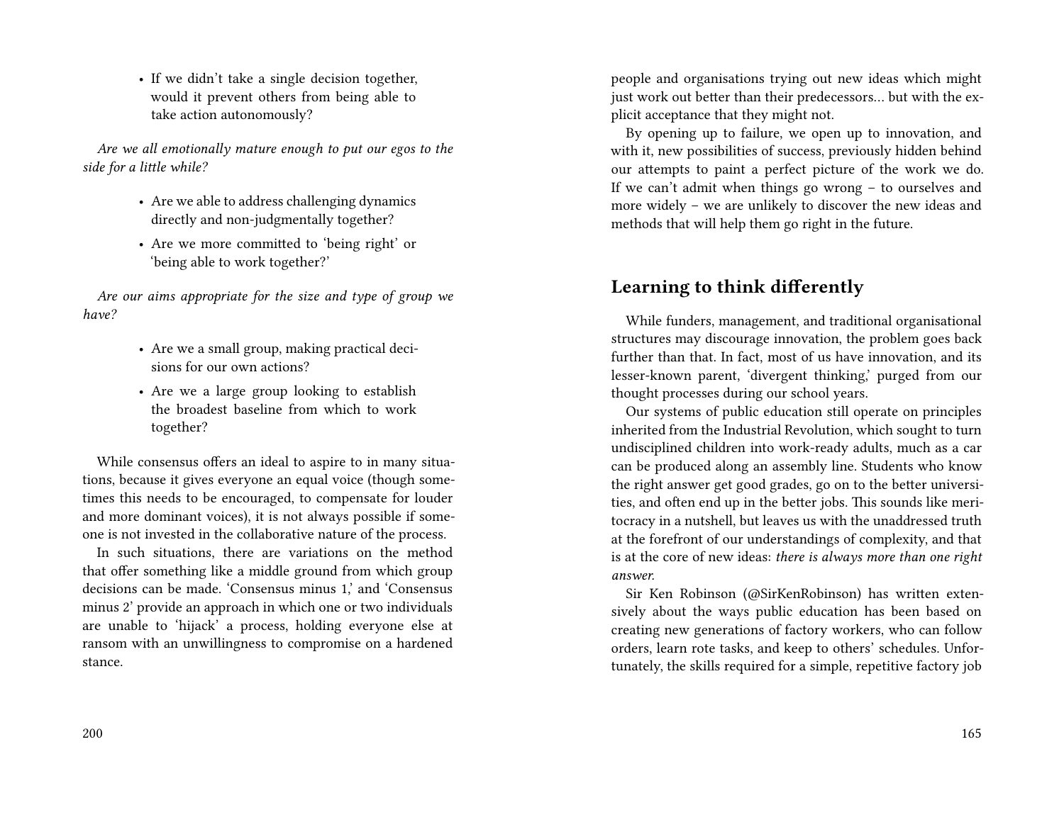- If we didn't take a single decision together, would it prevent others from being able to take action autonomously?

*Are we all emotionally mature enough to put our egos to the side for a little while?*

- Are we able to address challenging dynamics directly and non-judgmentally together?
- Are we more committed to 'being right' or 'being able to work together?'

*Are our aims appropriate for the size and type of group we have?*

- Are we a small group, making practical decisions for our own actions?
- Are we a large group looking to establish the broadest baseline from which to work together?

While consensus offers an ideal to aspire to in many situations, because it gives everyone an equal voice (though sometimes this needs to be encouraged, to compensate for louder and more dominant voices), it is not always possible if someone is not invested in the collaborative nature of the process.

In such situations, there are variations on the method that offer something like a middle ground from which group decisions can be made. 'Consensus minus 1,' and 'Consensus minus 2' provide an approach in which one or two individuals are unable to 'hijack' a process, holding everyone else at ransom with an unwillingness to compromise on a hardened stance.

people and organisations trying out new ideas which might just work out better than their predecessors… but with the explicit acceptance that they might not.

By opening up to failure, we open up to innovation, and with it, new possibilities of success, previously hidden behind our attempts to paint a perfect picture of the work we do. If we can't admit when things go wrong – to ourselves and more widely – we are unlikely to discover the new ideas and methods that will help them go right in the future.

## Learning to think differently

While funders, management, and traditional organisational structures may discourage innovation, the problem goes back further than that. In fact, most of us have innovation, and its lesser-known parent, 'divergent thinking,' purged from our thought processes during our school years.

Our systems of public education still operate on principles inherited from the Industrial Revolution, which sought to turn undisciplined children into work-ready adults, much as a car can be produced along an assembly line. Students who know the right answer get good grades, go on to the better universities, and often end up in the better jobs. This sounds like meritocracy in a nutshell, but leaves us with the unaddressed truth at the forefront of our understandings of complexity, and that is at the core of new ideas: *there is always more than one right answer.*

Sir Ken Robinson (@SirKenRobinson) has written extensively about the ways public education has been based on creating new generations of factory workers, who can follow orders, learn rote tasks, and keep to others' schedules. Unfortunately, the skills required for a simple, repetitive factory job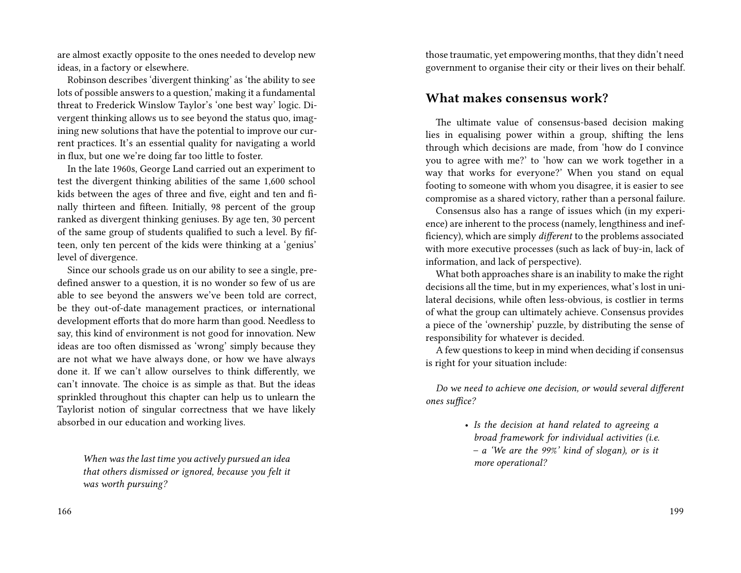are almost exactly opposite to the ones needed to develop new ideas, in a factory or elsewhere.

Robinson describes 'divergent thinking' as 'the ability to see lots of possible answers to a question,' making it a fundamental threat to Frederick Winslow Taylor's 'one best way' logic. Divergent thinking allows us to see beyond the status quo, imagining new solutions that have the potential to improve our current practices. It's an essential quality for navigating a world in flux, but one we're doing far too little to foster.

In the late 1960s, George Land carried out an experiment to test the divergent thinking abilities of the same 1,600 school kids between the ages of three and five, eight and ten and finally thirteen and fifteen. Initially, 98 percent of the group ranked as divergent thinking geniuses. By age ten, 30 percent of the same group of students qualified to such a level. By fifteen, only ten percent of the kids were thinking at a 'genius' level of divergence.

Since our schools grade us on our ability to see a single, predefined answer to a question, it is no wonder so few of us are able to see beyond the answers we've been told are correct, be they out-of-date management practices, or international development efforts that do more harm than good. Needless to say, this kind of environment is not good for innovation. New ideas are too often dismissed as 'wrong' simply because they are not what we have always done, or how we have always done it. If we can't allow ourselves to think differently, we can't innovate. The choice is as simple as that. But the ideas sprinkled throughout this chapter can help us to unlearn the Taylorist notion of singular correctness that we have likely absorbed in our education and working lives.

> *When was the last time you actively pursued an idea that others dismissed or ignored, because you felt it was worth pursuing?*

those traumatic, yet empowering months, that they didn't need government to organise their city or their lives on their behalf.

## What makes consensus work?

The ultimate value of consensus-based decision making lies in equalising power within a group, shifting the lens through which decisions are made, from 'how do I convince you to agree with me?' to 'how can we work together in a way that works for everyone?' When you stand on equal footing to someone with whom you disagree, it is easier to see compromise as a shared victory, rather than a personal failure.

Consensus also has a range of issues which (in my experience) are inherent to the process (namely, lengthiness and inefficiency), which are simply *different* to the problems associated with more executive processes (such as lack of buy-in, lack of information, and lack of perspective).

What both approaches share is an inability to make the right decisions all the time, but in my experiences, what's lost in unilateral decisions, while often less-obvious, is costlier in terms of what the group can ultimately achieve. Consensus provides a piece of the 'ownership' puzzle, by distributing the sense of responsibility for whatever is decided.

A few questions to keep in mind when deciding if consensus is right for your situation include:

*Do we need to achieve one decision, or would several different ones suffice?*

- *Is the decision at hand related to agreeing a broad framework for individual activities (i.e. – a 'We are the 99%' kind of slogan), or is it more operational?*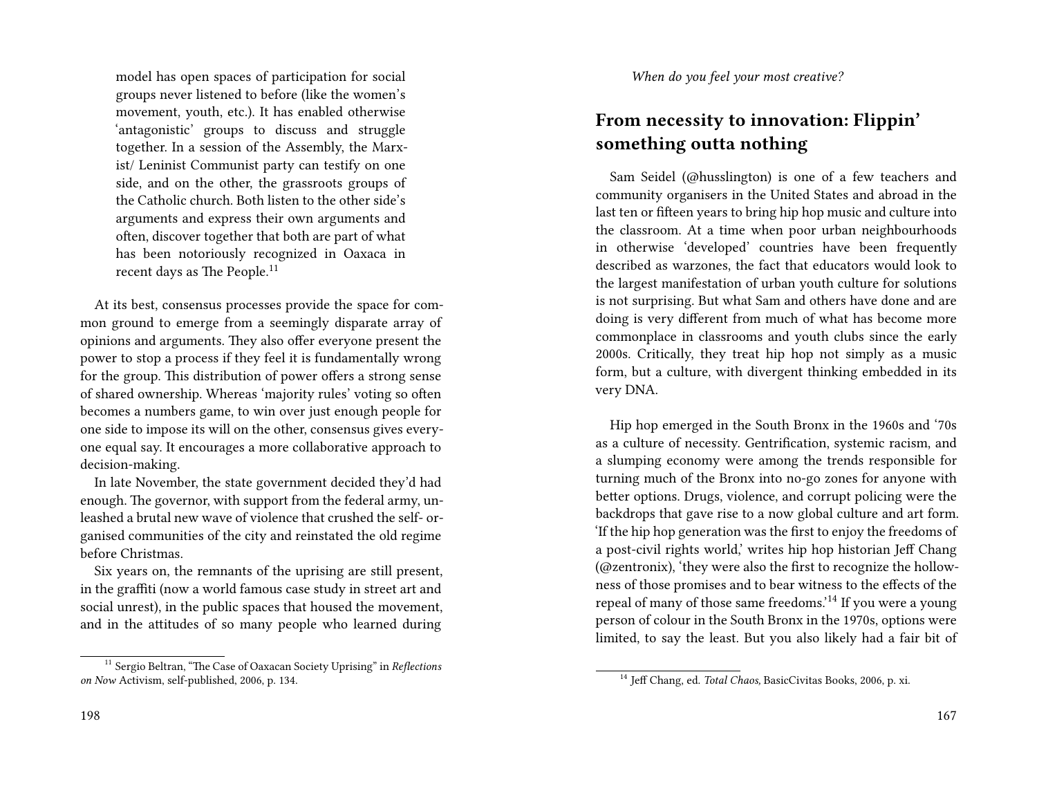model has open spaces of participation for social groups never listened to before (like the women's movement, youth, etc.). It has enabled otherwise 'antagonistic' groups to discuss and struggle together. In a session of the Assembly, the Marxist/ Leninist Communist party can testify on one side, and on the other, the grassroots groups of the Catholic church. Both listen to the other side's arguments and express their own arguments and often, discover together that both are part of what has been notoriously recognized in Oaxaca in recent days as The People.[11]

At its best, consensus processes provide the space for common ground to emerge from a seemingly disparate array of opinions and arguments. They also offer everyone present the power to stop a process if they feel it is fundamentally wrong for the group. This distribution of power offers a strong sense of shared ownership. Whereas 'majority rules' voting so often becomes a numbers game, to win over just enough people for one side to impose its will on the other, consensus gives everyone equal say. It encourages a more collaborative approach to decision-making.

In late November, the state government decided they'd had enough. The governor, with support from the federal army, unleashed a brutal new wave of violence that crushed the self- organised communities of the city and reinstated the old regime before Christmas.

Six years on, the remnants of the uprising are still present, in the graffiti (now a world famous case study in street art and social unrest), in the public spaces that housed the movement, and in the attitudes of so many people who learned during

[11] Sergio Beltran, "The Case of Oaxacan Society Uprising" in *Reflections on Now* Activism, self-published, 2006, p. 134.

*When do you feel your most creative?*

## From necessity to innovation: Flippin' something outta nothing

Sam Seidel (@husslington) is one of a few teachers and community organisers in the United States and abroad in the last ten or fifteen years to bring hip hop music and culture into the classroom. At a time when poor urban neighbourhoods in otherwise 'developed' countries have been frequently described as warzones, the fact that educators would look to the largest manifestation of urban youth culture for solutions is not surprising. But what Sam and others have done and are doing is very different from much of what has become more commonplace in classrooms and youth clubs since the early 2000s. Critically, they treat hip hop not simply as a music form, but a culture, with divergent thinking embedded in its very DNA.

Hip hop emerged in the South Bronx in the 1960s and '70s as a culture of necessity. Gentrification, systemic racism, and a slumping economy were among the trends responsible for turning much of the Bronx into no-go zones for anyone with better options. Drugs, violence, and corrupt policing were the backdrops that gave rise to a now global culture and art form. 'If the hip hop generation was the first to enjoy the freedoms of a post-civil rights world,' writes hip hop historian Jeff Chang (@zentronix), 'they were also the first to recognize the hollowness of those promises and to bear witness to the effects of the repeal of many of those same freedoms.'[14] If you were a young person of colour in the South Bronx in the 1970s, options were limited, to say the least. But you also likely had a fair bit of

[14] Jeff Chang, ed. *Total Chaos,* BasicCivitas Books, 2006, p. xi.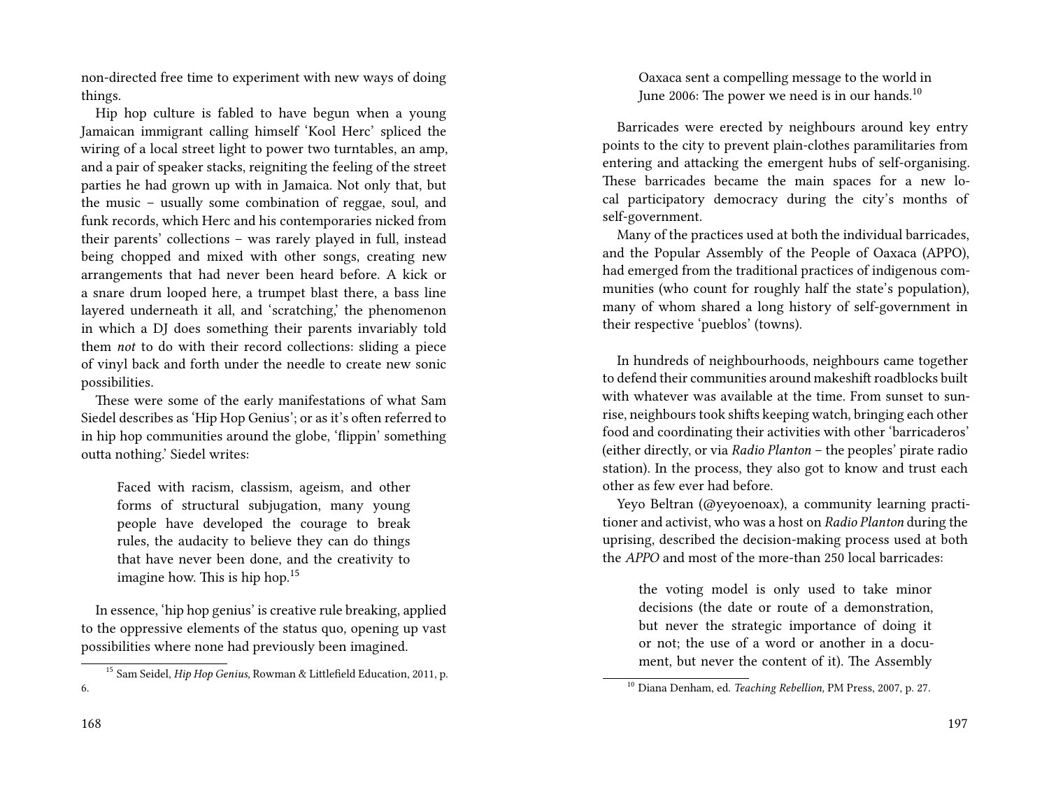non-directed free time to experiment with new ways of doing things.

Hip hop culture is fabled to have begun when a young Jamaican immigrant calling himself 'Kool Herc' spliced the wiring of a local street light to power two turntables, an amp, and a pair of speaker stacks, reigniting the feeling of the street parties he had grown up with in Jamaica. Not only that, but the music – usually some combination of reggae, soul, and funk records, which Herc and his contemporaries nicked from their parents' collections – was rarely played in full, instead being chopped and mixed with other songs, creating new arrangements that had never been heard before. A kick or a snare drum looped here, a trumpet blast there, a bass line layered underneath it all, and 'scratching,' the phenomenon in which a DJ does something their parents invariably told them *not* to do with their record collections: sliding a piece of vinyl back and forth under the needle to create new sonic possibilities.

These were some of the early manifestations of what Sam Siedel describes as 'Hip Hop Genius'; or as it's often referred to in hip hop communities around the globe, 'flippin' something outta nothing.' Siedel writes:

> Faced with racism, classism, ageism, and other forms of structural subjugation, many young people have developed the courage to break rules, the audacity to believe they can do things that have never been done, and the creativity to imagine how. This is hip hop.[15]

In essence, 'hip hop genius' is creative rule breaking, applied to the oppressive elements of the status quo, opening up vast possibilities where none had previously been imagined.

[15] Sam Seidel, *Hip Hop Genius,* Rowman & Littlefield Education, 2011, p. 6.

> Oaxaca sent a compelling message to the world in June 2006: The power we need is in our hands.[10]

Barricades were erected by neighbours around key entry points to the city to prevent plain-clothes paramilitaries from entering and attacking the emergent hubs of self-organising. These barricades became the main spaces for a new local participatory democracy during the city's months of self-government.

Many of the practices used at both the individual barricades, and the Popular Assembly of the People of Oaxaca (APPO), had emerged from the traditional practices of indigenous communities (who count for roughly half the state's population), many of whom shared a long history of self-government in their respective 'pueblos' (towns).

In hundreds of neighbourhoods, neighbours came together to defend their communities around makeshift roadblocks built with whatever was available at the time. From sunset to sunrise, neighbours took shifts keeping watch, bringing each other food and coordinating their activities with other 'barricaderos' (either directly, or via *Radio Planton* – the peoples' pirate radio station). In the process, they also got to know and trust each other as few ever had before.

Yeyo Beltran (@yeyoenoax), a community learning practitioner and activist, who was a host on *Radio Planton* during the uprising, described the decision-making process used at both the *APPO* and most of the more-than 250 local barricades:

> the voting model is only used to take minor decisions (the date or route of a demonstration, but never the strategic importance of doing it or not; the use of a word or another in a document, but never the content of it). The Assembly

[10] Diana Denham, ed. *Teaching Rebellion,* PM Press, 2007, p. 27.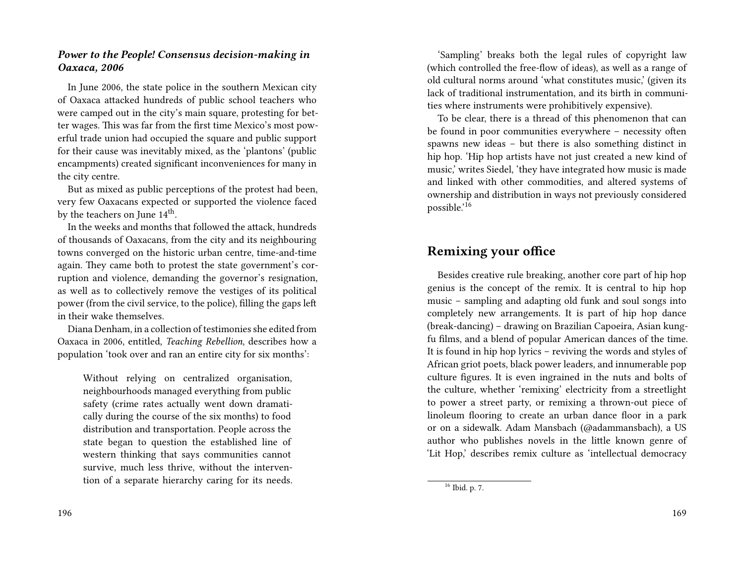### *Power to the People! Consensus decision-making in Oaxaca, 2006*

In June 2006, the state police in the southern Mexican city of Oaxaca attacked hundreds of public school teachers who were camped out in the city's main square, protesting for better wages. This was far from the first time Mexico's most powerful trade union had occupied the square and public support for their cause was inevitably mixed, as the 'plantons' (public encampments) created significant inconveniences for many in the city centre.

But as mixed as public perceptions of the protest had been, very few Oaxacans expected or supported the violence faced by the teachers on June 14th.

In the weeks and months that followed the attack, hundreds of thousands of Oaxacans, from the city and its neighbouring towns converged on the historic urban centre, time-and-time again. They came both to protest the state government's corruption and violence, demanding the governor's resignation, as well as to collectively remove the vestiges of its political power (from the civil service, to the police), filling the gaps left in their wake themselves.

Diana Denham, in a collection of testimonies she edited from Oaxaca in 2006, entitled, *Teaching Rebellion*, describes how a population 'took over and ran an entire city for six months':

> Without relying on centralized organisation, neighbourhoods managed everything from public safety (crime rates actually went down dramatically during the course of the six months) to food distribution and transportation. People across the state began to question the established line of western thinking that says communities cannot survive, much less thrive, without the intervention of a separate hierarchy caring for its needs.

'Sampling' breaks both the legal rules of copyright law (which controlled the free-flow of ideas), as well as a range of old cultural norms around 'what constitutes music,' (given its lack of traditional instrumentation, and its birth in communities where instruments were prohibitively expensive).

To be clear, there is a thread of this phenomenon that can be found in poor communities everywhere – necessity often spawns new ideas – but there is also something distinct in hip hop. 'Hip hop artists have not just created a new kind of music,' writes Siedel, 'they have integrated how music is made and linked with other commodities, and altered systems of ownership and distribution in ways not previously considered possible.'[16]

## Remixing your office

Besides creative rule breaking, another core part of hip hop genius is the concept of the remix. It is central to hip hop music – sampling and adapting old funk and soul songs into completely new arrangements. It is part of hip hop dance (break-dancing) – drawing on Brazilian Capoeira, Asian kung-fu films, and a blend of popular American dances of the time. It is found in hip hop lyrics – reviving the words and styles of African griot poets, black power leaders, and innumerable pop culture figures. It is even ingrained in the nuts and bolts of the culture, whether 'remixing' electricity from a streetlight to power a street party, or remixing a thrown-out piece of linoleum flooring to create an urban dance floor in a park or on a sidewalk. Adam Mansbach (@adammansbach), a US author who publishes novels in the little known genre of 'Lit Hop,' describes remix culture as 'intellectual democracy

[16] Ibid. p. 7.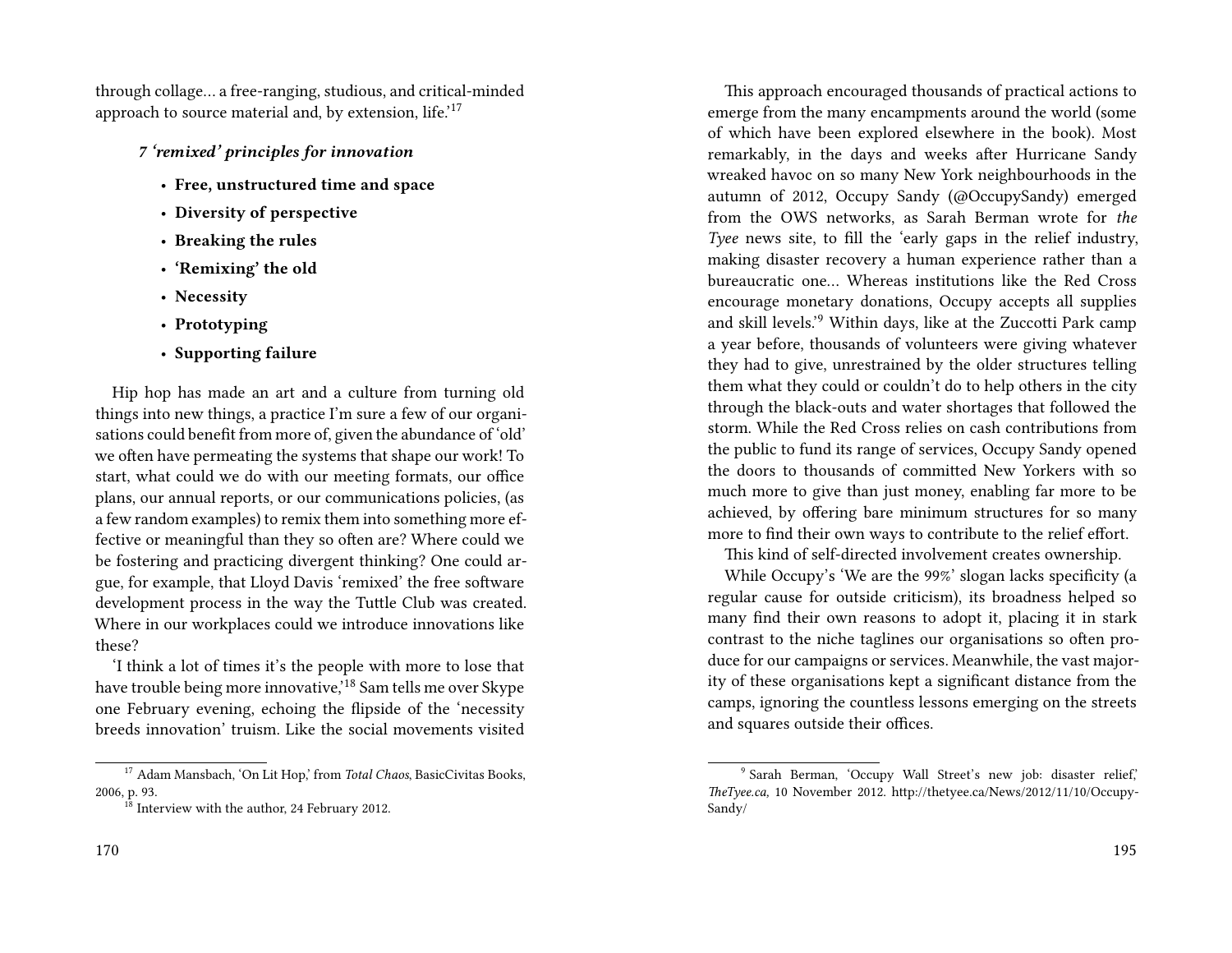through collage… a free-ranging, studious, and critical-minded approach to source material and, by extension, life.'[17]

*7 'remixed' principles for innovation*

- **Free, unstructured time and space**
- **Diversity of perspective**
- **Breaking the rules**
- **'Remixing' the old**
- **Necessity**
- **Prototyping**
- **Supporting failure**

Hip hop has made an art and a culture from turning old things into new things, a practice I'm sure a few of our organisations could benefit from more of, given the abundance of 'old' we often have permeating the systems that shape our work! To start, what could we do with our meeting formats, our office plans, our annual reports, or our communications policies, (as a few random examples) to remix them into something more effective or meaningful than they so often are? Where could we be fostering and practicing divergent thinking? One could argue, for example, that Lloyd Davis 'remixed' the free software development process in the way the Tuttle Club was created. Where in our workplaces could we introduce innovations like these?

'I think a lot of times it's the people with more to lose that have trouble being more innovative,'[18] Sam tells me over Skype one February evening, echoing the flipside of the 'necessity breeds innovation' truism. Like the social movements visited

[17] Adam Mansbach, 'On Lit Hop,' from *Total Chaos*, BasicCivitas Books, 2006, p. 93.

[18] Interview with the author, 24 February 2012.

This approach encouraged thousands of practical actions to emerge from the many encampments around the world (some of which have been explored elsewhere in the book). Most remarkably, in the days and weeks after Hurricane Sandy wreaked havoc on so many New York neighbourhoods in the autumn of 2012, Occupy Sandy (@OccupySandy) emerged from the OWS networks, as Sarah Berman wrote for *the Tyee* news site, to fill the 'early gaps in the relief industry, making disaster recovery a human experience rather than a bureaucratic one… Whereas institutions like the Red Cross encourage monetary donations, Occupy accepts all supplies and skill levels.'[9] Within days, like at the Zuccotti Park camp a year before, thousands of volunteers were giving whatever they had to give, unrestrained by the older structures telling them what they could or couldn't do to help others in the city through the black-outs and water shortages that followed the storm. While the Red Cross relies on cash contributions from the public to fund its range of services, Occupy Sandy opened the doors to thousands of committed New Yorkers with so much more to give than just money, enabling far more to be achieved, by offering bare minimum structures for so many more to find their own ways to contribute to the relief effort.

This kind of self-directed involvement creates ownership.

While Occupy's 'We are the 99%' slogan lacks specificity (a regular cause for outside criticism), its broadness helped so many find their own reasons to adopt it, placing it in stark contrast to the niche taglines our organisations so often produce for our campaigns or services. Meanwhile, the vast majority of these organisations kept a significant distance from the camps, ignoring the countless lessons emerging on the streets and squares outside their offices.

[9] Sarah Berman, 'Occupy Wall Street's new job: disaster relief,' *TheTyee.ca,* 10 November 2012. http://thetyee.ca/News/2012/11/10/Occupy-Sandy/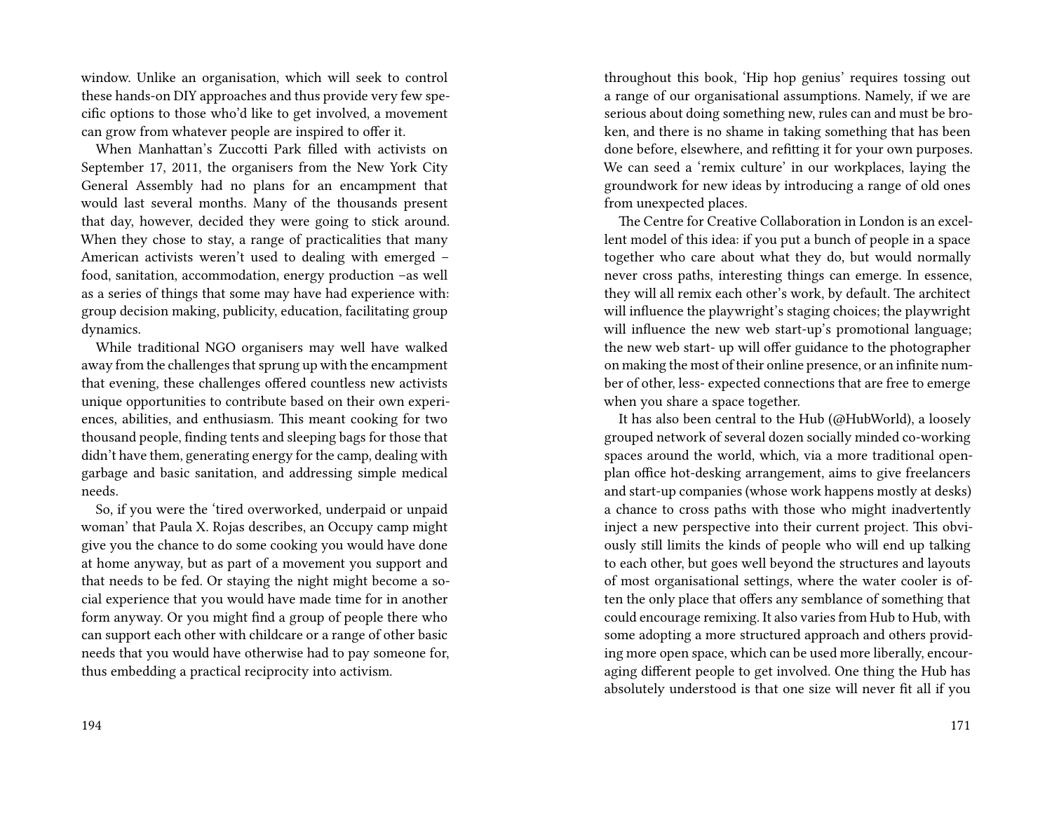window. Unlike an organisation, which will seek to control these hands-on DIY approaches and thus provide very few specific options to those who'd like to get involved, a movement can grow from whatever people are inspired to offer it.

When Manhattan's Zuccotti Park filled with activists on September 17, 2011, the organisers from the New York City General Assembly had no plans for an encampment that would last several months. Many of the thousands present that day, however, decided they were going to stick around. When they chose to stay, a range of practicalities that many American activists weren't used to dealing with emerged – food, sanitation, accommodation, energy production –as well as a series of things that some may have had experience with: group decision making, publicity, education, facilitating group dynamics.

While traditional NGO organisers may well have walked away from the challenges that sprung up with the encampment that evening, these challenges offered countless new activists unique opportunities to contribute based on their own experiences, abilities, and enthusiasm. This meant cooking for two thousand people, finding tents and sleeping bags for those that didn't have them, generating energy for the camp, dealing with garbage and basic sanitation, and addressing simple medical needs.

So, if you were the 'tired overworked, underpaid or unpaid woman' that Paula X. Rojas describes, an Occupy camp might give you the chance to do some cooking you would have done at home anyway, but as part of a movement you support and that needs to be fed. Or staying the night might become a social experience that you would have made time for in another form anyway. Or you might find a group of people there who can support each other with childcare or a range of other basic needs that you would have otherwise had to pay someone for, thus embedding a practical reciprocity into activism.

throughout this book, 'Hip hop genius' requires tossing out a range of our organisational assumptions. Namely, if we are serious about doing something new, rules can and must be broken, and there is no shame in taking something that has been done before, elsewhere, and refitting it for your own purposes. We can seed a 'remix culture' in our workplaces, laying the groundwork for new ideas by introducing a range of old ones from unexpected places.

The Centre for Creative Collaboration in London is an excellent model of this idea: if you put a bunch of people in a space together who care about what they do, but would normally never cross paths, interesting things can emerge. In essence, they will all remix each other's work, by default. The architect will influence the playwright's staging choices; the playwright will influence the new web start-up's promotional language; the new web start- up will offer guidance to the photographer on making the most of their online presence, or an infinite number of other, less- expected connections that are free to emerge when you share a space together.

It has also been central to the Hub (@HubWorld), a loosely grouped network of several dozen socially minded co-working spaces around the world, which, via a more traditional open-plan office hot-desking arrangement, aims to give freelancers and start-up companies (whose work happens mostly at desks) a chance to cross paths with those who might inadvertently inject a new perspective into their current project. This obviously still limits the kinds of people who will end up talking to each other, but goes well beyond the structures and layouts of most organisational settings, where the water cooler is often the only place that offers any semblance of something that could encourage remixing. It also varies from Hub to Hub, with some adopting a more structured approach and others providing more open space, which can be used more liberally, encouraging different people to get involved. One thing the Hub has absolutely understood is that one size will never fit all if you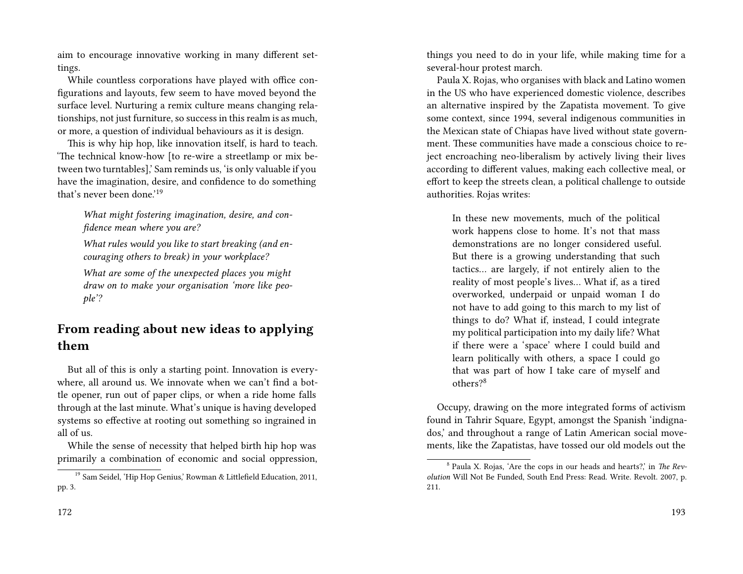aim to encourage innovative working in many different settings.

While countless corporations have played with office configurations and layouts, few seem to have moved beyond the surface level. Nurturing a remix culture means changing relationships, not just furniture, so success in this realm is as much, or more, a question of individual behaviours as it is design.

This is why hip hop, like innovation itself, is hard to teach. 'The technical know-how [to re-wire a streetlamp or mix between two turntables],' Sam reminds us, 'is only valuable if you have the imagination, desire, and confidence to do something that's never been done.'[19]

> *What might fostering imagination, desire, and confidence mean where you are?*
>
> *What rules would you like to start breaking (and encouraging others to break) in your workplace?*
>
> *What are some of the unexpected places you might draw on to make your organisation 'more like people'?*

## From reading about new ideas to applying them

But all of this is only a starting point. Innovation is everywhere, all around us. We innovate when we can't find a bottle opener, run out of paper clips, or when a ride home falls through at the last minute. What's unique is having developed systems so effective at rooting out something so ingrained in all of us.

While the sense of necessity that helped birth hip hop was primarily a combination of economic and social oppression,

[19] Sam Seidel, 'Hip Hop Genius,' Rowman & Littlefield Education, 2011, pp. 3.

things you need to do in your life, while making time for a several-hour protest march.

Paula X. Rojas, who organises with black and Latino women in the US who have experienced domestic violence, describes an alternative inspired by the Zapatista movement. To give some context, since 1994, several indigenous communities in the Mexican state of Chiapas have lived without state government. These communities have made a conscious choice to reject encroaching neo-liberalism by actively living their lives according to different values, making each collective meal, or effort to keep the streets clean, a political challenge to outside authorities. Rojas writes:

> In these new movements, much of the political work happens close to home. It's not that mass demonstrations are no longer considered useful. But there is a growing understanding that such tactics… are largely, if not entirely alien to the reality of most people's lives… What if, as a tired overworked, underpaid or unpaid woman I do not have to add going to this march to my list of things to do? What if, instead, I could integrate my political participation into my daily life? What if there were a 'space' where I could build and learn politically with others, a space I could go that was part of how I take care of myself and others?[8]

Occupy, drawing on the more integrated forms of activism found in Tahrir Square, Egypt, amongst the Spanish 'indignados,' and throughout a range of Latin American social movements, like the Zapatistas, have tossed our old models out the

[8] Paula X. Rojas, 'Are the cops in our heads and hearts?,' in *The Revolution* Will Not Be Funded, South End Press: Read. Write. Revolt. 2007, p. 211.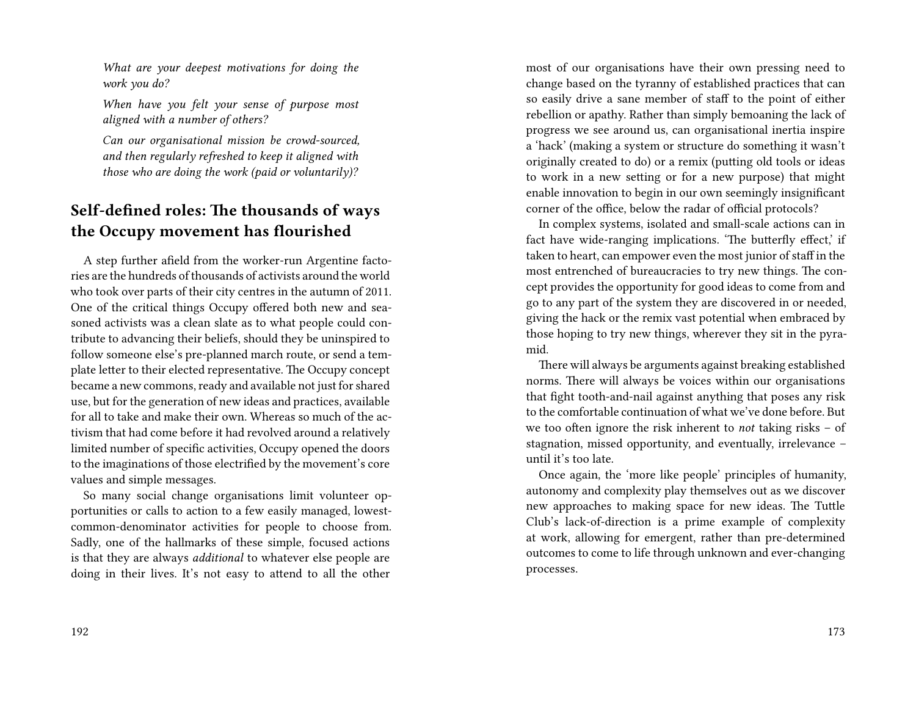*What are your deepest motivations for doing the work you do?*

*When have you felt your sense of purpose most aligned with a number of others?*

*Can our organisational mission be crowd-sourced, and then regularly refreshed to keep it aligned with those who are doing the work (paid or voluntarily)?*

## Self-defined roles: The thousands of ways the Occupy movement has flourished

A step further afield from the worker-run Argentine factories are the hundreds of thousands of activists around the world who took over parts of their city centres in the autumn of 2011. One of the critical things Occupy offered both new and seasoned activists was a clean slate as to what people could contribute to advancing their beliefs, should they be uninspired to follow someone else's pre-planned march route, or send a template letter to their elected representative. The Occupy concept became a new commons, ready and available not just for shared use, but for the generation of new ideas and practices, available for all to take and make their own. Whereas so much of the activism that had come before it had revolved around a relatively limited number of specific activities, Occupy opened the doors to the imaginations of those electrified by the movement's core values and simple messages.

So many social change organisations limit volunteer opportunities or calls to action to a few easily managed, lowest-common-denominator activities for people to choose from. Sadly, one of the hallmarks of these simple, focused actions is that they are always *additional* to whatever else people are doing in their lives. It's not easy to attend to all the other

most of our organisations have their own pressing need to change based on the tyranny of established practices that can so easily drive a sane member of staff to the point of either rebellion or apathy. Rather than simply bemoaning the lack of progress we see around us, can organisational inertia inspire a 'hack' (making a system or structure do something it wasn't originally created to do) or a remix (putting old tools or ideas to work in a new setting or for a new purpose) that might enable innovation to begin in our own seemingly insignificant corner of the office, below the radar of official protocols?

In complex systems, isolated and small-scale actions can in fact have wide-ranging implications. 'The butterfly effect,' if taken to heart, can empower even the most junior of staff in the most entrenched of bureaucracies to try new things. The concept provides the opportunity for good ideas to come from and go to any part of the system they are discovered in or needed, giving the hack or the remix vast potential when embraced by those hoping to try new things, wherever they sit in the pyramid.

There will always be arguments against breaking established norms. There will always be voices within our organisations that fight tooth-and-nail against anything that poses any risk to the comfortable continuation of what we've done before. But we too often ignore the risk inherent to *not* taking risks – of stagnation, missed opportunity, and eventually, irrelevance – until it's too late.

Once again, the 'more like people' principles of humanity, autonomy and complexity play themselves out as we discover new approaches to making space for new ideas. The Tuttle Club's lack-of-direction is a prime example of complexity at work, allowing for emergent, rather than pre-determined outcomes to come to life through unknown and ever-changing processes.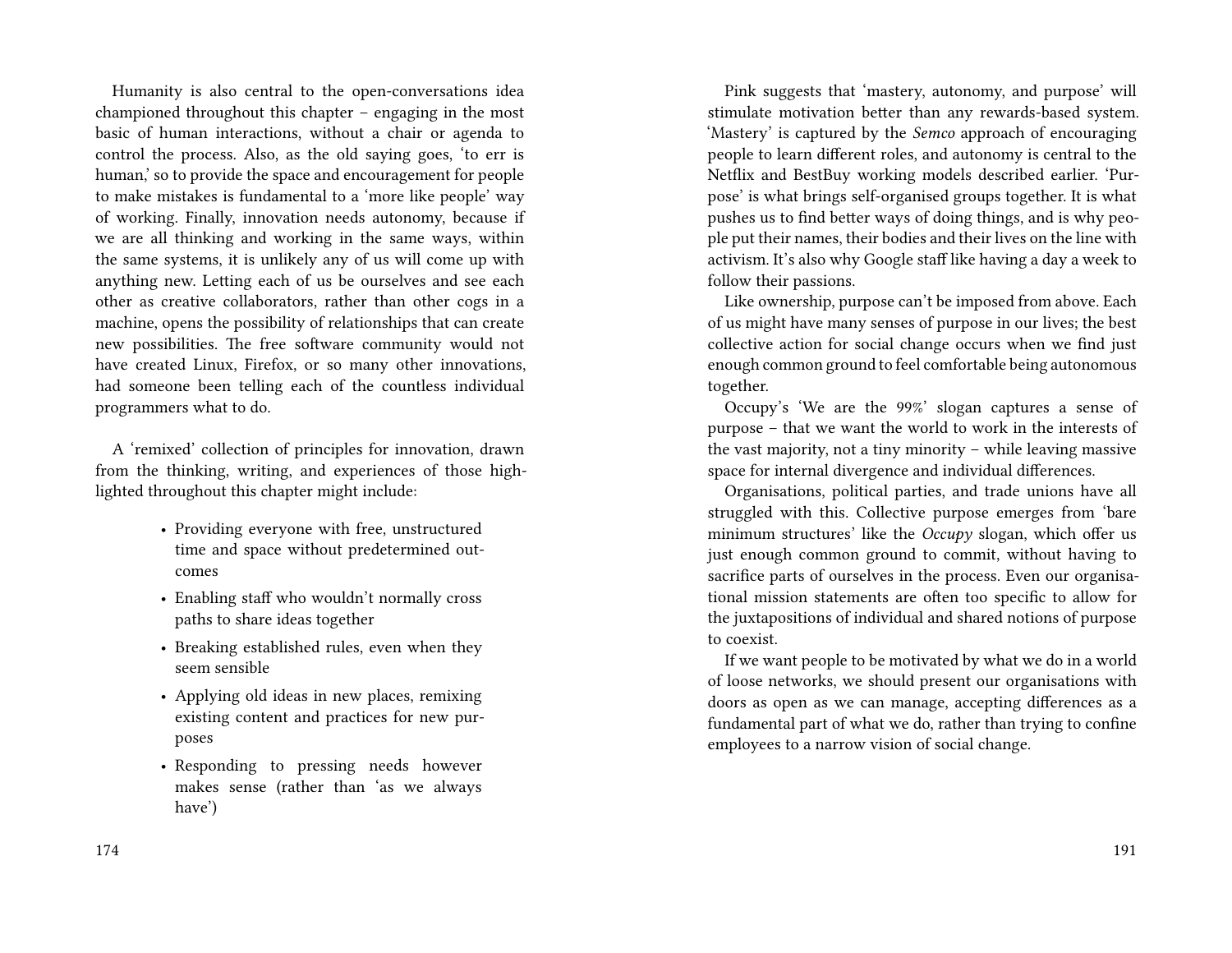Humanity is also central to the open-conversations idea championed throughout this chapter – engaging in the most basic of human interactions, without a chair or agenda to control the process. Also, as the old saying goes, 'to err is human,' so to provide the space and encouragement for people to make mistakes is fundamental to a 'more like people' way of working. Finally, innovation needs autonomy, because if we are all thinking and working in the same ways, within the same systems, it is unlikely any of us will come up with anything new. Letting each of us be ourselves and see each other as creative collaborators, rather than other cogs in a machine, opens the possibility of relationships that can create new possibilities. The free software community would not have created Linux, Firefox, or so many other innovations, had someone been telling each of the countless individual programmers what to do.

A 'remixed' collection of principles for innovation, drawn from the thinking, writing, and experiences of those highlighted throughout this chapter might include:

- Providing everyone with free, unstructured time and space without predetermined outcomes
- Enabling staff who wouldn't normally cross paths to share ideas together
- Breaking established rules, even when they seem sensible
- Applying old ideas in new places, remixing existing content and practices for new purposes
- Responding to pressing needs however makes sense (rather than 'as we always have')

Pink suggests that 'mastery, autonomy, and purpose' will stimulate motivation better than any rewards-based system. 'Mastery' is captured by the *Semco* approach of encouraging people to learn different roles, and autonomy is central to the Netflix and BestBuy working models described earlier. 'Purpose' is what brings self-organised groups together. It is what pushes us to find better ways of doing things, and is why people put their names, their bodies and their lives on the line with activism. It's also why Google staff like having a day a week to follow their passions.

Like ownership, purpose can't be imposed from above. Each of us might have many senses of purpose in our lives; the best collective action for social change occurs when we find just enough common ground to feel comfortable being autonomous together.

Occupy's 'We are the 99%' slogan captures a sense of purpose – that we want the world to work in the interests of the vast majority, not a tiny minority – while leaving massive space for internal divergence and individual differences.

Organisations, political parties, and trade unions have all struggled with this. Collective purpose emerges from 'bare minimum structures' like the *Occupy* slogan, which offer us just enough common ground to commit, without having to sacrifice parts of ourselves in the process. Even our organisational mission statements are often too specific to allow for the juxtapositions of individual and shared notions of purpose to coexist.

If we want people to be motivated by what we do in a world of loose networks, we should present our organisations with doors as open as we can manage, accepting differences as a fundamental part of what we do, rather than trying to confine employees to a narrow vision of social change.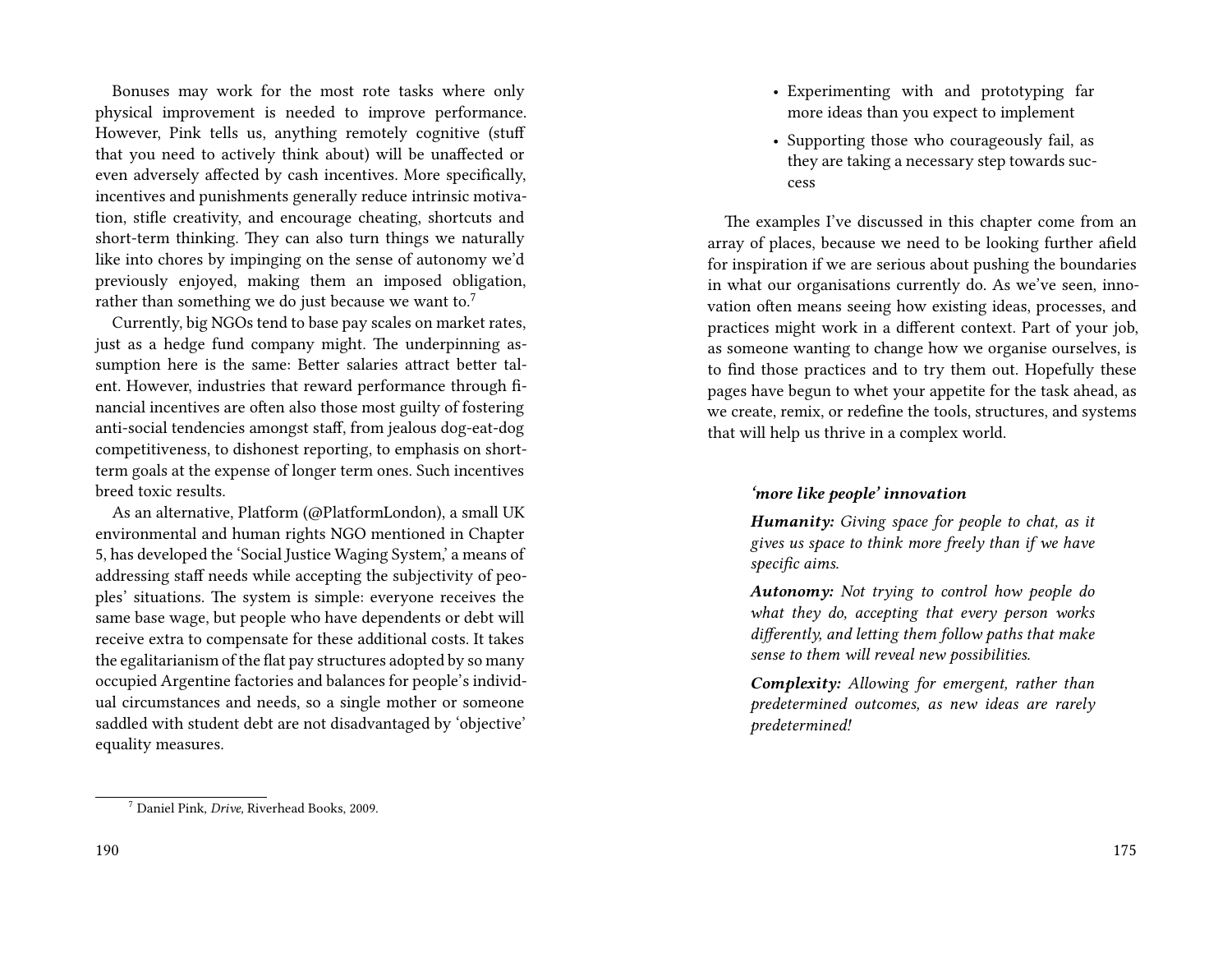Bonuses may work for the most rote tasks where only physical improvement is needed to improve performance. However, Pink tells us, anything remotely cognitive (stuff that you need to actively think about) will be unaffected or even adversely affected by cash incentives. More specifically, incentives and punishments generally reduce intrinsic motivation, stifle creativity, and encourage cheating, shortcuts and short-term thinking. They can also turn things we naturally like into chores by impinging on the sense of autonomy we'd previously enjoyed, making them an imposed obligation, rather than something we do just because we want to.[7]

Currently, big NGOs tend to base pay scales on market rates, just as a hedge fund company might. The underpinning assumption here is the same: Better salaries attract better talent. However, industries that reward performance through financial incentives are often also those most guilty of fostering anti-social tendencies amongst staff, from jealous dog-eat-dog competitiveness, to dishonest reporting, to emphasis on short-term goals at the expense of longer term ones. Such incentives breed toxic results.

As an alternative, Platform (@PlatformLondon), a small UK environmental and human rights NGO mentioned in Chapter 5, has developed the 'Social Justice Waging System,' a means of addressing staff needs while accepting the subjectivity of peoples' situations. The system is simple: everyone receives the same base wage, but people who have dependents or debt will receive extra to compensate for these additional costs. It takes the egalitarianism of the flat pay structures adopted by so many occupied Argentine factories and balances for people's individual circumstances and needs, so a single mother or someone saddled with student debt are not disadvantaged by 'objective' equality measures.

[7] Daniel Pink, *Drive*, Riverhead Books, 2009.

- Experimenting with and prototyping far more ideas than you expect to implement
- Supporting those who courageously fail, as they are taking a necessary step towards success

The examples I've discussed in this chapter come from an array of places, because we need to be looking further afield for inspiration if we are serious about pushing the boundaries in what our organisations currently do. As we've seen, innovation often means seeing how existing ideas, processes, and practices might work in a different context. Part of your job, as someone wanting to change how we organise ourselves, is to find those practices and to try them out. Hopefully these pages have begun to whet your appetite for the task ahead, as we create, remix, or redefine the tools, structures, and systems that will help us thrive in a complex world.

> ***'more like people' innovation***
>
> ***Humanity:*** *Giving space for people to chat, as it gives us space to think more freely than if we have specific aims.*
>
> ***Autonomy:*** *Not trying to control how people do what they do, accepting that every person works differently, and letting them follow paths that make sense to them will reveal new possibilities.*
>
> ***Complexity:*** *Allowing for emergent, rather than predetermined outcomes, as new ideas are rarely predetermined!*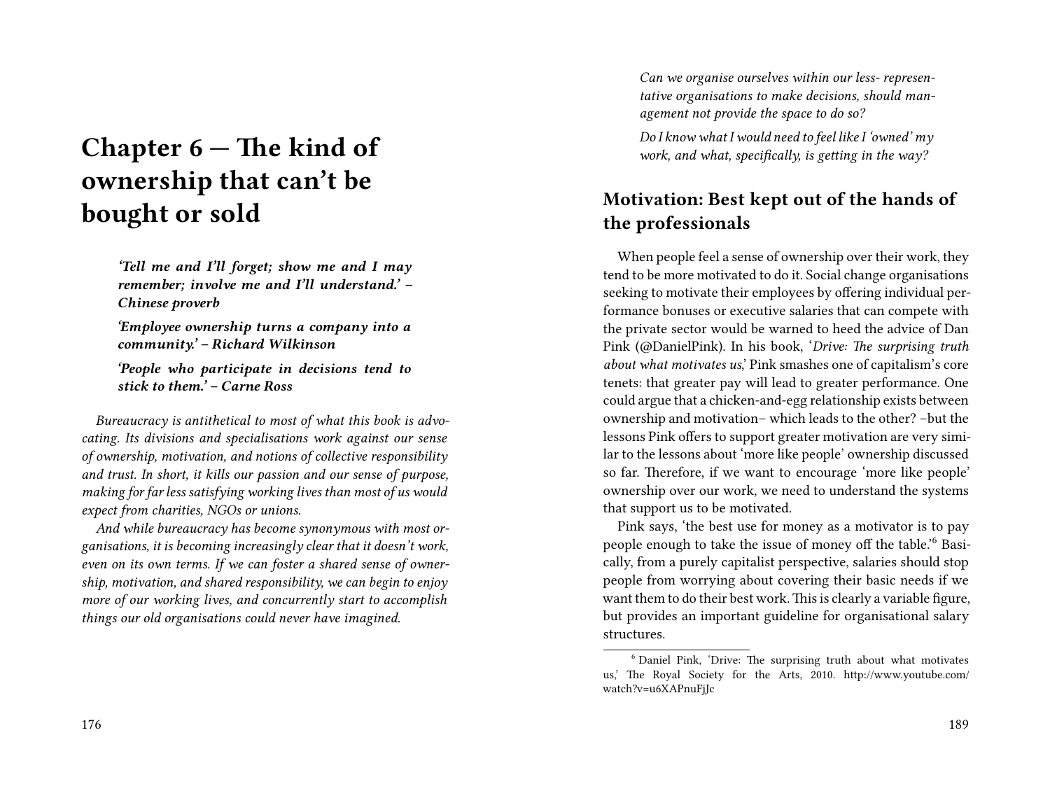# Chapter 6 — The kind of ownership that can't be bought or sold

> ***'Tell me and I'll forget; show me and I may remember; involve me and I'll understand.' – Chinese proverb***
>
> ***'Employee ownership turns a company into a community.' – Richard Wilkinson***
>
> ***'People who participate in decisions tend to stick to them.' – Carne Ross***

*Bureaucracy is antithetical to most of what this book is advocating. Its divisions and specialisations work against our sense of ownership, motivation, and notions of collective responsibility and trust. In short, it kills our passion and our sense of purpose, making for far less satisfying working lives than most of us would expect from charities, NGOs or unions.*

*And while bureaucracy has become synonymous with most organisations, it is becoming increasingly clear that it doesn't work, even on its own terms. If we can foster a shared sense of ownership, motivation, and shared responsibility, we can begin to enjoy more of our working lives, and concurrently start to accomplish things our old organisations could never have imagined.*

> *Can we organise ourselves within our less- representative organisations to make decisions, should management not provide the space to do so?*
>
> *Do I know what I would need to feel like I 'owned' my work, and what, specifically, is getting in the way?*

## Motivation: Best kept out of the hands of the professionals

When people feel a sense of ownership over their work, they tend to be more motivated to do it. Social change organisations seeking to motivate their employees by offering individual performance bonuses or executive salaries that can compete with the private sector would be warned to heed the advice of Dan Pink (@DanielPink). In his book, '*Drive: The surprising truth about what motivates us*,' Pink smashes one of capitalism's core tenets: that greater pay will lead to greater performance. One could argue that a chicken-and-egg relationship exists between ownership and motivation– which leads to the other? –but the lessons Pink offers to support greater motivation are very similar to the lessons about 'more like people' ownership discussed so far. Therefore, if we want to encourage 'more like people' ownership over our work, we need to understand the systems that support us to be motivated.

Pink says, 'the best use for money as a motivator is to pay people enough to take the issue of money off the table.'[6] Basically, from a purely capitalist perspective, salaries should stop people from worrying about covering their basic needs if we want them to do their best work. This is clearly a variable figure, but provides an important guideline for organisational salary structures.

[6] Daniel Pink, 'Drive: The surprising truth about what motivates us,' The Royal Society for the Arts, 2010. http://www.youtube.com/watch?v=u6XAPnuFjJc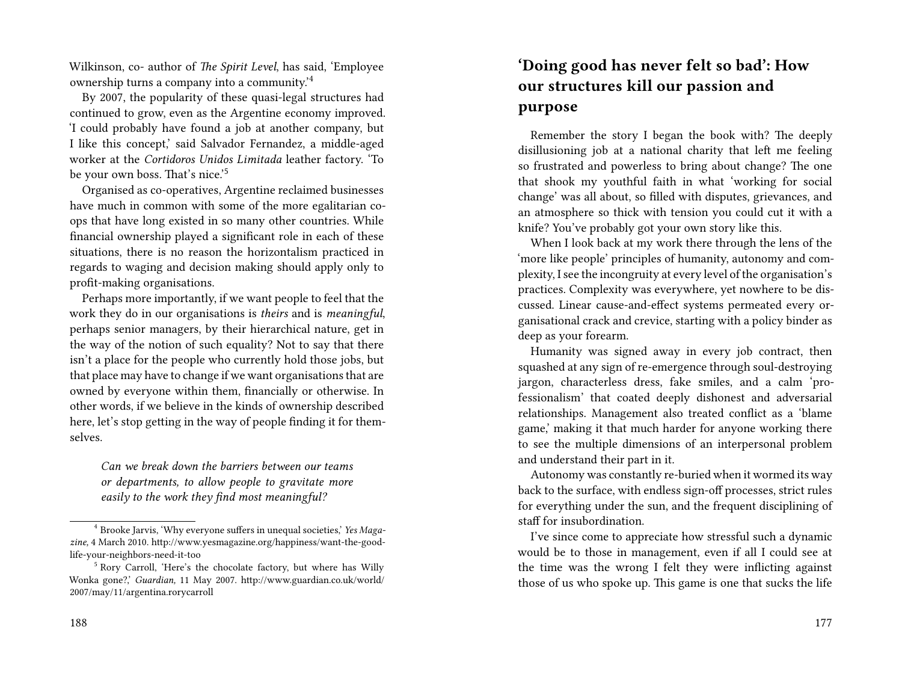Wilkinson, co- author of *The Spirit Level*, has said, 'Employee ownership turns a company into a community.'[4]

By 2007, the popularity of these quasi-legal structures had continued to grow, even as the Argentine economy improved. 'I could probably have found a job at another company, but I like this concept,' said Salvador Fernandez, a middle-aged worker at the *Cortidoros Unidos Limitada* leather factory. 'To be your own boss. That's nice.'[5]

Organised as co-operatives, Argentine reclaimed businesses have much in common with some of the more egalitarian co-ops that have long existed in so many other countries. While financial ownership played a significant role in each of these situations, there is no reason the horizontalism practiced in regards to waging and decision making should apply only to profit-making organisations.

Perhaps more importantly, if we want people to feel that the work they do in our organisations is *theirs* and is *meaningful*, perhaps senior managers, by their hierarchical nature, get in the way of the notion of such equality? Not to say that there isn't a place for the people who currently hold those jobs, but that place may have to change if we want organisations that are owned by everyone within them, financially or otherwise. In other words, if we believe in the kinds of ownership described here, let's stop getting in the way of people finding it for themselves.

> *Can we break down the barriers between our teams or departments, to allow people to gravitate more easily to the work they find most meaningful?*

[4] Brooke Jarvis, 'Why everyone suffers in unequal societies,' *Yes Magazine,* 4 March 2010. http://www.yesmagazine.org/happiness/want-the-good-life-your-neighbors-need-it-too

[5] Rory Carroll, 'Here's the chocolate factory, but where has Willy Wonka gone?,' *Guardian,* 11 May 2007. http://www.guardian.co.uk/world/2007/may/11/argentina.rorycarroll

## 'Doing good has never felt so bad': How our structures kill our passion and purpose

Remember the story I began the book with? The deeply disillusioning job at a national charity that left me feeling so frustrated and powerless to bring about change? The one that shook my youthful faith in what 'working for social change' was all about, so filled with disputes, grievances, and an atmosphere so thick with tension you could cut it with a knife? You've probably got your own story like this.

When I look back at my work there through the lens of the 'more like people' principles of humanity, autonomy and complexity, I see the incongruity at every level of the organisation's practices. Complexity was everywhere, yet nowhere to be discussed. Linear cause-and-effect systems permeated every organisational crack and crevice, starting with a policy binder as deep as your forearm.

Humanity was signed away in every job contract, then squashed at any sign of re-emergence through soul-destroying jargon, characterless dress, fake smiles, and a calm 'professionalism' that coated deeply dishonest and adversarial relationships. Management also treated conflict as a 'blame game,' making it that much harder for anyone working there to see the multiple dimensions of an interpersonal problem and understand their part in it.

Autonomy was constantly re-buried when it wormed its way back to the surface, with endless sign-off processes, strict rules for everything under the sun, and the frequent disciplining of staff for insubordination.

I've since come to appreciate how stressful such a dynamic would be to those in management, even if all I could see at the time was the wrong I felt they were inflicting against those of us who spoke up. This game is one that sucks the life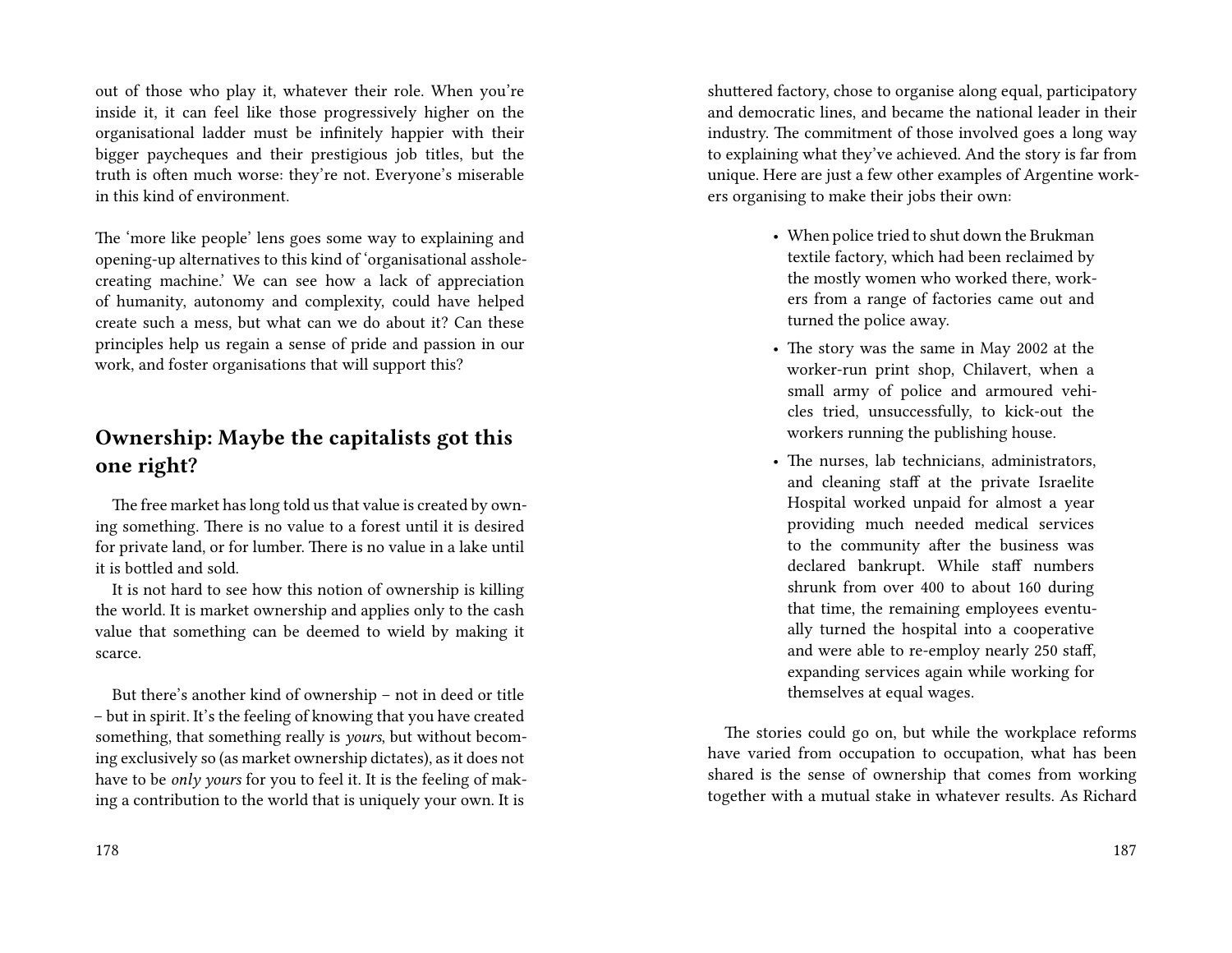out of those who play it, whatever their role. When you're inside it, it can feel like those progressively higher on the organisational ladder must be infinitely happier with their bigger paycheques and their prestigious job titles, but the truth is often much worse: they're not. Everyone's miserable in this kind of environment.

The 'more like people' lens goes some way to explaining and opening-up alternatives to this kind of 'organisational asshole-creating machine.' We can see how a lack of appreciation of humanity, autonomy and complexity, could have helped create such a mess, but what can we do about it? Can these principles help us regain a sense of pride and passion in our work, and foster organisations that will support this?

## Ownership: Maybe the capitalists got this one right?

The free market has long told us that value is created by owning something. There is no value to a forest until it is desired for private land, or for lumber. There is no value in a lake until it is bottled and sold.

It is not hard to see how this notion of ownership is killing the world. It is market ownership and applies only to the cash value that something can be deemed to wield by making it scarce.

But there's another kind of ownership – not in deed or title – but in spirit. It's the feeling of knowing that you have created something, that something really is *yours*, but without becoming exclusively so (as market ownership dictates), as it does not have to be *only yours* for you to feel it. It is the feeling of making a contribution to the world that is uniquely your own. It is

shuttered factory, chose to organise along equal, participatory and democratic lines, and became the national leader in their industry. The commitment of those involved goes a long way to explaining what they've achieved. And the story is far from unique. Here are just a few other examples of Argentine workers organising to make their jobs their own:

- When police tried to shut down the Brukman textile factory, which had been reclaimed by the mostly women who worked there, workers from a range of factories came out and turned the police away.
- The story was the same in May 2002 at the worker-run print shop, Chilavert, when a small army of police and armoured vehicles tried, unsuccessfully, to kick-out the workers running the publishing house.
- The nurses, lab technicians, administrators, and cleaning staff at the private Israelite Hospital worked unpaid for almost a year providing much needed medical services to the community after the business was declared bankrupt. While staff numbers shrunk from over 400 to about 160 during that time, the remaining employees eventually turned the hospital into a cooperative and were able to re-employ nearly 250 staff, expanding services again while working for themselves at equal wages.

The stories could go on, but while the workplace reforms have varied from occupation to occupation, what has been shared is the sense of ownership that comes from working together with a mutual stake in whatever results. As Richard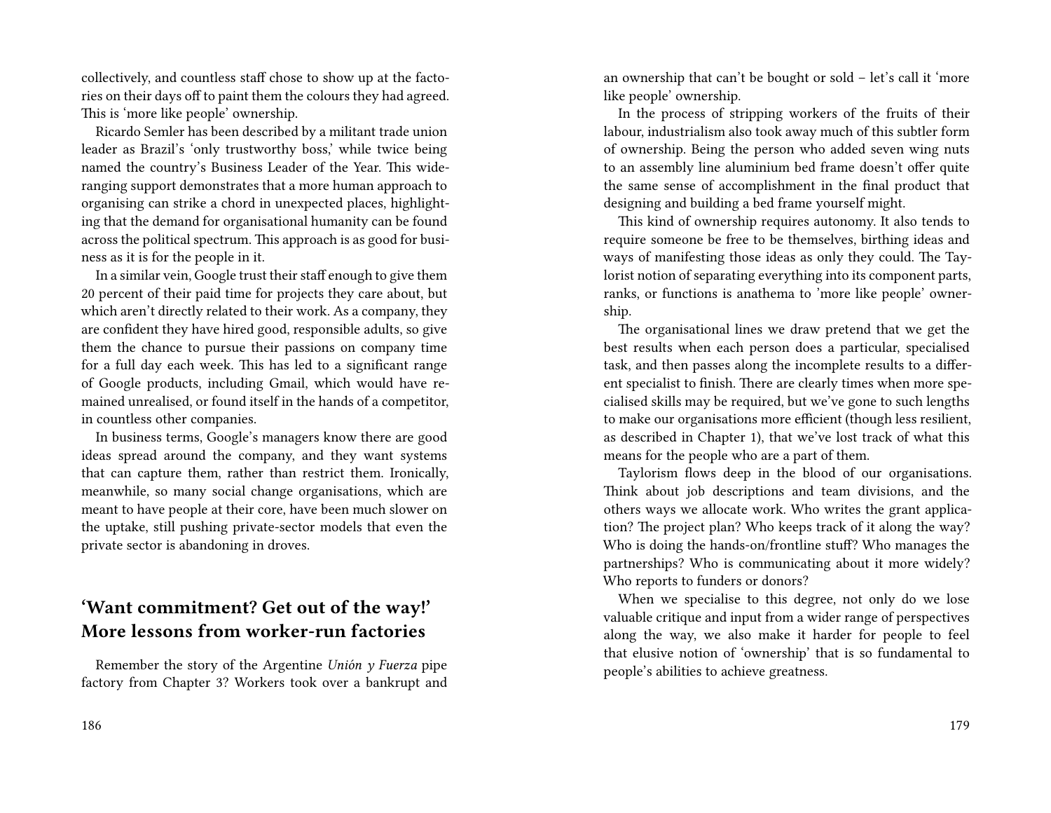collectively, and countless staff chose to show up at the factories on their days off to paint them the colours they had agreed. This is 'more like people' ownership.

Ricardo Semler has been described by a militant trade union leader as Brazil's 'only trustworthy boss,' while twice being named the country's Business Leader of the Year. This wide-ranging support demonstrates that a more human approach to organising can strike a chord in unexpected places, highlighting that the demand for organisational humanity can be found across the political spectrum. This approach is as good for business as it is for the people in it.

In a similar vein, Google trust their staff enough to give them 20 percent of their paid time for projects they care about, but which aren't directly related to their work. As a company, they are confident they have hired good, responsible adults, so give them the chance to pursue their passions on company time for a full day each week. This has led to a significant range of Google products, including Gmail, which would have remained unrealised, or found itself in the hands of a competitor, in countless other companies.

In business terms, Google's managers know there are good ideas spread around the company, and they want systems that can capture them, rather than restrict them. Ironically, meanwhile, so many social change organisations, which are meant to have people at their core, have been much slower on the uptake, still pushing private-sector models that even the private sector is abandoning in droves.

## 'Want commitment? Get out of the way!' More lessons from worker-run factories

Remember the story of the Argentine *Unión y Fuerza* pipe factory from Chapter 3? Workers took over a bankrupt and

an ownership that can't be bought or sold – let's call it 'more like people' ownership.

In the process of stripping workers of the fruits of their labour, industrialism also took away much of this subtler form of ownership. Being the person who added seven wing nuts to an assembly line aluminium bed frame doesn't offer quite the same sense of accomplishment in the final product that designing and building a bed frame yourself might.

This kind of ownership requires autonomy. It also tends to require someone be free to be themselves, birthing ideas and ways of manifesting those ideas as only they could. The Taylorist notion of separating everything into its component parts, ranks, or functions is anathema to 'more like people' ownership.

The organisational lines we draw pretend that we get the best results when each person does a particular, specialised task, and then passes along the incomplete results to a different specialist to finish. There are clearly times when more specialised skills may be required, but we've gone to such lengths to make our organisations more efficient (though less resilient, as described in Chapter 1), that we've lost track of what this means for the people who are a part of them.

Taylorism flows deep in the blood of our organisations. Think about job descriptions and team divisions, and the others ways we allocate work. Who writes the grant application? The project plan? Who keeps track of it along the way? Who is doing the hands-on/frontline stuff? Who manages the partnerships? Who is communicating about it more widely? Who reports to funders or donors?

When we specialise to this degree, not only do we lose valuable critique and input from a wider range of perspectives along the way, we also make it harder for people to feel that elusive notion of 'ownership' that is so fundamental to people's abilities to achieve greatness.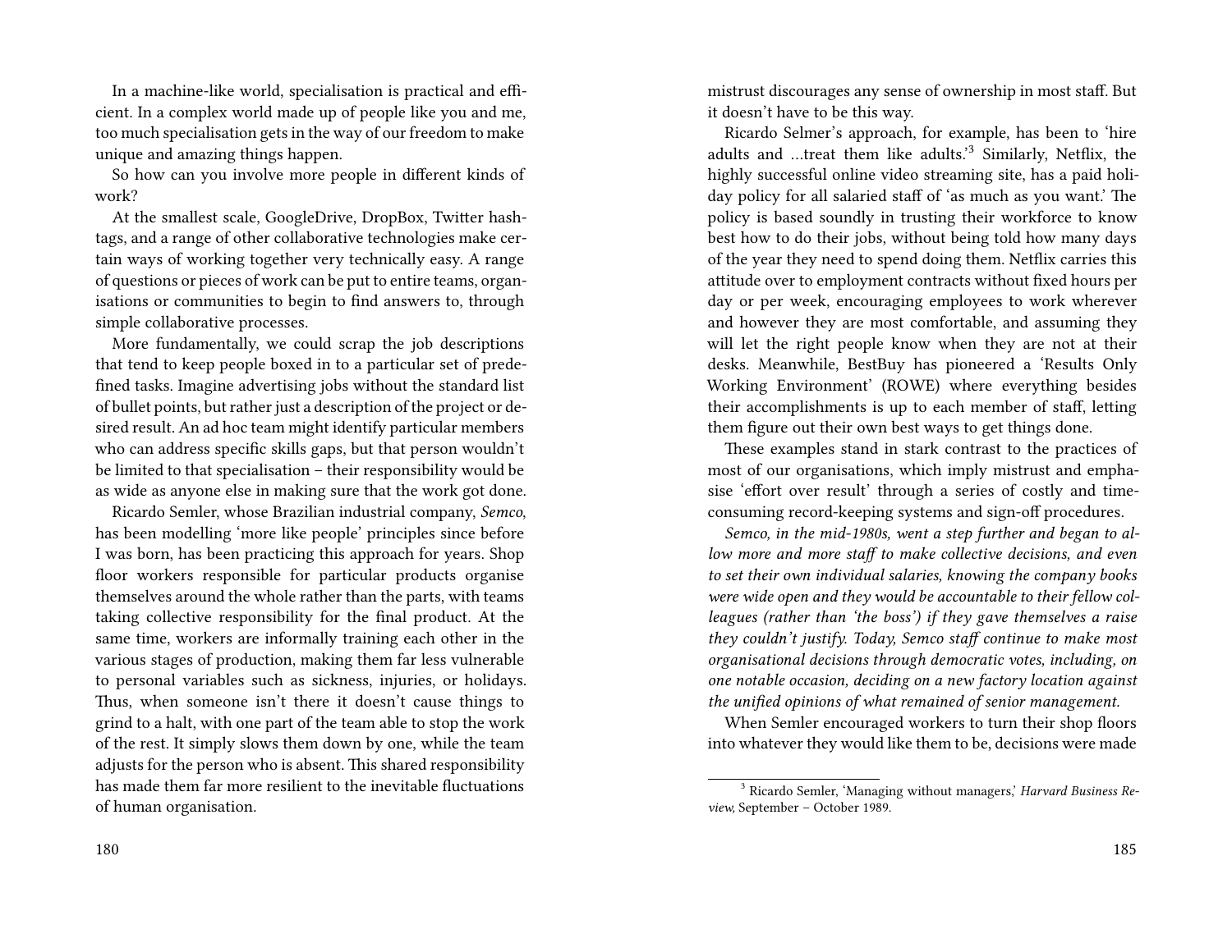In a machine-like world, specialisation is practical and efficient. In a complex world made up of people like you and me, too much specialisation gets in the way of our freedom to make unique and amazing things happen.

So how can you involve more people in different kinds of work?

At the smallest scale, GoogleDrive, DropBox, Twitter hashtags, and a range of other collaborative technologies make certain ways of working together very technically easy. A range of questions or pieces of work can be put to entire teams, organisations or communities to begin to find answers to, through simple collaborative processes.

More fundamentally, we could scrap the job descriptions that tend to keep people boxed in to a particular set of predefined tasks. Imagine advertising jobs without the standard list of bullet points, but rather just a description of the project or desired result. An ad hoc team might identify particular members who can address specific skills gaps, but that person wouldn't be limited to that specialisation – their responsibility would be as wide as anyone else in making sure that the work got done.

Ricardo Semler, whose Brazilian industrial company, *Semco*, has been modelling 'more like people' principles since before I was born, has been practicing this approach for years. Shop floor workers responsible for particular products organise themselves around the whole rather than the parts, with teams taking collective responsibility for the final product. At the same time, workers are informally training each other in the various stages of production, making them far less vulnerable to personal variables such as sickness, injuries, or holidays. Thus, when someone isn't there it doesn't cause things to grind to a halt, with one part of the team able to stop the work of the rest. It simply slows them down by one, while the team adjusts for the person who is absent. This shared responsibility has made them far more resilient to the inevitable fluctuations of human organisation.

mistrust discourages any sense of ownership in most staff. But it doesn't have to be this way.

Ricardo Selmer's approach, for example, has been to 'hire adults and …treat them like adults.'[3] Similarly, Netflix, the highly successful online video streaming site, has a paid holiday policy for all salaried staff of 'as much as you want.' The policy is based soundly in trusting their workforce to know best how to do their jobs, without being told how many days of the year they need to spend doing them. Netflix carries this attitude over to employment contracts without fixed hours per day or per week, encouraging employees to work wherever and however they are most comfortable, and assuming they will let the right people know when they are not at their desks. Meanwhile, BestBuy has pioneered a 'Results Only Working Environment' (ROWE) where everything besides their accomplishments is up to each member of staff, letting them figure out their own best ways to get things done.

These examples stand in stark contrast to the practices of most of our organisations, which imply mistrust and emphasise 'effort over result' through a series of costly and time-consuming record-keeping systems and sign-off procedures.

*Semco, in the mid-1980s, went a step further and began to allow more and more staff to make collective decisions, and even to set their own individual salaries, knowing the company books were wide open and they would be accountable to their fellow colleagues (rather than 'the boss') if they gave themselves a raise they couldn't justify. Today, Semco staff continue to make most organisational decisions through democratic votes, including, on one notable occasion, deciding on a new factory location against the unified opinions of what remained of senior management.*

When Semler encouraged workers to turn their shop floors into whatever they would like them to be, decisions were made

[3] Ricardo Semler, 'Managing without managers,' *Harvard Business Review*, September – October 1989.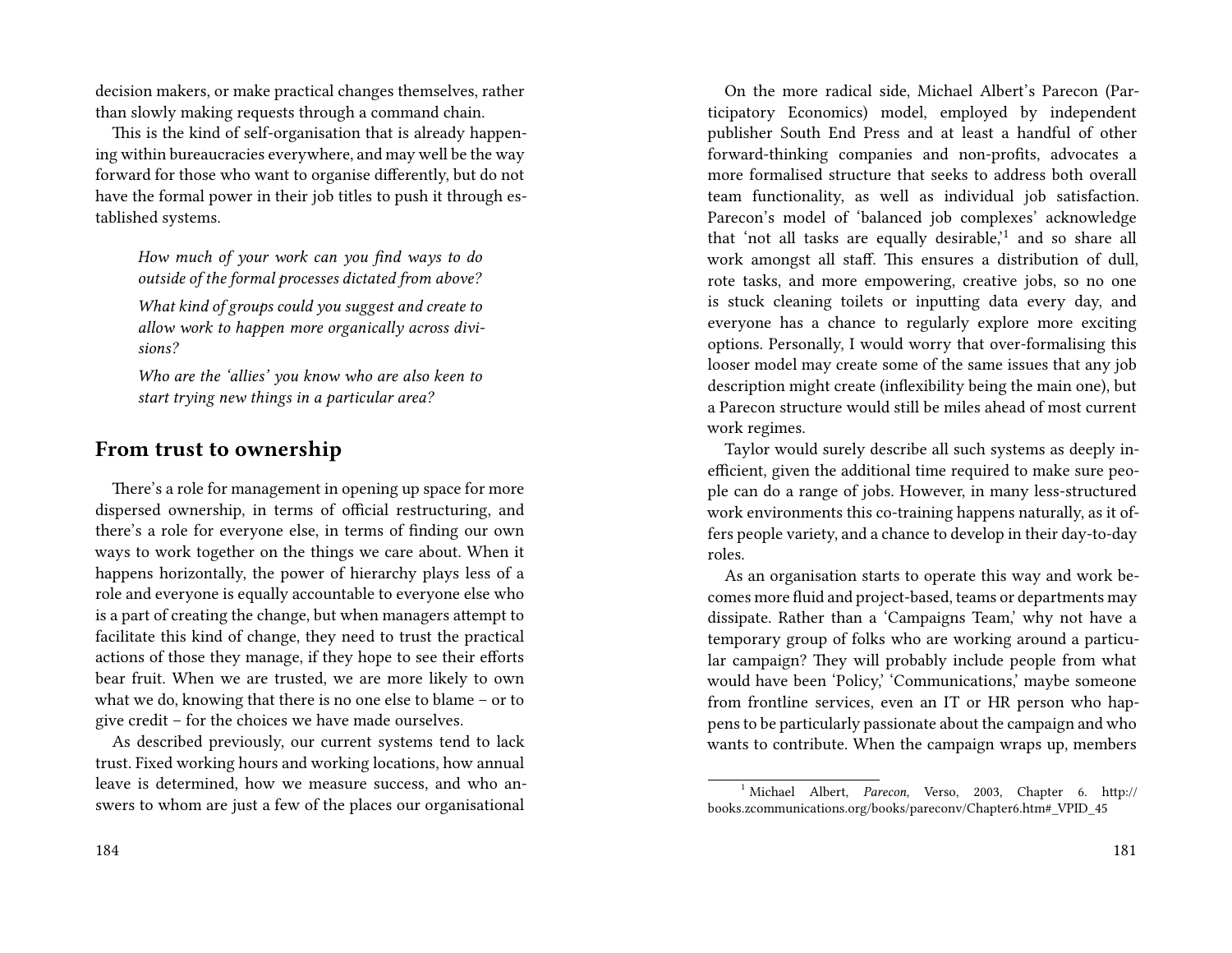decision makers, or make practical changes themselves, rather than slowly making requests through a command chain.

This is the kind of self-organisation that is already happening within bureaucracies everywhere, and may well be the way forward for those who want to organise differently, but do not have the formal power in their job titles to push it through established systems.

> *How much of your work can you find ways to do outside of the formal processes dictated from above?*
>
> *What kind of groups could you suggest and create to allow work to happen more organically across divisions?*
>
> *Who are the 'allies' you know who are also keen to start trying new things in a particular area?*

## From trust to ownership

There's a role for management in opening up space for more dispersed ownership, in terms of official restructuring, and there's a role for everyone else, in terms of finding our own ways to work together on the things we care about. When it happens horizontally, the power of hierarchy plays less of a role and everyone is equally accountable to everyone else who is a part of creating the change, but when managers attempt to facilitate this kind of change, they need to trust the practical actions of those they manage, if they hope to see their efforts bear fruit. When we are trusted, we are more likely to own what we do, knowing that there is no one else to blame – or to give credit – for the choices we have made ourselves.

As described previously, our current systems tend to lack trust. Fixed working hours and working locations, how annual leave is determined, how we measure success, and who answers to whom are just a few of the places our organisational

On the more radical side, Michael Albert's Parecon (Participatory Economics) model, employed by independent publisher South End Press and at least a handful of other forward-thinking companies and non-profits, advocates a more formalised structure that seeks to address both overall team functionality, as well as individual job satisfaction. Parecon's model of 'balanced job complexes' acknowledge that 'not all tasks are equally desirable,'[1] and so share all work amongst all staff. This ensures a distribution of dull, rote tasks, and more empowering, creative jobs, so no one is stuck cleaning toilets or inputting data every day, and everyone has a chance to regularly explore more exciting options. Personally, I would worry that over-formalising this looser model may create some of the same issues that any job description might create (inflexibility being the main one), but a Parecon structure would still be miles ahead of most current work regimes.

Taylor would surely describe all such systems as deeply inefficient, given the additional time required to make sure people can do a range of jobs. However, in many less-structured work environments this co-training happens naturally, as it offers people variety, and a chance to develop in their day-to-day roles.

As an organisation starts to operate this way and work becomes more fluid and project-based, teams or departments may dissipate. Rather than a 'Campaigns Team,' why not have a temporary group of folks who are working around a particular campaign? They will probably include people from what would have been 'Policy,' 'Communications,' maybe someone from frontline services, even an IT or HR person who happens to be particularly passionate about the campaign and who wants to contribute. When the campaign wraps up, members

[1] Michael Albert, *Parecon,* Verso, 2003, Chapter 6. http://books.zcommunications.org/books/pareconv/Chapter6.htm#_VPID_45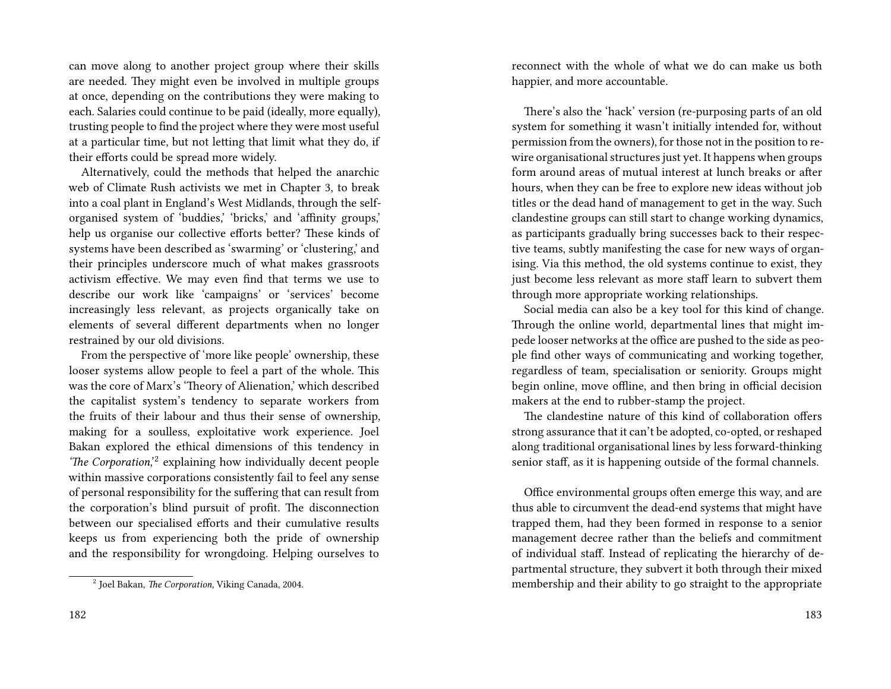can move along to another project group where their skills are needed. They might even be involved in multiple groups at once, depending on the contributions they were making to each. Salaries could continue to be paid (ideally, more equally), trusting people to find the project where they were most useful at a particular time, but not letting that limit what they do, if their efforts could be spread more widely.

Alternatively, could the methods that helped the anarchic web of Climate Rush activists we met in Chapter 3, to break into a coal plant in England's West Midlands, through the self-organised system of 'buddies,' 'bricks,' and 'affinity groups,' help us organise our collective efforts better? These kinds of systems have been described as 'swarming' or 'clustering,' and their principles underscore much of what makes grassroots activism effective. We may even find that terms we use to describe our work like 'campaigns' or 'services' become increasingly less relevant, as projects organically take on elements of several different departments when no longer restrained by our old divisions.

From the perspective of 'more like people' ownership, these looser systems allow people to feel a part of the whole. This was the core of Marx's 'Theory of Alienation,' which described the capitalist system's tendency to separate workers from the fruits of their labour and thus their sense of ownership, making for a soulless, exploitative work experience. Joel Bakan explored the ethical dimensions of this tendency in '*The Corporation*,'[2] explaining how individually decent people within massive corporations consistently fail to feel any sense of personal responsibility for the suffering that can result from the corporation's blind pursuit of profit. The disconnection between our specialised efforts and their cumulative results keeps us from experiencing both the pride of ownership and the responsibility for wrongdoing. Helping ourselves to reconnect with the whole of what we do can make us both happier, and more accountable.

There's also the 'hack' version (re-purposing parts of an old system for something it wasn't initially intended for, without permission from the owners), for those not in the position to re-wire organisational structures just yet. It happens when groups form around areas of mutual interest at lunch breaks or after hours, when they can be free to explore new ideas without job titles or the dead hand of management to get in the way. Such clandestine groups can still start to change working dynamics, as participants gradually bring successes back to their respective teams, subtly manifesting the case for new ways of organising. Via this method, the old systems continue to exist, they just become less relevant as more staff learn to subvert them through more appropriate working relationships.

Social media can also be a key tool for this kind of change. Through the online world, departmental lines that might impede looser networks at the office are pushed to the side as people find other ways of communicating and working together, regardless of team, specialisation or seniority. Groups might begin online, move offline, and then bring in official decision makers at the end to rubber-stamp the project.

The clandestine nature of this kind of collaboration offers strong assurance that it can't be adopted, co-opted, or reshaped along traditional organisational lines by less forward-thinking senior staff, as it is happening outside of the formal channels.

Office environmental groups often emerge this way, and are thus able to circumvent the dead-end systems that might have trapped them, had they been formed in response to a senior management decree rather than the beliefs and commitment of individual staff. Instead of replicating the hierarchy of departmental structure, they subvert it both through their mixed membership and their ability to go straight to the appropriate

[2] Joel Bakan, *The Corporation*, Viking Canada, 2004.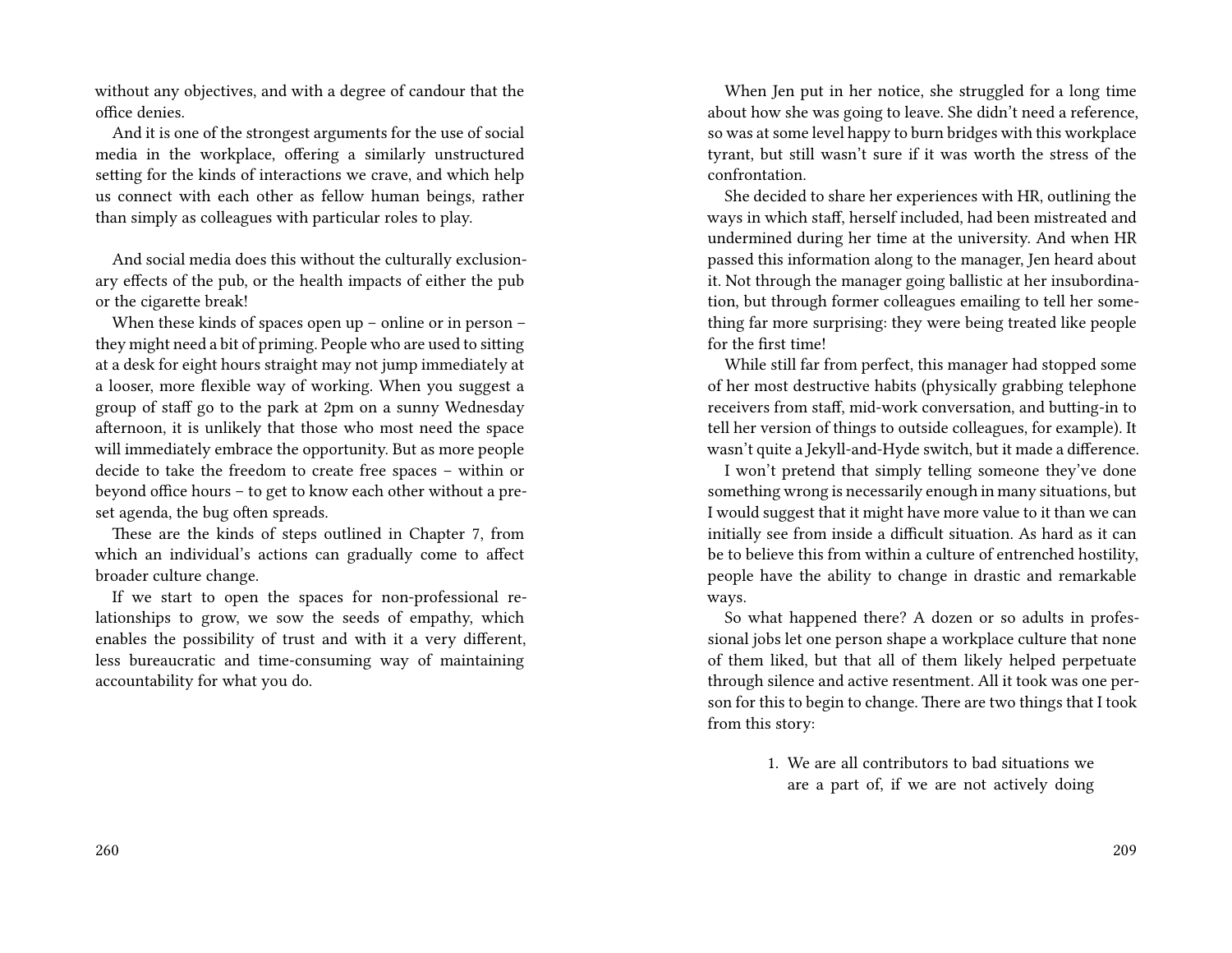without any objectives, and with a degree of candour that the office denies.

And it is one of the strongest arguments for the use of social media in the workplace, offering a similarly unstructured setting for the kinds of interactions we crave, and which help us connect with each other as fellow human beings, rather than simply as colleagues with particular roles to play.

And social media does this without the culturally exclusionary effects of the pub, or the health impacts of either the pub or the cigarette break!

When these kinds of spaces open up – online or in person – they might need a bit of priming. People who are used to sitting at a desk for eight hours straight may not jump immediately at a looser, more flexible way of working. When you suggest a group of staff go to the park at 2pm on a sunny Wednesday afternoon, it is unlikely that those who most need the space will immediately embrace the opportunity. But as more people decide to take the freedom to create free spaces – within or beyond office hours – to get to know each other without a pre-set agenda, the bug often spreads.

These are the kinds of steps outlined in Chapter 7, from which an individual's actions can gradually come to affect broader culture change.

If we start to open the spaces for non-professional relationships to grow, we sow the seeds of empathy, which enables the possibility of trust and with it a very different, less bureaucratic and time-consuming way of maintaining accountability for what you do.

When Jen put in her notice, she struggled for a long time about how she was going to leave. She didn't need a reference, so was at some level happy to burn bridges with this workplace tyrant, but still wasn't sure if it was worth the stress of the confrontation.

She decided to share her experiences with HR, outlining the ways in which staff, herself included, had been mistreated and undermined during her time at the university. And when HR passed this information along to the manager, Jen heard about it. Not through the manager going ballistic at her insubordination, but through former colleagues emailing to tell her something far more surprising: they were being treated like people for the first time!

While still far from perfect, this manager had stopped some of her most destructive habits (physically grabbing telephone receivers from staff, mid-work conversation, and butting-in to tell her version of things to outside colleagues, for example). It wasn't quite a Jekyll-and-Hyde switch, but it made a difference.

I won't pretend that simply telling someone they've done something wrong is necessarily enough in many situations, but I would suggest that it might have more value to it than we can initially see from inside a difficult situation. As hard as it can be to believe this from within a culture of entrenched hostility, people have the ability to change in drastic and remarkable ways.

So what happened there? A dozen or so adults in professional jobs let one person shape a workplace culture that none of them liked, but that all of them likely helped perpetuate through silence and active resentment. All it took was one person for this to begin to change. There are two things that I took from this story:

1. We are all contributors to bad situations we are a part of, if we are not actively doing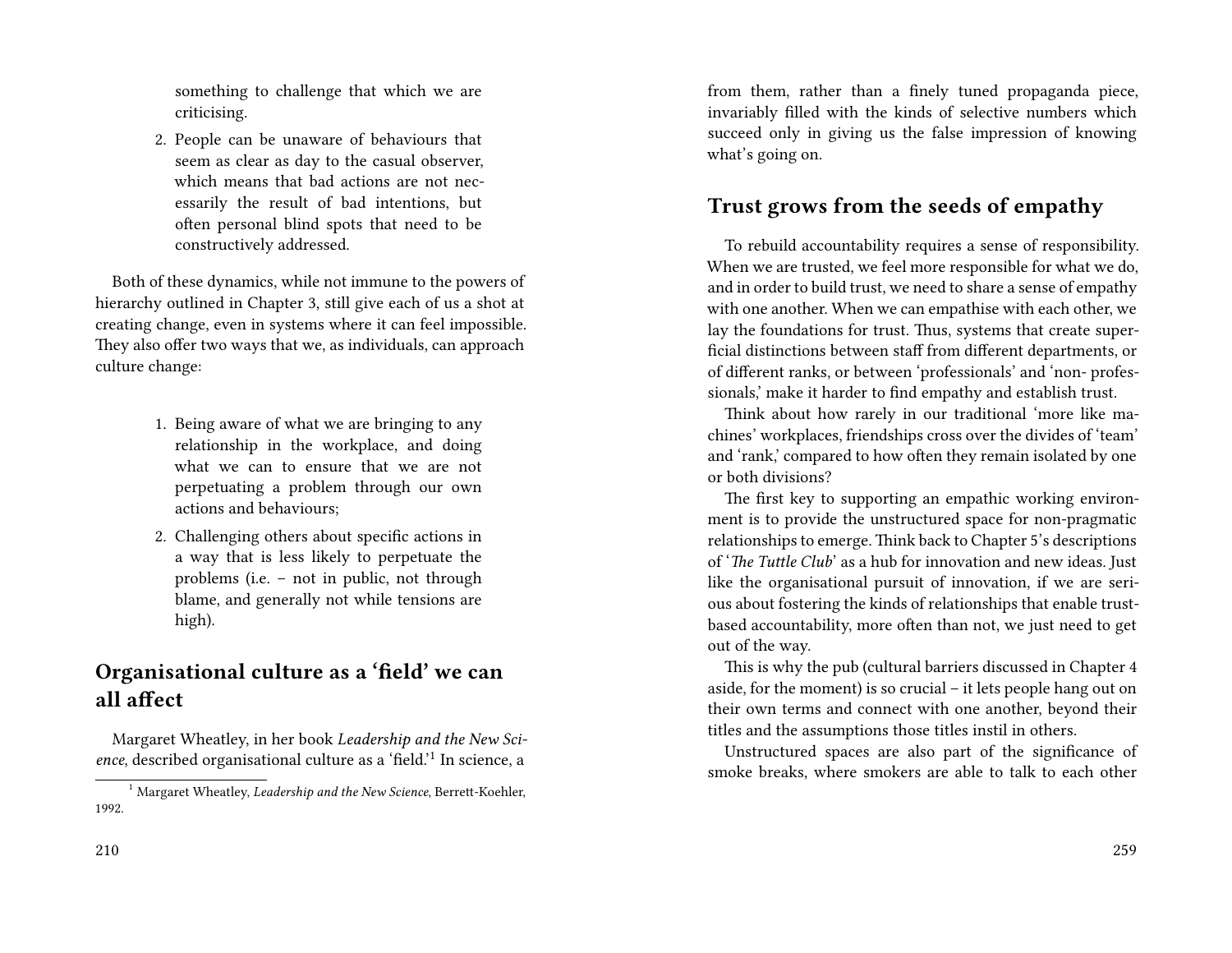something to challenge that which we are criticising.

2. People can be unaware of behaviours that seem as clear as day to the casual observer, which means that bad actions are not necessarily the result of bad intentions, but often personal blind spots that need to be constructively addressed.

Both of these dynamics, while not immune to the powers of hierarchy outlined in Chapter 3, still give each of us a shot at creating change, even in systems where it can feel impossible. They also offer two ways that we, as individuals, can approach culture change:

1. Being aware of what we are bringing to any relationship in the workplace, and doing what we can to ensure that we are not perpetuating a problem through our own actions and behaviours;
2. Challenging others about specific actions in a way that is less likely to perpetuate the problems (i.e. – not in public, not through blame, and generally not while tensions are high).

## Organisational culture as a 'field' we can all affect

Margaret Wheatley, in her book *Leadership and the New Science*, described organisational culture as a 'field.'[1] In science, a

[1] Margaret Wheatley, *Leadership and the New Science*, Berrett-Koehler, 1992.

from them, rather than a finely tuned propaganda piece, invariably filled with the kinds of selective numbers which succeed only in giving us the false impression of knowing what's going on.

## Trust grows from the seeds of empathy

To rebuild accountability requires a sense of responsibility. When we are trusted, we feel more responsible for what we do, and in order to build trust, we need to share a sense of empathy with one another. When we can empathise with each other, we lay the foundations for trust. Thus, systems that create superficial distinctions between staff from different departments, or of different ranks, or between 'professionals' and 'non- professionals,' make it harder to find empathy and establish trust.

Think about how rarely in our traditional 'more like machines' workplaces, friendships cross over the divides of 'team' and 'rank,' compared to how often they remain isolated by one or both divisions?

The first key to supporting an empathic working environment is to provide the unstructured space for non-pragmatic relationships to emerge. Think back to Chapter 5's descriptions of '*The Tuttle Club*' as a hub for innovation and new ideas. Just like the organisational pursuit of innovation, if we are serious about fostering the kinds of relationships that enable trust-based accountability, more often than not, we just need to get out of the way.

This is why the pub (cultural barriers discussed in Chapter 4 aside, for the moment) is so crucial – it lets people hang out on their own terms and connect with one another, beyond their titles and the assumptions those titles instil in others.

Unstructured spaces are also part of the significance of smoke breaks, where smokers are able to talk to each other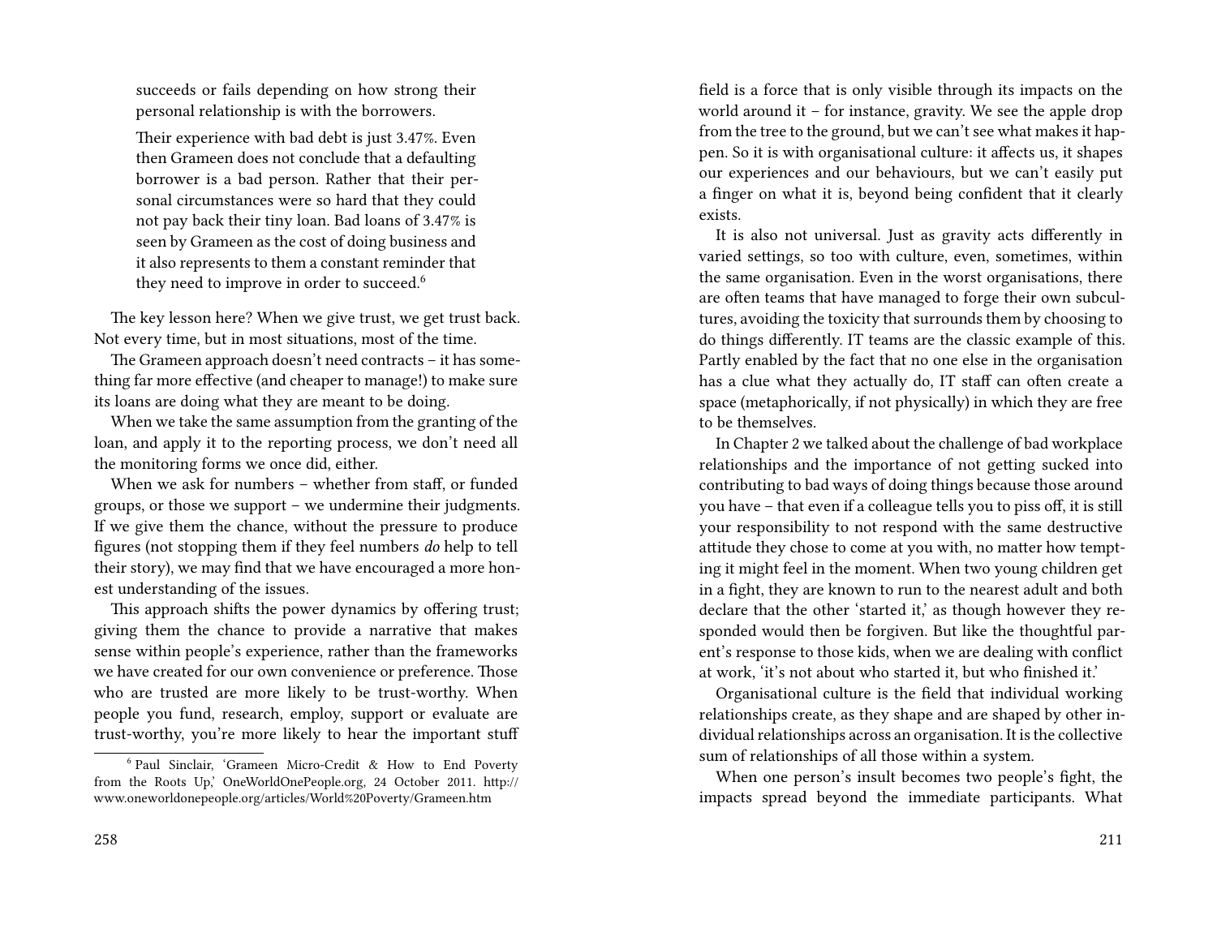succeeds or fails depending on how strong their personal relationship is with the borrowers.

> Their experience with bad debt is just 3.47%. Even then Grameen does not conclude that a defaulting borrower is a bad person. Rather that their personal circumstances were so hard that they could not pay back their tiny loan. Bad loans of 3.47% is seen by Grameen as the cost of doing business and it also represents to them a constant reminder that they need to improve in order to succeed.[6]

The key lesson here? When we give trust, we get trust back. Not every time, but in most situations, most of the time.

The Grameen approach doesn't need contracts – it has something far more effective (and cheaper to manage!) to make sure its loans are doing what they are meant to be doing.

When we take the same assumption from the granting of the loan, and apply it to the reporting process, we don't need all the monitoring forms we once did, either.

When we ask for numbers – whether from staff, or funded groups, or those we support – we undermine their judgments. If we give them the chance, without the pressure to produce figures (not stopping them if they feel numbers *do* help to tell their story), we may find that we have encouraged a more honest understanding of the issues.

This approach shifts the power dynamics by offering trust; giving them the chance to provide a narrative that makes sense within people's experience, rather than the frameworks we have created for our own convenience or preference. Those who are trusted are more likely to be trust-worthy. When people you fund, research, employ, support or evaluate are trust-worthy, you're more likely to hear the important stuff

[6] Paul Sinclair, 'Grameen Micro-Credit & How to End Poverty from the Roots Up,' OneWorldOnePeople.org, 24 October 2011. http://www.oneworldonepeople.org/articles/World%20Poverty/Grameen.htm

field is a force that is only visible through its impacts on the world around it – for instance, gravity. We see the apple drop from the tree to the ground, but we can't see what makes it happen. So it is with organisational culture: it affects us, it shapes our experiences and our behaviours, but we can't easily put a finger on what it is, beyond being confident that it clearly exists.

It is also not universal. Just as gravity acts differently in varied settings, so too with culture, even, sometimes, within the same organisation. Even in the worst organisations, there are often teams that have managed to forge their own subcultures, avoiding the toxicity that surrounds them by choosing to do things differently. IT teams are the classic example of this. Partly enabled by the fact that no one else in the organisation has a clue what they actually do, IT staff can often create a space (metaphorically, if not physically) in which they are free to be themselves.

In Chapter 2 we talked about the challenge of bad workplace relationships and the importance of not getting sucked into contributing to bad ways of doing things because those around you have – that even if a colleague tells you to piss off, it is still your responsibility to not respond with the same destructive attitude they chose to come at you with, no matter how tempting it might feel in the moment. When two young children get in a fight, they are known to run to the nearest adult and both declare that the other 'started it,' as though however they responded would then be forgiven. But like the thoughtful parent's response to those kids, when we are dealing with conflict at work, 'it's not about who started it, but who finished it.'

Organisational culture is the field that individual working relationships create, as they shape and are shaped by other individual relationships across an organisation. It is the collective sum of relationships of all those within a system.

When one person's insult becomes two people's fight, the impacts spread beyond the immediate participants. What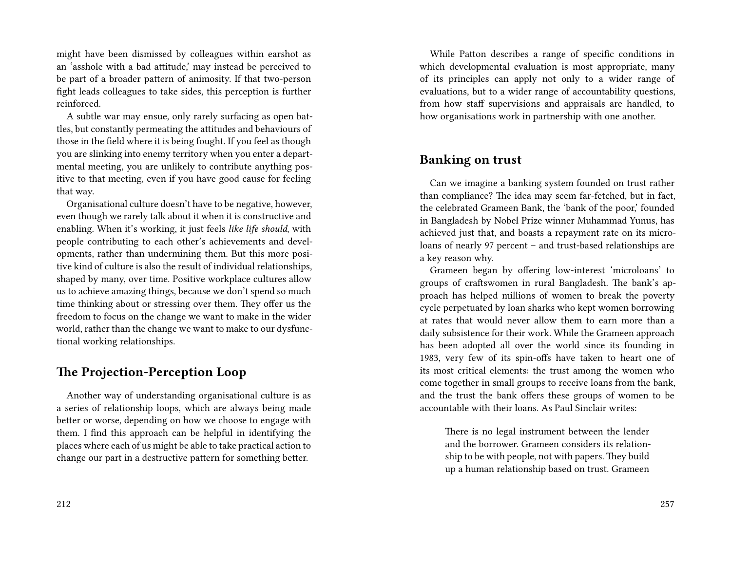might have been dismissed by colleagues within earshot as an 'asshole with a bad attitude,' may instead be perceived to be part of a broader pattern of animosity. If that two-person fight leads colleagues to take sides, this perception is further reinforced.

A subtle war may ensue, only rarely surfacing as open battles, but constantly permeating the attitudes and behaviours of those in the field where it is being fought. If you feel as though you are slinking into enemy territory when you enter a departmental meeting, you are unlikely to contribute anything positive to that meeting, even if you have good cause for feeling that way.

Organisational culture doesn't have to be negative, however, even though we rarely talk about it when it is constructive and enabling. When it's working, it just feels *like life should*, with people contributing to each other's achievements and developments, rather than undermining them. But this more positive kind of culture is also the result of individual relationships, shaped by many, over time. Positive workplace cultures allow us to achieve amazing things, because we don't spend so much time thinking about or stressing over them. They offer us the freedom to focus on the change we want to make in the wider world, rather than the change we want to make to our dysfunctional working relationships.

## The Projection-Perception Loop

Another way of understanding organisational culture is as a series of relationship loops, which are always being made better or worse, depending on how we choose to engage with them. I find this approach can be helpful in identifying the places where each of us might be able to take practical action to change our part in a destructive pattern for something better.

While Patton describes a range of specific conditions in which developmental evaluation is most appropriate, many of its principles can apply not only to a wider range of evaluations, but to a wider range of accountability questions, from how staff supervisions and appraisals are handled, to how organisations work in partnership with one another.

## Banking on trust

Can we imagine a banking system founded on trust rather than compliance? The idea may seem far-fetched, but in fact, the celebrated Grameen Bank, the 'bank of the poor,' founded in Bangladesh by Nobel Prize winner Muhammad Yunus, has achieved just that, and boasts a repayment rate on its microloans of nearly 97 percent – and trust-based relationships are a key reason why.

Grameen began by offering low-interest 'microloans' to groups of craftswomen in rural Bangladesh. The bank's approach has helped millions of women to break the poverty cycle perpetuated by loan sharks who kept women borrowing at rates that would never allow them to earn more than a daily subsistence for their work. While the Grameen approach has been adopted all over the world since its founding in 1983, very few of its spin-offs have taken to heart one of its most critical elements: the trust among the women who come together in small groups to receive loans from the bank, and the trust the bank offers these groups of women to be accountable with their loans. As Paul Sinclair writes:

> There is no legal instrument between the lender and the borrower. Grameen considers its relationship to be with people, not with papers. They build up a human relationship based on trust. Grameen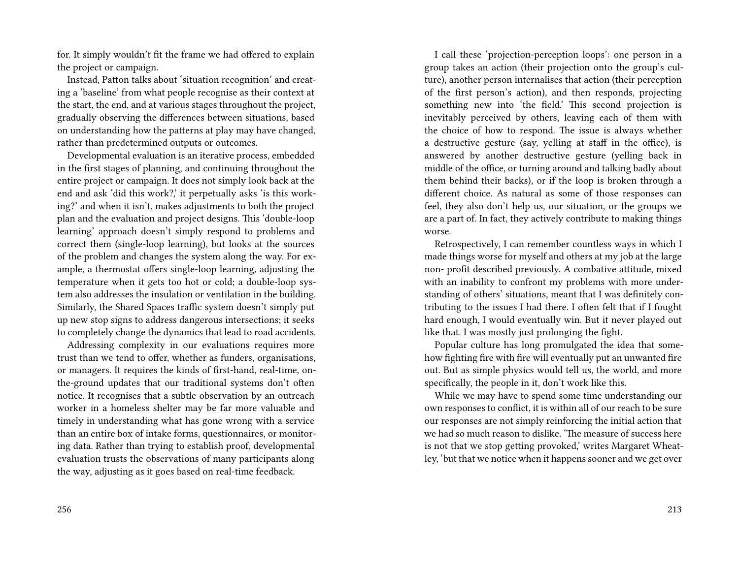for. It simply wouldn't fit the frame we had offered to explain the project or campaign.

Instead, Patton talks about 'situation recognition' and creating a 'baseline' from what people recognise as their context at the start, the end, and at various stages throughout the project, gradually observing the differences between situations, based on understanding how the patterns at play may have changed, rather than predetermined outputs or outcomes.

Developmental evaluation is an iterative process, embedded in the first stages of planning, and continuing throughout the entire project or campaign. It does not simply look back at the end and ask 'did this work?,' it perpetually asks 'is this working?' and when it isn't, makes adjustments to both the project plan and the evaluation and project designs. This 'double-loop learning' approach doesn't simply respond to problems and correct them (single-loop learning), but looks at the sources of the problem and changes the system along the way. For example, a thermostat offers single-loop learning, adjusting the temperature when it gets too hot or cold; a double-loop system also addresses the insulation or ventilation in the building. Similarly, the Shared Spaces traffic system doesn't simply put up new stop signs to address dangerous intersections; it seeks to completely change the dynamics that lead to road accidents.

Addressing complexity in our evaluations requires more trust than we tend to offer, whether as funders, organisations, or managers. It requires the kinds of first-hand, real-time, on-the-ground updates that our traditional systems don't often notice. It recognises that a subtle observation by an outreach worker in a homeless shelter may be far more valuable and timely in understanding what has gone wrong with a service than an entire box of intake forms, questionnaires, or monitoring data. Rather than trying to establish proof, developmental evaluation trusts the observations of many participants along the way, adjusting as it goes based on real-time feedback.

I call these 'projection-perception loops': one person in a group takes an action (their projection onto the group's culture), another person internalises that action (their perception of the first person's action), and then responds, projecting something new into 'the field.' This second projection is inevitably perceived by others, leaving each of them with the choice of how to respond. The issue is always whether a destructive gesture (say, yelling at staff in the office), is answered by another destructive gesture (yelling back in middle of the office, or turning around and talking badly about them behind their backs), or if the loop is broken through a different choice. As natural as some of those responses can feel, they also don't help us, our situation, or the groups we are a part of. In fact, they actively contribute to making things worse.

Retrospectively, I can remember countless ways in which I made things worse for myself and others at my job at the large non- profit described previously. A combative attitude, mixed with an inability to confront my problems with more understanding of others' situations, meant that I was definitely contributing to the issues I had there. I often felt that if I fought hard enough, I would eventually win. But it never played out like that. I was mostly just prolonging the fight.

Popular culture has long promulgated the idea that somehow fighting fire with fire will eventually put an unwanted fire out. But as simple physics would tell us, the world, and more specifically, the people in it, don't work like this.

While we may have to spend some time understanding our own responses to conflict, it is within all of our reach to be sure our responses are not simply reinforcing the initial action that we had so much reason to dislike. 'The measure of success here is not that we stop getting provoked,' writes Margaret Wheatley, 'but that we notice when it happens sooner and we get over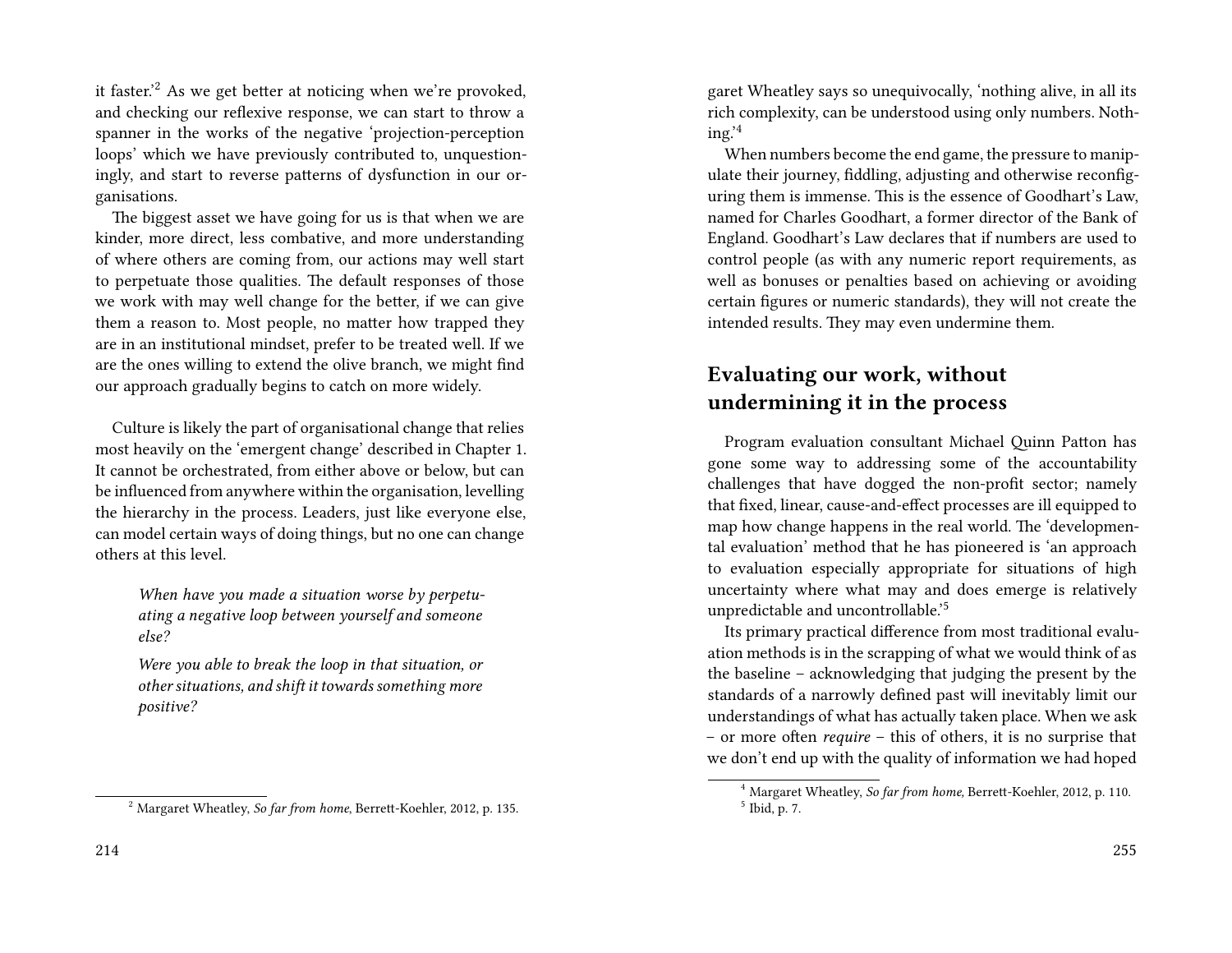it faster.'[2] As we get better at noticing when we're provoked, and checking our reflexive response, we can start to throw a spanner in the works of the negative 'projection-perception loops' which we have previously contributed to, unquestioningly, and start to reverse patterns of dysfunction in our organisations.

The biggest asset we have going for us is that when we are kinder, more direct, less combative, and more understanding of where others are coming from, our actions may well start to perpetuate those qualities. The default responses of those we work with may well change for the better, if we can give them a reason to. Most people, no matter how trapped they are in an institutional mindset, prefer to be treated well. If we are the ones willing to extend the olive branch, we might find our approach gradually begins to catch on more widely.

Culture is likely the part of organisational change that relies most heavily on the 'emergent change' described in Chapter 1. It cannot be orchestrated, from either above or below, but can be influenced from anywhere within the organisation, levelling the hierarchy in the process. Leaders, just like everyone else, can model certain ways of doing things, but no one can change others at this level.

> *When have you made a situation worse by perpetuating a negative loop between yourself and someone else?*
>
> *Were you able to break the loop in that situation, or other situations, and shift it towards something more positive?*

[2] Margaret Wheatley, *So far from home*, Berrett-Koehler, 2012, p. 135.

garet Wheatley says so unequivocally, 'nothing alive, in all its rich complexity, can be understood using only numbers. Nothing.'[4]

When numbers become the end game, the pressure to manipulate their journey, fiddling, adjusting and otherwise reconfiguring them is immense. This is the essence of Goodhart's Law, named for Charles Goodhart, a former director of the Bank of England. Goodhart's Law declares that if numbers are used to control people (as with any numeric report requirements, as well as bonuses or penalties based on achieving or avoiding certain figures or numeric standards), they will not create the intended results. They may even undermine them.

## Evaluating our work, without undermining it in the process

Program evaluation consultant Michael Quinn Patton has gone some way to addressing some of the accountability challenges that have dogged the non-profit sector; namely that fixed, linear, cause-and-effect processes are ill equipped to map how change happens in the real world. The 'developmental evaluation' method that he has pioneered is 'an approach to evaluation especially appropriate for situations of high uncertainty where what may and does emerge is relatively unpredictable and uncontrollable.'[5]

Its primary practical difference from most traditional evaluation methods is in the scrapping of what we would think of as the baseline – acknowledging that judging the present by the standards of a narrowly defined past will inevitably limit our understandings of what has actually taken place. When we ask – or more often *require* – this of others, it is no surprise that we don't end up with the quality of information we had hoped

[4] Margaret Wheatley, *So far from home,* Berrett-Koehler, 2012, p. 110.
[5] Ibid, p. 7.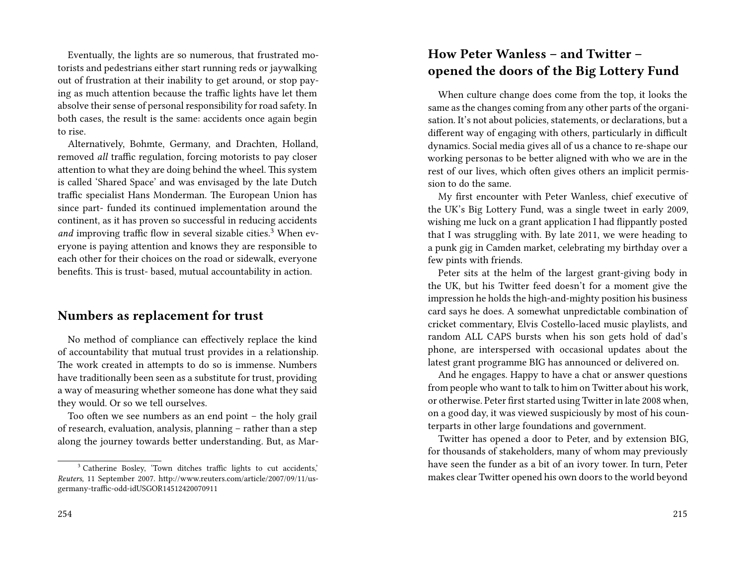Eventually, the lights are so numerous, that frustrated motorists and pedestrians either start running reds or jaywalking out of frustration at their inability to get around, or stop paying as much attention because the traffic lights have let them absolve their sense of personal responsibility for road safety. In both cases, the result is the same: accidents once again begin to rise.

Alternatively, Bohmte, Germany, and Drachten, Holland, removed *all* traffic regulation, forcing motorists to pay closer attention to what they are doing behind the wheel. This system is called 'Shared Space' and was envisaged by the late Dutch traffic specialist Hans Monderman. The European Union has since part- funded its continued implementation around the continent, as it has proven so successful in reducing accidents *and* improving traffic flow in several sizable cities.[3] When everyone is paying attention and knows they are responsible to each other for their choices on the road or sidewalk, everyone benefits. This is trust- based, mutual accountability in action.

## Numbers as replacement for trust

No method of compliance can effectively replace the kind of accountability that mutual trust provides in a relationship. The work created in attempts to do so is immense. Numbers have traditionally been seen as a substitute for trust, providing a way of measuring whether someone has done what they said they would. Or so we tell ourselves.

Too often we see numbers as an end point – the holy grail of research, evaluation, analysis, planning – rather than a step along the journey towards better understanding. But, as Mar-

[3] Catherine Bosley, 'Town ditches traffic lights to cut accidents,' *Reuters,* 11 September 2007. http://www.reuters.com/article/2007/09/11/us-germany-traffic-odd-idUSGOR14512420070911

## How Peter Wanless – and Twitter – opened the doors of the Big Lottery Fund

When culture change does come from the top, it looks the same as the changes coming from any other parts of the organisation. It's not about policies, statements, or declarations, but a different way of engaging with others, particularly in difficult dynamics. Social media gives all of us a chance to re-shape our working personas to be better aligned with who we are in the rest of our lives, which often gives others an implicit permission to do the same.

My first encounter with Peter Wanless, chief executive of the UK's Big Lottery Fund, was a single tweet in early 2009, wishing me luck on a grant application I had flippantly posted that I was struggling with. By late 2011, we were heading to a punk gig in Camden market, celebrating my birthday over a few pints with friends.

Peter sits at the helm of the largest grant-giving body in the UK, but his Twitter feed doesn't for a moment give the impression he holds the high-and-mighty position his business card says he does. A somewhat unpredictable combination of cricket commentary, Elvis Costello-laced music playlists, and random ALL CAPS bursts when his son gets hold of dad's phone, are interspersed with occasional updates about the latest grant programme BIG has announced or delivered on.

And he engages. Happy to have a chat or answer questions from people who want to talk to him on Twitter about his work, or otherwise. Peter first started using Twitter in late 2008 when, on a good day, it was viewed suspiciously by most of his counterparts in other large foundations and government.

Twitter has opened a door to Peter, and by extension BIG, for thousands of stakeholders, many of whom may previously have seen the funder as a bit of an ivory tower. In turn, Peter makes clear Twitter opened his own doors to the world beyond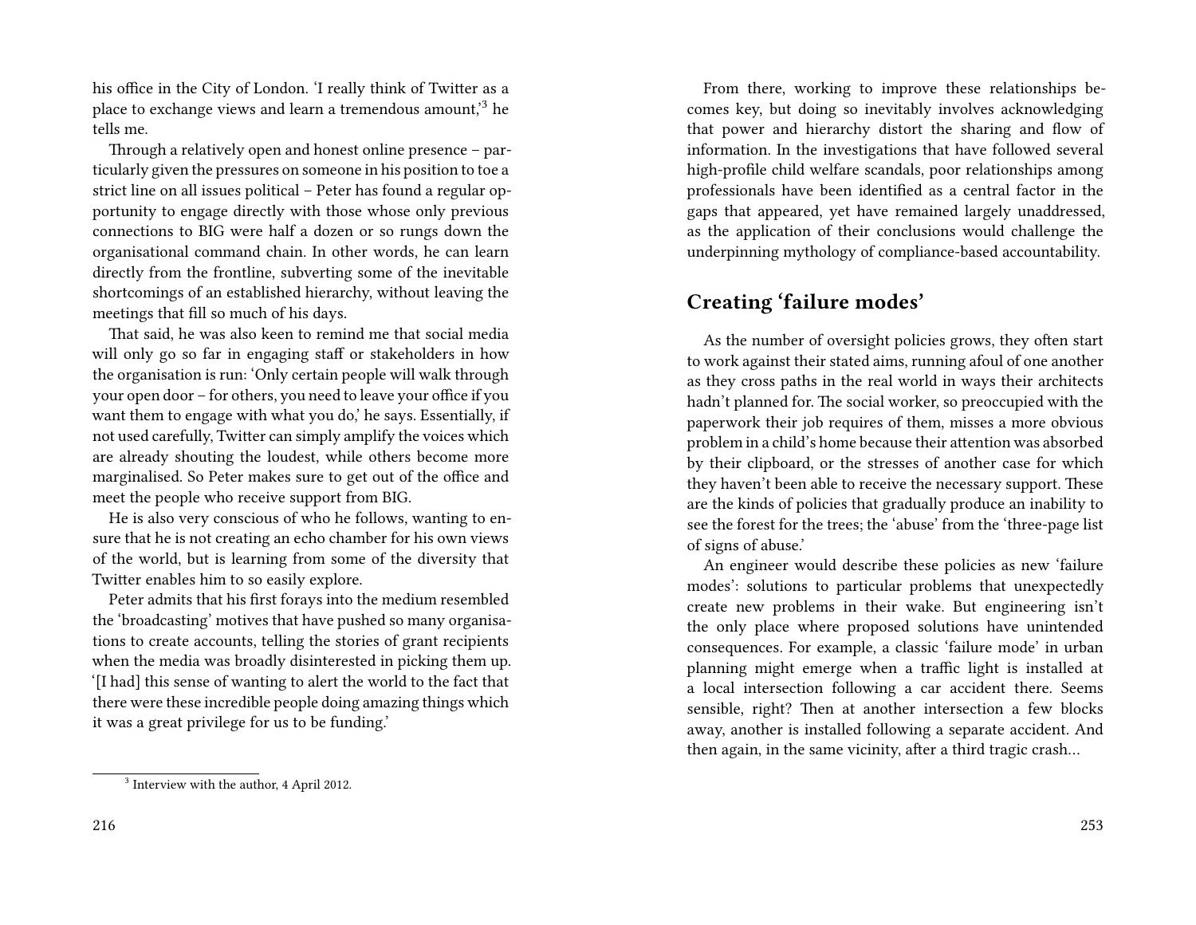his office in the City of London. 'I really think of Twitter as a place to exchange views and learn a tremendous amount,'[3] he tells me.

Through a relatively open and honest online presence – particularly given the pressures on someone in his position to toe a strict line on all issues political – Peter has found a regular opportunity to engage directly with those whose only previous connections to BIG were half a dozen or so rungs down the organisational command chain. In other words, he can learn directly from the frontline, subverting some of the inevitable shortcomings of an established hierarchy, without leaving the meetings that fill so much of his days.

That said, he was also keen to remind me that social media will only go so far in engaging staff or stakeholders in how the organisation is run: 'Only certain people will walk through your open door – for others, you need to leave your office if you want them to engage with what you do,' he says. Essentially, if not used carefully, Twitter can simply amplify the voices which are already shouting the loudest, while others become more marginalised. So Peter makes sure to get out of the office and meet the people who receive support from BIG.

He is also very conscious of who he follows, wanting to ensure that he is not creating an echo chamber for his own views of the world, but is learning from some of the diversity that Twitter enables him to so easily explore.

Peter admits that his first forays into the medium resembled the 'broadcasting' motives that have pushed so many organisations to create accounts, telling the stories of grant recipients when the media was broadly disinterested in picking them up. '[I had] this sense of wanting to alert the world to the fact that there were these incredible people doing amazing things which it was a great privilege for us to be funding.'

[3] Interview with the author, 4 April 2012.

From there, working to improve these relationships becomes key, but doing so inevitably involves acknowledging that power and hierarchy distort the sharing and flow of information. In the investigations that have followed several high-profile child welfare scandals, poor relationships among professionals have been identified as a central factor in the gaps that appeared, yet have remained largely unaddressed, as the application of their conclusions would challenge the underpinning mythology of compliance-based accountability.

## Creating 'failure modes'

As the number of oversight policies grows, they often start to work against their stated aims, running afoul of one another as they cross paths in the real world in ways their architects hadn't planned for. The social worker, so preoccupied with the paperwork their job requires of them, misses a more obvious problem in a child's home because their attention was absorbed by their clipboard, or the stresses of another case for which they haven't been able to receive the necessary support. These are the kinds of policies that gradually produce an inability to see the forest for the trees; the 'abuse' from the 'three-page list of signs of abuse.'

An engineer would describe these policies as new 'failure modes': solutions to particular problems that unexpectedly create new problems in their wake. But engineering isn't the only place where proposed solutions have unintended consequences. For example, a classic 'failure mode' in urban planning might emerge when a traffic light is installed at a local intersection following a car accident there. Seems sensible, right? Then at another intersection a few blocks away, another is installed following a separate accident. And then again, in the same vicinity, after a third tragic crash…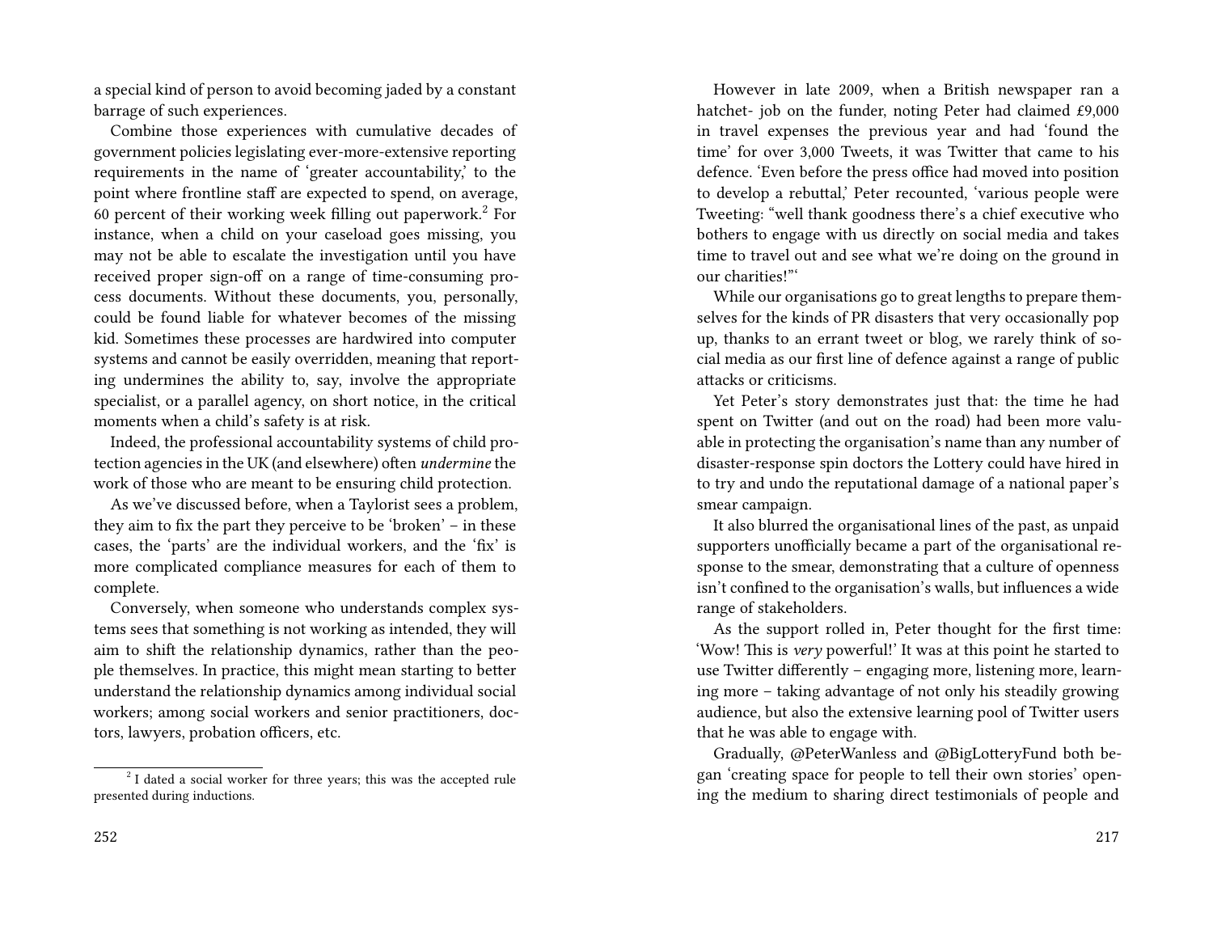a special kind of person to avoid becoming jaded by a constant barrage of such experiences.

Combine those experiences with cumulative decades of government policies legislating ever-more-extensive reporting requirements in the name of 'greater accountability,' to the point where frontline staff are expected to spend, on average, 60 percent of their working week filling out paperwork.[2] For instance, when a child on your caseload goes missing, you may not be able to escalate the investigation until you have received proper sign-off on a range of time-consuming process documents. Without these documents, you, personally, could be found liable for whatever becomes of the missing kid. Sometimes these processes are hardwired into computer systems and cannot be easily overridden, meaning that reporting undermines the ability to, say, involve the appropriate specialist, or a parallel agency, on short notice, in the critical moments when a child's safety is at risk.

Indeed, the professional accountability systems of child protection agencies in the UK (and elsewhere) often *undermine* the work of those who are meant to be ensuring child protection.

As we've discussed before, when a Taylorist sees a problem, they aim to fix the part they perceive to be 'broken' – in these cases, the 'parts' are the individual workers, and the 'fix' is more complicated compliance measures for each of them to complete.

Conversely, when someone who understands complex systems sees that something is not working as intended, they will aim to shift the relationship dynamics, rather than the people themselves. In practice, this might mean starting to better understand the relationship dynamics among individual social workers; among social workers and senior practitioners, doctors, lawyers, probation officers, etc.

[2] I dated a social worker for three years; this was the accepted rule presented during inductions.

However in late 2009, when a British newspaper ran a hatchet- job on the funder, noting Peter had claimed £9,000 in travel expenses the previous year and had 'found the time' for over 3,000 Tweets, it was Twitter that came to his defence. 'Even before the press office had moved into position to develop a rebuttal,' Peter recounted, 'various people were Tweeting: "well thank goodness there's a chief executive who bothers to engage with us directly on social media and takes time to travel out and see what we're doing on the ground in our charities!"'

While our organisations go to great lengths to prepare themselves for the kinds of PR disasters that very occasionally pop up, thanks to an errant tweet or blog, we rarely think of social media as our first line of defence against a range of public attacks or criticisms.

Yet Peter's story demonstrates just that: the time he had spent on Twitter (and out on the road) had been more valuable in protecting the organisation's name than any number of disaster-response spin doctors the Lottery could have hired in to try and undo the reputational damage of a national paper's smear campaign.

It also blurred the organisational lines of the past, as unpaid supporters unofficially became a part of the organisational response to the smear, demonstrating that a culture of openness isn't confined to the organisation's walls, but influences a wide range of stakeholders.

As the support rolled in, Peter thought for the first time: 'Wow! This is *very* powerful!' It was at this point he started to use Twitter differently – engaging more, listening more, learning more – taking advantage of not only his steadily growing audience, but also the extensive learning pool of Twitter users that he was able to engage with.

Gradually, @PeterWanless and @BigLotteryFund both began 'creating space for people to tell their own stories' opening the medium to sharing direct testimonials of people and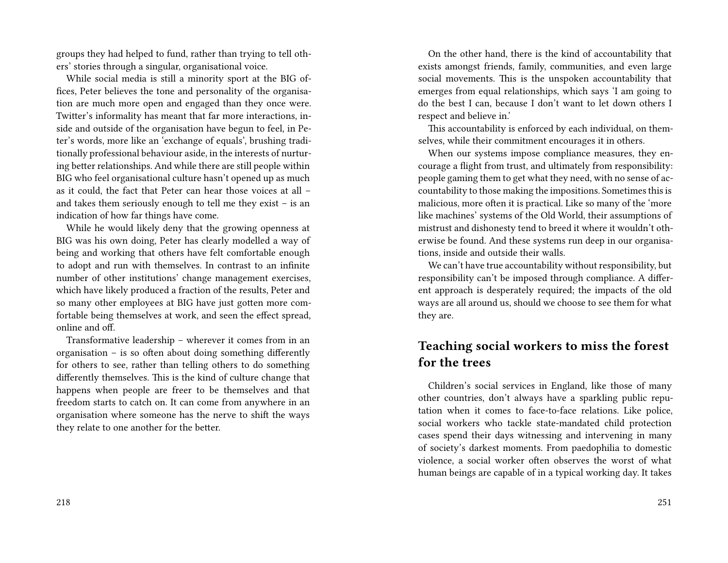groups they had helped to fund, rather than trying to tell others' stories through a singular, organisational voice.

While social media is still a minority sport at the BIG offices, Peter believes the tone and personality of the organisation are much more open and engaged than they once were. Twitter's informality has meant that far more interactions, inside and outside of the organisation have begun to feel, in Peter's words, more like an 'exchange of equals', brushing traditionally professional behaviour aside, in the interests of nurturing better relationships. And while there are still people within BIG who feel organisational culture hasn't opened up as much as it could, the fact that Peter can hear those voices at all – and takes them seriously enough to tell me they exist – is an indication of how far things have come.

While he would likely deny that the growing openness at BIG was his own doing, Peter has clearly modelled a way of being and working that others have felt comfortable enough to adopt and run with themselves. In contrast to an infinite number of other institutions' change management exercises, which have likely produced a fraction of the results, Peter and so many other employees at BIG have just gotten more comfortable being themselves at work, and seen the effect spread, online and off.

Transformative leadership – wherever it comes from in an organisation – is so often about doing something differently for others to see, rather than telling others to do something differently themselves. This is the kind of culture change that happens when people are freer to be themselves and that freedom starts to catch on. It can come from anywhere in an organisation where someone has the nerve to shift the ways they relate to one another for the better.

On the other hand, there is the kind of accountability that exists amongst friends, family, communities, and even large social movements. This is the unspoken accountability that emerges from equal relationships, which says 'I am going to do the best I can, because I don't want to let down others I respect and believe in.'

This accountability is enforced by each individual, on themselves, while their commitment encourages it in others.

When our systems impose compliance measures, they encourage a flight from trust, and ultimately from responsibility: people gaming them to get what they need, with no sense of accountability to those making the impositions. Sometimes this is malicious, more often it is practical. Like so many of the 'more like machines' systems of the Old World, their assumptions of mistrust and dishonesty tend to breed it where it wouldn't otherwise be found. And these systems run deep in our organisations, inside and outside their walls.

We can't have true accountability without responsibility, but responsibility can't be imposed through compliance. A different approach is desperately required; the impacts of the old ways are all around us, should we choose to see them for what they are.

## Teaching social workers to miss the forest for the trees

Children's social services in England, like those of many other countries, don't always have a sparkling public reputation when it comes to face-to-face relations. Like police, social workers who tackle state-mandated child protection cases spend their days witnessing and intervening in many of society's darkest moments. From paedophilia to domestic violence, a social worker often observes the worst of what human beings are capable of in a typical working day. It takes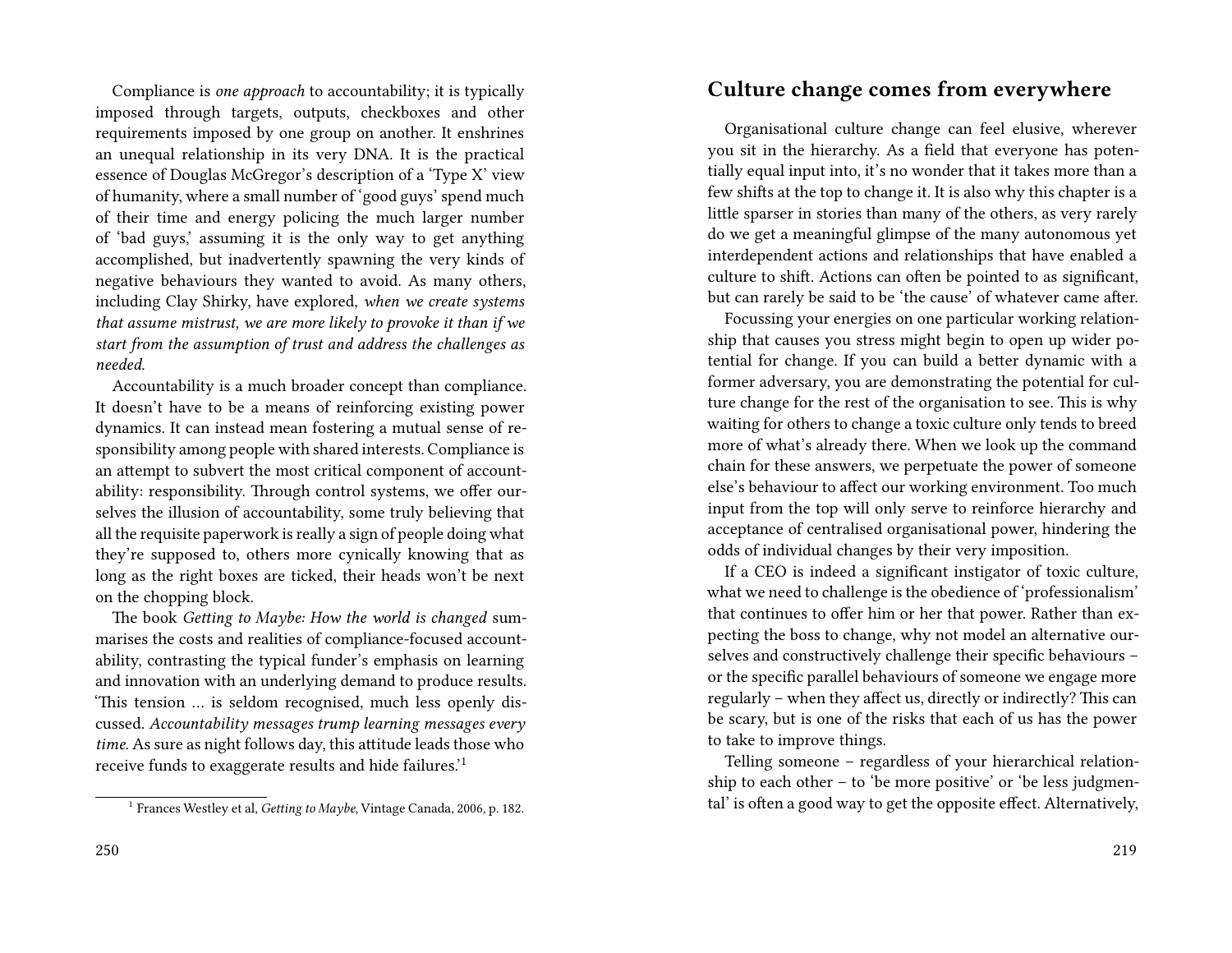Compliance is *one approach* to accountability; it is typically imposed through targets, outputs, checkboxes and other requirements imposed by one group on another. It enshrines an unequal relationship in its very DNA. It is the practical essence of Douglas McGregor's description of a 'Type X' view of humanity, where a small number of 'good guys' spend much of their time and energy policing the much larger number of 'bad guys,' assuming it is the only way to get anything accomplished, but inadvertently spawning the very kinds of negative behaviours they wanted to avoid. As many others, including Clay Shirky, have explored, *when we create systems that assume mistrust, we are more likely to provoke it than if we start from the assumption of trust and address the challenges as needed.*

Accountability is a much broader concept than compliance. It doesn't have to be a means of reinforcing existing power dynamics. It can instead mean fostering a mutual sense of responsibility among people with shared interests. Compliance is an attempt to subvert the most critical component of accountability: responsibility. Through control systems, we offer ourselves the illusion of accountability, some truly believing that all the requisite paperwork is really a sign of people doing what they're supposed to, others more cynically knowing that as long as the right boxes are ticked, their heads won't be next on the chopping block.

The book *Getting to Maybe: How the world is changed* summarises the costs and realities of compliance-focused accountability, contrasting the typical funder's emphasis on learning and innovation with an underlying demand to produce results. 'This tension … is seldom recognised, much less openly discussed. *Accountability messages trump learning messages every time.* As sure as night follows day, this attitude leads those who receive funds to exaggerate results and hide failures.'[1]

[1] Frances Westley et al, *Getting to Maybe*, Vintage Canada, 2006, p. 182.

## Culture change comes from everywhere

Organisational culture change can feel elusive, wherever you sit in the hierarchy. As a field that everyone has potentially equal input into, it's no wonder that it takes more than a few shifts at the top to change it. It is also why this chapter is a little sparser in stories than many of the others, as very rarely do we get a meaningful glimpse of the many autonomous yet interdependent actions and relationships that have enabled a culture to shift. Actions can often be pointed to as significant, but can rarely be said to be 'the cause' of whatever came after.

Focussing your energies on one particular working relationship that causes you stress might begin to open up wider potential for change. If you can build a better dynamic with a former adversary, you are demonstrating the potential for culture change for the rest of the organisation to see. This is why waiting for others to change a toxic culture only tends to breed more of what's already there. When we look up the command chain for these answers, we perpetuate the power of someone else's behaviour to affect our working environment. Too much input from the top will only serve to reinforce hierarchy and acceptance of centralised organisational power, hindering the odds of individual changes by their very imposition.

If a CEO is indeed a significant instigator of toxic culture, what we need to challenge is the obedience of 'professionalism' that continues to offer him or her that power. Rather than expecting the boss to change, why not model an alternative ourselves and constructively challenge their specific behaviours – or the specific parallel behaviours of someone we engage more regularly – when they affect us, directly or indirectly? This can be scary, but is one of the risks that each of us has the power to take to improve things.

Telling someone – regardless of your hierarchical relationship to each other – to 'be more positive' or 'be less judgmental' is often a good way to get the opposite effect. Alternatively,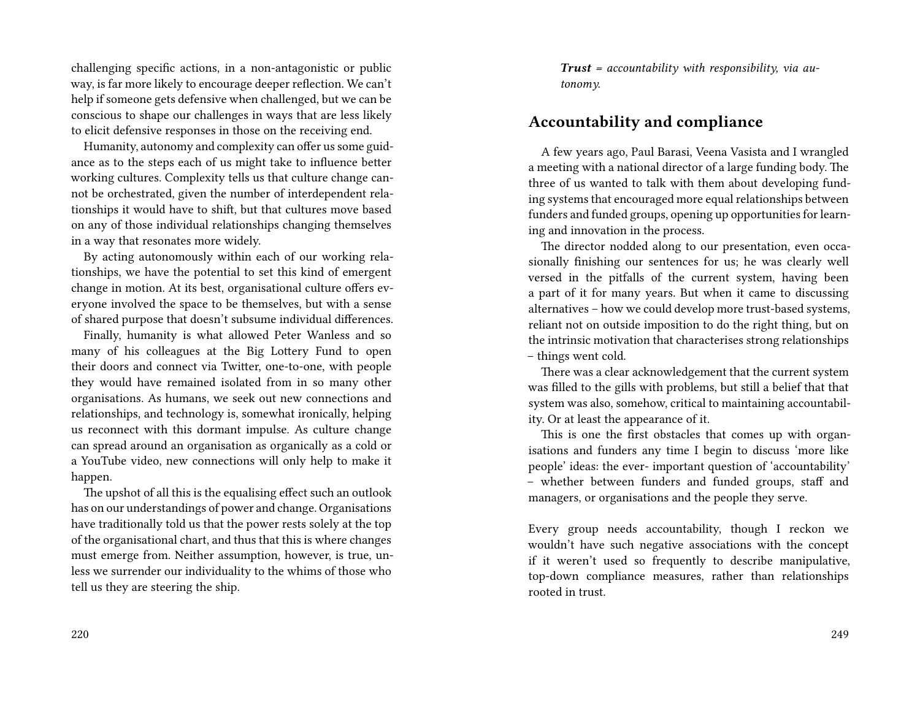challenging specific actions, in a non-antagonistic or public way, is far more likely to encourage deeper reflection. We can't help if someone gets defensive when challenged, but we can be conscious to shape our challenges in ways that are less likely to elicit defensive responses in those on the receiving end.

Humanity, autonomy and complexity can offer us some guidance as to the steps each of us might take to influence better working cultures. Complexity tells us that culture change cannot be orchestrated, given the number of interdependent relationships it would have to shift, but that cultures move based on any of those individual relationships changing themselves in a way that resonates more widely.

By acting autonomously within each of our working relationships, we have the potential to set this kind of emergent change in motion. At its best, organisational culture offers everyone involved the space to be themselves, but with a sense of shared purpose that doesn't subsume individual differences.

Finally, humanity is what allowed Peter Wanless and so many of his colleagues at the Big Lottery Fund to open their doors and connect via Twitter, one-to-one, with people they would have remained isolated from in so many other organisations. As humans, we seek out new connections and relationships, and technology is, somewhat ironically, helping us reconnect with this dormant impulse. As culture change can spread around an organisation as organically as a cold or a YouTube video, new connections will only help to make it happen.

The upshot of all this is the equalising effect such an outlook has on our understandings of power and change. Organisations have traditionally told us that the power rests solely at the top of the organisational chart, and thus that this is where changes must emerge from. Neither assumption, however, is true, unless we surrender our individuality to the whims of those who tell us they are steering the ship.

***Trust** = accountability with responsibility, via autonomy.*

## Accountability and compliance

A few years ago, Paul Barasi, Veena Vasista and I wrangled a meeting with a national director of a large funding body. The three of us wanted to talk with them about developing funding systems that encouraged more equal relationships between funders and funded groups, opening up opportunities for learning and innovation in the process.

The director nodded along to our presentation, even occasionally finishing our sentences for us; he was clearly well versed in the pitfalls of the current system, having been a part of it for many years. But when it came to discussing alternatives – how we could develop more trust-based systems, reliant not on outside imposition to do the right thing, but on the intrinsic motivation that characterises strong relationships – things went cold.

There was a clear acknowledgement that the current system was filled to the gills with problems, but still a belief that that system was also, somehow, critical to maintaining accountability. Or at least the appearance of it.

This is one the first obstacles that comes up with organisations and funders any time I begin to discuss 'more like people' ideas: the ever- important question of 'accountability' – whether between funders and funded groups, staff and managers, or organisations and the people they serve.

Every group needs accountability, though I reckon we wouldn't have such negative associations with the concept if it weren't used so frequently to describe manipulative, top-down compliance measures, rather than relationships rooted in trust.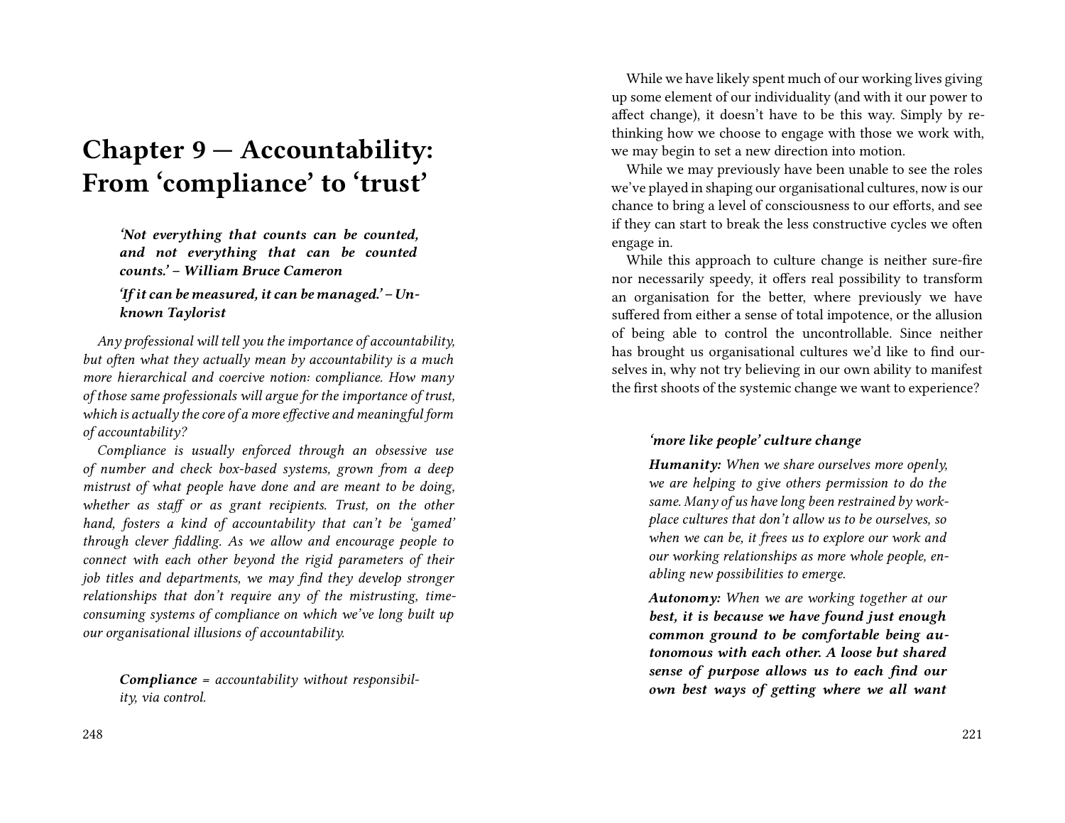# Chapter 9 — Accountability: From 'compliance' to 'trust'

> ***'Not everything that counts can be counted, and not everything that can be counted counts.' – William Bruce Cameron***
>
> ***'If it can be measured, it can be managed.' – Unknown Taylorist***

*Any professional will tell you the importance of accountability, but often what they actually mean by accountability is a much more hierarchical and coercive notion: compliance. How many of those same professionals will argue for the importance of trust, which is actually the core of a more effective and meaningful form of accountability?*

*Compliance is usually enforced through an obsessive use of number and check box-based systems, grown from a deep mistrust of what people have done and are meant to be doing, whether as staff or as grant recipients. Trust, on the other hand, fosters a kind of accountability that can't be 'gamed' through clever fiddling. As we allow and encourage people to connect with each other beyond the rigid parameters of their job titles and departments, we may find they develop stronger relationships that don't require any of the mistrusting, time-consuming systems of compliance on which we've long built up our organisational illusions of accountability.*

> ***Compliance*** *= accountability without responsibility, via control.*

While we have likely spent much of our working lives giving up some element of our individuality (and with it our power to affect change), it doesn't have to be this way. Simply by re-thinking how we choose to engage with those we work with, we may begin to set a new direction into motion.

While we may previously have been unable to see the roles we've played in shaping our organisational cultures, now is our chance to bring a level of consciousness to our efforts, and see if they can start to break the less constructive cycles we often engage in.

While this approach to culture change is neither sure-fire nor necessarily speedy, it offers real possibility to transform an organisation for the better, where previously we have suffered from either a sense of total impotence, or the allusion of being able to control the uncontrollable. Since neither has brought us organisational cultures we'd like to find ourselves in, why not try believing in our own ability to manifest the first shoots of the systemic change we want to experience?

> ***'more like people' culture change***
>
> ***Humanity:*** *When we share ourselves more openly, we are helping to give others permission to do the same. Many of us have long been restrained by workplace cultures that don't allow us to be ourselves, so when we can be, it frees us to explore our work and our working relationships as more whole people, enabling new possibilities to emerge.*
>
> ***Autonomy:*** *When we are working together at our* ***best, it is because we have found just enough common ground to be comfortable being autonomous with each other. A loose but shared sense of purpose allows us to each find our own best ways of getting where we all want***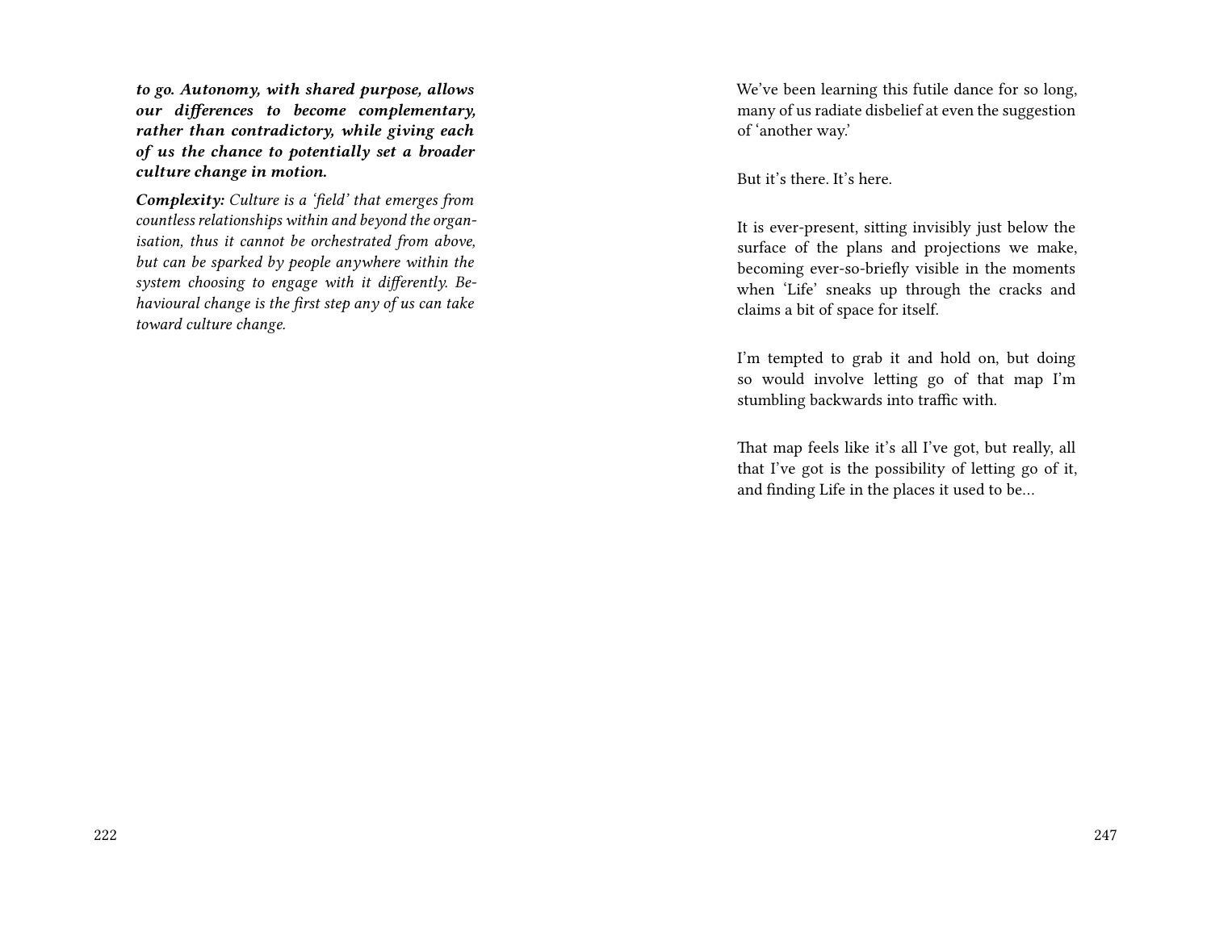***to go. Autonomy, with shared purpose, allows our differences to become complementary, rather than contradictory, while giving each of us the chance to potentially set a broader culture change in motion.***

***Complexity:*** *Culture is a 'field' that emerges from countless relationships within and beyond the organisation, thus it cannot be orchestrated from above, but can be sparked by people anywhere within the system choosing to engage with it differently. Behavioural change is the first step any of us can take toward culture change.*

We've been learning this futile dance for so long, many of us radiate disbelief at even the suggestion of 'another way.'

But it's there. It's here.

It is ever-present, sitting invisibly just below the surface of the plans and projections we make, becoming ever-so-briefly visible in the moments when 'Life' sneaks up through the cracks and claims a bit of space for itself.

I'm tempted to grab it and hold on, but doing so would involve letting go of that map I'm stumbling backwards into traffic with.

That map feels like it's all I've got, but really, all that I've got is the possibility of letting go of it, and finding Life in the places it used to be…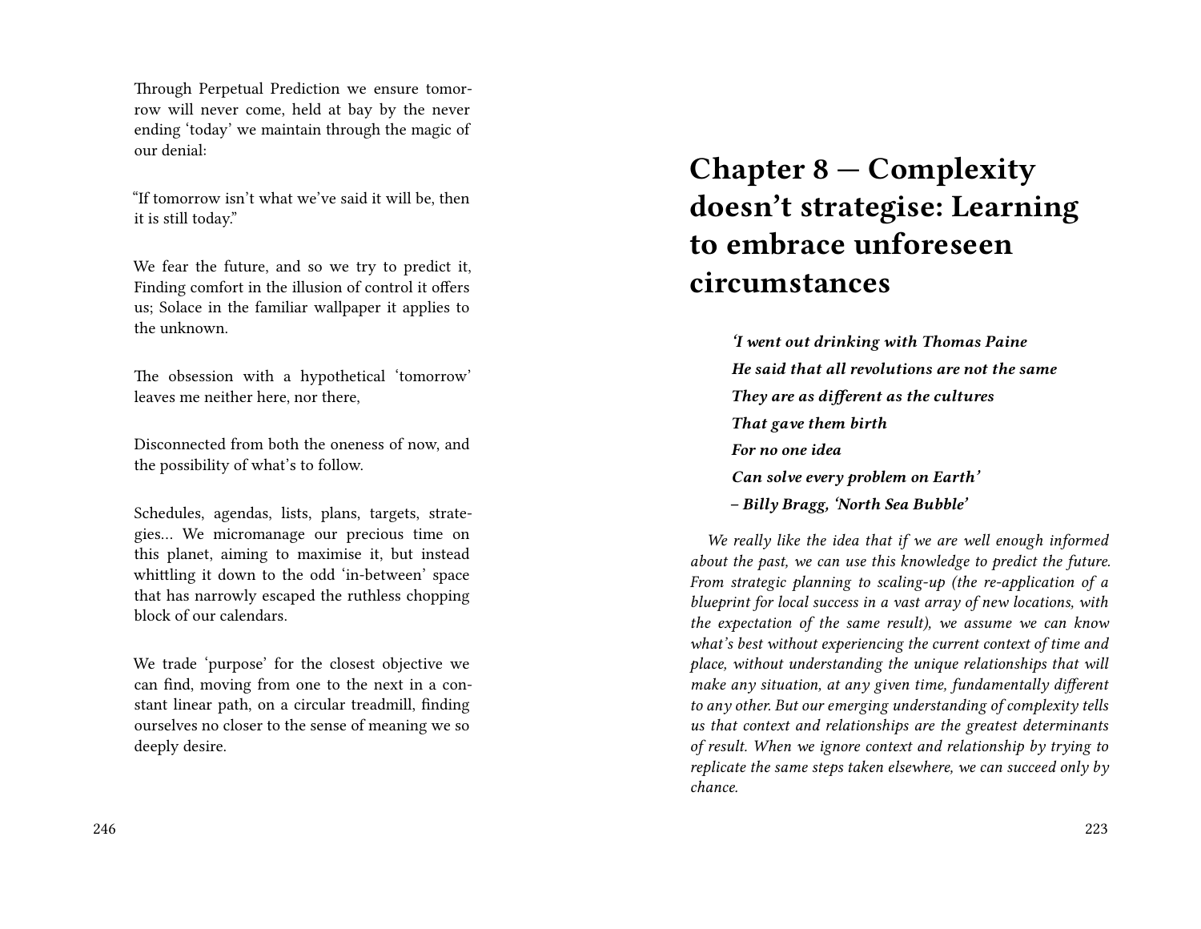Through Perpetual Prediction we ensure tomorrow will never come, held at bay by the never ending 'today' we maintain through the magic of our denial:

"If tomorrow isn't what we've said it will be, then it is still today."

We fear the future, and so we try to predict it, Finding comfort in the illusion of control it offers us; Solace in the familiar wallpaper it applies to the unknown.

The obsession with a hypothetical 'tomorrow' leaves me neither here, nor there,

Disconnected from both the oneness of now, and the possibility of what's to follow.

Schedules, agendas, lists, plans, targets, strategies… We micromanage our precious time on this planet, aiming to maximise it, but instead whittling it down to the odd 'in-between' space that has narrowly escaped the ruthless chopping block of our calendars.

We trade 'purpose' for the closest objective we can find, moving from one to the next in a constant linear path, on a circular treadmill, finding ourselves no closer to the sense of meaning we so deeply desire.

# Chapter 8 — Complexity doesn't strategise: Learning to embrace unforeseen circumstances

> ***'I went out drinking with Thomas Paine***
> ***He said that all revolutions are not the same***
> ***They are as different as the cultures***
> ***That gave them birth***
> ***For no one idea***
> ***Can solve every problem on Earth'***
> ***– Billy Bragg, 'North Sea Bubble'***

*We really like the idea that if we are well enough informed about the past, we can use this knowledge to predict the future. From strategic planning to scaling-up (the re-application of a blueprint for local success in a vast array of new locations, with the expectation of the same result), we assume we can know what's best without experiencing the current context of time and place, without understanding the unique relationships that will make any situation, at any given time, fundamentally different to any other. But our emerging understanding of complexity tells us that context and relationships are the greatest determinants of result. When we ignore context and relationship by trying to replicate the same steps taken elsewhere, we can succeed only by chance.*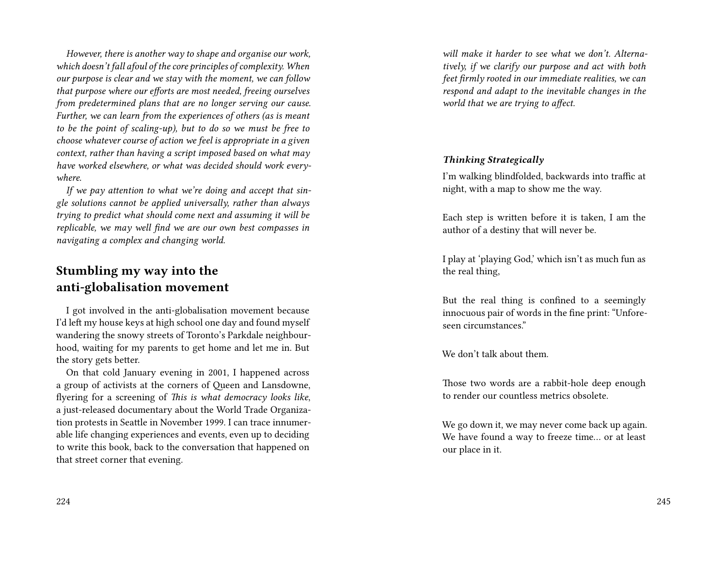*However, there is another way to shape and organise our work, which doesn't fall afoul of the core principles of complexity. When our purpose is clear and we stay with the moment, we can follow that purpose where our efforts are most needed, freeing ourselves from predetermined plans that are no longer serving our cause. Further, we can learn from the experiences of others (as is meant to be the point of scaling-up), but to do so we must be free to choose whatever course of action we feel is appropriate in a given context, rather than having a script imposed based on what may have worked elsewhere, or what was decided should work everywhere.*

*If we pay attention to what we're doing and accept that single solutions cannot be applied universally, rather than always trying to predict what should come next and assuming it will be replicable, we may well find we are our own best compasses in navigating a complex and changing world.*

## Stumbling my way into the anti-globalisation movement

I got involved in the anti-globalisation movement because I'd left my house keys at high school one day and found myself wandering the snowy streets of Toronto's Parkdale neighbourhood, waiting for my parents to get home and let me in. But the story gets better.

On that cold January evening in 2001, I happened across a group of activists at the corners of Queen and Lansdowne, flyering for a screening of *This is what democracy looks like*, a just-released documentary about the World Trade Organization protests in Seattle in November 1999. I can trace innumerable life changing experiences and events, even up to deciding to write this book, back to the conversation that happened on that street corner that evening.

*will make it harder to see what we don't. Alternatively, if we clarify our purpose and act with both feet firmly rooted in our immediate realities, we can respond and adapt to the inevitable changes in the world that we are trying to affect.*

#### *Thinking Strategically*

I'm walking blindfolded, backwards into traffic at night, with a map to show me the way.

Each step is written before it is taken, I am the author of a destiny that will never be.

I play at 'playing God,' which isn't as much fun as the real thing,

But the real thing is confined to a seemingly innocuous pair of words in the fine print: "Unforeseen circumstances."

We don't talk about them.

Those two words are a rabbit-hole deep enough to render our countless metrics obsolete.

We go down it, we may never come back up again. We have found a way to freeze time… or at least our place in it.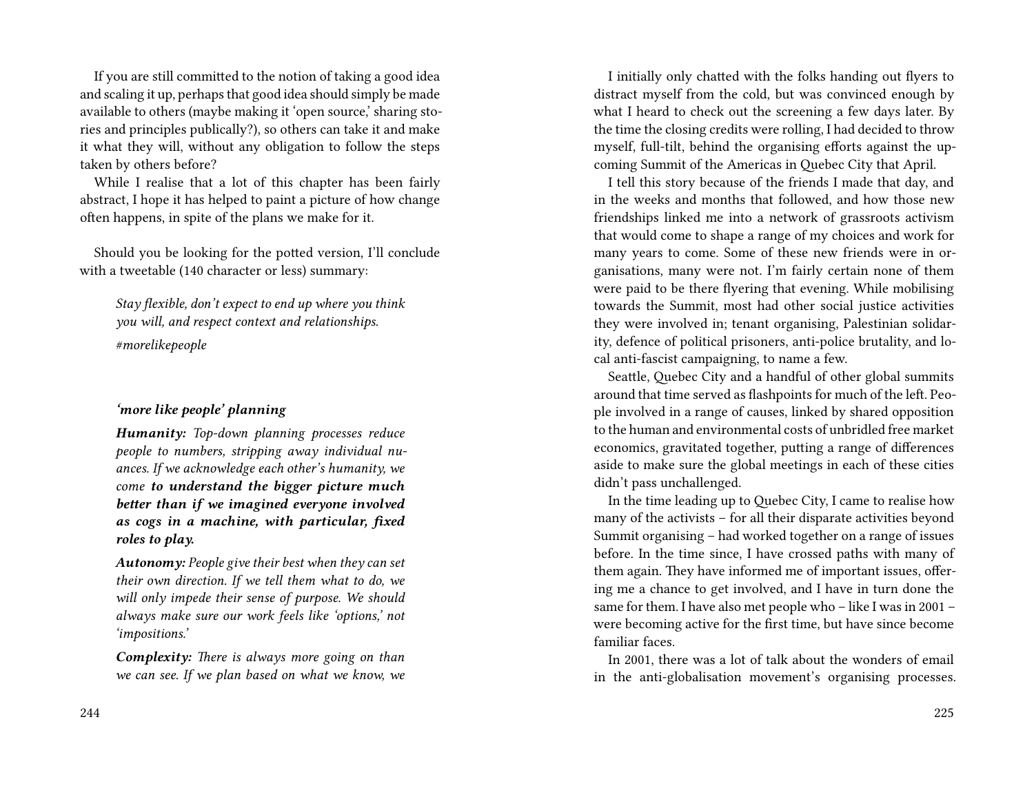If you are still committed to the notion of taking a good idea and scaling it up, perhaps that good idea should simply be made available to others (maybe making it 'open source,' sharing stories and principles publically?), so others can take it and make it what they will, without any obligation to follow the steps taken by others before?

While I realise that a lot of this chapter has been fairly abstract, I hope it has helped to paint a picture of how change often happens, in spite of the plans we make for it.

Should you be looking for the potted version, I'll conclude with a tweetable (140 character or less) summary:

> *Stay flexible, don't expect to end up where you think you will, and respect context and relationships.*
>
> *#morelikepeople*

> ***'more like people' planning***
>
> ***Humanity:*** *Top-down planning processes reduce people to numbers, stripping away individual nuances. If we acknowledge each other's humanity, we come* ***to understand the bigger picture much better than if we imagined everyone involved as cogs in a machine, with particular, fixed roles to play.***
>
> ***Autonomy:*** *People give their best when they can set their own direction. If we tell them what to do, we will only impede their sense of purpose. We should always make sure our work feels like 'options,' not 'impositions.'*
>
> ***Complexity:*** *There is always more going on than we can see. If we plan based on what we know, we*

I initially only chatted with the folks handing out flyers to distract myself from the cold, but was convinced enough by what I heard to check out the screening a few days later. By the time the closing credits were rolling, I had decided to throw myself, full-tilt, behind the organising efforts against the upcoming Summit of the Americas in Quebec City that April.

I tell this story because of the friends I made that day, and in the weeks and months that followed, and how those new friendships linked me into a network of grassroots activism that would come to shape a range of my choices and work for many years to come. Some of these new friends were in organisations, many were not. I'm fairly certain none of them were paid to be there flyering that evening. While mobilising towards the Summit, most had other social justice activities they were involved in; tenant organising, Palestinian solidarity, defence of political prisoners, anti-police brutality, and local anti-fascist campaigning, to name a few.

Seattle, Quebec City and a handful of other global summits around that time served as flashpoints for much of the left. People involved in a range of causes, linked by shared opposition to the human and environmental costs of unbridled free market economics, gravitated together, putting a range of differences aside to make sure the global meetings in each of these cities didn't pass unchallenged.

In the time leading up to Quebec City, I came to realise how many of the activists – for all their disparate activities beyond Summit organising – had worked together on a range of issues before. In the time since, I have crossed paths with many of them again. They have informed me of important issues, offering me a chance to get involved, and I have in turn done the same for them. I have also met people who – like I was in 2001 – were becoming active for the first time, but have since become familiar faces.

In 2001, there was a lot of talk about the wonders of email in the anti-globalisation movement's organising processes.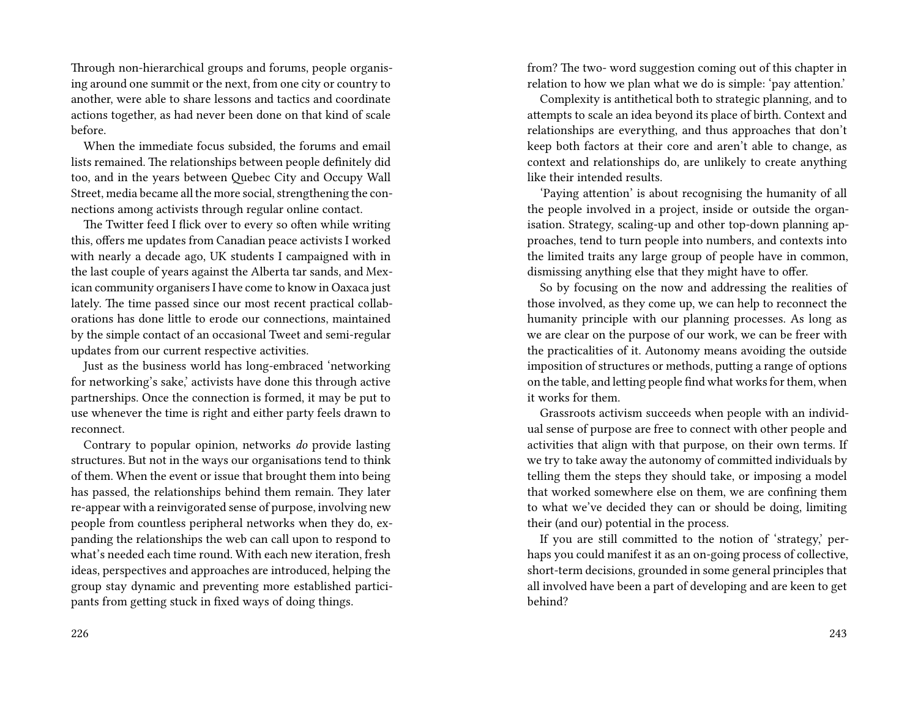Through non-hierarchical groups and forums, people organising around one summit or the next, from one city or country to another, were able to share lessons and tactics and coordinate actions together, as had never been done on that kind of scale before.

When the immediate focus subsided, the forums and email lists remained. The relationships between people definitely did too, and in the years between Quebec City and Occupy Wall Street, media became all the more social, strengthening the connections among activists through regular online contact.

The Twitter feed I flick over to every so often while writing this, offers me updates from Canadian peace activists I worked with nearly a decade ago, UK students I campaigned with in the last couple of years against the Alberta tar sands, and Mexican community organisers I have come to know in Oaxaca just lately. The time passed since our most recent practical collaborations has done little to erode our connections, maintained by the simple contact of an occasional Tweet and semi-regular updates from our current respective activities.

Just as the business world has long-embraced 'networking for networking's sake,' activists have done this through active partnerships. Once the connection is formed, it may be put to use whenever the time is right and either party feels drawn to reconnect.

Contrary to popular opinion, networks *do* provide lasting structures. But not in the ways our organisations tend to think of them. When the event or issue that brought them into being has passed, the relationships behind them remain. They later re-appear with a reinvigorated sense of purpose, involving new people from countless peripheral networks when they do, expanding the relationships the web can call upon to respond to what's needed each time round. With each new iteration, fresh ideas, perspectives and approaches are introduced, helping the group stay dynamic and preventing more established participants from getting stuck in fixed ways of doing things.

from? The two- word suggestion coming out of this chapter in relation to how we plan what we do is simple: 'pay attention.'

Complexity is antithetical both to strategic planning, and to attempts to scale an idea beyond its place of birth. Context and relationships are everything, and thus approaches that don't keep both factors at their core and aren't able to change, as context and relationships do, are unlikely to create anything like their intended results.

'Paying attention' is about recognising the humanity of all the people involved in a project, inside or outside the organisation. Strategy, scaling-up and other top-down planning approaches, tend to turn people into numbers, and contexts into the limited traits any large group of people have in common, dismissing anything else that they might have to offer.

So by focusing on the now and addressing the realities of those involved, as they come up, we can help to reconnect the humanity principle with our planning processes. As long as we are clear on the purpose of our work, we can be freer with the practicalities of it. Autonomy means avoiding the outside imposition of structures or methods, putting a range of options on the table, and letting people find what works for them, when it works for them.

Grassroots activism succeeds when people with an individual sense of purpose are free to connect with other people and activities that align with that purpose, on their own terms. If we try to take away the autonomy of committed individuals by telling them the steps they should take, or imposing a model that worked somewhere else on them, we are confining them to what we've decided they can or should be doing, limiting their (and our) potential in the process.

If you are still committed to the notion of 'strategy,' perhaps you could manifest it as an on-going process of collective, short-term decisions, grounded in some general principles that all involved have been a part of developing and are keen to get behind?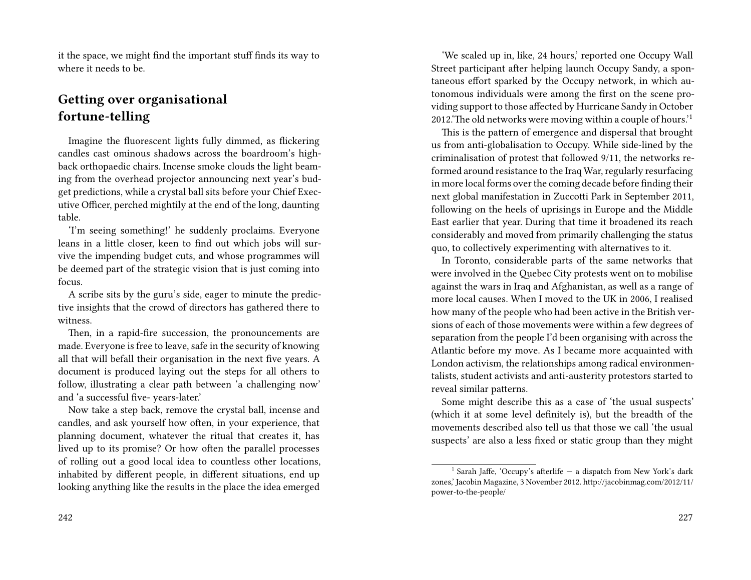it the space, we might find the important stuff finds its way to where it needs to be.

## Getting over organisational fortune-telling

Imagine the fluorescent lights fully dimmed, as flickering candles cast ominous shadows across the boardroom's high-back orthopaedic chairs. Incense smoke clouds the light beaming from the overhead projector announcing next year's budget predictions, while a crystal ball sits before your Chief Executive Officer, perched mightily at the end of the long, daunting table.

'I'm seeing something!' he suddenly proclaims. Everyone leans in a little closer, keen to find out which jobs will survive the impending budget cuts, and whose programmes will be deemed part of the strategic vision that is just coming into focus.

A scribe sits by the guru's side, eager to minute the predictive insights that the crowd of directors has gathered there to witness.

Then, in a rapid-fire succession, the pronouncements are made. Everyone is free to leave, safe in the security of knowing all that will befall their organisation in the next five years. A document is produced laying out the steps for all others to follow, illustrating a clear path between 'a challenging now' and 'a successful five- years-later.'

Now take a step back, remove the crystal ball, incense and candles, and ask yourself how often, in your experience, that planning document, whatever the ritual that creates it, has lived up to its promise? Or how often the parallel processes of rolling out a good local idea to countless other locations, inhabited by different people, in different situations, end up looking anything like the results in the place the idea emerged

'We scaled up in, like, 24 hours,' reported one Occupy Wall Street participant after helping launch Occupy Sandy, a spontaneous effort sparked by the Occupy network, in which autonomous individuals were among the first on the scene providing support to those affected by Hurricane Sandy in October 2012.'The old networks were moving within a couple of hours.'[1]

This is the pattern of emergence and dispersal that brought us from anti-globalisation to Occupy. While side-lined by the criminalisation of protest that followed 9/11, the networks reformed around resistance to the Iraq War, regularly resurfacing in more local forms over the coming decade before finding their next global manifestation in Zuccotti Park in September 2011, following on the heels of uprisings in Europe and the Middle East earlier that year. During that time it broadened its reach considerably and moved from primarily challenging the status quo, to collectively experimenting with alternatives to it.

In Toronto, considerable parts of the same networks that were involved in the Quebec City protests went on to mobilise against the wars in Iraq and Afghanistan, as well as a range of more local causes. When I moved to the UK in 2006, I realised how many of the people who had been active in the British versions of each of those movements were within a few degrees of separation from the people I'd been organising with across the Atlantic before my move. As I became more acquainted with London activism, the relationships among radical environmentalists, student activists and anti-austerity protestors started to reveal similar patterns.

Some might describe this as a case of 'the usual suspects' (which it at some level definitely is), but the breadth of the movements described also tell us that those we call 'the usual suspects' are also a less fixed or static group than they might

[1] Sarah Jaffe, 'Occupy's afterlife — a dispatch from New York's dark zones,' Jacobin Magazine, 3 November 2012. http://jacobinmag.com/2012/11/power-to-the-people/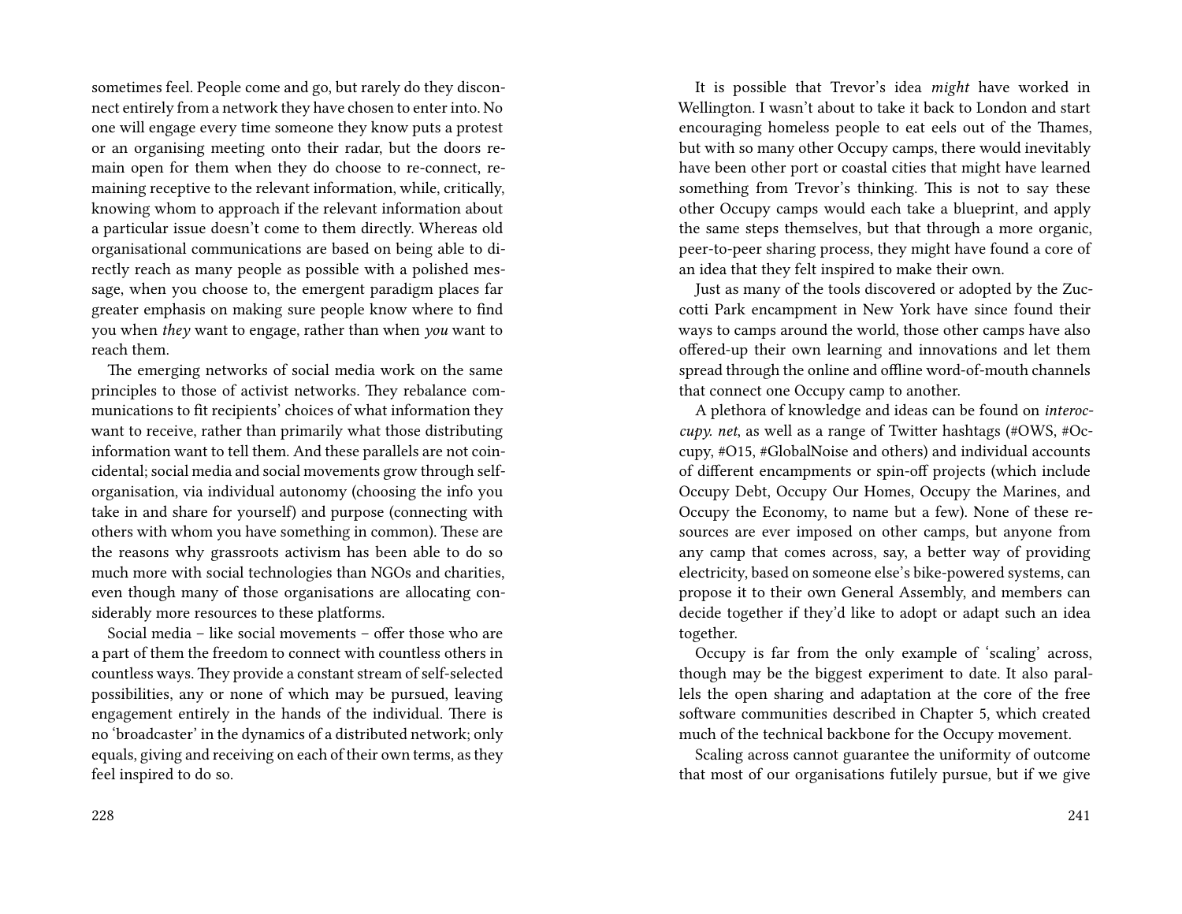sometimes feel. People come and go, but rarely do they disconnect entirely from a network they have chosen to enter into. No one will engage every time someone they know puts a protest or an organising meeting onto their radar, but the doors remain open for them when they do choose to re-connect, remaining receptive to the relevant information, while, critically, knowing whom to approach if the relevant information about a particular issue doesn't come to them directly. Whereas old organisational communications are based on being able to directly reach as many people as possible with a polished message, when you choose to, the emergent paradigm places far greater emphasis on making sure people know where to find you when *they* want to engage, rather than when *you* want to reach them.

The emerging networks of social media work on the same principles to those of activist networks. They rebalance communications to fit recipients' choices of what information they want to receive, rather than primarily what those distributing information want to tell them. And these parallels are not coincidental; social media and social movements grow through self-organisation, via individual autonomy (choosing the info you take in and share for yourself) and purpose (connecting with others with whom you have something in common). These are the reasons why grassroots activism has been able to do so much more with social technologies than NGOs and charities, even though many of those organisations are allocating considerably more resources to these platforms.

Social media – like social movements – offer those who are a part of them the freedom to connect with countless others in countless ways. They provide a constant stream of self-selected possibilities, any or none of which may be pursued, leaving engagement entirely in the hands of the individual. There is no 'broadcaster' in the dynamics of a distributed network; only equals, giving and receiving on each of their own terms, as they feel inspired to do so.

It is possible that Trevor's idea *might* have worked in Wellington. I wasn't about to take it back to London and start encouraging homeless people to eat eels out of the Thames, but with so many other Occupy camps, there would inevitably have been other port or coastal cities that might have learned something from Trevor's thinking. This is not to say these other Occupy camps would each take a blueprint, and apply the same steps themselves, but that through a more organic, peer-to-peer sharing process, they might have found a core of an idea that they felt inspired to make their own.

Just as many of the tools discovered or adopted by the Zuccotti Park encampment in New York have since found their ways to camps around the world, those other camps have also offered-up their own learning and innovations and let them spread through the online and offline word-of-mouth channels that connect one Occupy camp to another.

A plethora of knowledge and ideas can be found on *interoccupy. net*, as well as a range of Twitter hashtags (#OWS, #Occupy, #O15, #GlobalNoise and others) and individual accounts of different encampments or spin-off projects (which include Occupy Debt, Occupy Our Homes, Occupy the Marines, and Occupy the Economy, to name but a few). None of these resources are ever imposed on other camps, but anyone from any camp that comes across, say, a better way of providing electricity, based on someone else's bike-powered systems, can propose it to their own General Assembly, and members can decide together if they'd like to adopt or adapt such an idea together.

Occupy is far from the only example of 'scaling' across, though may be the biggest experiment to date. It also parallels the open sharing and adaptation at the core of the free software communities described in Chapter 5, which created much of the technical backbone for the Occupy movement.

Scaling across cannot guarantee the uniformity of outcome that most of our organisations futilely pursue, but if we give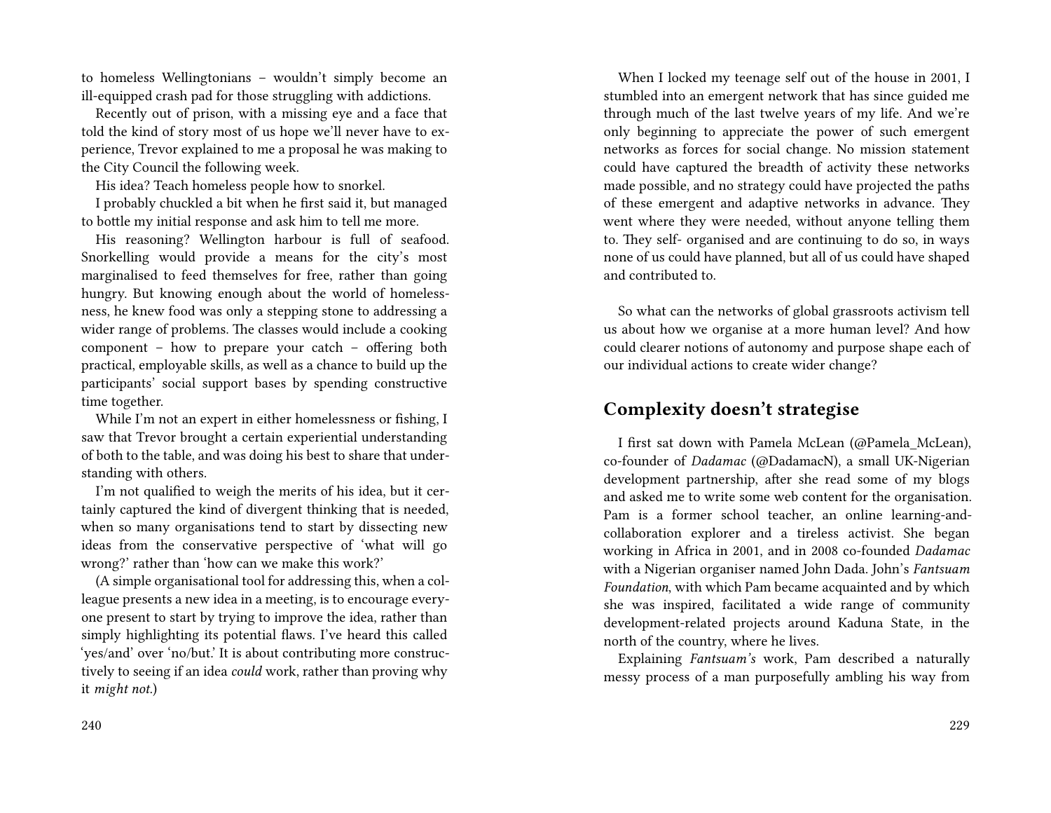to homeless Wellingtonians – wouldn't simply become an ill-equipped crash pad for those struggling with addictions.

Recently out of prison, with a missing eye and a face that told the kind of story most of us hope we'll never have to experience, Trevor explained to me a proposal he was making to the City Council the following week.

His idea? Teach homeless people how to snorkel.

I probably chuckled a bit when he first said it, but managed to bottle my initial response and ask him to tell me more.

His reasoning? Wellington harbour is full of seafood. Snorkelling would provide a means for the city's most marginalised to feed themselves for free, rather than going hungry. But knowing enough about the world of homelessness, he knew food was only a stepping stone to addressing a wider range of problems. The classes would include a cooking component – how to prepare your catch – offering both practical, employable skills, as well as a chance to build up the participants' social support bases by spending constructive time together.

While I'm not an expert in either homelessness or fishing, I saw that Trevor brought a certain experiential understanding of both to the table, and was doing his best to share that understanding with others.

I'm not qualified to weigh the merits of his idea, but it certainly captured the kind of divergent thinking that is needed, when so many organisations tend to start by dissecting new ideas from the conservative perspective of 'what will go wrong?' rather than 'how can we make this work?'

(A simple organisational tool for addressing this, when a colleague presents a new idea in a meeting, is to encourage everyone present to start by trying to improve the idea, rather than simply highlighting its potential flaws. I've heard this called 'yes/and' over 'no/but.' It is about contributing more constructively to seeing if an idea *could* work, rather than proving why it *might not.*)

When I locked my teenage self out of the house in 2001, I stumbled into an emergent network that has since guided me through much of the last twelve years of my life. And we're only beginning to appreciate the power of such emergent networks as forces for social change. No mission statement could have captured the breadth of activity these networks made possible, and no strategy could have projected the paths of these emergent and adaptive networks in advance. They went where they were needed, without anyone telling them to. They self- organised and are continuing to do so, in ways none of us could have planned, but all of us could have shaped and contributed to.

So what can the networks of global grassroots activism tell us about how we organise at a more human level? And how could clearer notions of autonomy and purpose shape each of our individual actions to create wider change?

## Complexity doesn't strategise

I first sat down with Pamela McLean (@Pamela_McLean), co-founder of *Dadamac* (@DadamacN), a small UK-Nigerian development partnership, after she read some of my blogs and asked me to write some web content for the organisation. Pam is a former school teacher, an online learning-and-collaboration explorer and a tireless activist. She began working in Africa in 2001, and in 2008 co-founded *Dadamac* with a Nigerian organiser named John Dada. John's *Fantsuam Foundation*, with which Pam became acquainted and by which she was inspired, facilitated a wide range of community development-related projects around Kaduna State, in the north of the country, where he lives.

Explaining *Fantsuam's* work, Pam described a naturally messy process of a man purposefully ambling his way from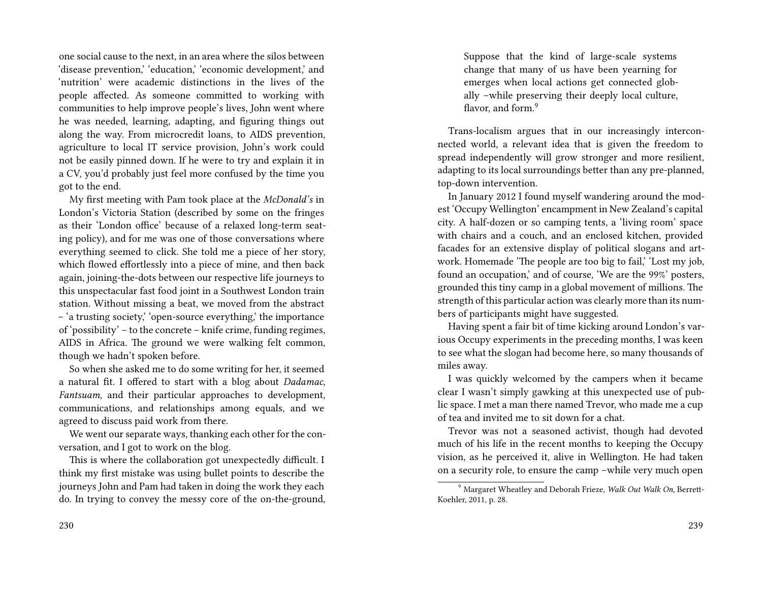one social cause to the next, in an area where the silos between 'disease prevention,' 'education,' 'economic development,' and 'nutrition' were academic distinctions in the lives of the people affected. As someone committed to working with communities to help improve people's lives, John went where he was needed, learning, adapting, and figuring things out along the way. From microcredit loans, to AIDS prevention, agriculture to local IT service provision, John's work could not be easily pinned down. If he were to try and explain it in a CV, you'd probably just feel more confused by the time you got to the end.

My first meeting with Pam took place at the *McDonald's* in London's Victoria Station (described by some on the fringes as their 'London office' because of a relaxed long-term seating policy), and for me was one of those conversations where everything seemed to click. She told me a piece of her story, which flowed effortlessly into a piece of mine, and then back again, joining-the-dots between our respective life journeys to this unspectacular fast food joint in a Southwest London train station. Without missing a beat, we moved from the abstract – 'a trusting society,' 'open-source everything,' the importance of 'possibility' – to the concrete – knife crime, funding regimes, AIDS in Africa. The ground we were walking felt common, though we hadn't spoken before.

So when she asked me to do some writing for her, it seemed a natural fit. I offered to start with a blog about *Dadamac*, *Fantsuam*, and their particular approaches to development, communications, and relationships among equals, and we agreed to discuss paid work from there.

We went our separate ways, thanking each other for the conversation, and I got to work on the blog.

This is where the collaboration got unexpectedly difficult. I think my first mistake was using bullet points to describe the journeys John and Pam had taken in doing the work they each do. In trying to convey the messy core of the on-the-ground,

> Suppose that the kind of large-scale systems change that many of us have been yearning for emerges when local actions get connected globally –while preserving their deeply local culture, flavor, and form.[9]

Trans-localism argues that in our increasingly interconnected world, a relevant idea that is given the freedom to spread independently will grow stronger and more resilient, adapting to its local surroundings better than any pre-planned, top-down intervention.

In January 2012 I found myself wandering around the modest 'Occupy Wellington' encampment in New Zealand's capital city. A half-dozen or so camping tents, a 'living room' space with chairs and a couch, and an enclosed kitchen, provided facades for an extensive display of political slogans and artwork. Homemade 'The people are too big to fail,' 'Lost my job, found an occupation,' and of course, 'We are the 99%' posters, grounded this tiny camp in a global movement of millions. The strength of this particular action was clearly more than its numbers of participants might have suggested.

Having spent a fair bit of time kicking around London's various Occupy experiments in the preceding months, I was keen to see what the slogan had become here, so many thousands of miles away.

I was quickly welcomed by the campers when it became clear I wasn't simply gawking at this unexpected use of public space. I met a man there named Trevor, who made me a cup of tea and invited me to sit down for a chat.

Trevor was not a seasoned activist, though had devoted much of his life in the recent months to keeping the Occupy vision, as he perceived it, alive in Wellington. He had taken on a security role, to ensure the camp –while very much open

[9] Margaret Wheatley and Deborah Frieze, *Walk Out Walk On*, Berrett-Koehler, 2011, p. 28.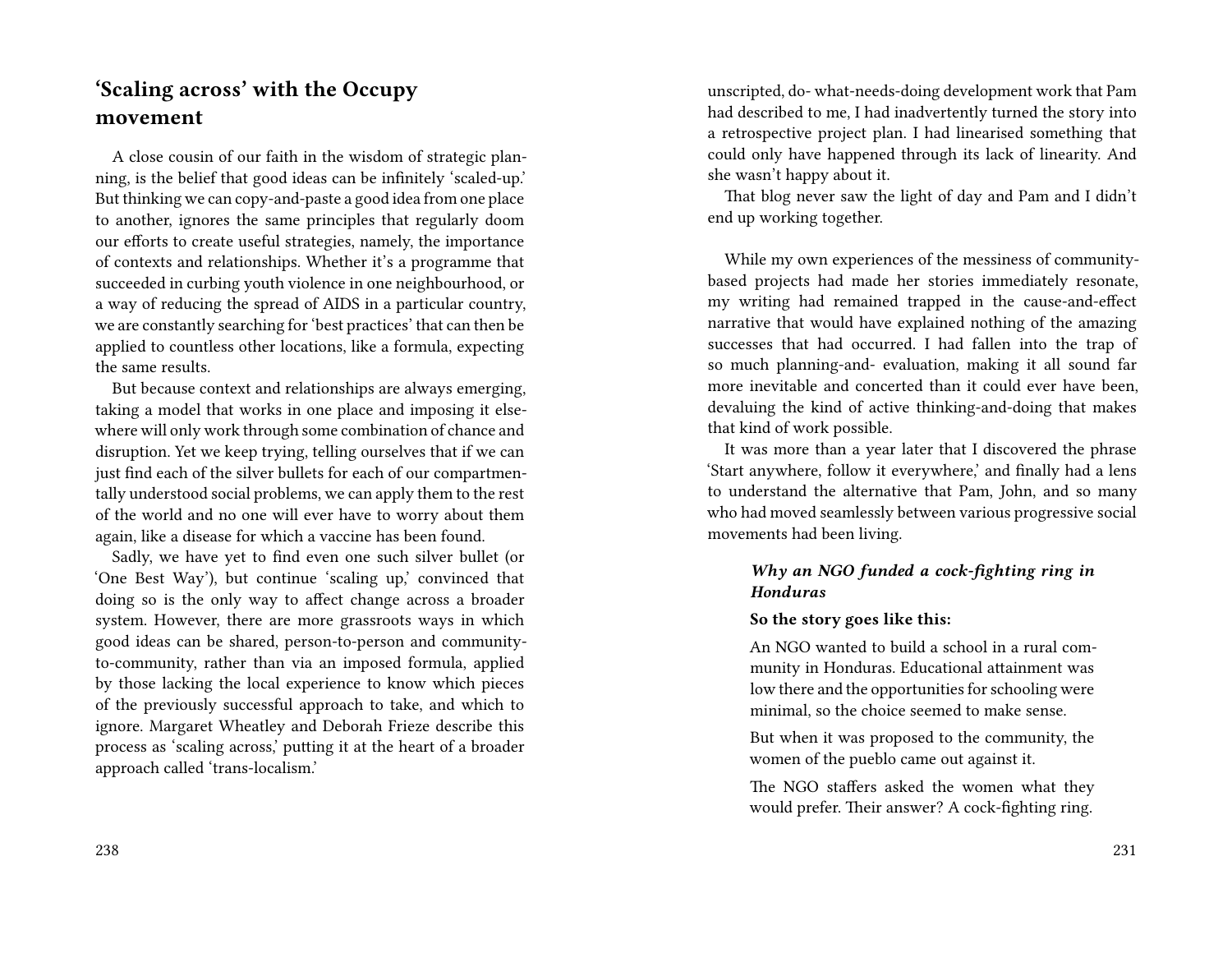## 'Scaling across' with the Occupy movement

A close cousin of our faith in the wisdom of strategic planning, is the belief that good ideas can be infinitely 'scaled-up.' But thinking we can copy-and-paste a good idea from one place to another, ignores the same principles that regularly doom our efforts to create useful strategies, namely, the importance of contexts and relationships. Whether it's a programme that succeeded in curbing youth violence in one neighbourhood, or a way of reducing the spread of AIDS in a particular country, we are constantly searching for 'best practices' that can then be applied to countless other locations, like a formula, expecting the same results.

But because context and relationships are always emerging, taking a model that works in one place and imposing it elsewhere will only work through some combination of chance and disruption. Yet we keep trying, telling ourselves that if we can just find each of the silver bullets for each of our compartmentally understood social problems, we can apply them to the rest of the world and no one will ever have to worry about them again, like a disease for which a vaccine has been found.

Sadly, we have yet to find even one such silver bullet (or 'One Best Way'), but continue 'scaling up,' convinced that doing so is the only way to affect change across a broader system. However, there are more grassroots ways in which good ideas can be shared, person-to-person and community-to-community, rather than via an imposed formula, applied by those lacking the local experience to know which pieces of the previously successful approach to take, and which to ignore. Margaret Wheatley and Deborah Frieze describe this process as 'scaling across,' putting it at the heart of a broader approach called 'trans-localism.'

unscripted, do- what-needs-doing development work that Pam had described to me, I had inadvertently turned the story into a retrospective project plan. I had linearised something that could only have happened through its lack of linearity. And she wasn't happy about it.

That blog never saw the light of day and Pam and I didn't end up working together.

While my own experiences of the messiness of community-based projects had made her stories immediately resonate, my writing had remained trapped in the cause-and-effect narrative that would have explained nothing of the amazing successes that had occurred. I had fallen into the trap of so much planning-and- evaluation, making it all sound far more inevitable and concerted than it could ever have been, devaluing the kind of active thinking-and-doing that makes that kind of work possible.

It was more than a year later that I discovered the phrase 'Start anywhere, follow it everywhere,' and finally had a lens to understand the alternative that Pam, John, and so many who had moved seamlessly between various progressive social movements had been living.

> ***Why an NGO funded a cock-fighting ring in Honduras***
>
> **So the story goes like this:**
>
> An NGO wanted to build a school in a rural community in Honduras. Educational attainment was low there and the opportunities for schooling were minimal, so the choice seemed to make sense.
>
> But when it was proposed to the community, the women of the pueblo came out against it.
>
> The NGO staffers asked the women what they would prefer. Their answer? A cock-fighting ring.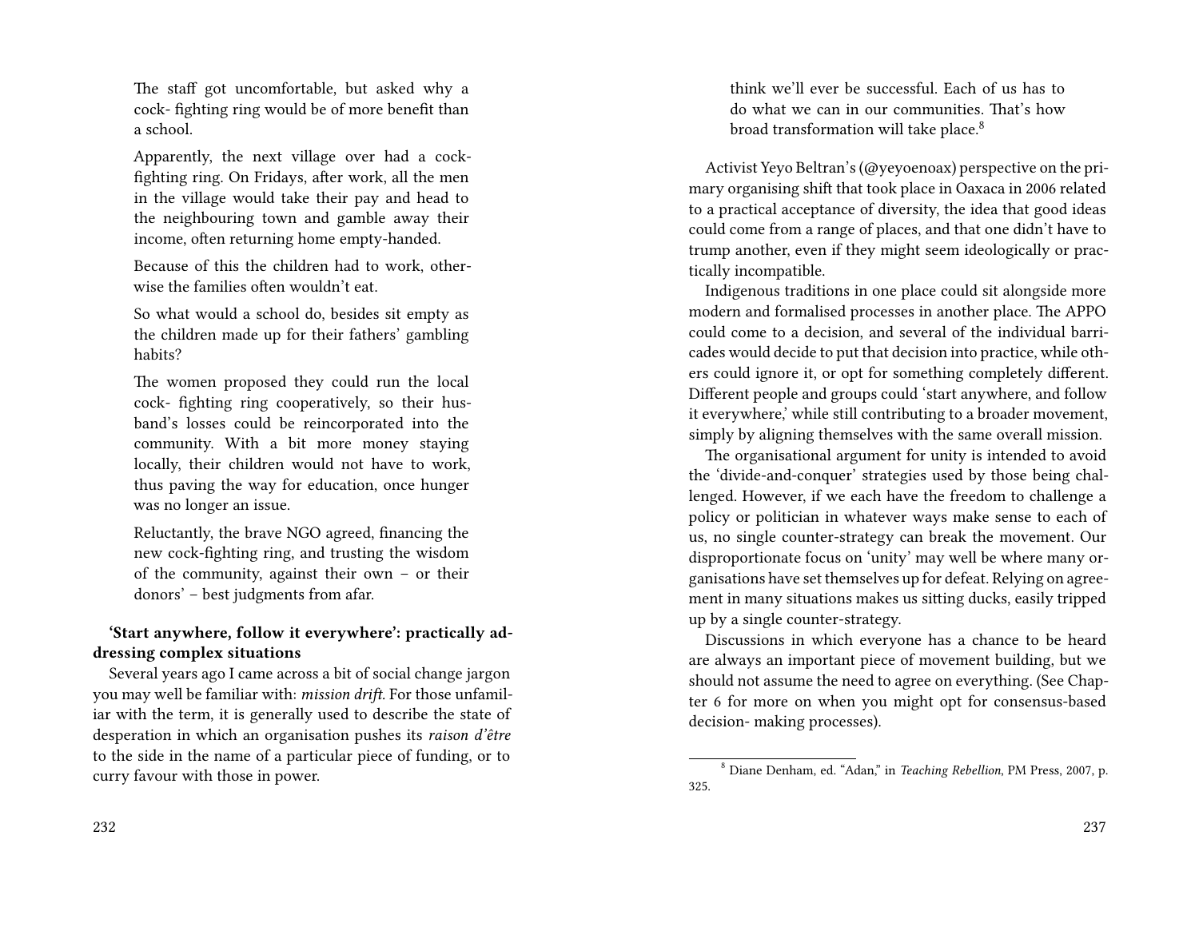The staff got uncomfortable, but asked why a cock- fighting ring would be of more benefit than a school.

Apparently, the next village over had a cock-fighting ring. On Fridays, after work, all the men in the village would take their pay and head to the neighbouring town and gamble away their income, often returning home empty-handed.

Because of this the children had to work, otherwise the families often wouldn't eat.

So what would a school do, besides sit empty as the children made up for their fathers' gambling habits?

The women proposed they could run the local cock- fighting ring cooperatively, so their husband's losses could be reincorporated into the community. With a bit more money staying locally, their children would not have to work, thus paving the way for education, once hunger was no longer an issue.

Reluctantly, the brave NGO agreed, financing the new cock-fighting ring, and trusting the wisdom of the community, against their own – or their donors' – best judgments from afar.

**'Start anywhere, follow it everywhere': practically addressing complex situations**

Several years ago I came across a bit of social change jargon you may well be familiar with: *mission drift.* For those unfamiliar with the term, it is generally used to describe the state of desperation in which an organisation pushes its *raison d'être* to the side in the name of a particular piece of funding, or to curry favour with those in power.

think we'll ever be successful. Each of us has to do what we can in our communities. That's how broad transformation will take place.[8]

Activist Yeyo Beltran's (@yeyoenoax) perspective on the primary organising shift that took place in Oaxaca in 2006 related to a practical acceptance of diversity, the idea that good ideas could come from a range of places, and that one didn't have to trump another, even if they might seem ideologically or practically incompatible.

Indigenous traditions in one place could sit alongside more modern and formalised processes in another place. The APPO could come to a decision, and several of the individual barricades would decide to put that decision into practice, while others could ignore it, or opt for something completely different. Different people and groups could 'start anywhere, and follow it everywhere,' while still contributing to a broader movement, simply by aligning themselves with the same overall mission.

The organisational argument for unity is intended to avoid the 'divide-and-conquer' strategies used by those being challenged. However, if we each have the freedom to challenge a policy or politician in whatever ways make sense to each of us, no single counter-strategy can break the movement. Our disproportionate focus on 'unity' may well be where many organisations have set themselves up for defeat. Relying on agreement in many situations makes us sitting ducks, easily tripped up by a single counter-strategy.

Discussions in which everyone has a chance to be heard are always an important piece of movement building, but we should not assume the need to agree on everything. (See Chapter 6 for more on when you might opt for consensus-based decision- making processes).

[8] Diane Denham, ed. "Adan," in *Teaching Rebellion*, PM Press, 2007, p. 325.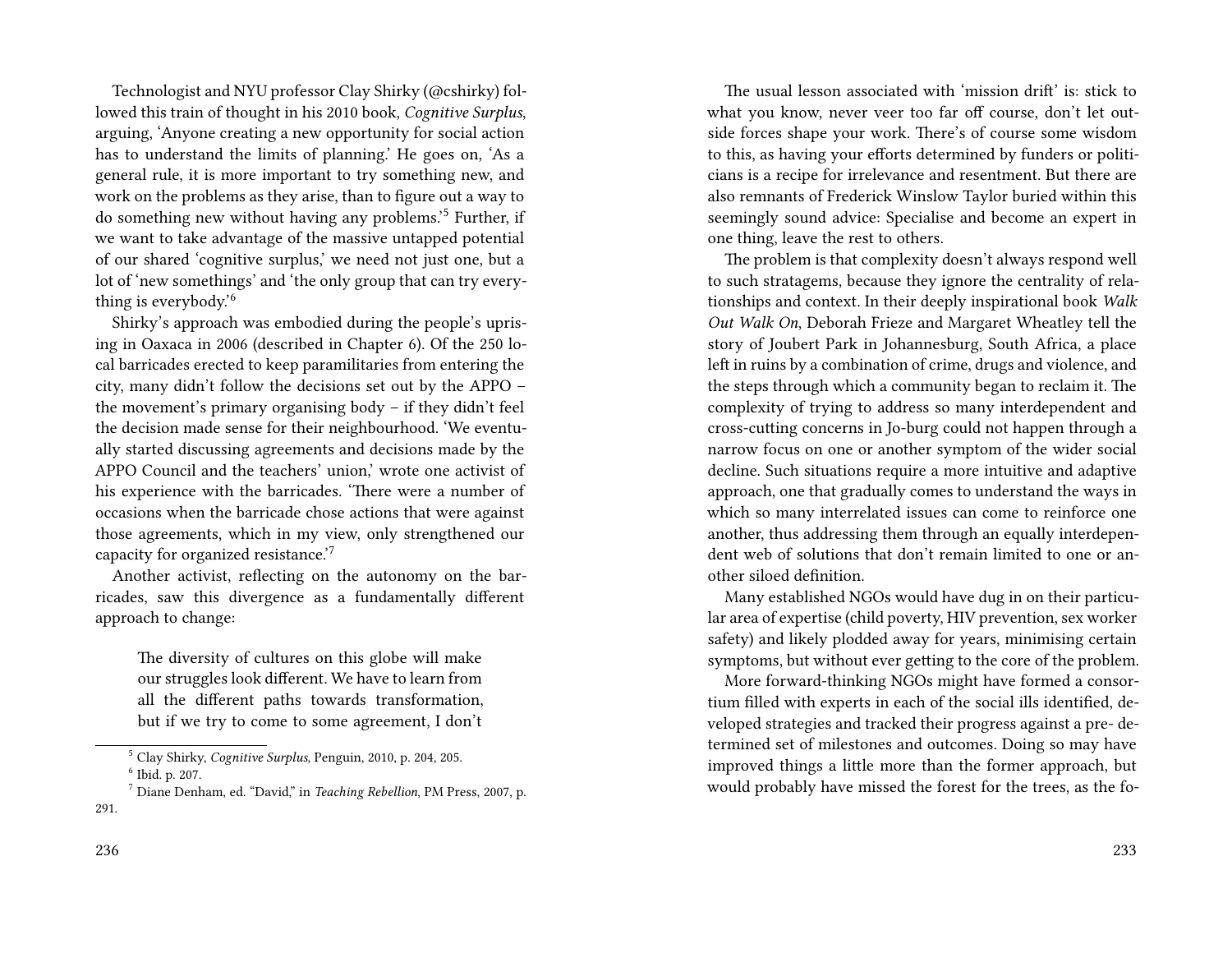Technologist and NYU professor Clay Shirky (@cshirky) followed this train of thought in his 2010 book, *Cognitive Surplus*, arguing, 'Anyone creating a new opportunity for social action has to understand the limits of planning.' He goes on, 'As a general rule, it is more important to try something new, and work on the problems as they arise, than to figure out a way to do something new without having any problems.'[5] Further, if we want to take advantage of the massive untapped potential of our shared 'cognitive surplus,' we need not just one, but a lot of 'new somethings' and 'the only group that can try everything is everybody.'[6]

Shirky's approach was embodied during the people's uprising in Oaxaca in 2006 (described in Chapter 6). Of the 250 local barricades erected to keep paramilitaries from entering the city, many didn't follow the decisions set out by the APPO – the movement's primary organising body – if they didn't feel the decision made sense for their neighbourhood. 'We eventually started discussing agreements and decisions made by the APPO Council and the teachers' union,' wrote one activist of his experience with the barricades. 'There were a number of occasions when the barricade chose actions that were against those agreements, which in my view, only strengthened our capacity for organized resistance.'[7]

Another activist, reflecting on the autonomy on the barricades, saw this divergence as a fundamentally different approach to change:

> The diversity of cultures on this globe will make our struggles look different. We have to learn from all the different paths towards transformation, but if we try to come to some agreement, I don't

[5] Clay Shirky, *Cognitive Surplus*, Penguin, 2010, p. 204, 205.

[6] Ibid. p. 207.

[7] Diane Denham, ed. "David," in *Teaching Rebellion*, PM Press, 2007, p. 291.

The usual lesson associated with 'mission drift' is: stick to what you know, never veer too far off course, don't let outside forces shape your work. There's of course some wisdom to this, as having your efforts determined by funders or politicians is a recipe for irrelevance and resentment. But there are also remnants of Frederick Winslow Taylor buried within this seemingly sound advice: Specialise and become an expert in one thing, leave the rest to others.

The problem is that complexity doesn't always respond well to such stratagems, because they ignore the centrality of relationships and context. In their deeply inspirational book *Walk Out Walk On*, Deborah Frieze and Margaret Wheatley tell the story of Joubert Park in Johannesburg, South Africa, a place left in ruins by a combination of crime, drugs and violence, and the steps through which a community began to reclaim it. The complexity of trying to address so many interdependent and cross-cutting concerns in Jo-burg could not happen through a narrow focus on one or another symptom of the wider social decline. Such situations require a more intuitive and adaptive approach, one that gradually comes to understand the ways in which so many interrelated issues can come to reinforce one another, thus addressing them through an equally interdependent web of solutions that don't remain limited to one or another siloed definition.

Many established NGOs would have dug in on their particular area of expertise (child poverty, HIV prevention, sex worker safety) and likely plodded away for years, minimising certain symptoms, but without ever getting to the core of the problem.

More forward-thinking NGOs might have formed a consortium filled with experts in each of the social ills identified, developed strategies and tracked their progress against a pre- determined set of milestones and outcomes. Doing so may have improved things a little more than the former approach, but would probably have missed the forest for the trees, as the fo-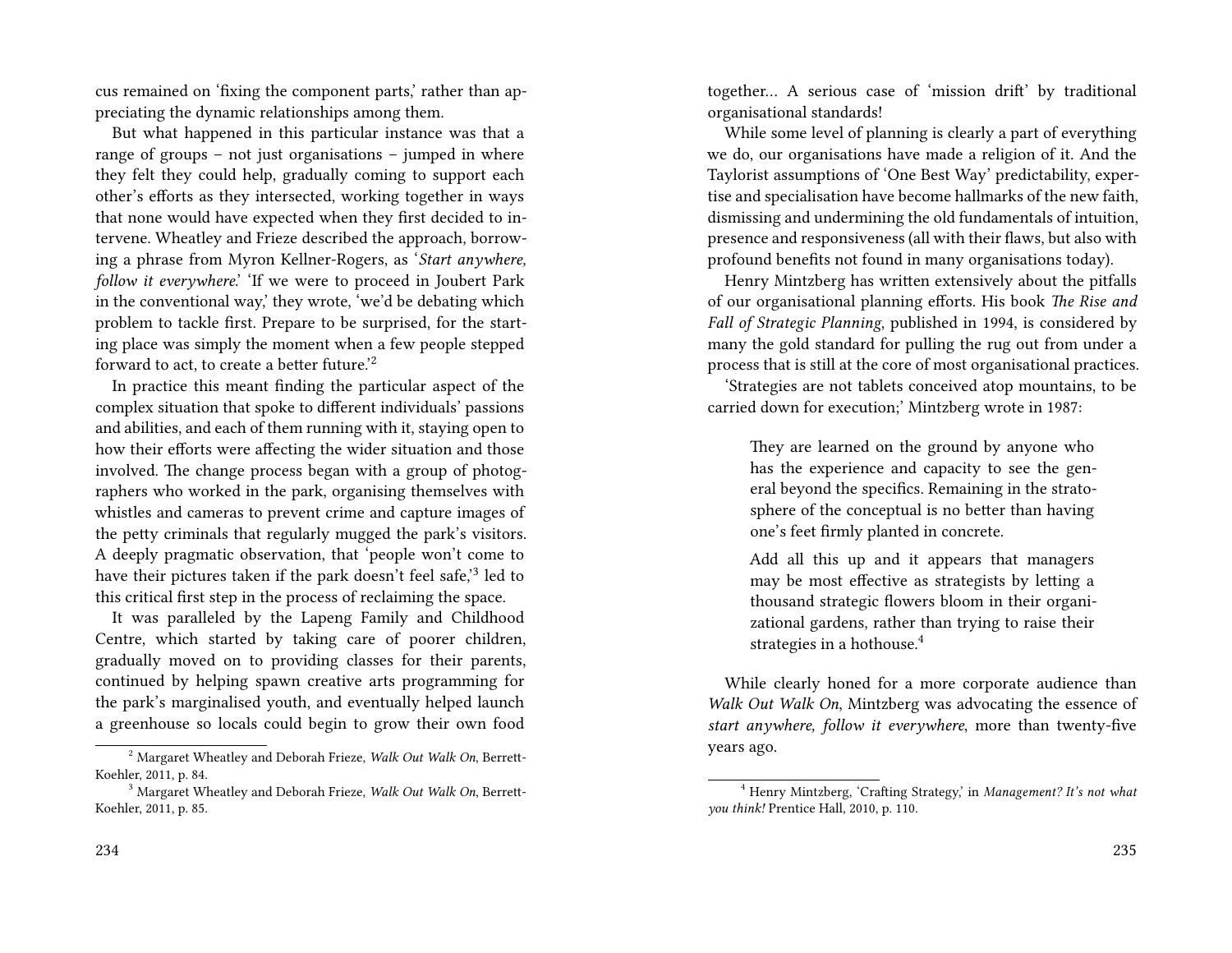cus remained on 'fixing the component parts,' rather than appreciating the dynamic relationships among them.

But what happened in this particular instance was that a range of groups – not just organisations – jumped in where they felt they could help, gradually coming to support each other's efforts as they intersected, working together in ways that none would have expected when they first decided to intervene. Wheatley and Frieze described the approach, borrowing a phrase from Myron Kellner-Rogers, as '*Start anywhere, follow it everywhere*.' 'If we were to proceed in Joubert Park in the conventional way,' they wrote, 'we'd be debating which problem to tackle first. Prepare to be surprised, for the starting place was simply the moment when a few people stepped forward to act, to create a better future.'[2]

In practice this meant finding the particular aspect of the complex situation that spoke to different individuals' passions and abilities, and each of them running with it, staying open to how their efforts were affecting the wider situation and those involved. The change process began with a group of photographers who worked in the park, organising themselves with whistles and cameras to prevent crime and capture images of the petty criminals that regularly mugged the park's visitors. A deeply pragmatic observation, that 'people won't come to have their pictures taken if the park doesn't feel safe,'[3] led to this critical first step in the process of reclaiming the space.

It was paralleled by the Lapeng Family and Childhood Centre, which started by taking care of poorer children, gradually moved on to providing classes for their parents, continued by helping spawn creative arts programming for the park's marginalised youth, and eventually helped launch a greenhouse so locals could begin to grow their own food together… A serious case of 'mission drift' by traditional organisational standards!

While some level of planning is clearly a part of everything we do, our organisations have made a religion of it. And the Taylorist assumptions of 'One Best Way' predictability, expertise and specialisation have become hallmarks of the new faith, dismissing and undermining the old fundamentals of intuition, presence and responsiveness (all with their flaws, but also with profound benefits not found in many organisations today).

Henry Mintzberg has written extensively about the pitfalls of our organisational planning efforts. His book *The Rise and Fall of Strategic Planning*, published in 1994, is considered by many the gold standard for pulling the rug out from under a process that is still at the core of most organisational practices.

'Strategies are not tablets conceived atop mountains, to be carried down for execution;' Mintzberg wrote in 1987:

> They are learned on the ground by anyone who has the experience and capacity to see the general beyond the specifics. Remaining in the stratosphere of the conceptual is no better than having one's feet firmly planted in concrete.
>
> Add all this up and it appears that managers may be most effective as strategists by letting a thousand strategic flowers bloom in their organizational gardens, rather than trying to raise their strategies in a hothouse.[4]

While clearly honed for a more corporate audience than *Walk Out Walk On*, Mintzberg was advocating the essence of *start anywhere, follow it everywhere*, more than twenty-five years ago.

---

[2] Margaret Wheatley and Deborah Frieze, *Walk Out Walk On*, Berrett-Koehler, 2011, p. 84.

[3] Margaret Wheatley and Deborah Frieze, *Walk Out Walk On*, Berrett-Koehler, 2011, p. 85.

[4] Henry Mintzberg, 'Crafting Strategy,' in *Management? It's not what you think!* Prentice Hall, 2010, p. 110.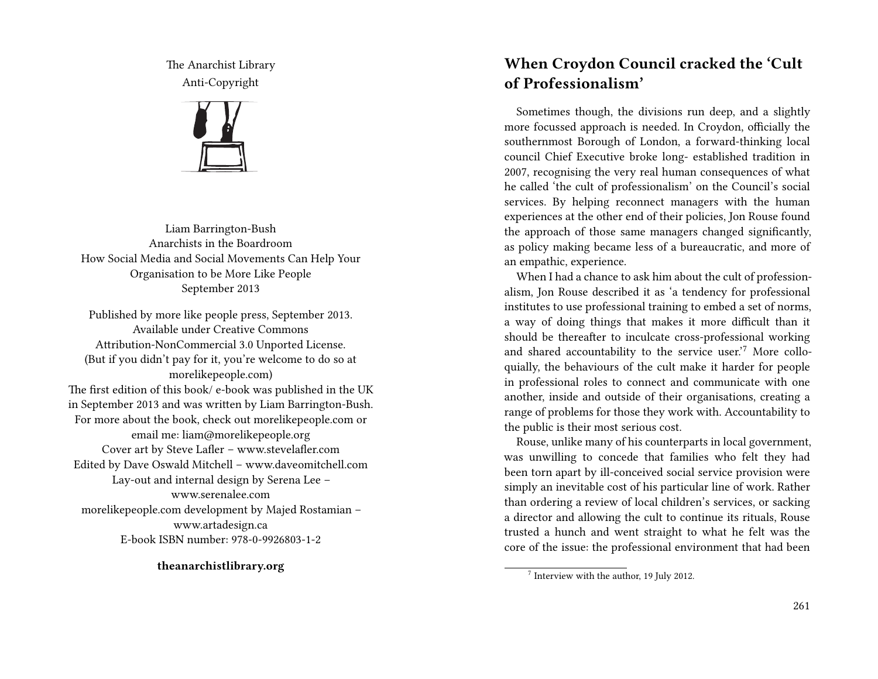The Anarchist Library
Anti-Copyright

Liam Barrington-Bush
Anarchists in the Boardroom
How Social Media and Social Movements Can Help Your Organisation to be More Like People
September 2013

Published by more like people press, September 2013.
Available under Creative Commons Attribution-NonCommercial 3.0 Unported License.
(But if you didn't pay for it, you're welcome to do so at morelikepeople.com)
The first edition of this book/ e-book was published in the UK in September 2013 and was written by Liam Barrington-Bush.
For more about the book, check out morelikepeople.com or email me: liam@morelikepeople.org
Cover art by Steve Lafler – www.stevelafler.com
Edited by Dave Oswald Mitchell – www.daveomitchell.com
Lay-out and internal design by Serena Lee – www.serenalee.com
morelikepeople.com development by Majed Rostamian – www.artadesign.ca
E-book ISBN number: 978-0-9926803-1-2

**theanarchistlibrary.org**

## When Croydon Council cracked the 'Cult of Professionalism'

Sometimes though, the divisions run deep, and a slightly more focussed approach is needed. In Croydon, officially the southernmost Borough of London, a forward-thinking local council Chief Executive broke long- established tradition in 2007, recognising the very real human consequences of what he called 'the cult of professionalism' on the Council's social services. By helping reconnect managers with the human experiences at the other end of their policies, Jon Rouse found the approach of those same managers changed significantly, as policy making became less of a bureaucratic, and more of an empathic, experience.

When I had a chance to ask him about the cult of professionalism, Jon Rouse described it as 'a tendency for professional institutes to use professional training to embed a set of norms, a way of doing things that makes it more difficult than it should be thereafter to inculcate cross-professional working and shared accountability to the service user.'[7] More colloquially, the behaviours of the cult make it harder for people in professional roles to connect and communicate with one another, inside and outside of their organisations, creating a range of problems for those they work with. Accountability to the public is their most serious cost.

Rouse, unlike many of his counterparts in local government, was unwilling to concede that families who felt they had been torn apart by ill-conceived social service provision were simply an inevitable cost of his particular line of work. Rather than ordering a review of local children's services, or sacking a director and allowing the cult to continue its rituals, Rouse trusted a hunch and went straight to what he felt was the core of the issue: the professional environment that had been

[7] Interview with the author, 19 July 2012.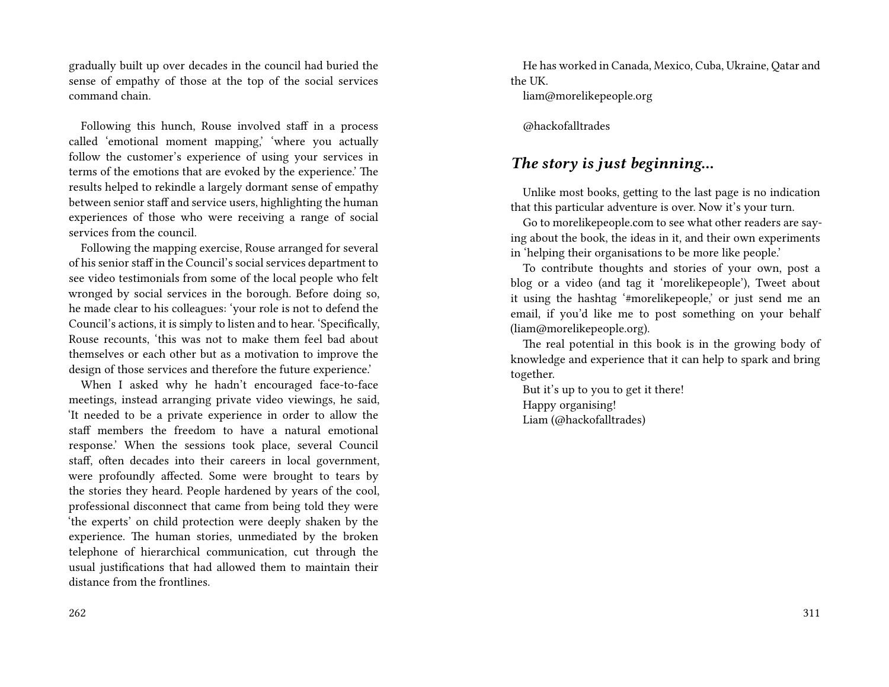gradually built up over decades in the council had buried the sense of empathy of those at the top of the social services command chain.

Following this hunch, Rouse involved staff in a process called 'emotional moment mapping,' 'where you actually follow the customer's experience of using your services in terms of the emotions that are evoked by the experience.' The results helped to rekindle a largely dormant sense of empathy between senior staff and service users, highlighting the human experiences of those who were receiving a range of social services from the council.

Following the mapping exercise, Rouse arranged for several of his senior staff in the Council's social services department to see video testimonials from some of the local people who felt wronged by social services in the borough. Before doing so, he made clear to his colleagues: 'your role is not to defend the Council's actions, it is simply to listen and to hear. 'Specifically, Rouse recounts, 'this was not to make them feel bad about themselves or each other but as a motivation to improve the design of those services and therefore the future experience.'

When I asked why he hadn't encouraged face-to-face meetings, instead arranging private video viewings, he said, 'It needed to be a private experience in order to allow the staff members the freedom to have a natural emotional response.' When the sessions took place, several Council staff, often decades into their careers in local government, were profoundly affected. Some were brought to tears by the stories they heard. People hardened by years of the cool, professional disconnect that came from being told they were 'the experts' on child protection were deeply shaken by the experience. The human stories, unmediated by the broken telephone of hierarchical communication, cut through the usual justifications that had allowed them to maintain their distance from the frontlines.

He has worked in Canada, Mexico, Cuba, Ukraine, Qatar and the UK.

liam@morelikepeople.org

@hackofalltrades

## *The story is just beginning…*

Unlike most books, getting to the last page is no indication that this particular adventure is over. Now it's your turn.

Go to morelikepeople.com to see what other readers are saying about the book, the ideas in it, and their own experiments in 'helping their organisations to be more like people.'

To contribute thoughts and stories of your own, post a blog or a video (and tag it 'morelikepeople'), Tweet about it using the hashtag '#morelikepeople,' or just send me an email, if you'd like me to post something on your behalf (liam@morelikepeople.org).

The real potential in this book is in the growing body of knowledge and experience that it can help to spark and bring together.

But it's up to you to get it there!

Happy organising!

Liam (@hackofalltrades)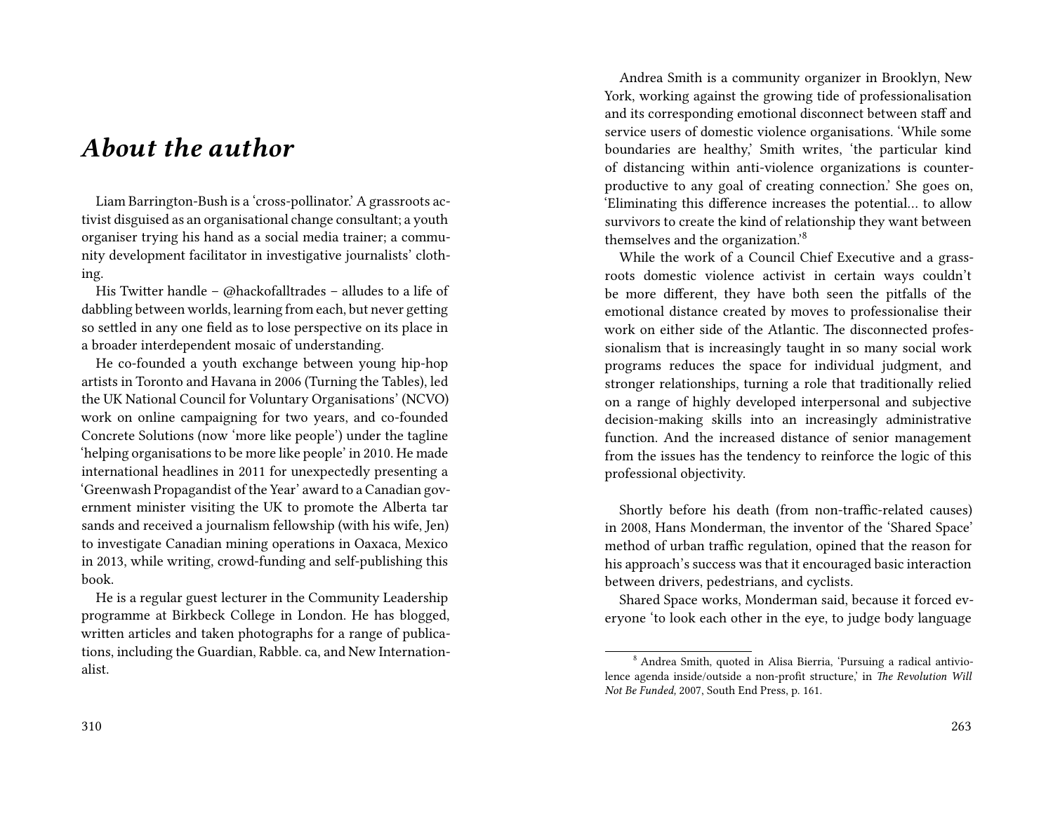## *About the author*

Liam Barrington-Bush is a 'cross-pollinator.' A grassroots activist disguised as an organisational change consultant; a youth organiser trying his hand as a social media trainer; a community development facilitator in investigative journalists' clothing.

His Twitter handle – @hackofalltrades – alludes to a life of dabbling between worlds, learning from each, but never getting so settled in any one field as to lose perspective on its place in a broader interdependent mosaic of understanding.

He co-founded a youth exchange between young hip-hop artists in Toronto and Havana in 2006 (Turning the Tables), led the UK National Council for Voluntary Organisations' (NCVO) work on online campaigning for two years, and co-founded Concrete Solutions (now 'more like people') under the tagline 'helping organisations to be more like people' in 2010. He made international headlines in 2011 for unexpectedly presenting a 'Greenwash Propagandist of the Year' award to a Canadian government minister visiting the UK to promote the Alberta tar sands and received a journalism fellowship (with his wife, Jen) to investigate Canadian mining operations in Oaxaca, Mexico in 2013, while writing, crowd-funding and self-publishing this book.

He is a regular guest lecturer in the Community Leadership programme at Birkbeck College in London. He has blogged, written articles and taken photographs for a range of publications, including the Guardian, Rabble. ca, and New Internationalist.

Andrea Smith is a community organizer in Brooklyn, New York, working against the growing tide of professionalisation and its corresponding emotional disconnect between staff and service users of domestic violence organisations. 'While some boundaries are healthy,' Smith writes, 'the particular kind of distancing within anti-violence organizations is counterproductive to any goal of creating connection.' She goes on, 'Eliminating this difference increases the potential… to allow survivors to create the kind of relationship they want between themselves and the organization.'[8]

While the work of a Council Chief Executive and a grassroots domestic violence activist in certain ways couldn't be more different, they have both seen the pitfalls of the emotional distance created by moves to professionalise their work on either side of the Atlantic. The disconnected professionalism that is increasingly taught in so many social work programs reduces the space for individual judgment, and stronger relationships, turning a role that traditionally relied on a range of highly developed interpersonal and subjective decision-making skills into an increasingly administrative function. And the increased distance of senior management from the issues has the tendency to reinforce the logic of this professional objectivity.

Shortly before his death (from non-traffic-related causes) in 2008, Hans Monderman, the inventor of the 'Shared Space' method of urban traffic regulation, opined that the reason for his approach's success was that it encouraged basic interaction between drivers, pedestrians, and cyclists.

Shared Space works, Monderman said, because it forced everyone 'to look each other in the eye, to judge body language

[8] Andrea Smith, quoted in Alisa Bierria, 'Pursuing a radical antiviolence agenda inside/outside a non-profit structure,' in *The Revolution Will Not Be Funded,* 2007, South End Press, p. 161.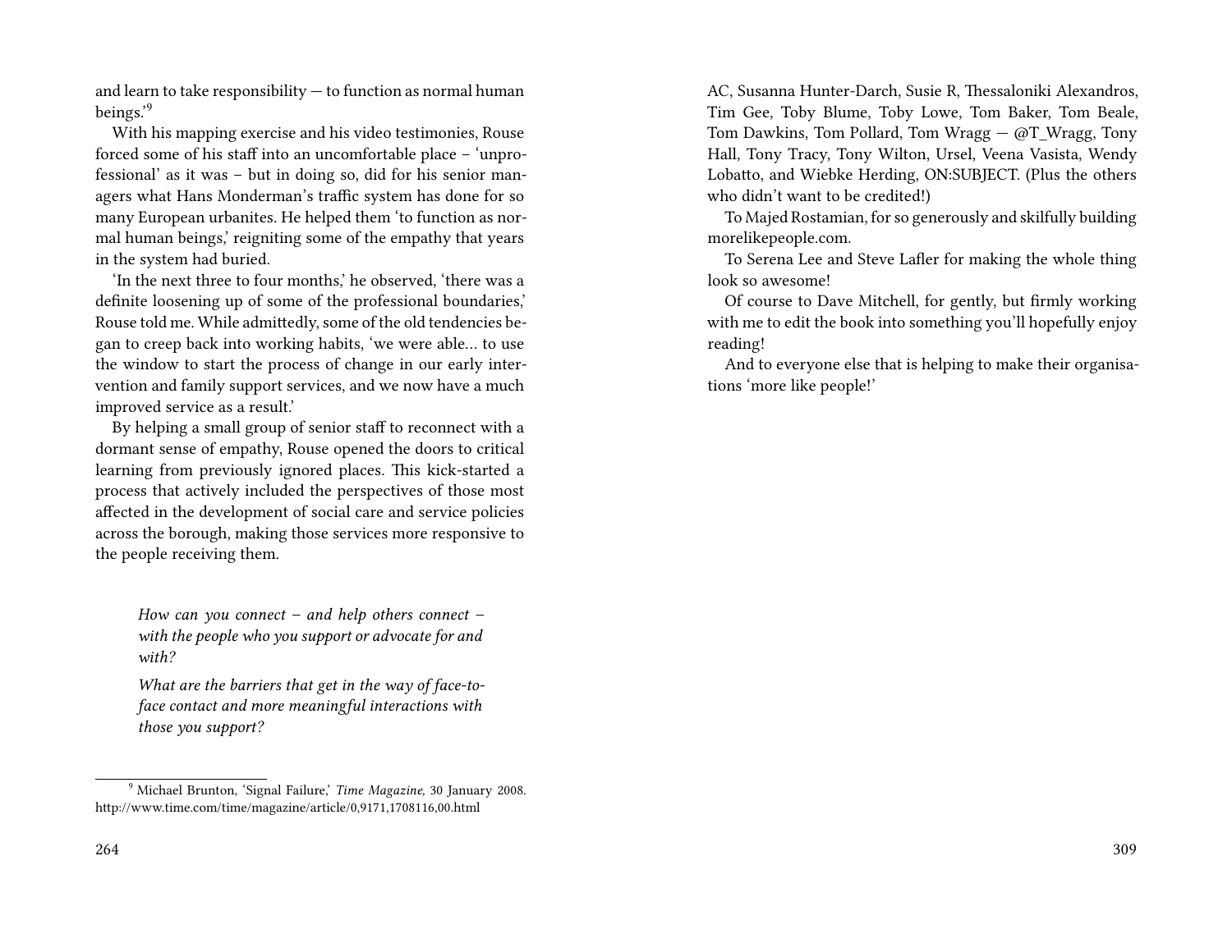and learn to take responsibility — to function as normal human beings.'[9]

With his mapping exercise and his video testimonies, Rouse forced some of his staff into an uncomfortable place – 'unprofessional' as it was – but in doing so, did for his senior managers what Hans Monderman's traffic system has done for so many European urbanites. He helped them 'to function as normal human beings,' reigniting some of the empathy that years in the system had buried.

'In the next three to four months,' he observed, 'there was a definite loosening up of some of the professional boundaries,' Rouse told me. While admittedly, some of the old tendencies began to creep back into working habits, 'we were able… to use the window to start the process of change in our early intervention and family support services, and we now have a much improved service as a result.'

By helping a small group of senior staff to reconnect with a dormant sense of empathy, Rouse opened the doors to critical learning from previously ignored places. This kick-started a process that actively included the perspectives of those most affected in the development of social care and service policies across the borough, making those services more responsive to the people receiving them.

> *How can you connect – and help others connect – with the people who you support or advocate for and with?*
>
> *What are the barriers that get in the way of face-to-face contact and more meaningful interactions with those you support?*

[9] Michael Brunton, 'Signal Failure,' *Time Magazine*, 30 January 2008. http://www.time.com/time/magazine/article/0,9171,1708116,00.html

AC, Susanna Hunter-Darch, Susie R, Thessaloniki Alexandros, Tim Gee, Toby Blume, Toby Lowe, Tom Baker, Tom Beale, Tom Dawkins, Tom Pollard, Tom Wragg — @T_Wragg, Tony Hall, Tony Tracy, Tony Wilton, Ursel, Veena Vasista, Wendy Lobatto, and Wiebke Herding, ON:SUBJECT. (Plus the others who didn't want to be credited!)

To Majed Rostamian, for so generously and skilfully building morelikepeople.com.

To Serena Lee and Steve Lafler for making the whole thing look so awesome!

Of course to Dave Mitchell, for gently, but firmly working with me to edit the book into something you'll hopefully enjoy reading!

And to everyone else that is helping to make their organisations 'more like people!'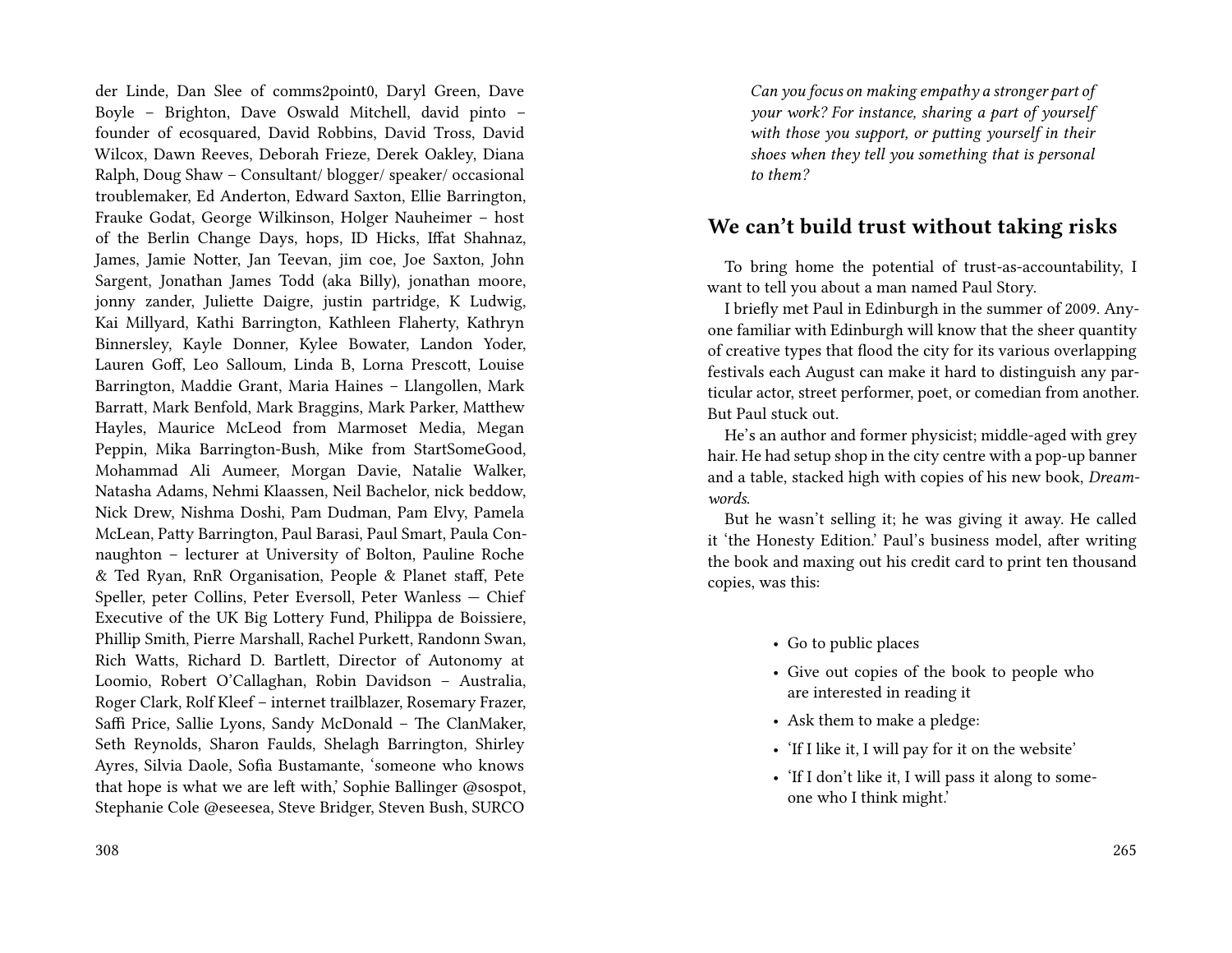der Linde, Dan Slee of comms2point0, Daryl Green, Dave Boyle – Brighton, Dave Oswald Mitchell, david pinto – founder of ecosquared, David Robbins, David Tross, David Wilcox, Dawn Reeves, Deborah Frieze, Derek Oakley, Diana Ralph, Doug Shaw – Consultant/ blogger/ speaker/ occasional troublemaker, Ed Anderton, Edward Saxton, Ellie Barrington, Frauke Godat, George Wilkinson, Holger Nauheimer – host of the Berlin Change Days, hops, ID Hicks, Iffat Shahnaz, James, Jamie Notter, Jan Teevan, jim coe, Joe Saxton, John Sargent, Jonathan James Todd (aka Billy), jonathan moore, jonny zander, Juliette Daigre, justin partridge, K Ludwig, Kai Millyard, Kathi Barrington, Kathleen Flaherty, Kathryn Binnersley, Kayle Donner, Kylee Bowater, Landon Yoder, Lauren Goff, Leo Salloum, Linda B, Lorna Prescott, Louise Barrington, Maddie Grant, Maria Haines – Llangollen, Mark Barratt, Mark Benfold, Mark Braggins, Mark Parker, Matthew Hayles, Maurice McLeod from Marmoset Media, Megan Peppin, Mika Barrington-Bush, Mike from StartSomeGood, Mohammad Ali Aumeer, Morgan Davie, Natalie Walker, Natasha Adams, Nehmi Klaassen, Neil Bachelor, nick beddow, Nick Drew, Nishma Doshi, Pam Dudman, Pam Elvy, Pamela McLean, Patty Barrington, Paul Barasi, Paul Smart, Paula Connaughton – lecturer at University of Bolton, Pauline Roche & Ted Ryan, RnR Organisation, People & Planet staff, Pete Speller, peter Collins, Peter Eversoll, Peter Wanless — Chief Executive of the UK Big Lottery Fund, Philippa de Boissiere, Phillip Smith, Pierre Marshall, Rachel Purkett, Randonn Swan, Rich Watts, Richard D. Bartlett, Director of Autonomy at Loomio, Robert O'Callaghan, Robin Davidson – Australia, Roger Clark, Rolf Kleef – internet trailblazer, Rosemary Frazer, Saffi Price, Sallie Lyons, Sandy McDonald – The ClanMaker, Seth Reynolds, Sharon Faulds, Shelagh Barrington, Shirley Ayres, Silvia Daole, Sofia Bustamante, 'someone who knows that hope is what we are left with,' Sophie Ballinger @sospot, Stephanie Cole @eseesea, Steve Bridger, Steven Bush, SURCO

*Can you focus on making empathy a stronger part of your work? For instance, sharing a part of yourself with those you support, or putting yourself in their shoes when they tell you something that is personal to them?*

## We can't build trust without taking risks

To bring home the potential of trust-as-accountability, I want to tell you about a man named Paul Story.

I briefly met Paul in Edinburgh in the summer of 2009. Anyone familiar with Edinburgh will know that the sheer quantity of creative types that flood the city for its various overlapping festivals each August can make it hard to distinguish any particular actor, street performer, poet, or comedian from another. But Paul stuck out.

He's an author and former physicist; middle-aged with grey hair. He had setup shop in the city centre with a pop-up banner and a table, stacked high with copies of his new book, *Dreamwords*.

But he wasn't selling it; he was giving it away. He called it 'the Honesty Edition.' Paul's business model, after writing the book and maxing out his credit card to print ten thousand copies, was this:

- Go to public places
- Give out copies of the book to people who are interested in reading it
- Ask them to make a pledge:
- 'If I like it, I will pay for it on the website'
- 'If I don't like it, I will pass it along to someone who I think might.'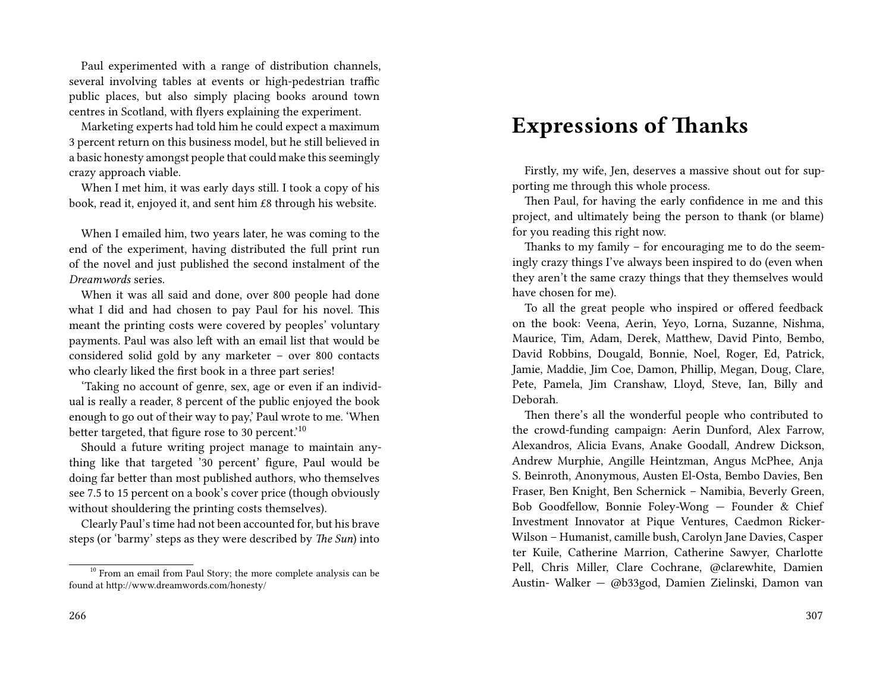Paul experimented with a range of distribution channels, several involving tables at events or high-pedestrian traffic public places, but also simply placing books around town centres in Scotland, with flyers explaining the experiment.

Marketing experts had told him he could expect a maximum 3 percent return on this business model, but he still believed in a basic honesty amongst people that could make this seemingly crazy approach viable.

When I met him, it was early days still. I took a copy of his book, read it, enjoyed it, and sent him £8 through his website.

When I emailed him, two years later, he was coming to the end of the experiment, having distributed the full print run of the novel and just published the second instalment of the *Dreamwords* series.

When it was all said and done, over 800 people had done what I did and had chosen to pay Paul for his novel. This meant the printing costs were covered by peoples' voluntary payments. Paul was also left with an email list that would be considered solid gold by any marketer – over 800 contacts who clearly liked the first book in a three part series!

'Taking no account of genre, sex, age or even if an individual is really a reader, 8 percent of the public enjoyed the book enough to go out of their way to pay,' Paul wrote to me. 'When better targeted, that figure rose to 30 percent.'[10]

Should a future writing project manage to maintain anything like that targeted '30 percent' figure, Paul would be doing far better than most published authors, who themselves see 7.5 to 15 percent on a book's cover price (though obviously without shouldering the printing costs themselves).

Clearly Paul's time had not been accounted for, but his brave steps (or 'barmy' steps as they were described by *The Sun*) into

[10] From an email from Paul Story; the more complete analysis can be found at http://www.dreamwords.com/honesty/

# Expressions of Thanks

Firstly, my wife, Jen, deserves a massive shout out for supporting me through this whole process.

Then Paul, for having the early confidence in me and this project, and ultimately being the person to thank (or blame) for you reading this right now.

Thanks to my family – for encouraging me to do the seemingly crazy things I've always been inspired to do (even when they aren't the same crazy things that they themselves would have chosen for me).

To all the great people who inspired or offered feedback on the book: Veena, Aerin, Yeyo, Lorna, Suzanne, Nishma, Maurice, Tim, Adam, Derek, Matthew, David Pinto, Bembo, David Robbins, Dougald, Bonnie, Noel, Roger, Ed, Patrick, Jamie, Maddie, Jim Coe, Damon, Phillip, Megan, Doug, Clare, Pete, Pamela, Jim Cranshaw, Lloyd, Steve, Ian, Billy and Deborah.

Then there's all the wonderful people who contributed to the crowd-funding campaign: Aerin Dunford, Alex Farrow, Alexandros, Alicia Evans, Anake Goodall, Andrew Dickson, Andrew Murphie, Angille Heintzman, Angus McPhee, Anja S. Beinroth, Anonymous, Austen El-Osta, Bembo Davies, Ben Fraser, Ben Knight, Ben Schernick – Namibia, Beverly Green, Bob Goodfellow, Bonnie Foley-Wong — Founder & Chief Investment Innovator at Pique Ventures, Caedmon Ricker-Wilson – Humanist, camille bush, Carolyn Jane Davies, Casper ter Kuile, Catherine Marrion, Catherine Sawyer, Charlotte Pell, Chris Miller, Clare Cochrane, @clarewhite, Damien Austin- Walker — @b33god, Damien Zielinski, Damon van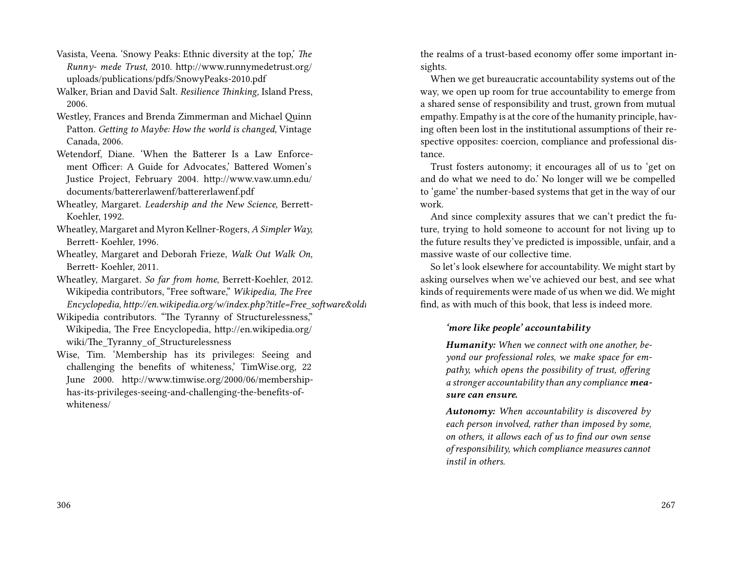Vasista, Veena. 'Snowy Peaks: Ethnic diversity at the top,' *The Runny- mede Trust*, 2010. http://www.runnymedetrust.org/uploads/publications/pdfs/SnowyPeaks-2010.pdf

Walker, Brian and David Salt. *Resilience Thinking*, Island Press, 2006.

Westley, Frances and Brenda Zimmerman and Michael Quinn Patton. *Getting to Maybe: How the world is changed*, Vintage Canada, 2006.

Wetendorf, Diane. 'When the Batterer Is a Law Enforcement Officer: A Guide for Advocates,' Battered Women's Justice Project, February 2004. http://www.vaw.umn.edu/documents/battererlawenf/battererlawenf.pdf

Wheatley, Margaret. *Leadership and the New Science,* Berrett-Koehler, 1992.

Wheatley, Margaret and Myron Kellner-Rogers, *A Simpler Way,* Berrett- Koehler, 1996.

Wheatley, Margaret and Deborah Frieze, *Walk Out Walk On,* Berrett- Koehler, 2011.

Wheatley, Margaret. *So far from home*, Berrett-Koehler, 2012. Wikipedia contributors, "Free software," *Wikipedia, The Free Encyclopedia, http://en.wikipedia.org/w/index.php?title=Free_software&oldi*

Wikipedia contributors. "The Tyranny of Structurelessness," Wikipedia, The Free Encyclopedia, http://en.wikipedia.org/wiki/The_Tyranny_of_Structurelessness

Wise, Tim. 'Membership has its privileges: Seeing and challenging the benefits of whiteness,' TimWise.org, 22 June 2000. http://www.timwise.org/2000/06/membership-has-its-privileges-seeing-and-challenging-the-benefits-of-whiteness/

the realms of a trust-based economy offer some important insights.

When we get bureaucratic accountability systems out of the way, we open up room for true accountability to emerge from a shared sense of responsibility and trust, grown from mutual empathy. Empathy is at the core of the humanity principle, having often been lost in the institutional assumptions of their respective opposites: coercion, compliance and professional distance.

Trust fosters autonomy; it encourages all of us to 'get on and do what we need to do.' No longer will we be compelled to 'game' the number-based systems that get in the way of our work.

And since complexity assures that we can't predict the future, trying to hold someone to account for not living up to the future results they've predicted is impossible, unfair, and a massive waste of our collective time.

So let's look elsewhere for accountability. We might start by asking ourselves when we've achieved our best, and see what kinds of requirements were made of us when we did. We might find, as with much of this book, that less is indeed more.

> ***'more like people' accountability***
>
> ***Humanity:*** *When we connect with one another, beyond our professional roles, we make space for empathy, which opens the possibility of trust, offering a stronger accountability than any compliance* ***measure can ensure.***
>
> ***Autonomy:*** *When accountability is discovered by each person involved, rather than imposed by some, on others, it allows each of us to find our own sense of responsibility, which compliance measures cannot instil in others.*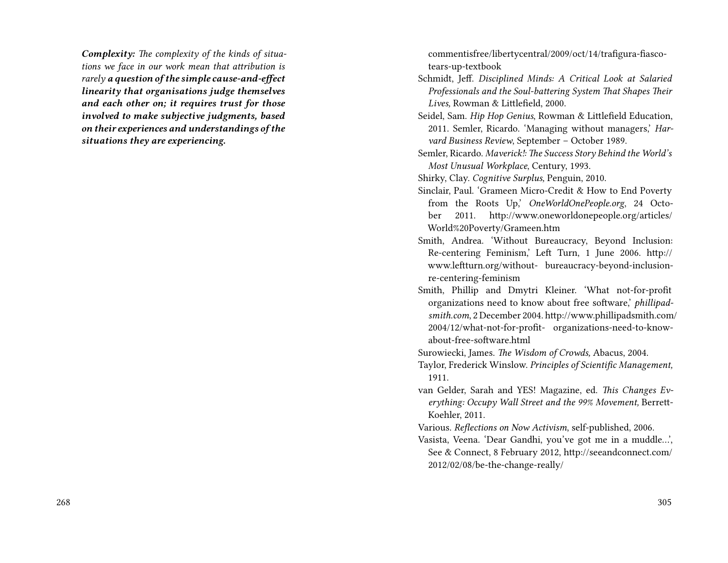***Complexity:*** *The complexity of the kinds of situations we face in our work mean that attribution is rarely* ***a question of the simple cause-and-effect linearity that organisations judge themselves and each other on; it requires trust for those involved to make subjective judgments, based on their experiences and understandings of the situations they are experiencing.***

commentisfree/libertycentral/2009/oct/14/trafigura-fiasco-tears-up-textbook

Schmidt, Jeff. *Disciplined Minds: A Critical Look at Salaried Professionals and the Soul-battering System That Shapes Their Lives,* Rowman & Littlefield, 2000.

Seidel, Sam. *Hip Hop Genius*, Rowman & Littlefield Education, 2011. Semler, Ricardo. 'Managing without managers,' *Harvard Business Review*, September – October 1989.

Semler, Ricardo. *Maverick!: The Success Story Behind the World's Most Unusual Workplace*, Century, 1993.

Shirky, Clay. *Cognitive Surplus,* Penguin, 2010.

Sinclair, Paul. 'Grameen Micro-Credit & How to End Poverty from the Roots Up,' *OneWorldOnePeople.org*, 24 October 2011. http://www.oneworldonepeople.org/articles/World%20Poverty/Grameen.htm

Smith, Andrea. 'Without Bureaucracy, Beyond Inclusion: Re-centering Feminism,' Left Turn, 1 June 2006. http://www.leftturn.org/without- bureaucracy-beyond-inclusion-re-centering-feminism

Smith, Phillip and Dmytri Kleiner. 'What not-for-profit organizations need to know about free software,' *phillipadsmith.com*, 2 December 2004. http://www.phillipadsmith.com/2004/12/what-not-for-profit- organizations-need-to-know-about-free-software.html

Surowiecki, James. *The Wisdom of Crowds,* Abacus, 2004.

Taylor, Frederick Winslow. *Principles of Scientific Management,* 1911.

van Gelder, Sarah and YES! Magazine, ed. *This Changes Everything: Occupy Wall Street and the 99% Movement,* Berrett-Koehler, 2011.

Various. *Reflections on Now Activism*, self-published, 2006.

Vasista, Veena. 'Dear Gandhi, you've got me in a muddle…', See & Connect, 8 February 2012, http://seeandconnect.com/2012/02/08/be-the-change-really/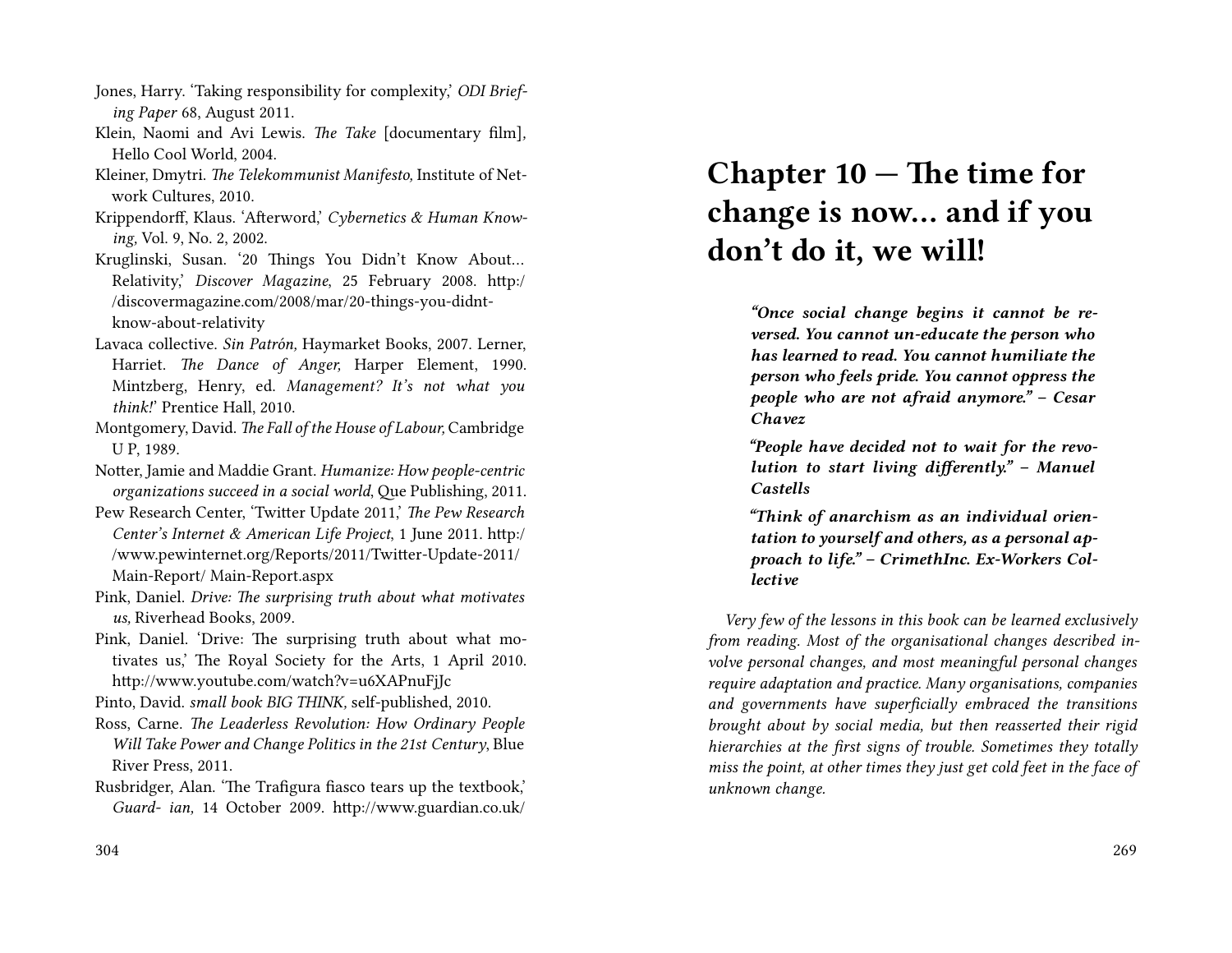Jones, Harry. 'Taking responsibility for complexity,' *ODI Briefing Paper* 68, August 2011.

Klein, Naomi and Avi Lewis. *The Take* [documentary film], Hello Cool World, 2004.

Kleiner, Dmytri. *The Telekommunist Manifesto,* Institute of Network Cultures, 2010.

Krippendorff, Klaus. 'Afterword,' *Cybernetics & Human Knowing,* Vol. 9, No. 2, 2002.

Kruglinski, Susan. '20 Things You Didn't Know About… Relativity,' *Discover Magazine,* 25 February 2008. http://discovermagazine.com/2008/mar/20-things-you-didnt-know-about-relativity

Lavaca collective. *Sin Patrón,* Haymarket Books, 2007. Lerner, Harriet. *The Dance of Anger,* Harper Element, 1990. Mintzberg, Henry, ed. *Management? It's not what you think!'* Prentice Hall, 2010.

Montgomery, David. *The Fall of the House of Labour,* Cambridge U P, 1989.

Notter, Jamie and Maddie Grant. *Humanize: How people-centric organizations succeed in a social world*, Que Publishing, 2011.

Pew Research Center, 'Twitter Update 2011,' *The Pew Research Center's Internet & American Life Project,* 1 June 2011. http://www.pewinternet.org/Reports/2011/Twitter-Update-2011/Main-Report/ Main-Report.aspx

Pink, Daniel. *Drive: The surprising truth about what motivates us,* Riverhead Books, 2009.

Pink, Daniel. 'Drive: The surprising truth about what motivates us,' The Royal Society for the Arts, 1 April 2010. http://www.youtube.com/watch?v=u6XAPnuFjJc

Pinto, David. *small book BIG THINK,* self-published, 2010.

Ross, Carne. *The Leaderless Revolution: How Ordinary People Will Take Power and Change Politics in the 21st Century*, Blue River Press, 2011.

Rusbridger, Alan. 'The Trafigura fiasco tears up the textbook,' *Guard- ian,* 14 October 2009. http://www.guardian.co.uk/

# Chapter 10 — The time for change is now… and if you don't do it, we will!

> ***"Once social change begins it cannot be reversed. You cannot un-educate the person who has learned to read. You cannot humiliate the person who feels pride. You cannot oppress the people who are not afraid anymore." – Cesar Chavez***
>
> ***"People have decided not to wait for the revolution to start living differently." – Manuel Castells***
>
> ***"Think of anarchism as an individual orientation to yourself and others, as a personal approach to life." – CrimethInc. Ex-Workers Collective***

*Very few of the lessons in this book can be learned exclusively from reading. Most of the organisational changes described involve personal changes, and most meaningful personal changes require adaptation and practice. Many organisations, companies and governments have superficially embraced the transitions brought about by social media, but then reasserted their rigid hierarchies at the first signs of trouble. Sometimes they totally miss the point, at other times they just get cold feet in the face of unknown change.*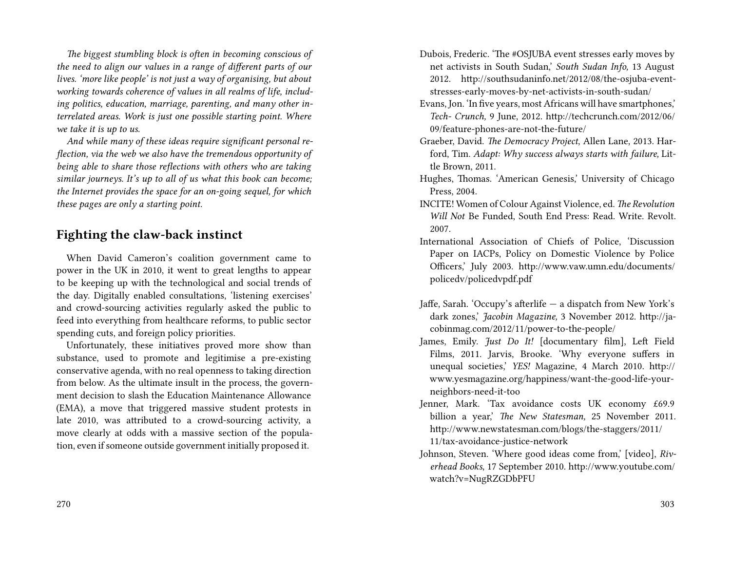*The biggest stumbling block is often in becoming conscious of the need to align our values in a range of different parts of our lives. 'more like people' is not just a way of organising, but about working towards coherence of values in all realms of life, including politics, education, marriage, parenting, and many other interrelated areas. Work is just one possible starting point. Where we take it is up to us.*

*And while many of these ideas require significant personal reflection, via the web we also have the tremendous opportunity of being able to share those reflections with others who are taking similar journeys. It's up to all of us what this book can become; the Internet provides the space for an on-going sequel, for which these pages are only a starting point.*

## Fighting the claw-back instinct

When David Cameron's coalition government came to power in the UK in 2010, it went to great lengths to appear to be keeping up with the technological and social trends of the day. Digitally enabled consultations, 'listening exercises' and crowd-sourcing activities regularly asked the public to feed into everything from healthcare reforms, to public sector spending cuts, and foreign policy priorities.

Unfortunately, these initiatives proved more show than substance, used to promote and legitimise a pre-existing conservative agenda, with no real openness to taking direction from below. As the ultimate insult in the process, the government decision to slash the Education Maintenance Allowance (EMA), a move that triggered massive student protests in late 2010, was attributed to a crowd-sourcing activity, a move clearly at odds with a massive section of the population, even if someone outside government initially proposed it.

Dubois, Frederic. 'The #OSJUBA event stresses early moves by net activists in South Sudan,' *South Sudan Info,* 13 August 2012. http://southsudaninfo.net/2012/08/the-osjuba-event-stresses-early-moves-by-net-activists-in-south-sudan/

Evans, Jon. 'In five years, most Africans will have smartphones,' *Tech- Crunch,* 9 June, 2012. http://techcrunch.com/2012/06/09/feature-phones-are-not-the-future/

Graeber, David. *The Democracy Project*, Allen Lane, 2013. Harford, Tim. *Adapt: Why success always starts with failure,* Little Brown, 2011.

Hughes, Thomas. 'American Genesis,' University of Chicago Press, 2004.

INCITE! Women of Colour Against Violence, ed. *The Revolution Will Not* Be Funded, South End Press: Read. Write. Revolt. 2007.

International Association of Chiefs of Police, 'Discussion Paper on IACPs, Policy on Domestic Violence by Police Officers,' July 2003. http://www.vaw.umn.edu/documents/policedv/policedvpdf.pdf

Jaffe, Sarah. 'Occupy's afterlife — a dispatch from New York's dark zones,' *Jacobin Magazine,* 3 November 2012. http://jacobinmag.com/2012/11/power-to-the-people/

James, Emily. *Just Do It!* [documentary film], Left Field Films, 2011. Jarvis, Brooke. 'Why everyone suffers in unequal societies,' *YES!* Magazine, 4 March 2010. http://www.yesmagazine.org/happiness/want-the-good-life-your-neighbors-need-it-too

Jenner, Mark. 'Tax avoidance costs UK economy £69.9 billion a year,' *The New Statesman,* 25 November 2011. http://www.newstatesman.com/blogs/the-staggers/2011/11/tax-avoidance-justice-network

Johnson, Steven. 'Where good ideas come from,' [video], *Riverhead Books*, 17 September 2010. http://www.youtube.com/watch?v=NugRZGDbPFU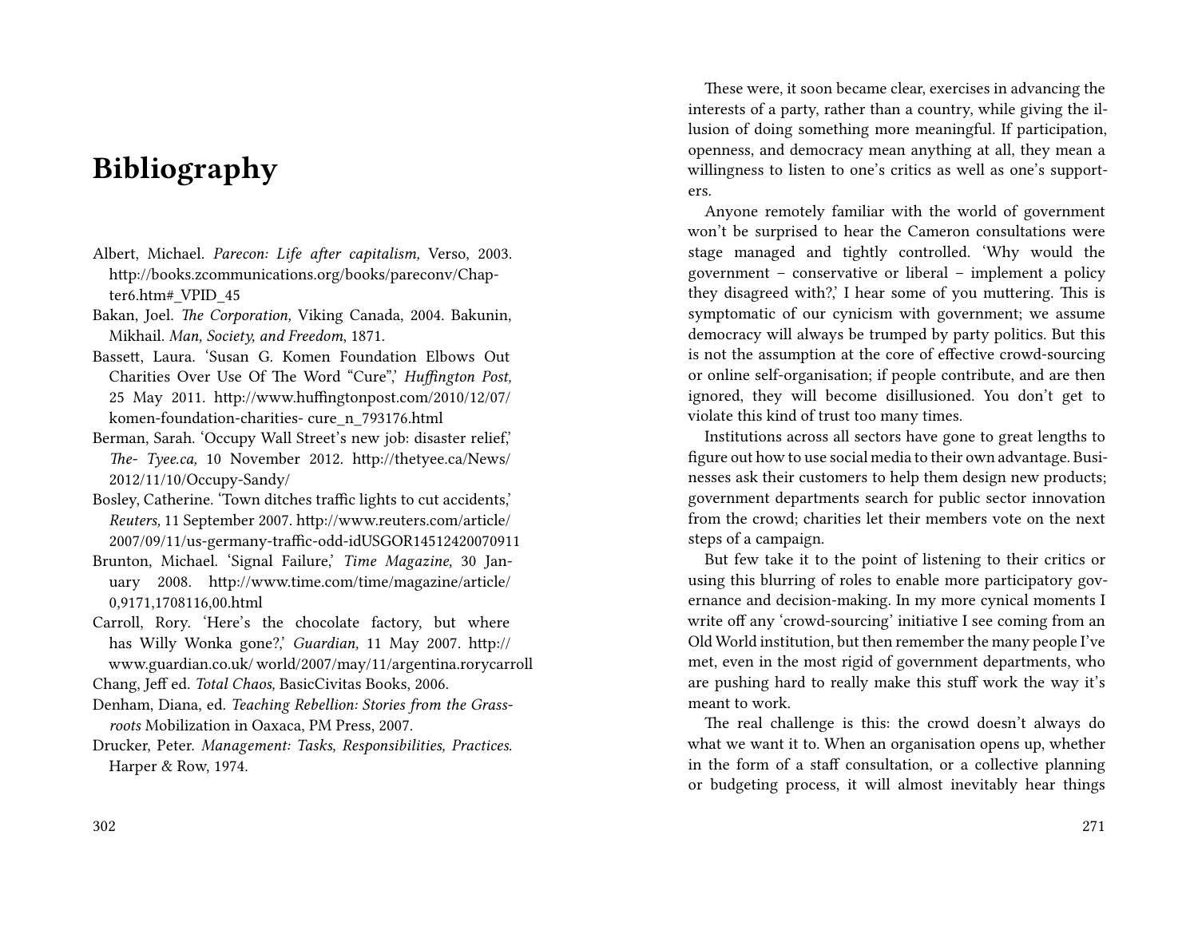# Bibliography

Albert, Michael. *Parecon: Life after capitalism,* Verso, 2003. http://books.zcommunications.org/books/pareconv/Chapter6.htm#_VPID_45

Bakan, Joel. *The Corporation,* Viking Canada, 2004. Bakunin, Mikhail. *Man, Society, and Freedom*, 1871.

Bassett, Laura. 'Susan G. Komen Foundation Elbows Out Charities Over Use Of The Word "Cure",' *Huffington Post,* 25 May 2011. http://www.huffingtonpost.com/2010/12/07/komen-foundation-charities- cure_n_793176.html

Berman, Sarah. 'Occupy Wall Street's new job: disaster relief,' *The- Tyee.ca,* 10 November 2012. http://thetyee.ca/News/2012/11/10/Occupy-Sandy/

Bosley, Catherine. 'Town ditches traffic lights to cut accidents,' *Reuters,* 11 September 2007. http://www.reuters.com/article/2007/09/11/us-germany-traffic-odd-idUSGOR14512420070911

Brunton, Michael. 'Signal Failure,' *Time Magazine,* 30 January 2008. http://www.time.com/time/magazine/article/0,9171,1708116,00.html

Carroll, Rory. 'Here's the chocolate factory, but where has Willy Wonka gone?,' *Guardian,* 11 May 2007. http://www.guardian.co.uk/ world/2007/may/11/argentina.rorycarroll

Chang, Jeff ed. *Total Chaos,* BasicCivitas Books, 2006.

Denham, Diana, ed. *Teaching Rebellion: Stories from the Grassroots* Mobilization in Oaxaca, PM Press, 2007.

Drucker, Peter. *Management: Tasks, Responsibilities, Practices.* Harper & Row, 1974.

These were, it soon became clear, exercises in advancing the interests of a party, rather than a country, while giving the illusion of doing something more meaningful. If participation, openness, and democracy mean anything at all, they mean a willingness to listen to one's critics as well as one's supporters.

Anyone remotely familiar with the world of government won't be surprised to hear the Cameron consultations were stage managed and tightly controlled. 'Why would the government – conservative or liberal – implement a policy they disagreed with?,' I hear some of you muttering. This is symptomatic of our cynicism with government; we assume democracy will always be trumped by party politics. But this is not the assumption at the core of effective crowd-sourcing or online self-organisation; if people contribute, and are then ignored, they will become disillusioned. You don't get to violate this kind of trust too many times.

Institutions across all sectors have gone to great lengths to figure out how to use social media to their own advantage. Businesses ask their customers to help them design new products; government departments search for public sector innovation from the crowd; charities let their members vote on the next steps of a campaign.

But few take it to the point of listening to their critics or using this blurring of roles to enable more participatory governance and decision-making. In my more cynical moments I write off any 'crowd-sourcing' initiative I see coming from an Old World institution, but then remember the many people I've met, even in the most rigid of government departments, who are pushing hard to really make this stuff work the way it's meant to work.

The real challenge is this: the crowd doesn't always do what we want it to. When an organisation opens up, whether in the form of a staff consultation, or a collective planning or budgeting process, it will almost inevitably hear things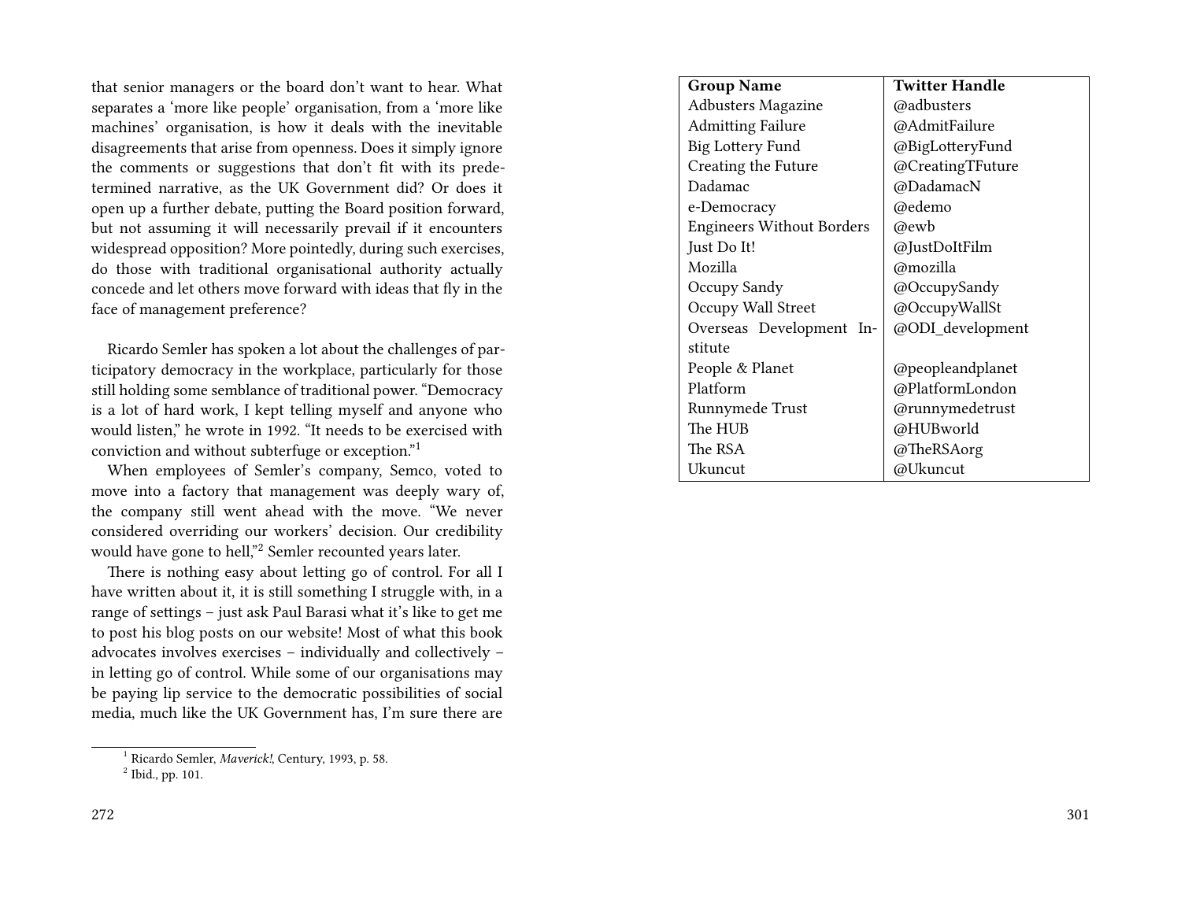that senior managers or the board don't want to hear. What separates a 'more like people' organisation, from a 'more like machines' organisation, is how it deals with the inevitable disagreements that arise from openness. Does it simply ignore the comments or suggestions that don't fit with its predetermined narrative, as the UK Government did? Or does it open up a further debate, putting the Board position forward, but not assuming it will necessarily prevail if it encounters widespread opposition? More pointedly, during such exercises, do those with traditional organisational authority actually concede and let others move forward with ideas that fly in the face of management preference?

Ricardo Semler has spoken a lot about the challenges of participatory democracy in the workplace, particularly for those still holding some semblance of traditional power. "Democracy is a lot of hard work, I kept telling myself and anyone who would listen," he wrote in 1992. "It needs to be exercised with conviction and without subterfuge or exception."[1]

When employees of Semler's company, Semco, voted to move into a factory that management was deeply wary of, the company still went ahead with the move. "We never considered overriding our workers' decision. Our credibility would have gone to hell,"[2] Semler recounted years later.

There is nothing easy about letting go of control. For all I have written about it, it is still something I struggle with, in a range of settings – just ask Paul Barasi what it's like to get me to post his blog posts on our website! Most of what this book advocates involves exercises – individually and collectively – in letting go of control. While some of our organisations may be paying lip service to the democratic possibilities of social media, much like the UK Government has, I'm sure there are

[1] Ricardo Semler, *Maverick!*, Century, 1993, p. 58.

[2] Ibid., pp. 101.

| Group Name | Twitter Handle |
|---|---|
| Adbusters Magazine | @adbusters |
| Admitting Failure | @AdmitFailure |
| Big Lottery Fund | @BigLotteryFund |
| Creating the Future | @CreatingTFuture |
| Dadamac | @DadamacN |
| e-Democracy | @edemo |
| Engineers Without Borders | @ewb |
| Just Do It! | @JustDoItFilm |
| Mozilla | @mozilla |
| Occupy Sandy | @OccupySandy |
| Occupy Wall Street | @OccupyWallSt |
| Overseas Development Institute | @ODI_development |
| People & Planet | @peopleandplanet |
| Platform | @PlatformLondon |
| Runnymede Trust | @runnymedetrust |
| The HUB | @HUBworld |
| The RSA | @TheRSAorg |
| Ukuncut | @Ukuncut |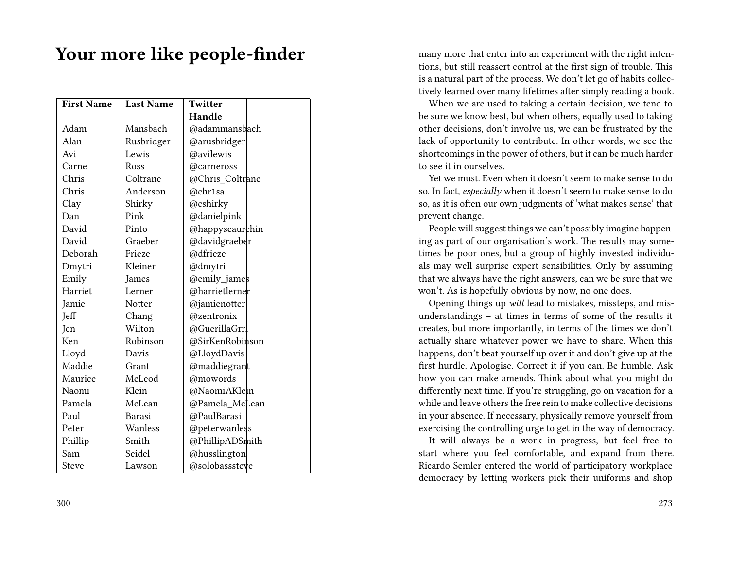# Your more like people-finder

| First Name | Last Name | Twitter Handle |
|---|---|---|
| Adam | Mansbach | @adammansbach |
| Alan | Rusbridger | @arusbridger |
| Avi | Lewis | @avilewis |
| Carne | Ross | @carneross |
| Chris | Coltrane | @Chris_Coltrane |
| Chris | Anderson | @chr1sa |
| Clay | Shirky | @cshirky |
| Dan | Pink | @danielpink |
| David | Pinto | @happyseaurchin |
| David | Graeber | @davidgraeber |
| Deborah | Frieze | @dfrieze |
| Dmytri | Kleiner | @dmytri |
| Emily | James | @emily_james |
| Harriet | Lerner | @harrietlerner |
| Jamie | Notter | @jamienotter |
| Jeff | Chang | @zentronix |
| Jen | Wilton | @GuerillaGrrl |
| Ken | Robinson | @SirKenRobinson |
| Lloyd | Davis | @LloydDavis |
| Maddie | Grant | @maddiegrant |
| Maurice | McLeod | @mowords |
| Naomi | Klein | @NaomiAKlein |
| Pamela | McLean | @Pamela_McLean |
| Paul | Barasi | @PaulBarasi |
| Peter | Wanless | @peterwanless |
| Phillip | Smith | @PhillipADSmith |
| Sam | Seidel | @husslington |
| Steve | Lawson | @solobasssteve |

many more that enter into an experiment with the right intentions, but still reassert control at the first sign of trouble. This is a natural part of the process. We don't let go of habits collectively learned over many lifetimes after simply reading a book.

When we are used to taking a certain decision, we tend to be sure we know best, but when others, equally used to taking other decisions, don't involve us, we can be frustrated by the lack of opportunity to contribute. In other words, we see the shortcomings in the power of others, but it can be much harder to see it in ourselves.

Yet we must. Even when it doesn't seem to make sense to do so. In fact, *especially* when it doesn't seem to make sense to do so, as it is often our own judgments of 'what makes sense' that prevent change.

People will suggest things we can't possibly imagine happening as part of our organisation's work. The results may sometimes be poor ones, but a group of highly invested individuals may well surprise expert sensibilities. Only by assuming that we always have the right answers, can we be sure that we won't. As is hopefully obvious by now, no one does.

Opening things up *will* lead to mistakes, missteps, and misunderstandings – at times in terms of some of the results it creates, but more importantly, in terms of the times we don't actually share whatever power we have to share. When this happens, don't beat yourself up over it and don't give up at the first hurdle. Apologise. Correct it if you can. Be humble. Ask how you can make amends. Think about what you might do differently next time. If you're struggling, go on vacation for a while and leave others the free rein to make collective decisions in your absence. If necessary, physically remove yourself from exercising the controlling urge to get in the way of democracy.

It will always be a work in progress, but feel free to start where you feel comfortable, and expand from there. Ricardo Semler entered the world of participatory workplace democracy by letting workers pick their uniforms and shop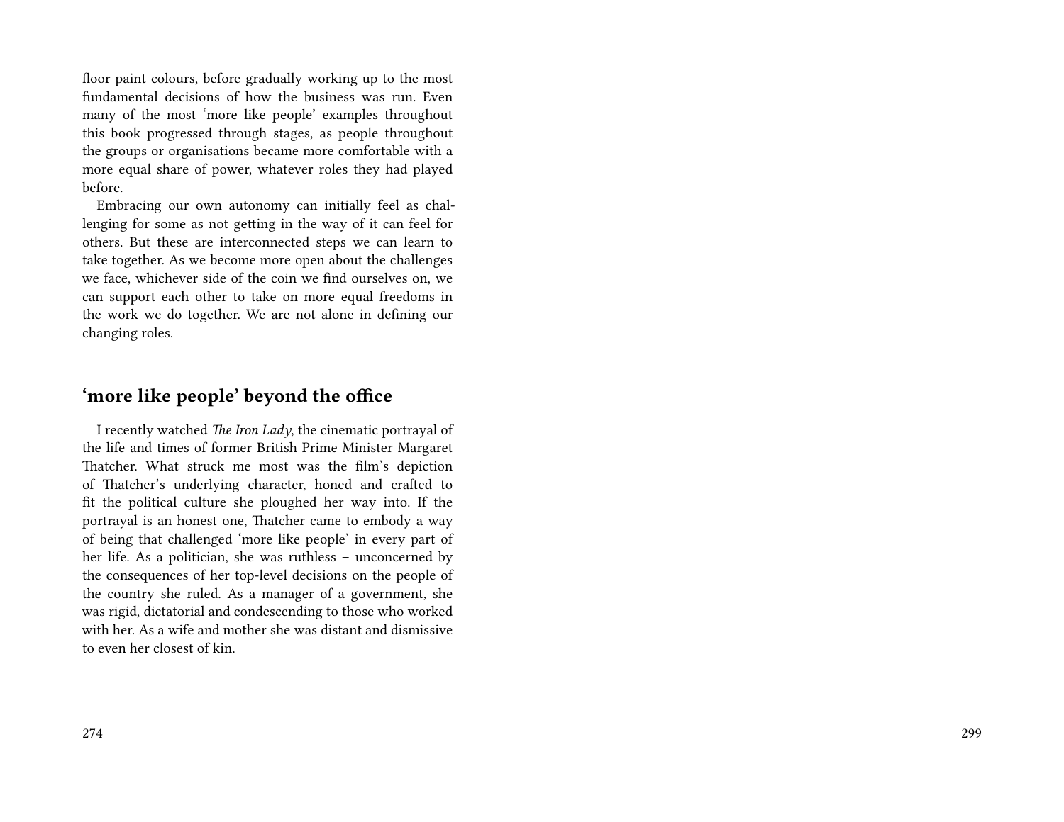floor paint colours, before gradually working up to the most fundamental decisions of how the business was run. Even many of the most 'more like people' examples throughout this book progressed through stages, as people throughout the groups or organisations became more comfortable with a more equal share of power, whatever roles they had played before.

Embracing our own autonomy can initially feel as challenging for some as not getting in the way of it can feel for others. But these are interconnected steps we can learn to take together. As we become more open about the challenges we face, whichever side of the coin we find ourselves on, we can support each other to take on more equal freedoms in the work we do together. We are not alone in defining our changing roles.

## 'more like people' beyond the office

I recently watched *The Iron Lady*, the cinematic portrayal of the life and times of former British Prime Minister Margaret Thatcher. What struck me most was the film's depiction of Thatcher's underlying character, honed and crafted to fit the political culture she ploughed her way into. If the portrayal is an honest one, Thatcher came to embody a way of being that challenged 'more like people' in every part of her life. As a politician, she was ruthless – unconcerned by the consequences of her top-level decisions on the people of the country she ruled. As a manager of a government, she was rigid, dictatorial and condescending to those who worked with her. As a wife and mother she was distant and dismissive to even her closest of kin.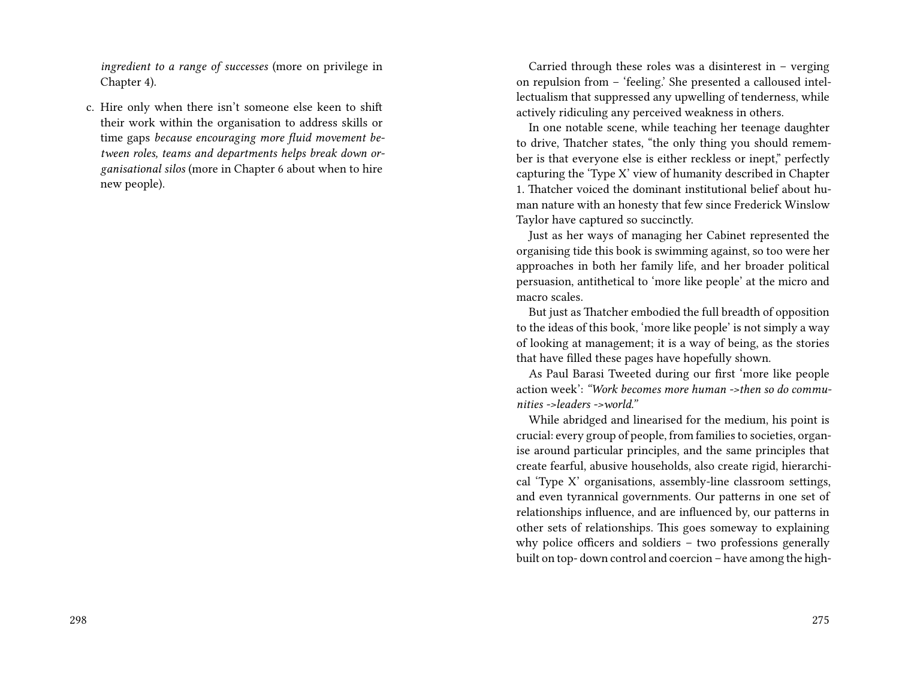*ingredient to a range of successes* (more on privilege in Chapter 4).

c. Hire only when there isn't someone else keen to shift their work within the organisation to address skills or time gaps *because encouraging more fluid movement between roles, teams and departments helps break down organisational silos* (more in Chapter 6 about when to hire new people).

Carried through these roles was a disinterest in – verging on repulsion from – 'feeling.' She presented a calloused intellectualism that suppressed any upwelling of tenderness, while actively ridiculing any perceived weakness in others.

In one notable scene, while teaching her teenage daughter to drive, Thatcher states, "the only thing you should remember is that everyone else is either reckless or inept," perfectly capturing the 'Type X' view of humanity described in Chapter 1. Thatcher voiced the dominant institutional belief about human nature with an honesty that few since Frederick Winslow Taylor have captured so succinctly.

Just as her ways of managing her Cabinet represented the organising tide this book is swimming against, so too were her approaches in both her family life, and her broader political persuasion, antithetical to 'more like people' at the micro and macro scales.

But just as Thatcher embodied the full breadth of opposition to the ideas of this book, 'more like people' is not simply a way of looking at management; it is a way of being, as the stories that have filled these pages have hopefully shown.

As Paul Barasi Tweeted during our first 'more like people action week': *"Work becomes more human ->then so do communities ->leaders ->world."*

While abridged and linearised for the medium, his point is crucial: every group of people, from families to societies, organise around particular principles, and the same principles that create fearful, abusive households, also create rigid, hierarchical 'Type X' organisations, assembly-line classroom settings, and even tyrannical governments. Our patterns in one set of relationships influence, and are influenced by, our patterns in other sets of relationships. This goes someway to explaining why police officers and soldiers – two professions generally built on top- down control and coercion – have among the high-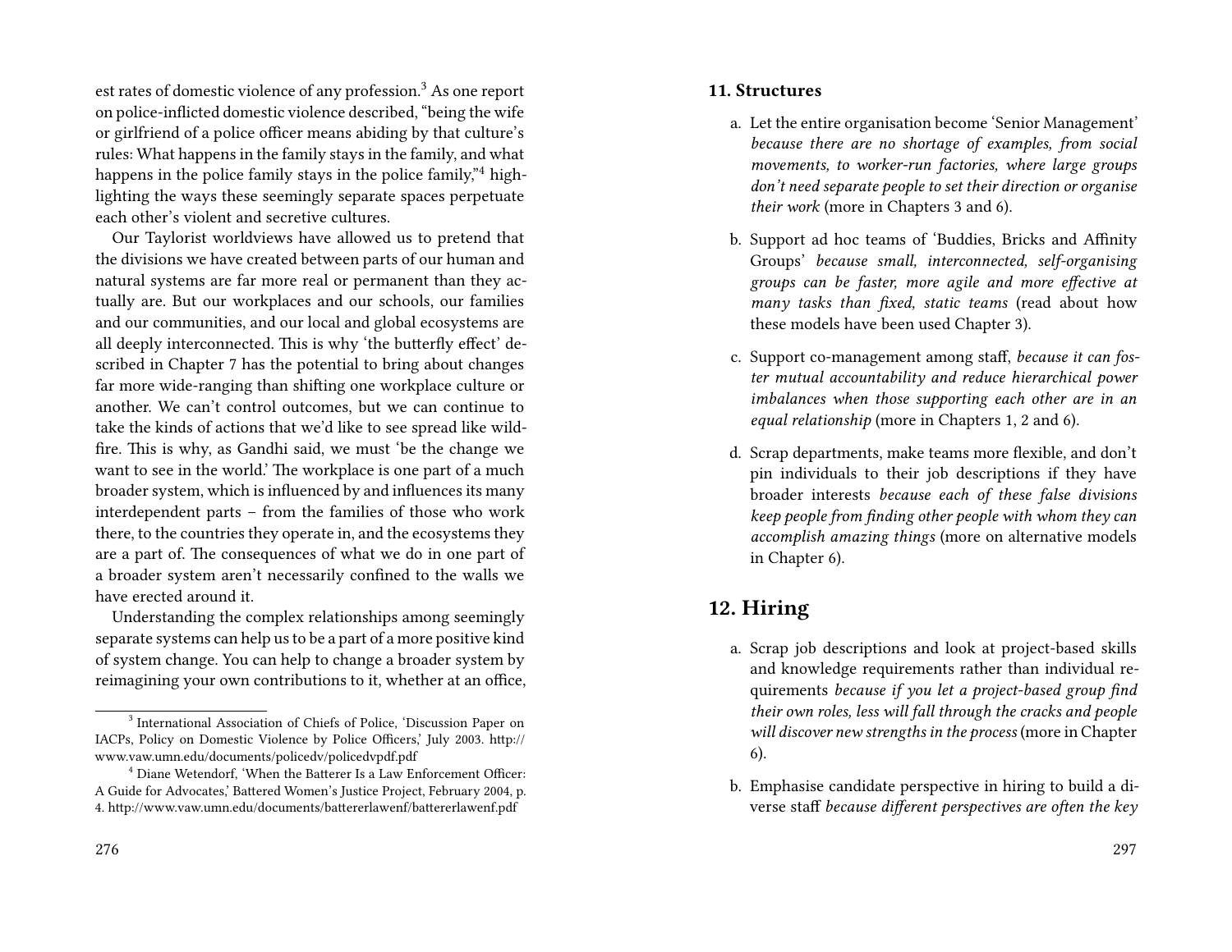est rates of domestic violence of any profession.[3] As one report on police-inflicted domestic violence described, "being the wife or girlfriend of a police officer means abiding by that culture's rules: What happens in the family stays in the family, and what happens in the police family stays in the police family,"[4] highlighting the ways these seemingly separate spaces perpetuate each other's violent and secretive cultures.

Our Taylorist worldviews have allowed us to pretend that the divisions we have created between parts of our human and natural systems are far more real or permanent than they actually are. But our workplaces and our schools, our families and our communities, and our local and global ecosystems are all deeply interconnected. This is why 'the butterfly effect' described in Chapter 7 has the potential to bring about changes far more wide-ranging than shifting one workplace culture or another. We can't control outcomes, but we can continue to take the kinds of actions that we'd like to see spread like wildfire. This is why, as Gandhi said, we must 'be the change we want to see in the world.' The workplace is one part of a much broader system, which is influenced by and influences its many interdependent parts – from the families of those who work there, to the countries they operate in, and the ecosystems they are a part of. The consequences of what we do in one part of a broader system aren't necessarily confined to the walls we have erected around it.

Understanding the complex relationships among seemingly separate systems can help us to be a part of a more positive kind of system change. You can help to change a broader system by reimagining your own contributions to it, whether at an office,

[3] International Association of Chiefs of Police, 'Discussion Paper on IACPs, Policy on Domestic Violence by Police Officers,' July 2003. http://www.vaw.umn.edu/documents/policedv/policedvpdf.pdf

[4] Diane Wetendorf, 'When the Batterer Is a Law Enforcement Officer: A Guide for Advocates,' Battered Women's Justice Project, February 2004, p. 4. http://www.vaw.umn.edu/documents/battererlawenf/battererlawenf.pdf

**11. Structures**

a. Let the entire organisation become 'Senior Management' *because there are no shortage of examples, from social movements, to worker-run factories, where large groups don't need separate people to set their direction or organise their work* (more in Chapters 3 and 6).

b. Support ad hoc teams of 'Buddies, Bricks and Affinity Groups' *because small, interconnected, self-organising groups can be faster, more agile and more effective at many tasks than fixed, static teams* (read about how these models have been used Chapter 3).

c. Support co-management among staff, *because it can foster mutual accountability and reduce hierarchical power imbalances when those supporting each other are in an equal relationship* (more in Chapters 1, 2 and 6).

d. Scrap departments, make teams more flexible, and don't pin individuals to their job descriptions if they have broader interests *because each of these false divisions keep people from finding other people with whom they can accomplish amazing things* (more on alternative models in Chapter 6).

## 12. Hiring

a. Scrap job descriptions and look at project-based skills and knowledge requirements rather than individual requirements *because if you let a project-based group find their own roles, less will fall through the cracks and people will discover new strengths in the process* (more in Chapter 6).

b. Emphasise candidate perspective in hiring to build a diverse staff *because different perspectives are often the key*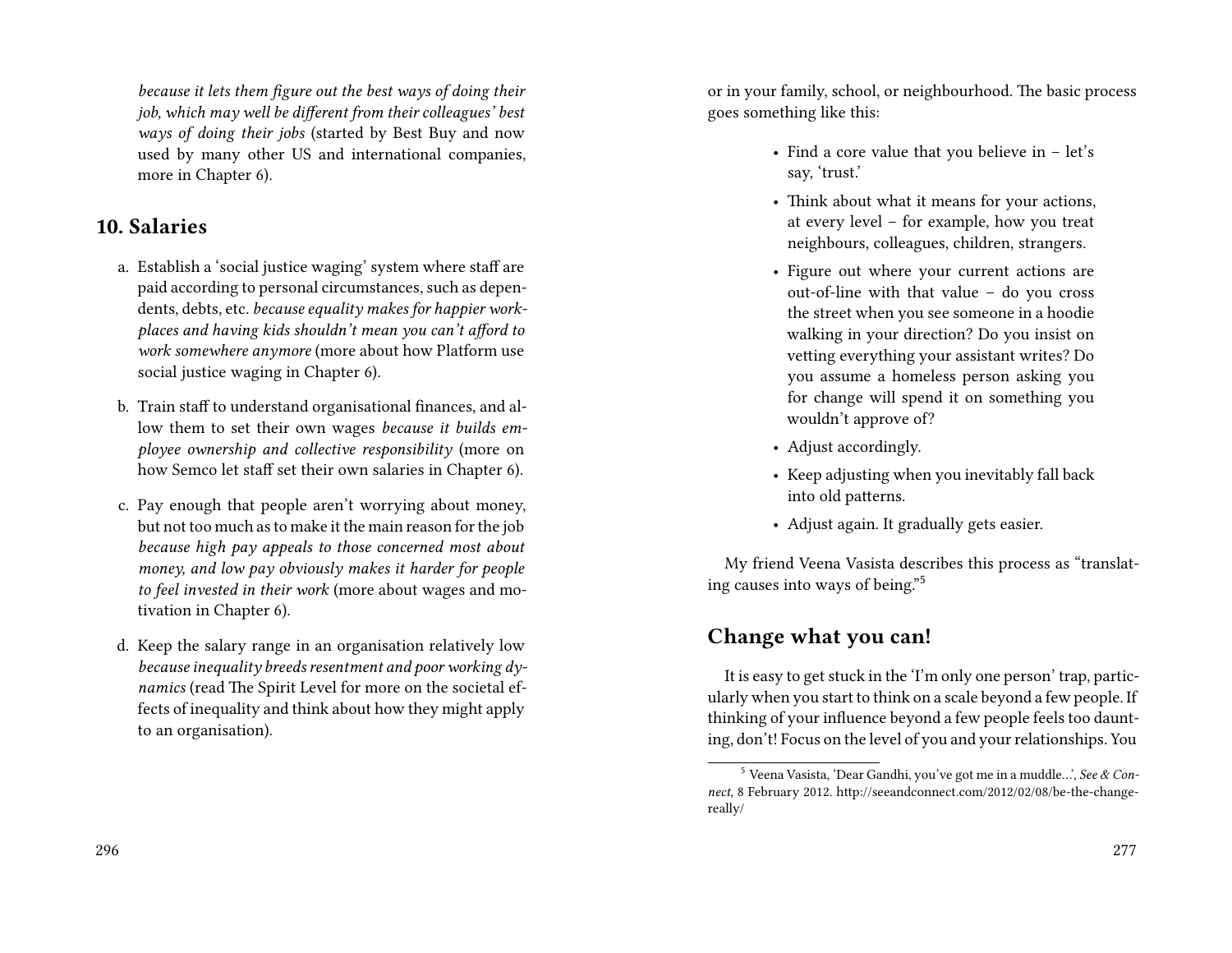*because it lets them figure out the best ways of doing their job, which may well be different from their colleagues' best ways of doing their jobs* (started by Best Buy and now used by many other US and international companies, more in Chapter 6).

## 10. Salaries

a. Establish a 'social justice waging' system where staff are paid according to personal circumstances, such as dependents, debts, etc. *because equality makes for happier workplaces and having kids shouldn't mean you can't afford to work somewhere anymore* (more about how Platform use social justice waging in Chapter 6).

b. Train staff to understand organisational finances, and allow them to set their own wages *because it builds employee ownership and collective responsibility* (more on how Semco let staff set their own salaries in Chapter 6).

c. Pay enough that people aren't worrying about money, but not too much as to make it the main reason for the job *because high pay appeals to those concerned most about money, and low pay obviously makes it harder for people to feel invested in their work* (more about wages and motivation in Chapter 6).

d. Keep the salary range in an organisation relatively low *because inequality breeds resentment and poor working dynamics* (read The Spirit Level for more on the societal effects of inequality and think about how they might apply to an organisation).

or in your family, school, or neighbourhood. The basic process goes something like this:

- Find a core value that you believe in – let's say, 'trust.'
- Think about what it means for your actions, at every level – for example, how you treat neighbours, colleagues, children, strangers.
- Figure out where your current actions are out-of-line with that value – do you cross the street when you see someone in a hoodie walking in your direction? Do you insist on vetting everything your assistant writes? Do you assume a homeless person asking you for change will spend it on something you wouldn't approve of?
- Adjust accordingly.
- Keep adjusting when you inevitably fall back into old patterns.
- Adjust again. It gradually gets easier.

My friend Veena Vasista describes this process as "translating causes into ways of being."[5]

## Change what you can!

It is easy to get stuck in the 'I'm only one person' trap, particularly when you start to think on a scale beyond a few people. If thinking of your influence beyond a few people feels too daunting, don't! Focus on the level of you and your relationships. You

[5] Veena Vasista, 'Dear Gandhi, you've got me in a muddle...', *See & Connect*, 8 February 2012. http://seeandconnect.com/2012/02/08/be-the-change-really/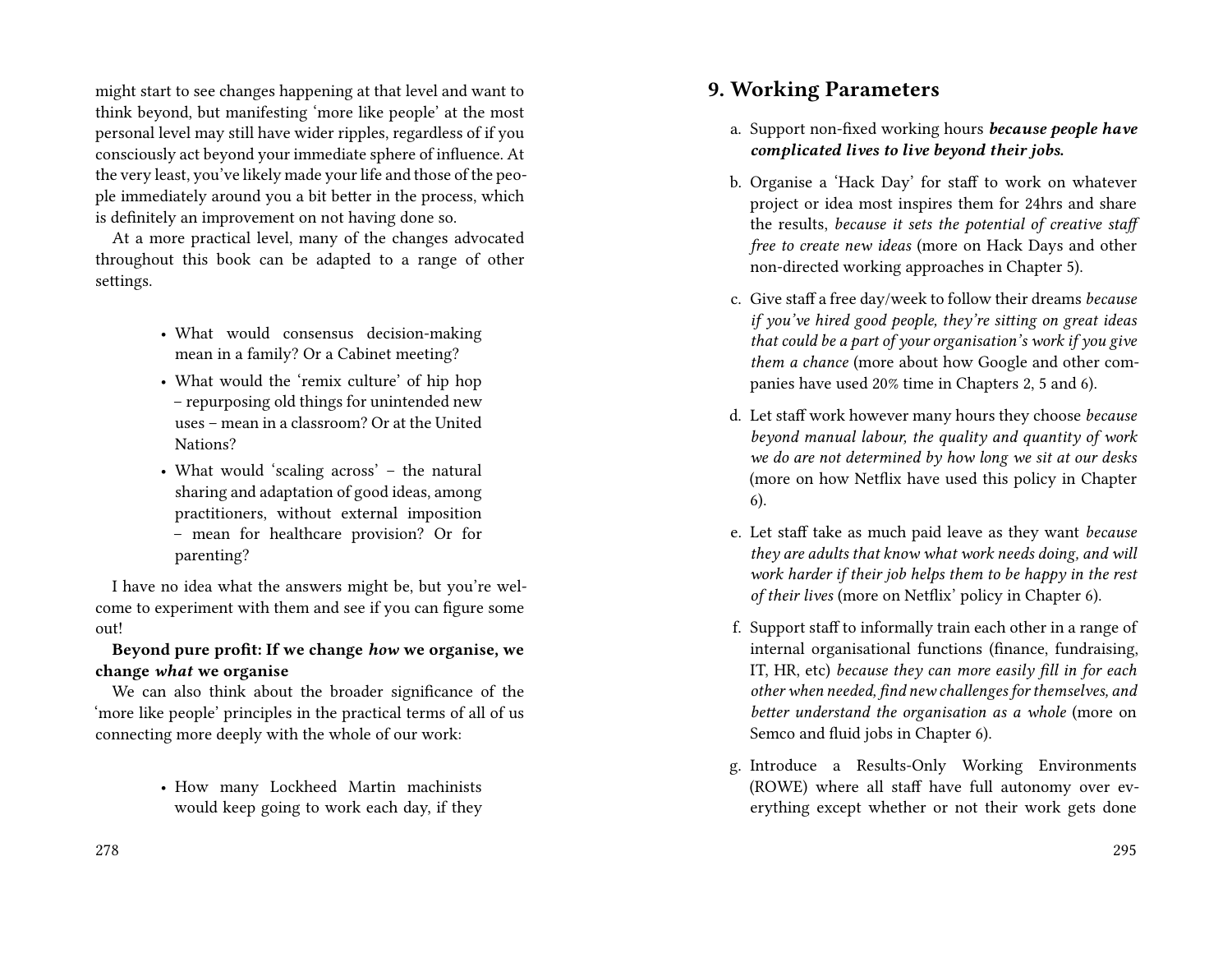might start to see changes happening at that level and want to think beyond, but manifesting 'more like people' at the most personal level may still have wider ripples, regardless of if you consciously act beyond your immediate sphere of influence. At the very least, you've likely made your life and those of the people immediately around you a bit better in the process, which is definitely an improvement on not having done so.

At a more practical level, many of the changes advocated throughout this book can be adapted to a range of other settings.

- What would consensus decision-making mean in a family? Or a Cabinet meeting?
- What would the 'remix culture' of hip hop – repurposing old things for unintended new uses – mean in a classroom? Or at the United Nations?
- What would 'scaling across' – the natural sharing and adaptation of good ideas, among practitioners, without external imposition – mean for healthcare provision? Or for parenting?

I have no idea what the answers might be, but you're welcome to experiment with them and see if you can figure some out!

**Beyond pure profit: If we change *how* we organise, we change *what* we organise**

We can also think about the broader significance of the 'more like people' principles in the practical terms of all of us connecting more deeply with the whole of our work:

- How many Lockheed Martin machinists would keep going to work each day, if they

## 9. Working Parameters

a. Support non-fixed working hours ***because people have complicated lives to live beyond their jobs.***

b. Organise a 'Hack Day' for staff to work on whatever project or idea most inspires them for 24hrs and share the results, *because it sets the potential of creative staff free to create new ideas* (more on Hack Days and other non-directed working approaches in Chapter 5).

c. Give staff a free day/week to follow their dreams *because if you've hired good people, they're sitting on great ideas that could be a part of your organisation's work if you give them a chance* (more about how Google and other companies have used 20% time in Chapters 2, 5 and 6).

d. Let staff work however many hours they choose *because beyond manual labour, the quality and quantity of work we do are not determined by how long we sit at our desks* (more on how Netflix have used this policy in Chapter 6).

e. Let staff take as much paid leave as they want *because they are adults that know what work needs doing, and will work harder if their job helps them to be happy in the rest of their lives* (more on Netflix' policy in Chapter 6).

f. Support staff to informally train each other in a range of internal organisational functions (finance, fundraising, IT, HR, etc) *because they can more easily fill in for each other when needed, find new challenges for themselves, and better understand the organisation as a whole* (more on Semco and fluid jobs in Chapter 6).

g. Introduce a Results-Only Working Environments (ROWE) where all staff have full autonomy over everything except whether or not their work gets done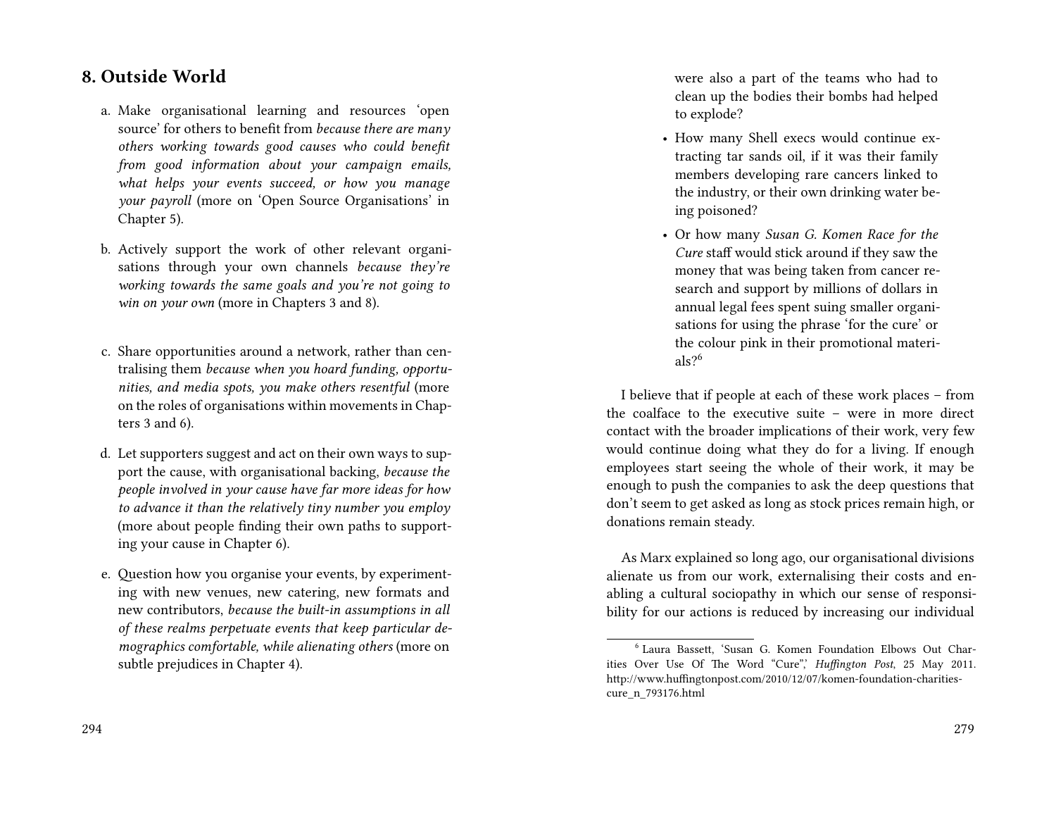## 8. Outside World

a. Make organisational learning and resources 'open source' for others to benefit from *because there are many others working towards good causes who could benefit from good information about your campaign emails, what helps your events succeed, or how you manage your payroll* (more on 'Open Source Organisations' in Chapter 5).

b. Actively support the work of other relevant organisations through your own channels *because they're working towards the same goals and you're not going to win on your own* (more in Chapters 3 and 8).

c. Share opportunities around a network, rather than centralising them *because when you hoard funding, opportunities, and media spots, you make others resentful* (more on the roles of organisations within movements in Chapters 3 and 6).

d. Let supporters suggest and act on their own ways to support the cause, with organisational backing, *because the people involved in your cause have far more ideas for how to advance it than the relatively tiny number you employ* (more about people finding their own paths to supporting your cause in Chapter 6).

e. Question how you organise your events, by experimenting with new venues, new catering, new formats and new contributors, *because the built-in assumptions in all of these realms perpetuate events that keep particular demographics comfortable, while alienating others* (more on subtle prejudices in Chapter 4).

were also a part of the teams who had to clean up the bodies their bombs had helped to explode?

- How many Shell execs would continue extracting tar sands oil, if it was their family members developing rare cancers linked to the industry, or their own drinking water being poisoned?
- Or how many *Susan G. Komen Race for the Cure* staff would stick around if they saw the money that was being taken from cancer research and support by millions of dollars in annual legal fees spent suing smaller organisations for using the phrase 'for the cure' or the colour pink in their promotional materials?[6]

I believe that if people at each of these work places – from the coalface to the executive suite – were in more direct contact with the broader implications of their work, very few would continue doing what they do for a living. If enough employees start seeing the whole of their work, it may be enough to push the companies to ask the deep questions that don't seem to get asked as long as stock prices remain high, or donations remain steady.

As Marx explained so long ago, our organisational divisions alienate us from our work, externalising their costs and enabling a cultural sociopathy in which our sense of responsibility for our actions is reduced by increasing our individual

[6] Laura Bassett, 'Susan G. Komen Foundation Elbows Out Charities Over Use Of The Word "Cure",' *Huffington Post*, 25 May 2011. http://www.huffingtonpost.com/2010/12/07/komen-foundation-charities-cure_n_793176.html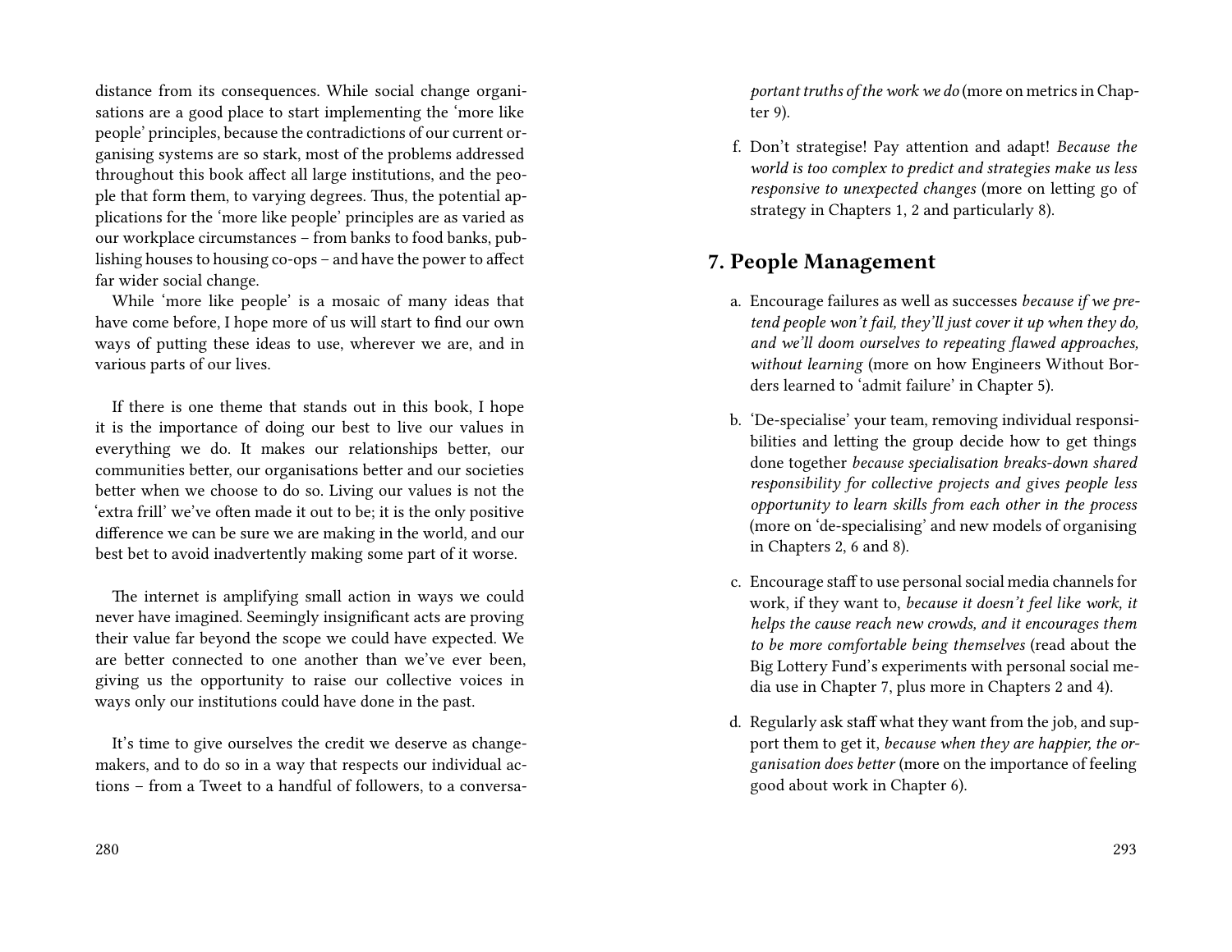distance from its consequences. While social change organisations are a good place to start implementing the 'more like people' principles, because the contradictions of our current organising systems are so stark, most of the problems addressed throughout this book affect all large institutions, and the people that form them, to varying degrees. Thus, the potential applications for the 'more like people' principles are as varied as our workplace circumstances – from banks to food banks, publishing houses to housing co-ops – and have the power to affect far wider social change.

While 'more like people' is a mosaic of many ideas that have come before, I hope more of us will start to find our own ways of putting these ideas to use, wherever we are, and in various parts of our lives.

If there is one theme that stands out in this book, I hope it is the importance of doing our best to live our values in everything we do. It makes our relationships better, our communities better, our organisations better and our societies better when we choose to do so. Living our values is not the 'extra frill' we've often made it out to be; it is the only positive difference we can be sure we are making in the world, and our best bet to avoid inadvertently making some part of it worse.

The internet is amplifying small action in ways we could never have imagined. Seemingly insignificant acts are proving their value far beyond the scope we could have expected. We are better connected to one another than we've ever been, giving us the opportunity to raise our collective voices in ways only our institutions could have done in the past.

It's time to give ourselves the credit we deserve as changemakers, and to do so in a way that respects our individual actions – from a Tweet to a handful of followers, to a conversa-

*portant truths of the work we do* (more on metrics in Chapter 9).

f. Don't strategise! Pay attention and adapt! *Because the world is too complex to predict and strategies make us less responsive to unexpected changes* (more on letting go of strategy in Chapters 1, 2 and particularly 8).

## 7. People Management

a. Encourage failures as well as successes *because if we pretend people won't fail, they'll just cover it up when they do, and we'll doom ourselves to repeating flawed approaches, without learning* (more on how Engineers Without Borders learned to 'admit failure' in Chapter 5).

b. 'De-specialise' your team, removing individual responsibilities and letting the group decide how to get things done together *because specialisation breaks-down shared responsibility for collective projects and gives people less opportunity to learn skills from each other in the process* (more on 'de-specialising' and new models of organising in Chapters 2, 6 and 8).

c. Encourage staff to use personal social media channels for work, if they want to, *because it doesn't feel like work, it helps the cause reach new crowds, and it encourages them to be more comfortable being themselves* (read about the Big Lottery Fund's experiments with personal social media use in Chapter 7, plus more in Chapters 2 and 4).

d. Regularly ask staff what they want from the job, and support them to get it, *because when they are happier, the organisation does better* (more on the importance of feeling good about work in Chapter 6).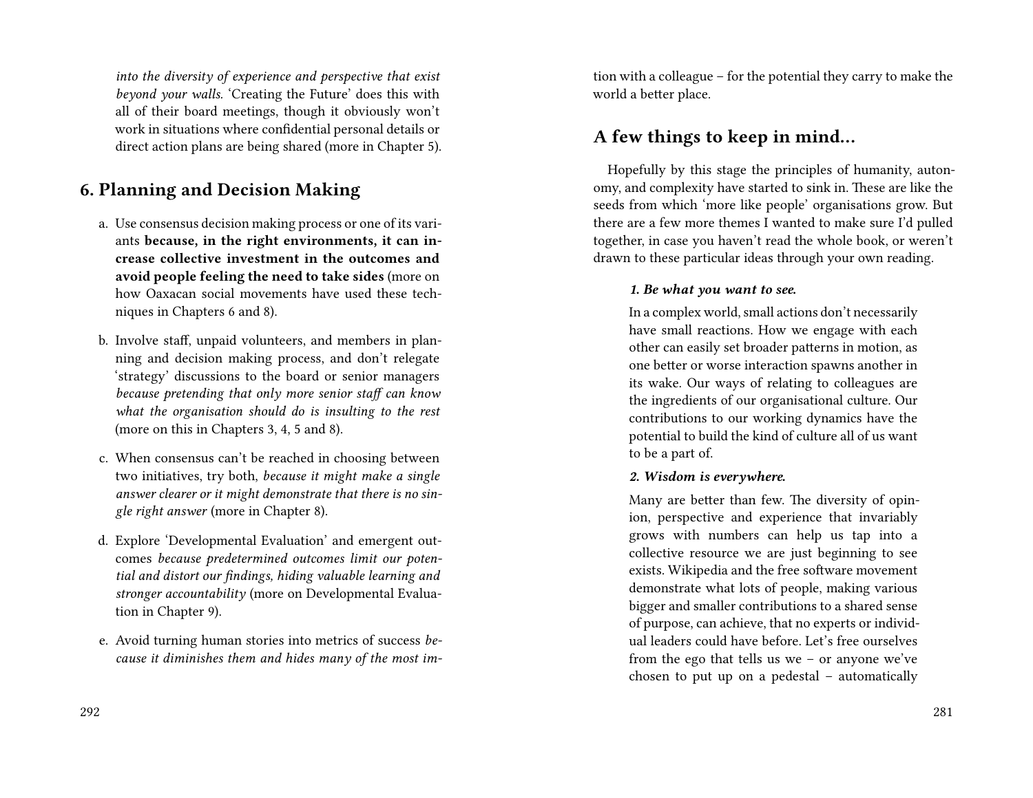*into the diversity of experience and perspective that exist beyond your walls.* 'Creating the Future' does this with all of their board meetings, though it obviously won't work in situations where confidential personal details or direct action plans are being shared (more in Chapter 5).

## 6. Planning and Decision Making

a. Use consensus decision making process or one of its variants **because, in the right environments, it can increase collective investment in the outcomes and avoid people feeling the need to take sides** (more on how Oaxacan social movements have used these techniques in Chapters 6 and 8).

b. Involve staff, unpaid volunteers, and members in planning and decision making process, and don't relegate 'strategy' discussions to the board or senior managers *because pretending that only more senior staff can know what the organisation should do is insulting to the rest* (more on this in Chapters 3, 4, 5 and 8).

c. When consensus can't be reached in choosing between two initiatives, try both, *because it might make a single answer clearer or it might demonstrate that there is no single right answer* (more in Chapter 8).

d. Explore 'Developmental Evaluation' and emergent outcomes *because predetermined outcomes limit our potential and distort our findings, hiding valuable learning and stronger accountability* (more on Developmental Evaluation in Chapter 9).

e. Avoid turning human stories into metrics of success *because it diminishes them and hides many of the most im-*

tion with a colleague – for the potential they carry to make the world a better place.

## A few things to keep in mind...

Hopefully by this stage the principles of humanity, autonomy, and complexity have started to sink in. These are like the seeds from which 'more like people' organisations grow. But there are a few more themes I wanted to make sure I'd pulled together, in case you haven't read the whole book, or weren't drawn to these particular ideas through your own reading.

> ***1. Be what you want to see.***
>
> In a complex world, small actions don't necessarily have small reactions. How we engage with each other can easily set broader patterns in motion, as one better or worse interaction spawns another in its wake. Our ways of relating to colleagues are the ingredients of our organisational culture. Our contributions to our working dynamics have the potential to build the kind of culture all of us want to be a part of.
>
> ***2. Wisdom is everywhere.***
>
> Many are better than few. The diversity of opinion, perspective and experience that invariably grows with numbers can help us tap into a collective resource we are just beginning to see exists. Wikipedia and the free software movement demonstrate what lots of people, making various bigger and smaller contributions to a shared sense of purpose, can achieve, that no experts or individual leaders could have before. Let's free ourselves from the ego that tells us we – or anyone we've chosen to put up on a pedestal – automatically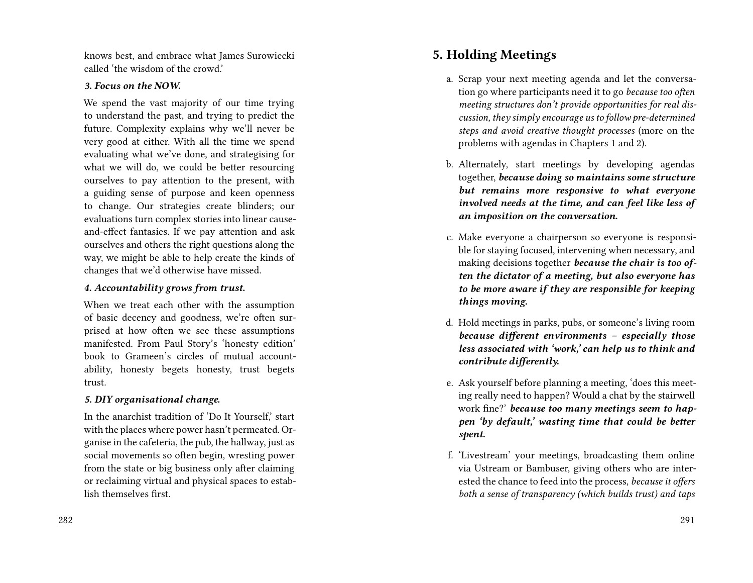knows best, and embrace what James Surowiecki called 'the wisdom of the crowd.'

***3. Focus on the NOW.***

We spend the vast majority of our time trying to understand the past, and trying to predict the future. Complexity explains why we'll never be very good at either. With all the time we spend evaluating what we've done, and strategising for what we will do, we could be better resourcing ourselves to pay attention to the present, with a guiding sense of purpose and keen openness to change. Our strategies create blinders; our evaluations turn complex stories into linear cause-and-effect fantasies. If we pay attention and ask ourselves and others the right questions along the way, we might be able to help create the kinds of changes that we'd otherwise have missed.

***4. Accountability grows from trust.***

When we treat each other with the assumption of basic decency and goodness, we're often surprised at how often we see these assumptions manifested. From Paul Story's 'honesty edition' book to Grameen's circles of mutual accountability, honesty begets honesty, trust begets trust.

***5. DIY organisational change.***

In the anarchist tradition of 'Do It Yourself,' start with the places where power hasn't permeated. Organise in the cafeteria, the pub, the hallway, just as social movements so often begin, wresting power from the state or big business only after claiming or reclaiming virtual and physical spaces to establish themselves first.

## 5. Holding Meetings

a. Scrap your next meeting agenda and let the conversation go where participants need it to go *because too often meeting structures don't provide opportunities for real discussion, they simply encourage us to follow pre-determined steps and avoid creative thought processes* (more on the problems with agendas in Chapters 1 and 2).

b. Alternately, start meetings by developing agendas together, ***because doing so maintains some structure but remains more responsive to what everyone involved needs at the time, and can feel like less of an imposition on the conversation.***

c. Make everyone a chairperson so everyone is responsible for staying focused, intervening when necessary, and making decisions together ***because the chair is too often the dictator of a meeting, but also everyone has to be more aware if they are responsible for keeping things moving.***

d. Hold meetings in parks, pubs, or someone's living room ***because different environments – especially those less associated with 'work,' can help us to think and contribute differently.***

e. Ask yourself before planning a meeting, 'does this meeting really need to happen? Would a chat by the stairwell work fine?' ***because too many meetings seem to happen 'by default,' wasting time that could be better spent.***

f. 'Livestream' your meetings, broadcasting them online via Ustream or Bambuser, giving others who are interested the chance to feed into the process, *because it offers both a sense of transparency (which builds trust) and taps*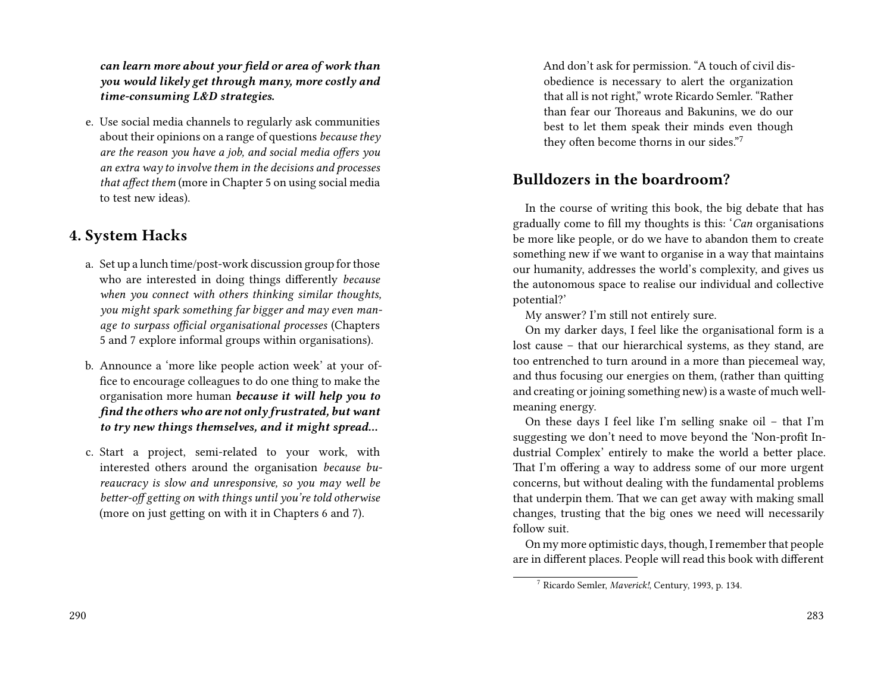***can learn more about your field or area of work than you would likely get through many, more costly and time-consuming L&D strategies.***

e. Use social media channels to regularly ask communities about their opinions on a range of questions *because they are the reason you have a job, and social media offers you an extra way to involve them in the decisions and processes that affect them* (more in Chapter 5 on using social media to test new ideas).

## 4. System Hacks

a. Set up a lunch time/post-work discussion group for those who are interested in doing things differently *because when you connect with others thinking similar thoughts, you might spark something far bigger and may even manage to surpass official organisational processes* (Chapters 5 and 7 explore informal groups within organisations).

b. Announce a 'more like people action week' at your office to encourage colleagues to do one thing to make the organisation more human ***because it will help you to find the others who are not only frustrated, but want to try new things themselves, and it might spread…***

c. Start a project, semi-related to your work, with interested others around the organisation *because bureaucracy is slow and unresponsive, so you may well be better-off getting on with things until you're told otherwise* (more on just getting on with it in Chapters 6 and 7).

And don't ask for permission. "A touch of civil disobedience is necessary to alert the organization that all is not right," wrote Ricardo Semler. "Rather than fear our Thoreaus and Bakunins, we do our best to let them speak their minds even though they often become thorns in our sides."[7]

## Bulldozers in the boardroom?

In the course of writing this book, the big debate that has gradually come to fill my thoughts is this: '*Can* organisations be more like people, or do we have to abandon them to create something new if we want to organise in a way that maintains our humanity, addresses the world's complexity, and gives us the autonomous space to realise our individual and collective potential?'

My answer? I'm still not entirely sure.

On my darker days, I feel like the organisational form is a lost cause – that our hierarchical systems, as they stand, are too entrenched to turn around in a more than piecemeal way, and thus focusing our energies on them, (rather than quitting and creating or joining something new) is a waste of much well-meaning energy.

On these days I feel like I'm selling snake oil – that I'm suggesting we don't need to move beyond the 'Non-profit Industrial Complex' entirely to make the world a better place. That I'm offering a way to address some of our more urgent concerns, but without dealing with the fundamental problems that underpin them. That we can get away with making small changes, trusting that the big ones we need will necessarily follow suit.

On my more optimistic days, though, I remember that people are in different places. People will read this book with different

[7] Ricardo Semler, *Maverick!*, Century, 1993, p. 134.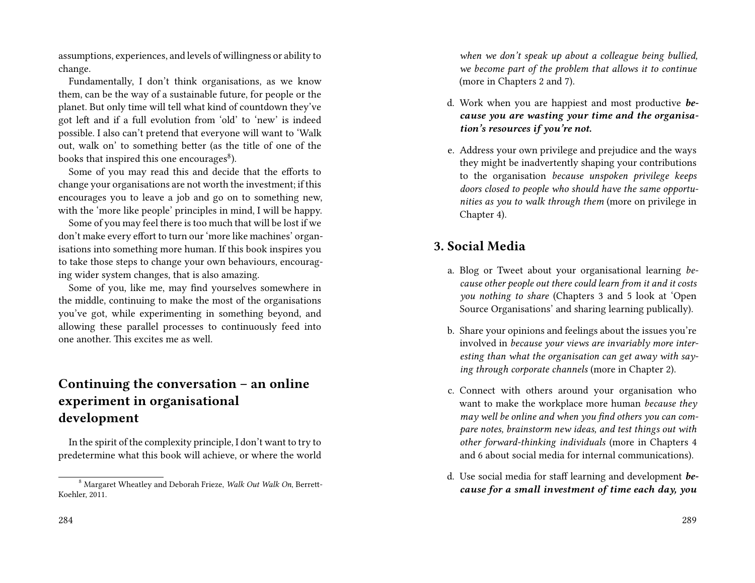assumptions, experiences, and levels of willingness or ability to change.

Fundamentally, I don't think organisations, as we know them, can be the way of a sustainable future, for people or the planet. But only time will tell what kind of countdown they've got left and if a full evolution from 'old' to 'new' is indeed possible. I also can't pretend that everyone will want to 'Walk out, walk on' to something better (as the title of one of the books that inspired this one encourages[8]).

Some of you may read this and decide that the efforts to change your organisations are not worth the investment; if this encourages you to leave a job and go on to something new, with the 'more like people' principles in mind, I will be happy.

Some of you may feel there is too much that will be lost if we don't make every effort to turn our 'more like machines' organisations into something more human. If this book inspires you to take those steps to change your own behaviours, encouraging wider system changes, that is also amazing.

Some of you, like me, may find yourselves somewhere in the middle, continuing to make the most of the organisations you've got, while experimenting in something beyond, and allowing these parallel processes to continuously feed into one another. This excites me as well.

## Continuing the conversation – an online experiment in organisational development

In the spirit of the complexity principle, I don't want to try to predetermine what this book will achieve, or where the world

[8] Margaret Wheatley and Deborah Frieze, *Walk Out Walk On*, Berrett-Koehler, 2011.

*when we don't speak up about a colleague being bullied, we become part of the problem that allows it to continue* (more in Chapters 2 and 7).

d. Work when you are happiest and most productive ***because you are wasting your time and the organisation's resources if you're not.***

e. Address your own privilege and prejudice and the ways they might be inadvertently shaping your contributions to the organisation *because unspoken privilege keeps doors closed to people who should have the same opportunities as you to walk through them* (more on privilege in Chapter 4).

### 3. Social Media

a. Blog or Tweet about your organisational learning *because other people out there could learn from it and it costs you nothing to share* (Chapters 3 and 5 look at 'Open Source Organisations' and sharing learning publically).

b. Share your opinions and feelings about the issues you're involved in *because your views are invariably more interesting than what the organisation can get away with saying through corporate channels* (more in Chapter 2).

c. Connect with others around your organisation who want to make the workplace more human *because they may well be online and when you find others you can compare notes, brainstorm new ideas, and test things out with other forward-thinking individuals* (more in Chapters 4 and 6 about social media for internal communications).

d. Use social media for staff learning and development ***because for a small investment of time each day, you***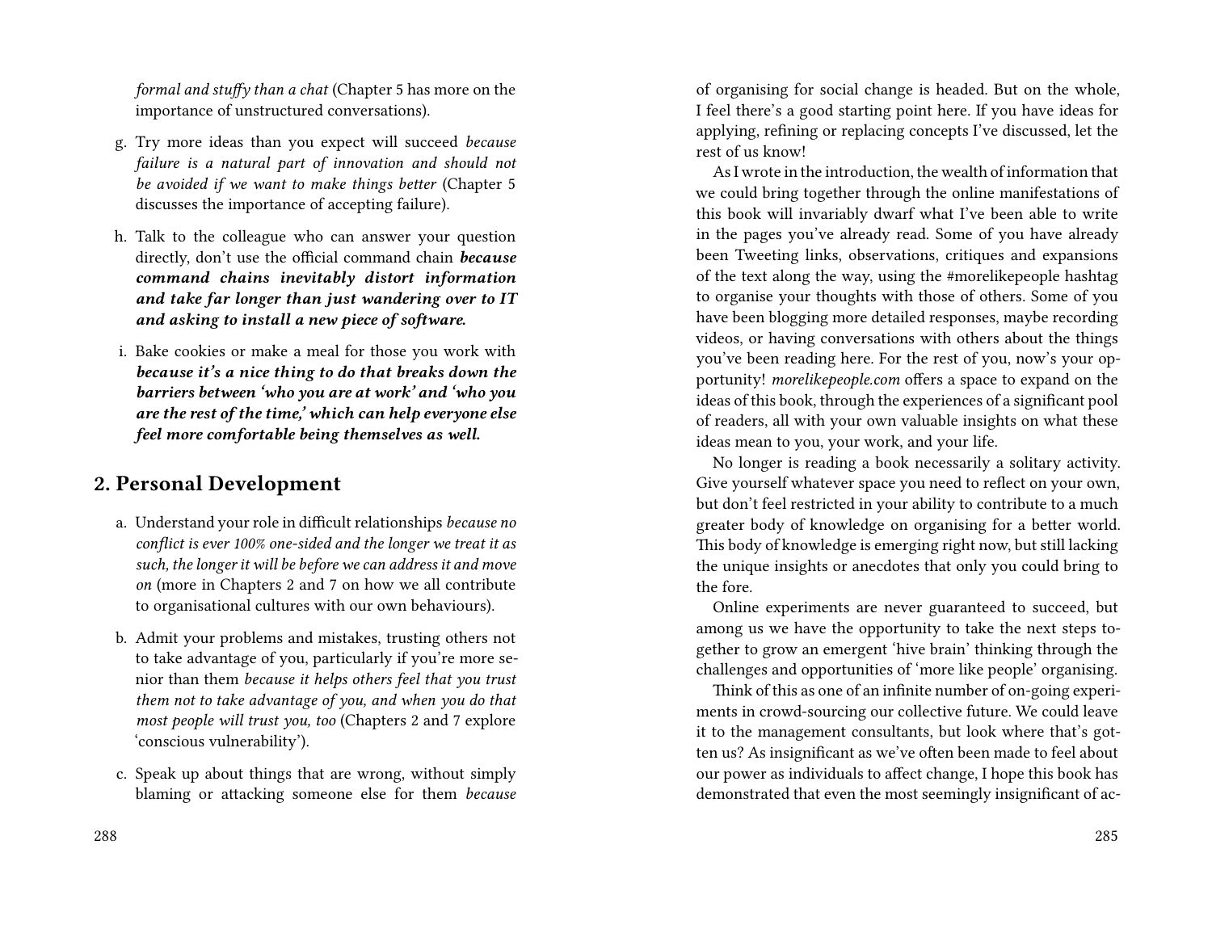*formal and stuffy than a chat* (Chapter 5 has more on the importance of unstructured conversations).

g. Try more ideas than you expect will succeed *because failure is a natural part of innovation and should not be avoided if we want to make things better* (Chapter 5 discusses the importance of accepting failure).

h. Talk to the colleague who can answer your question directly, don't use the official command chain ***because command chains inevitably distort information and take far longer than just wandering over to IT and asking to install a new piece of software.***

i. Bake cookies or make a meal for those you work with ***because it's a nice thing to do that breaks down the barriers between 'who you are at work' and 'who you are the rest of the time,' which can help everyone else feel more comfortable being themselves as well.***

## 2. Personal Development

a. Understand your role in difficult relationships *because no conflict is ever 100% one-sided and the longer we treat it as such, the longer it will be before we can address it and move on* (more in Chapters 2 and 7 on how we all contribute to organisational cultures with our own behaviours).

b. Admit your problems and mistakes, trusting others not to take advantage of you, particularly if you're more senior than them *because it helps others feel that you trust them not to take advantage of you, and when you do that most people will trust you, too* (Chapters 2 and 7 explore 'conscious vulnerability').

c. Speak up about things that are wrong, without simply blaming or attacking someone else for them *because*

of organising for social change is headed. But on the whole, I feel there's a good starting point here. If you have ideas for applying, refining or replacing concepts I've discussed, let the rest of us know!

As I wrote in the introduction, the wealth of information that we could bring together through the online manifestations of this book will invariably dwarf what I've been able to write in the pages you've already read. Some of you have already been Tweeting links, observations, critiques and expansions of the text along the way, using the #morelikepeople hashtag to organise your thoughts with those of others. Some of you have been blogging more detailed responses, maybe recording videos, or having conversations with others about the things you've been reading here. For the rest of you, now's your opportunity! *morelikepeople.com* offers a space to expand on the ideas of this book, through the experiences of a significant pool of readers, all with your own valuable insights on what these ideas mean to you, your work, and your life.

No longer is reading a book necessarily a solitary activity. Give yourself whatever space you need to reflect on your own, but don't feel restricted in your ability to contribute to a much greater body of knowledge on organising for a better world. This body of knowledge is emerging right now, but still lacking the unique insights or anecdotes that only you could bring to the fore.

Online experiments are never guaranteed to succeed, but among us we have the opportunity to take the next steps together to grow an emergent 'hive brain' thinking through the challenges and opportunities of 'more like people' organising.

Think of this as one of an infinite number of on-going experiments in crowd-sourcing our collective future. We could leave it to the management consultants, but look where that's gotten us? As insignificant as we've often been made to feel about our power as individuals to affect change, I hope this book has demonstrated that even the most seemingly insignificant of ac-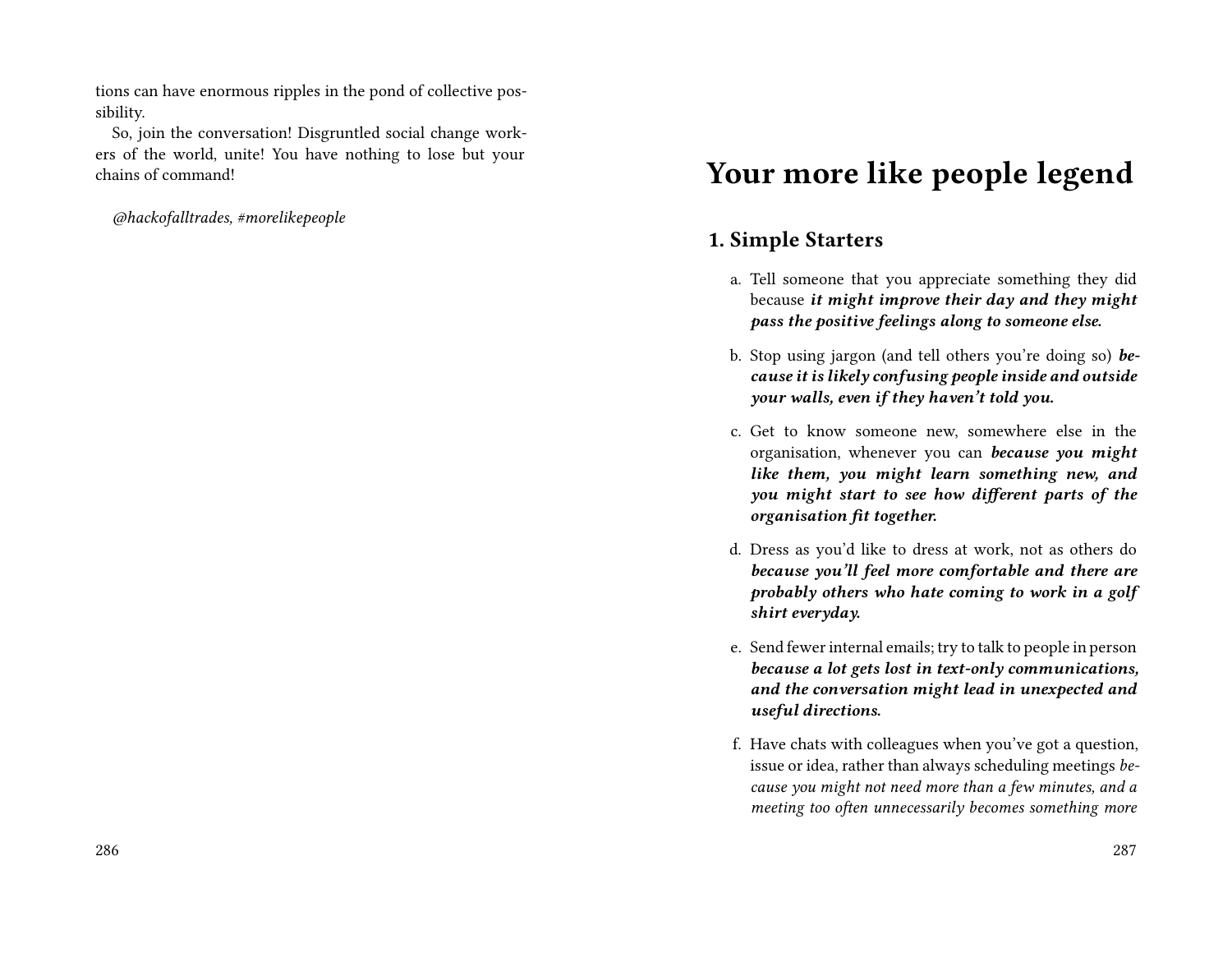tions can have enormous ripples in the pond of collective possibility.

So, join the conversation! Disgruntled social change workers of the world, unite! You have nothing to lose but your chains of command!

*@hackofalltrades, #morelikepeople*

# Your more like people legend

## 1. Simple Starters

a. Tell someone that you appreciate something they did because ***it might improve their day and they might pass the positive feelings along to someone else.***

b. Stop using jargon (and tell others you're doing so) ***because it is likely confusing people inside and outside your walls, even if they haven't told you.***

c. Get to know someone new, somewhere else in the organisation, whenever you can ***because you might like them, you might learn something new, and you might start to see how different parts of the organisation fit together.***

d. Dress as you'd like to dress at work, not as others do ***because you'll feel more comfortable and there are probably others who hate coming to work in a golf shirt everyday.***

e. Send fewer internal emails; try to talk to people in person ***because a lot gets lost in text-only communications, and the conversation might lead in unexpected and useful directions.***

f. Have chats with colleagues when you've got a question, issue or idea, rather than always scheduling meetings *because you might not need more than a few minutes, and a meeting too often unnecessarily becomes something more*